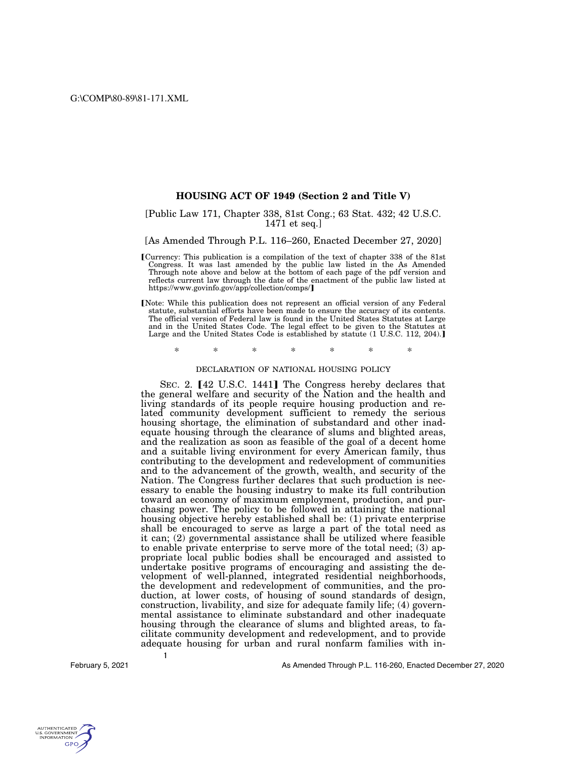# HOUSING ACT OF 1949 (Section 2 and Title V)

[Public Law 171, Chapter 338, 81st Cong.; 63 Stat. 432; 42 U.S.C. 1471 et seq.]

[As Amended Through P.L. 116–260, Enacted December 27, 2020]

【Currency: This publication is a compilation of the text of chapter 338 of the 81st Congress. It was last amended by the public law listed in the As Amended Through note above and below at the bottom of each page of the pdf version and reflects current law through the date of the enactment of the public law listed at https://www.govinfo.gov/app/collection/comps/】

【Note: While this publication does not represent an official version of any Federal statute, substantial efforts have been made to ensure the accuracy of its contents. The official version of Federal law is found in the United States Statutes at Large and in the United States Code. The legal effect to be given to the Statutes at Large and the United States Code is established by statute (1 U.S.C. 112, 204).】

\* \* \* \* \* \* \*

DECLARATION OF NATIONAL HOUSING POLICY

SEC. 2. 【42 U.S.C. 1441】 The Congress hereby declares that the general welfare and security of the Nation and the health and living standards of its people require housing production and related community development sufficient to remedy the serious housing shortage, the elimination of substandard and other inadequate housing through the clearance of slums and blighted areas, and the realization as soon as feasible of the goal of a decent home and a suitable living environment for every American family, thus contributing to the development and redevelopment of communities and to the advancement of the growth, wealth, and security of the Nation. The Congress further declares that such production is necessary to enable the housing industry to make its full contribution toward an economy of maximum employment, production, and purchasing power. The policy to be followed in attaining the national housing objective hereby established shall be: (1) private enterprise shall be encouraged to serve as large a part of the total need as it can; (2) governmental assistance shall be utilized where feasible to enable private enterprise to serve more of the total need; (3) appropriate local public bodies shall be encouraged and assisted to undertake positive programs of encouraging and assisting the development of well-planned, integrated residential neighborhoods, the development and redevelopment of communities, and the production, at lower costs, of housing of sound standards of design, construction, livability, and size for adequate family life; (4) governmental assistance to eliminate substandard and other inadequate housing through the clearance of slums and blighted areas, to facilitate community development and redevelopment, and to provide adequate housing for urban and rural nonfarm families with in-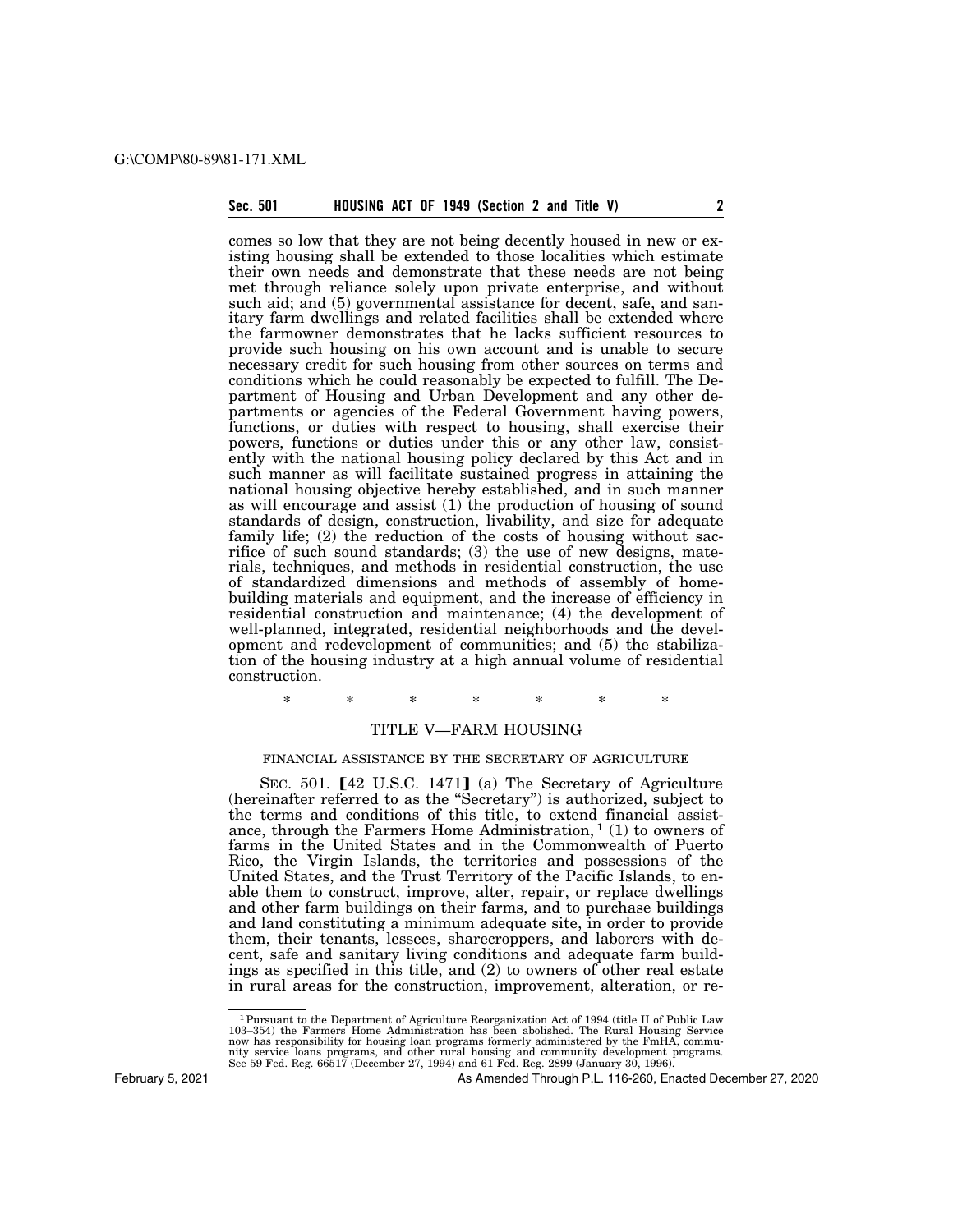comes so low that they are not being decently housed in new or existing housing shall be extended to those localities which estimate their own needs and demonstrate that these needs are not being met through reliance solely upon private enterprise, and without such aid; and (5) governmental assistance for decent, safe, and sanitary farm dwellings and related facilities shall be extended where the farmowner demonstrates that he lacks sufficient resources to provide such housing on his own account and is unable to secure necessary credit for such housing from other sources on terms and conditions which he could reasonably be expected to fulfill. The Department of Housing and Urban Development and any other departments or agencies of the Federal Government having powers, functions, or duties with respect to housing, shall exercise their powers, functions or duties under this or any other law, consistently with the national housing policy declared by this Act and in such manner as will facilitate sustained progress in attaining the national housing objective hereby established, and in such manner as will encourage and assist (1) the production of housing of sound standards of design, construction, livability, and size for adequate family life; (2) the reduction of the costs of housing without sacrifice of such sound standards; (3) the use of new designs, materials, techniques, and methods in residential construction, the use of standardized dimensions and methods of assembly of homebuilding materials and equipment, and the increase of efficiency in residential construction and maintenance; (4) the development of well-planned, integrated, residential neighborhoods and the development and redevelopment of communities; and (5) the stabilization of the housing industry at a high annual volume of residential construction.

\* \* \* \* \* \* \*

## TITLE V—FARM HOUSING

### FINANCIAL ASSISTANCE BY THE SECRETARY OF AGRICULTURE

SEC. 501. 【42 U.S.C. 1471】 (a) The Secretary of Agriculture (hereinafter referred to as the "Secretary") is authorized, subject to the terms and conditions of this title, to extend financial assistance, through the Farmers Home Administration,[1] (1) to owners of farms in the United States and in the Commonwealth of Puerto Rico, the Virgin Islands, the territories and possessions of the United States, and the Trust Territory of the Pacific Islands, to enable them to construct, improve, alter, repair, or replace dwellings and other farm buildings on their farms, and to purchase buildings and land constituting a minimum adequate site, in order to provide them, their tenants, lessees, sharecroppers, and laborers with decent, safe and sanitary living conditions and adequate farm buildings as specified in this title, and (2) to owners of other real estate in rural areas for the construction, improvement, alteration, or re-

[1] Pursuant to the Department of Agriculture Reorganization Act of 1994 (title II of Public Law 103–354) the Farmers Home Administration has been abolished. The Rural Housing Service now has responsibility for housing loan programs formerly administered by the FmHA, community service loans programs, and other rural housing and community development programs. See 59 Fed. Reg. 66517 (December 27, 1994) and 61 Fed. Reg. 2899 (January 30, 1996).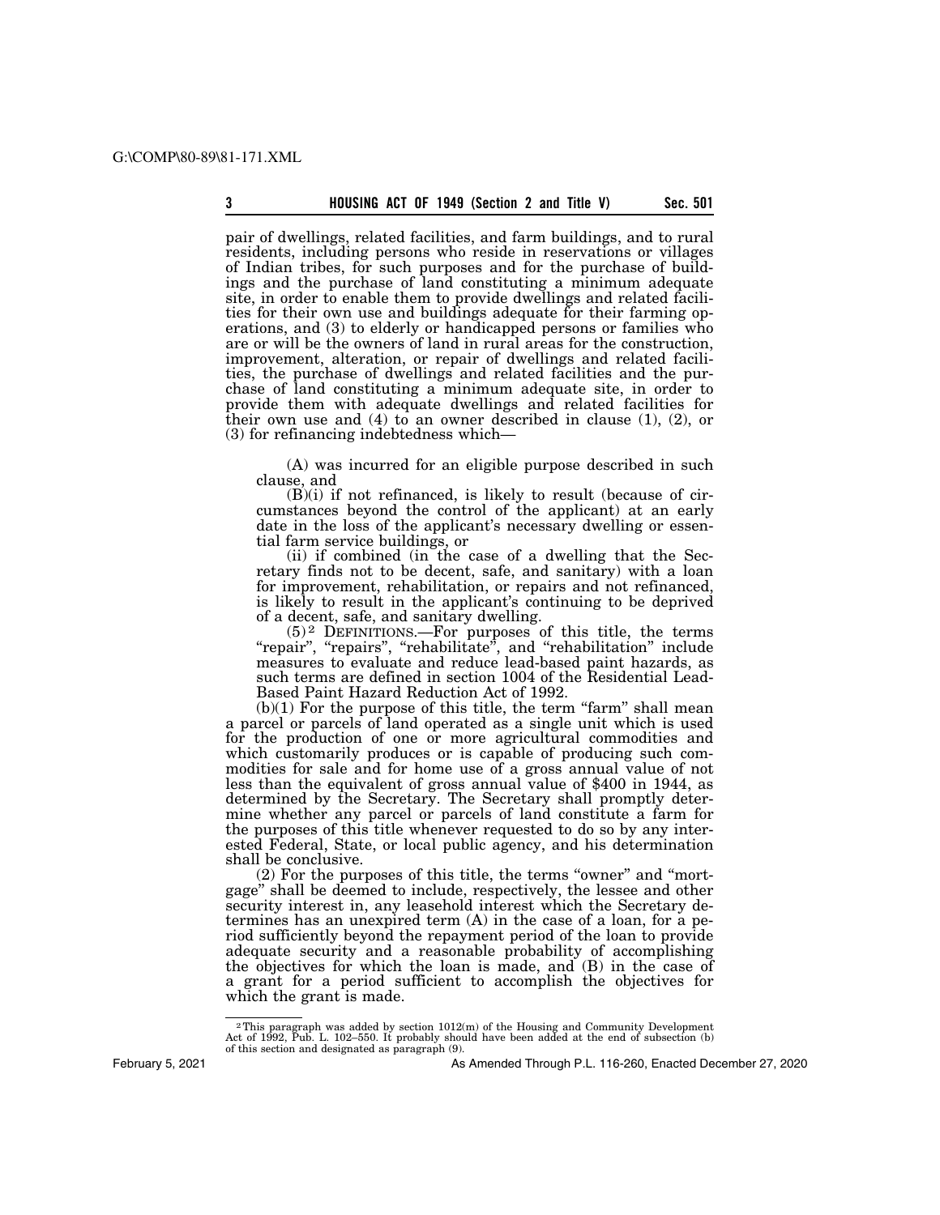pair of dwellings, related facilities, and farm buildings, and to rural residents, including persons who reside in reservations or villages of Indian tribes, for such purposes and for the purchase of buildings and the purchase of land constituting a minimum adequate site, in order to enable them to provide dwellings and related facilities for their own use and buildings adequate for their farming operations, and (3) to elderly or handicapped persons or families who are or will be the owners of land in rural areas for the construction, improvement, alteration, or repair of dwellings and related facilities, the purchase of dwellings and related facilities and the purchase of land constituting a minimum adequate site, in order to provide them with adequate dwellings and related facilities for their own use and (4) to an owner described in clause (1), (2), or (3) for refinancing indebtedness which—

(A) was incurred for an eligible purpose described in such clause, and

(B)(i) if not refinanced, is likely to result (because of circumstances beyond the control of the applicant) at an early date in the loss of the applicant's necessary dwelling or essential farm service buildings, or

(ii) if combined (in the case of a dwelling that the Secretary finds not to be decent, safe, and sanitary) with a loan for improvement, rehabilitation, or repairs and not refinanced, is likely to result in the applicant's continuing to be deprived of a decent, safe, and sanitary dwelling.

(5)[2] DEFINITIONS.—For purposes of this title, the terms "repair", "repairs", "rehabilitate", and "rehabilitation" include measures to evaluate and reduce lead-based paint hazards, as such terms are defined in section 1004 of the Residential Lead-Based Paint Hazard Reduction Act of 1992.

(b)(1) For the purpose of this title, the term "farm" shall mean a parcel or parcels of land operated as a single unit which is used for the production of one or more agricultural commodities and which customarily produces or is capable of producing such commodities for sale and for home use of a gross annual value of not less than the equivalent of gross annual value of $400 in 1944, as determined by the Secretary. The Secretary shall promptly determine whether any parcel or parcels of land constitute a farm for the purposes of this title whenever requested to do so by any interested Federal, State, or local public agency, and his determination shall be conclusive.

(2) For the purposes of this title, the terms "owner" and "mortgage" shall be deemed to include, respectively, the lessee and other security interest in, any leasehold interest which the Secretary determines has an unexpired term (A) in the case of a loan, for a period sufficiently beyond the repayment period of the loan to provide adequate security and a reasonable probability of accomplishing the objectives for which the loan is made, and (B) in the case of a grant for a period sufficient to accomplish the objectives for which the grant is made.

---

[2] This paragraph was added by section 1012(m) of the Housing and Community Development Act of 1992, Pub. L. 102–550. It probably should have been added at the end of subsection (b) of this section and designated as paragraph (9).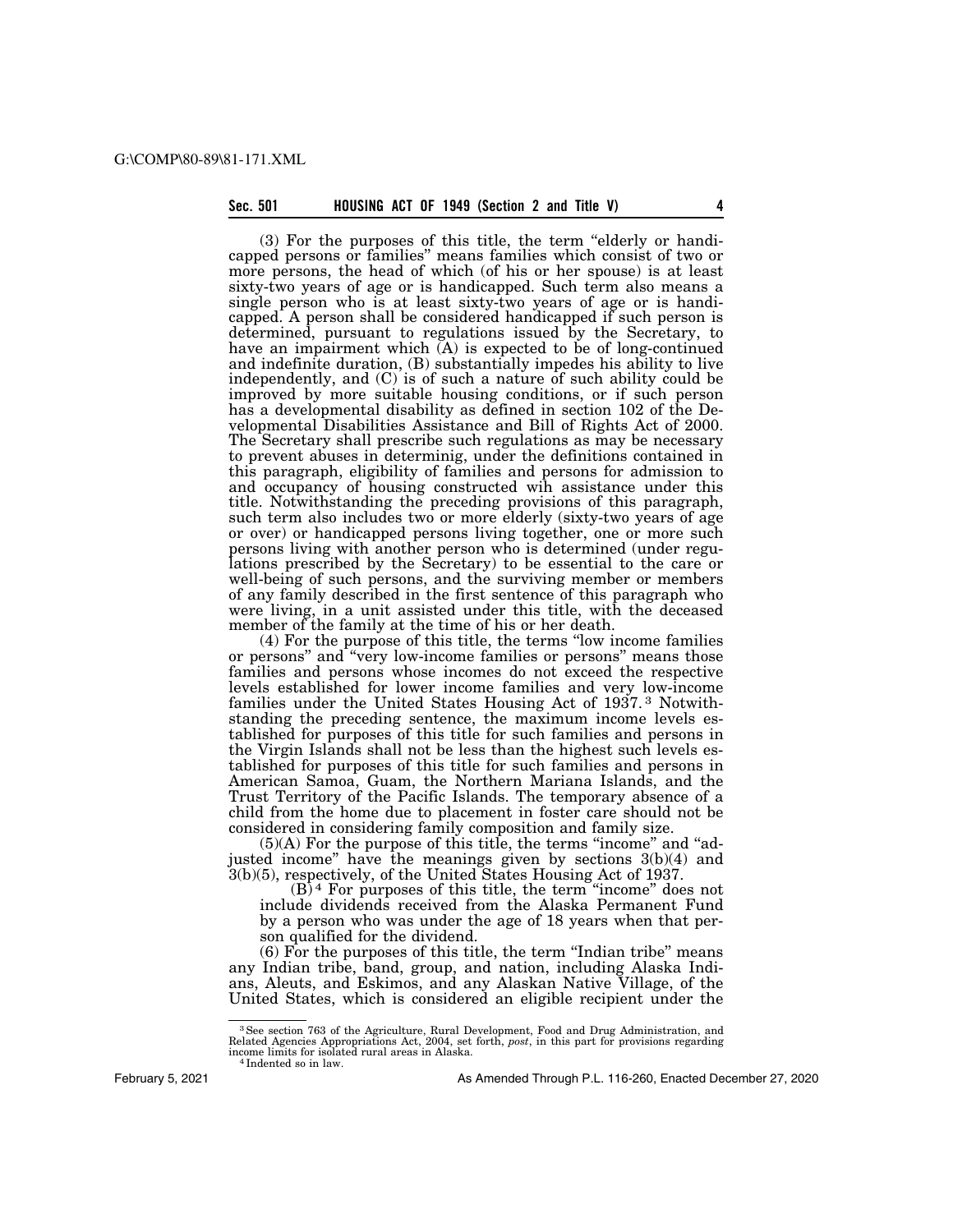(3) For the purposes of this title, the term "elderly or handicapped persons or families" means families which consist of two or more persons, the head of which (of his or her spouse) is at least sixty-two years of age or is handicapped. Such term also means a single person who is at least sixty-two years of age or is handicapped. A person shall be considered handicapped if such person is determined, pursuant to regulations issued by the Secretary, to have an impairment which (A) is expected to be of long-continued and indefinite duration, (B) substantially impedes his ability to live independently, and (C) is of such a nature of such ability could be improved by more suitable housing conditions, or if such person has a developmental disability as defined in section 102 of the Developmental Disabilities Assistance and Bill of Rights Act of 2000. The Secretary shall prescribe such regulations as may be necessary to prevent abuses in determinig, under the definitions contained in this paragraph, eligibility of families and persons for admission to and occupancy of housing constructed wih assistance under this title. Notwithstanding the preceding provisions of this paragraph, such term also includes two or more elderly (sixty-two years of age or over) or handicapped persons living together, one or more such persons living with another person who is determined (under regulations prescribed by the Secretary) to be essential to the care or well-being of such persons, and the surviving member or members of any family described in the first sentence of this paragraph who were living, in a unit assisted under this title, with the deceased member of the family at the time of his or her death.

(4) For the purpose of this title, the terms "low income families or persons" and "very low-income families or persons" means those families and persons whose incomes do not exceed the respective levels established for lower income families and very low-income families under the United States Housing Act of 1937.[3] Notwithstanding the preceding sentence, the maximum income levels established for purposes of this title for such families and persons in the Virgin Islands shall not be less than the highest such levels established for purposes of this title for such families and persons in American Samoa, Guam, the Northern Mariana Islands, and the Trust Territory of the Pacific Islands. The temporary absence of a child from the home due to placement in foster care should not be considered in considering family composition and family size.

(5)(A) For the purpose of this title, the terms "income" and "adjusted income" have the meanings given by sections 3(b)(4) and 3(b)(5), respectively, of the United States Housing Act of 1937.

(B)[4] For purposes of this title, the term "income" does not include dividends received from the Alaska Permanent Fund by a person who was under the age of 18 years when that person qualified for the dividend.

(6) For the purposes of this title, the term "Indian tribe" means any Indian tribe, band, group, and nation, including Alaska Indians, Aleuts, and Eskimos, and any Alaskan Native Village, of the United States, which is considered an eligible recipient under the

---

[3] See section 763 of the Agriculture, Rural Development, Food and Drug Administration, and Related Agencies Appropriations Act, 2004, set forth, *post*, in this part for provisions regarding income limits for isolated rural areas in Alaska.

[4] Indented so in law.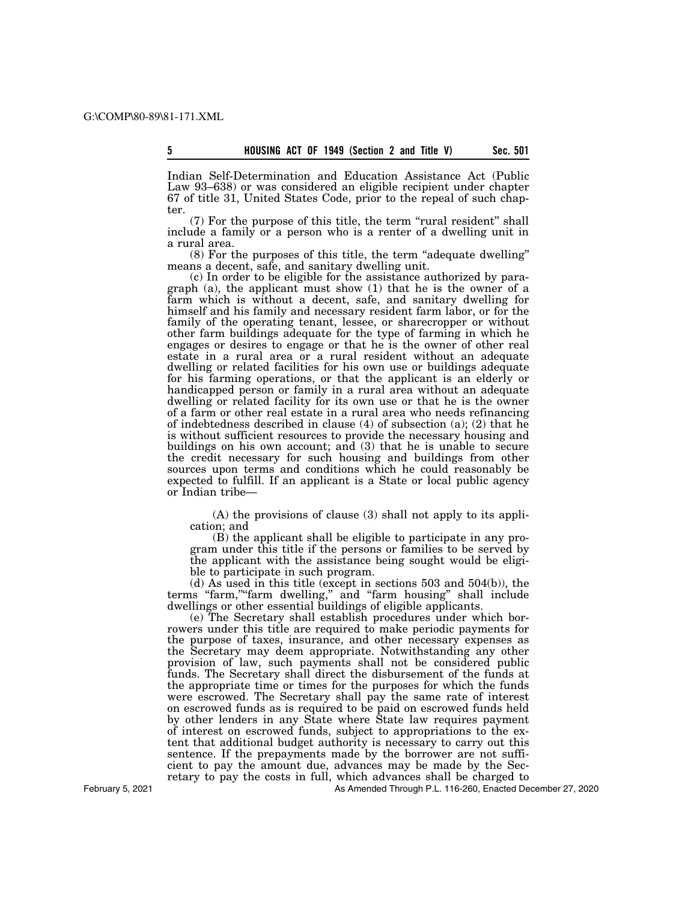Indian Self-Determination and Education Assistance Act (Public Law 93–638) or was considered an eligible recipient under chapter 67 of title 31, United States Code, prior to the repeal of such chapter.

(7) For the purpose of this title, the term "rural resident" shall include a family or a person who is a renter of a dwelling unit in a rural area.

(8) For the purposes of this title, the term "adequate dwelling" means a decent, safe, and sanitary dwelling unit.

(c) In order to be eligible for the assistance authorized by paragraph (a), the applicant must show (1) that he is the owner of a farm which is without a decent, safe, and sanitary dwelling for himself and his family and necessary resident farm labor, or for the family of the operating tenant, lessee, or sharecropper or without other farm buildings adequate for the type of farming in which he engages or desires to engage or that he is the owner of other real estate in a rural area or a rural resident without an adequate dwelling or related facilities for his own use or buildings adequate for his farming operations, or that the applicant is an elderly or handicapped person or family in a rural area without an adequate dwelling or related facility for its own use or that he is the owner of a farm or other real estate in a rural area who needs refinancing of indebtedness described in clause (4) of subsection (a); (2) that he is without sufficient resources to provide the necessary housing and buildings on his own account; and (3) that he is unable to secure the credit necessary for such housing and buildings from other sources upon terms and conditions which he could reasonably be expected to fulfill. If an applicant is a State or local public agency or Indian tribe—

(A) the provisions of clause (3) shall not apply to its application; and

(B) the applicant shall be eligible to participate in any program under this title if the persons or families to be served by the applicant with the assistance being sought would be eligible to participate in such program.

(d) As used in this title (except in sections 503 and 504(b)), the terms "farm,""farm dwelling," and "farm housing" shall include dwellings or other essential buildings of eligible applicants.

(e) The Secretary shall establish procedures under which borrowers under this title are required to make periodic payments for the purpose of taxes, insurance, and other necessary expenses as the Secretary may deem appropriate. Notwithstanding any other provision of law, such payments shall not be considered public funds. The Secretary shall direct the disbursement of the funds at the appropriate time or times for the purposes for which the funds were escrowed. The Secretary shall pay the same rate of interest on escrowed funds as is required to be paid on escrowed funds held by other lenders in any State where State law requires payment of interest on escrowed funds, subject to appropriations to the extent that additional budget authority is necessary to carry out this sentence. If the prepayments made by the borrower are not sufficient to pay the amount due, advances may be made by the Secretary to pay the costs in full, which advances shall be charged to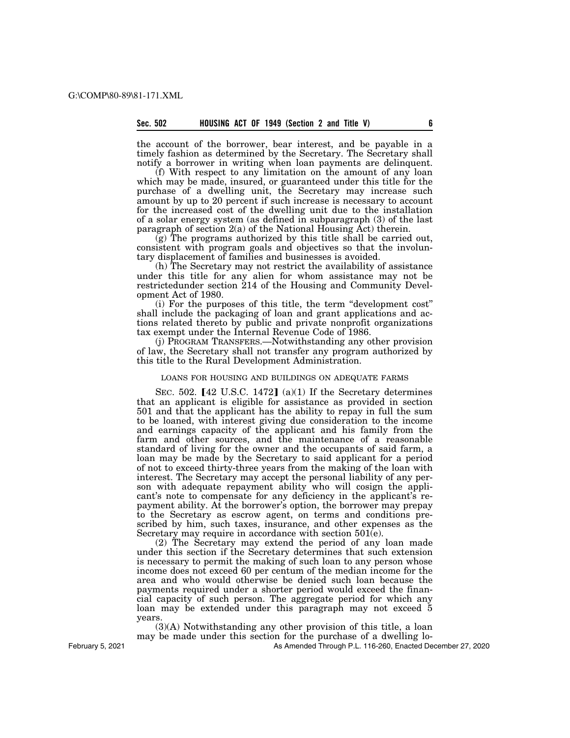the account of the borrower, bear interest, and be payable in a timely fashion as determined by the Secretary. The Secretary shall notify a borrower in writing when loan payments are delinquent.

(f) With respect to any limitation on the amount of any loan which may be made, insured, or guaranteed under this title for the purchase of a dwelling unit, the Secretary may increase such amount by up to 20 percent if such increase is necessary to account for the increased cost of the dwelling unit due to the installation of a solar energy system (as defined in subparagraph (3) of the last paragraph of section 2(a) of the National Housing Act) therein.

(g) The programs authorized by this title shall be carried out, consistent with program goals and objectives so that the involuntary displacement of families and businesses is avoided.

(h) The Secretary may not restrict the availability of assistance under this title for any alien for whom assistance may not be restrictedunder section 214 of the Housing and Community Development Act of 1980.

(i) For the purposes of this title, the term "development cost" shall include the packaging of loan and grant applications and actions related thereto by public and private nonprofit organizations tax exempt under the Internal Revenue Code of 1986.

(j) PROGRAM TRANSFERS.—Notwithstanding any other provision of law, the Secretary shall not transfer any program authorized by this title to the Rural Development Administration.

LOANS FOR HOUSING AND BUILDINGS ON ADEQUATE FARMS

SEC. 502. [42 U.S.C. 1472] (a)(1) If the Secretary determines that an applicant is eligible for assistance as provided in section 501 and that the applicant has the ability to repay in full the sum to be loaned, with interest giving due consideration to the income and earnings capacity of the applicant and his family from the farm and other sources, and the maintenance of a reasonable standard of living for the owner and the occupants of said farm, a loan may be made by the Secretary to said applicant for a period of not to exceed thirty-three years from the making of the loan with interest. The Secretary may accept the personal liability of any person with adequate repayment ability who will cosign the applicant's note to compensate for any deficiency in the applicant's repayment ability. At the borrower's option, the borrower may prepay to the Secretary as escrow agent, on terms and conditions prescribed by him, such taxes, insurance, and other expenses as the Secretary may require in accordance with section 501(e).

(2) The Secretary may extend the period of any loan made under this section if the Secretary determines that such extension is necessary to permit the making of such loan to any person whose income does not exceed 60 per centum of the median income for the area and who would otherwise be denied such loan because the payments required under a shorter period would exceed the financial capacity of such person. The aggregate period for which any loan may be extended under this paragraph may not exceed 5 years.

(3)(A) Notwithstanding any other provision of this title, a loan may be made under this section for the purchase of a dwelling lo-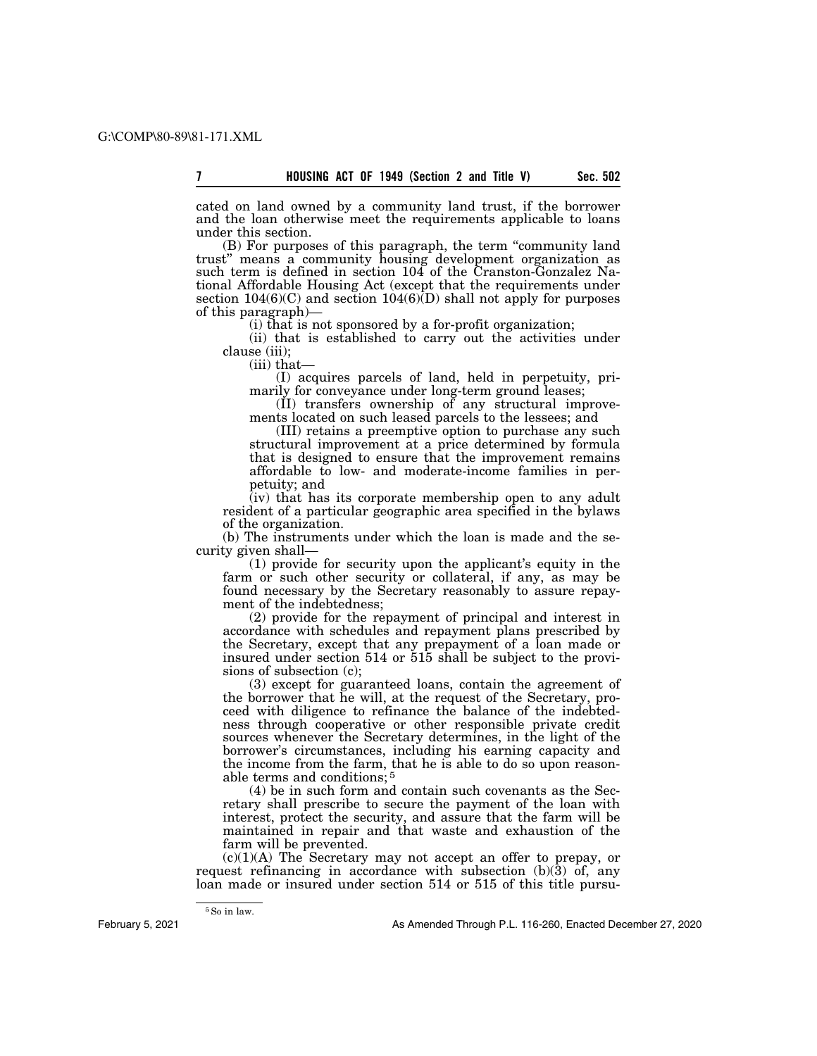cated on land owned by a community land trust, if the borrower and the loan otherwise meet the requirements applicable to loans under this section.

(B) For purposes of this paragraph, the term "community land trust" means a community housing development organization as such term is defined in section 104 of the Cranston-Gonzalez National Affordable Housing Act (except that the requirements under section 104(6)(C) and section 104(6)(D) shall not apply for purposes of this paragraph)—

(i) that is not sponsored by a for-profit organization;

(ii) that is established to carry out the activities under clause (iii);

(iii) that—

(I) acquires parcels of land, held in perpetuity, primarily for conveyance under long-term ground leases;

(II) transfers ownership of any structural improvements located on such leased parcels to the lessees; and

(III) retains a preemptive option to purchase any such structural improvement at a price determined by formula that is designed to ensure that the improvement remains affordable to low- and moderate-income families in perpetuity; and

(iv) that has its corporate membership open to any adult resident of a particular geographic area specified in the bylaws of the organization.

(b) The instruments under which the loan is made and the security given shall—

(1) provide for security upon the applicant's equity in the farm or such other security or collateral, if any, as may be found necessary by the Secretary reasonably to assure repayment of the indebtedness;

(2) provide for the repayment of principal and interest in accordance with schedules and repayment plans prescribed by the Secretary, except that any prepayment of a loan made or insured under section 514 or 515 shall be subject to the provisions of subsection (c);

(3) except for guaranteed loans, contain the agreement of the borrower that he will, at the request of the Secretary, proceed with diligence to refinance the balance of the indebtedness through cooperative or other responsible private credit sources whenever the Secretary determines, in the light of the borrower's circumstances, including his earning capacity and the income from the farm, that he is able to do so upon reasonable terms and conditions; [5]

(4) be in such form and contain such covenants as the Secretary shall prescribe to secure the payment of the loan with interest, protect the security, and assure that the farm will be maintained in repair and that waste and exhaustion of the farm will be prevented.

(c)(1)(A) The Secretary may not accept an offer to prepay, or request refinancing in accordance with subsection (b)(3) of, any loan made or insured under section 514 or 515 of this title pursu-

[5] So in law.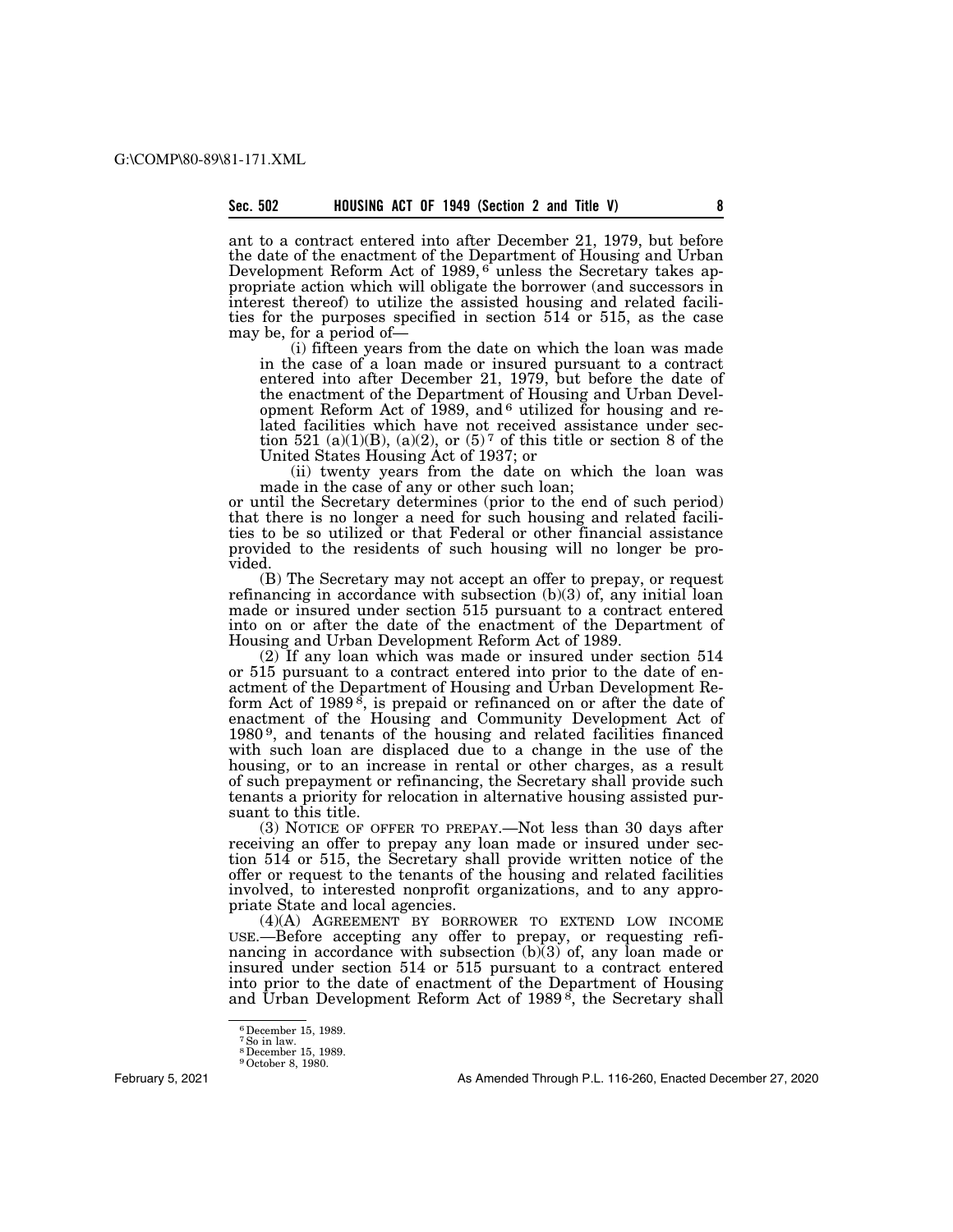ant to a contract entered into after December 21, 1979, but before the date of the enactment of the Department of Housing and Urban Development Reform Act of 1989, [6] unless the Secretary takes appropriate action which will obligate the borrower (and successors in interest thereof) to utilize the assisted housing and related facilities for the purposes specified in section 514 or 515, as the case may be, for a period of—

(i) fifteen years from the date on which the loan was made in the case of a loan made or insured pursuant to a contract entered into after December 21, 1979, but before the date of the enactment of the Department of Housing and Urban Development Reform Act of 1989, and [6] utilized for housing and related facilities which have not received assistance under section 521 (a)(1)(B), (a)(2), or (5) [7] of this title or section 8 of the United States Housing Act of 1937; or

(ii) twenty years from the date on which the loan was made in the case of any or other such loan;

or until the Secretary determines (prior to the end of such period) that there is no longer a need for such housing and related facilities to be so utilized or that Federal or other financial assistance provided to the residents of such housing will no longer be provided.

(B) The Secretary may not accept an offer to prepay, or request refinancing in accordance with subsection (b)(3) of, any initial loan made or insured under section 515 pursuant to a contract entered into on or after the date of the enactment of the Department of Housing and Urban Development Reform Act of 1989.

(2) If any loan which was made or insured under section 514 or 515 pursuant to a contract entered into prior to the date of enactment of the Department of Housing and Urban Development Reform Act of 1989 [8], is prepaid or refinanced on or after the date of enactment of the Housing and Community Development Act of 1980 [9], and tenants of the housing and related facilities financed with such loan are displaced due to a change in the use of the housing, or to an increase in rental or other charges, as a result of such prepayment or refinancing, the Secretary shall provide such tenants a priority for relocation in alternative housing assisted pursuant to this title.

(3) NOTICE OF OFFER TO PREPAY.—Not less than 30 days after receiving an offer to prepay any loan made or insured under section 514 or 515, the Secretary shall provide written notice of the offer or request to the tenants of the housing and related facilities involved, to interested nonprofit organizations, and to any appropriate State and local agencies.

(4)(A) AGREEMENT BY BORROWER TO EXTEND LOW INCOME USE.—Before accepting any offer to prepay, or requesting refinancing in accordance with subsection (b)(3) of, any loan made or insured under section 514 or 515 pursuant to a contract entered into prior to the date of enactment of the Department of Housing and Urban Development Reform Act of 1989 [8], the Secretary shall

---

[6] December 15, 1989.
[7] So in law.
[8] December 15, 1989.
[9] October 8, 1980.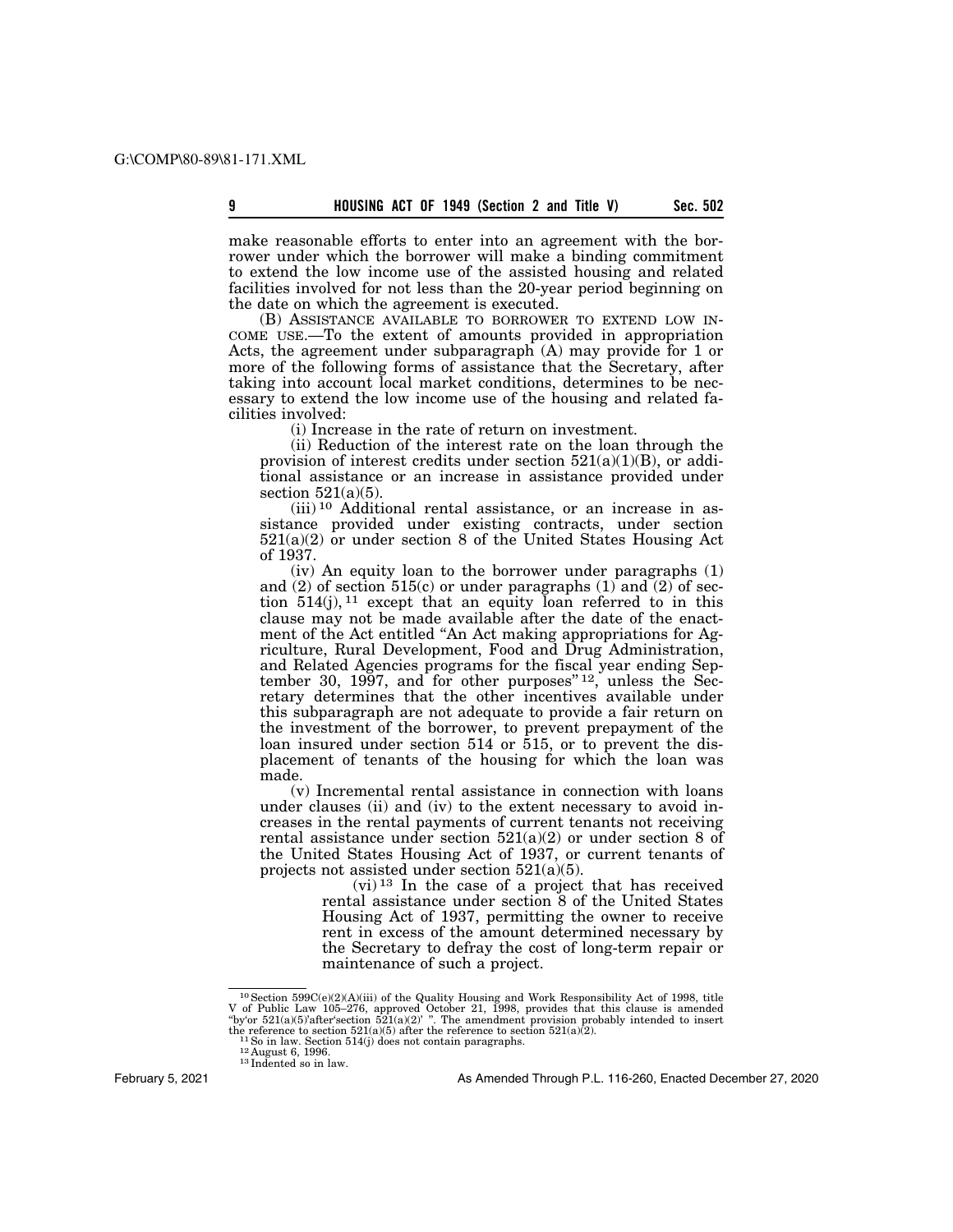make reasonable efforts to enter into an agreement with the borrower under which the borrower will make a binding commitment to extend the low income use of the assisted housing and related facilities involved for not less than the 20-year period beginning on the date on which the agreement is executed.

(B) ASSISTANCE AVAILABLE TO BORROWER TO EXTEND LOW INCOME USE.—To the extent of amounts provided in appropriation Acts, the agreement under subparagraph (A) may provide for 1 or more of the following forms of assistance that the Secretary, after taking into account local market conditions, determines to be necessary to extend the low income use of the housing and related facilities involved:

(i) Increase in the rate of return on investment.

(ii) Reduction of the interest rate on the loan through the provision of interest credits under section 521(a)(1)(B), or additional assistance or an increase in assistance provided under section 521(a)(5).

(iii) [10] Additional rental assistance, or an increase in assistance provided under existing contracts, under section 521(a)(2) or under section 8 of the United States Housing Act of 1937.

(iv) An equity loan to the borrower under paragraphs (1) and (2) of section 515(c) or under paragraphs (1) and (2) of section 514(j), [11] except that an equity loan referred to in this clause may not be made available after the date of the enactment of the Act entitled "An Act making appropriations for Agriculture, Rural Development, Food and Drug Administration, and Related Agencies programs for the fiscal year ending September 30, 1997, and for other purposes" [12], unless the Secretary determines that the other incentives available under this subparagraph are not adequate to provide a fair return on the investment of the borrower, to prevent prepayment of the loan insured under section 514 or 515, or to prevent the displacement of tenants of the housing for which the loan was made.

(v) Incremental rental assistance in connection with loans under clauses (ii) and (iv) to the extent necessary to avoid increases in the rental payments of current tenants not receiving rental assistance under section 521(a)(2) or under section 8 of the United States Housing Act of 1937, or current tenants of projects not assisted under section 521(a)(5).

(vi) [13] In the case of a project that has received rental assistance under section 8 of the United States Housing Act of 1937, permitting the owner to receive rent in excess of the amount determined necessary by the Secretary to defray the cost of long-term repair or maintenance of such a project.

---

[10] Section 599C(e)(2)(A)(iii) of the Quality Housing and Work Responsibility Act of 1998, title V of Public Law 105–276, approved October 21, 1998, provides that this clause is amended "by'or 521(a)(5)'after'section 521(a)(2)' ". The amendment provision probably intended to insert the reference to section 521(a)(5) after the reference to section 521(a)(2).

[11] So in law. Section 514(j) does not contain paragraphs.

[12] August 6, 1996.

[13] Indented so in law.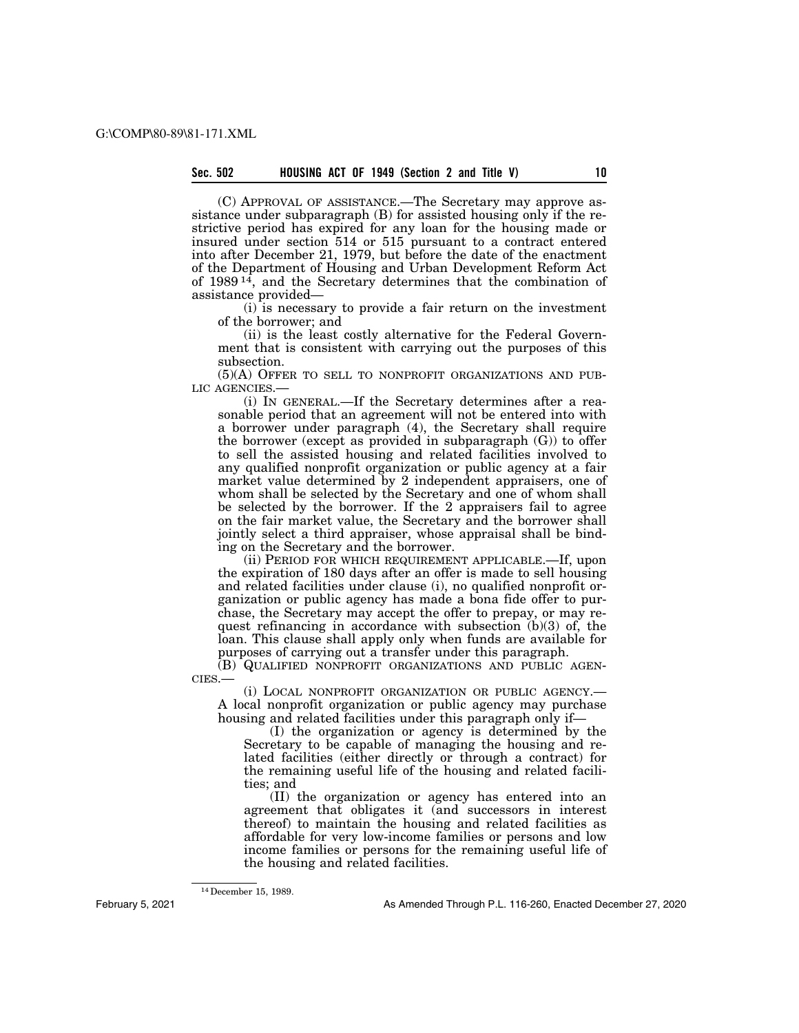(C) APPROVAL OF ASSISTANCE.—The Secretary may approve assistance under subparagraph (B) for assisted housing only if the restrictive period has expired for any loan for the housing made or insured under section 514 or 515 pursuant to a contract entered into after December 21, 1979, but before the date of the enactment of the Department of Housing and Urban Development Reform Act of 1989 [14], and the Secretary determines that the combination of assistance provided—

(i) is necessary to provide a fair return on the investment of the borrower; and

(ii) is the least costly alternative for the Federal Government that is consistent with carrying out the purposes of this subsection.

(5)(A) OFFER TO SELL TO NONPROFIT ORGANIZATIONS AND PUBLIC AGENCIES.—

(i) IN GENERAL.—If the Secretary determines after a reasonable period that an agreement will not be entered into with a borrower under paragraph (4), the Secretary shall require the borrower (except as provided in subparagraph (G)) to offer to sell the assisted housing and related facilities involved to any qualified nonprofit organization or public agency at a fair market value determined by 2 independent appraisers, one of whom shall be selected by the Secretary and one of whom shall be selected by the borrower. If the 2 appraisers fail to agree on the fair market value, the Secretary and the borrower shall jointly select a third appraiser, whose appraisal shall be binding on the Secretary and the borrower.

(ii) PERIOD FOR WHICH REQUIREMENT APPLICABLE.—If, upon the expiration of 180 days after an offer is made to sell housing and related facilities under clause (i), no qualified nonprofit organization or public agency has made a bona fide offer to purchase, the Secretary may accept the offer to prepay, or may request refinancing in accordance with subsection (b)(3) of, the loan. This clause shall apply only when funds are available for purposes of carrying out a transfer under this paragraph.

(B) QUALIFIED NONPROFIT ORGANIZATIONS AND PUBLIC AGENCIES.—

(i) LOCAL NONPROFIT ORGANIZATION OR PUBLIC AGENCY.—A local nonprofit organization or public agency may purchase housing and related facilities under this paragraph only if—

(I) the organization or agency is determined by the Secretary to be capable of managing the housing and related facilities (either directly or through a contract) for the remaining useful life of the housing and related facilities; and

(II) the organization or agency has entered into an agreement that obligates it (and successors in interest thereof) to maintain the housing and related facilities as affordable for very low-income families or persons and low income families or persons for the remaining useful life of the housing and related facilities.

[14] December 15, 1989.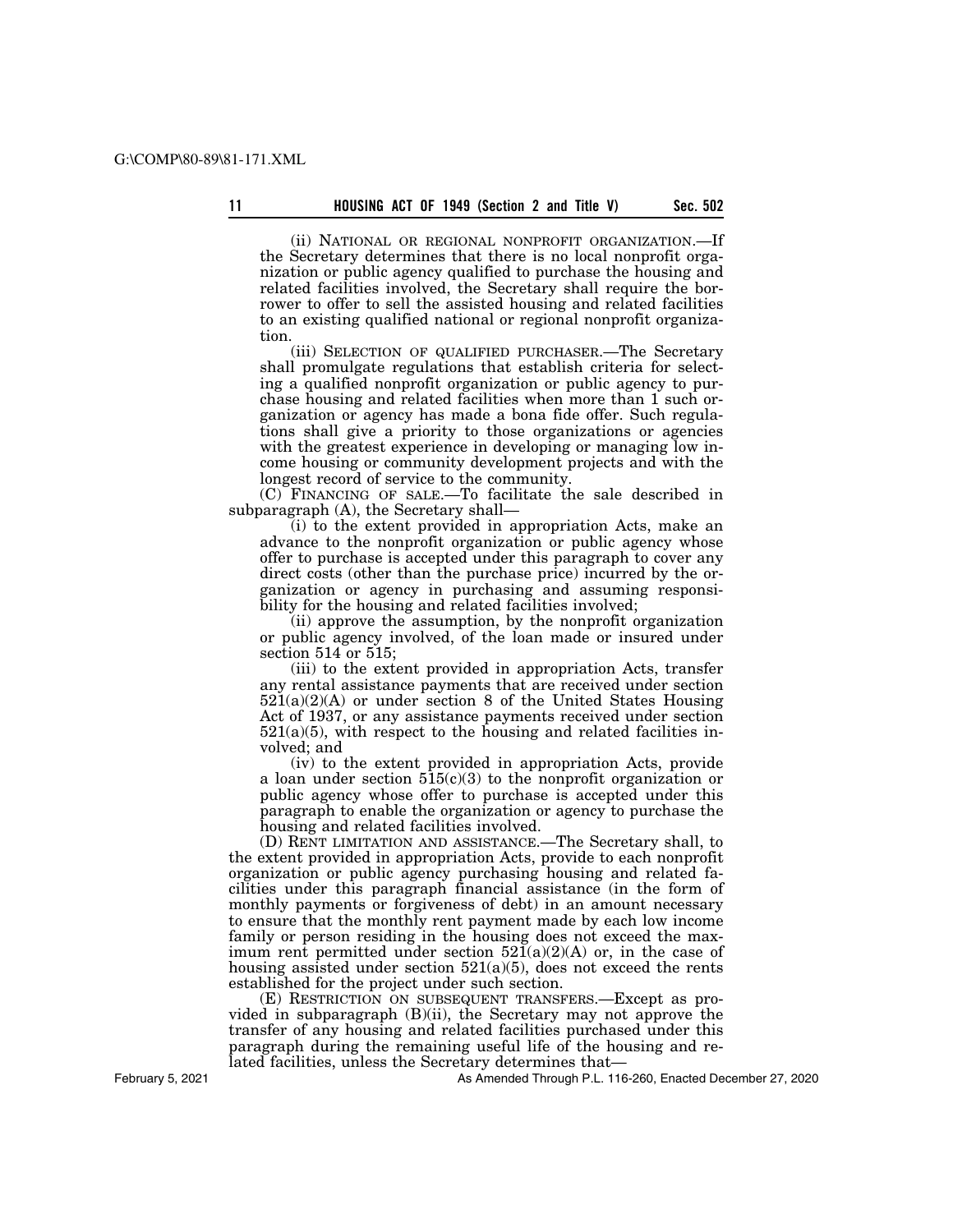(ii) NATIONAL OR REGIONAL NONPROFIT ORGANIZATION.—If the Secretary determines that there is no local nonprofit organization or public agency qualified to purchase the housing and related facilities involved, the Secretary shall require the borrower to offer to sell the assisted housing and related facilities to an existing qualified national or regional nonprofit organization.

(iii) SELECTION OF QUALIFIED PURCHASER.—The Secretary shall promulgate regulations that establish criteria for selecting a qualified nonprofit organization or public agency to purchase housing and related facilities when more than 1 such organization or agency has made a bona fide offer. Such regulations shall give a priority to those organizations or agencies with the greatest experience in developing or managing low income housing or community development projects and with the longest record of service to the community.

(C) FINANCING OF SALE.—To facilitate the sale described in subparagraph (A), the Secretary shall—

(i) to the extent provided in appropriation Acts, make an advance to the nonprofit organization or public agency whose offer to purchase is accepted under this paragraph to cover any direct costs (other than the purchase price) incurred by the organization or agency in purchasing and assuming responsibility for the housing and related facilities involved;

(ii) approve the assumption, by the nonprofit organization or public agency involved, of the loan made or insured under section 514 or 515;

(iii) to the extent provided in appropriation Acts, transfer any rental assistance payments that are received under section 521(a)(2)(A) or under section 8 of the United States Housing Act of 1937, or any assistance payments received under section 521(a)(5), with respect to the housing and related facilities involved; and

(iv) to the extent provided in appropriation Acts, provide a loan under section 515(c)(3) to the nonprofit organization or public agency whose offer to purchase is accepted under this paragraph to enable the organization or agency to purchase the housing and related facilities involved.

(D) RENT LIMITATION AND ASSISTANCE.—The Secretary shall, to the extent provided in appropriation Acts, provide to each nonprofit organization or public agency purchasing housing and related facilities under this paragraph financial assistance (in the form of monthly payments or forgiveness of debt) in an amount necessary to ensure that the monthly rent payment made by each low income family or person residing in the housing does not exceed the maximum rent permitted under section 521(a)(2)(A) or, in the case of housing assisted under section 521(a)(5), does not exceed the rents established for the project under such section.

(E) RESTRICTION ON SUBSEQUENT TRANSFERS.—Except as provided in subparagraph (B)(ii), the Secretary may not approve the transfer of any housing and related facilities purchased under this paragraph during the remaining useful life of the housing and related facilities, unless the Secretary determines that—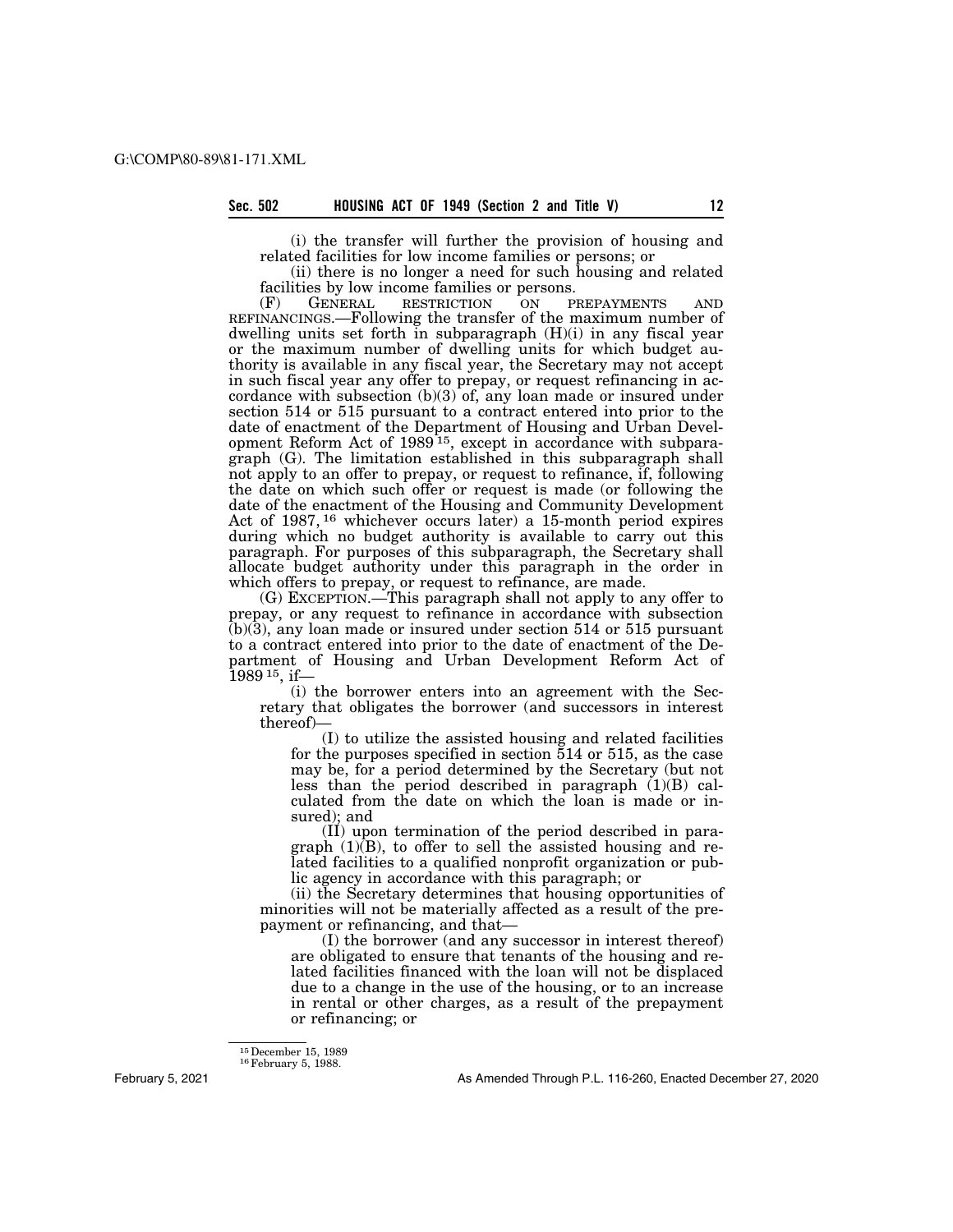(i) the transfer will further the provision of housing and related facilities for low income families or persons; or

(ii) there is no longer a need for such housing and related facilities by low income families or persons.

(F) GENERAL RESTRICTION ON PREPAYMENTS AND REFINANCINGS.—Following the transfer of the maximum number of dwelling units set forth in subparagraph (H)(i) in any fiscal year or the maximum number of dwelling units for which budget authority is available in any fiscal year, the Secretary may not accept in such fiscal year any offer to prepay, or request refinancing in accordance with subsection (b)(3) of, any loan made or insured under section 514 or 515 pursuant to a contract entered into prior to the date of enactment of the Department of Housing and Urban Development Reform Act of 1989 [15], except in accordance with subparagraph (G). The limitation established in this subparagraph shall not apply to an offer to prepay, or request to refinance, if, following the date on which such offer or request is made (or following the date of the enactment of the Housing and Community Development Act of 1987, [16] whichever occurs later) a 15-month period expires during which no budget authority is available to carry out this paragraph. For purposes of this subparagraph, the Secretary shall allocate budget authority under this paragraph in the order in which offers to prepay, or request to refinance, are made.

(G) EXCEPTION.—This paragraph shall not apply to any offer to prepay, or any request to refinance in accordance with subsection (b)(3), any loan made or insured under section 514 or 515 pursuant to a contract entered into prior to the date of enactment of the Department of Housing and Urban Development Reform Act of 1989 [15], if—

(i) the borrower enters into an agreement with the Secretary that obligates the borrower (and successors in interest thereof)—

(I) to utilize the assisted housing and related facilities for the purposes specified in section 514 or 515, as the case may be, for a period determined by the Secretary (but not less than the period described in paragraph (1)(B) calculated from the date on which the loan is made or insured); and

(II) upon termination of the period described in paragraph (1)(B), to offer to sell the assisted housing and related facilities to a qualified nonprofit organization or public agency in accordance with this paragraph; or

(ii) the Secretary determines that housing opportunities of minorities will not be materially affected as a result of the prepayment or refinancing, and that—

(I) the borrower (and any successor in interest thereof) are obligated to ensure that tenants of the housing and related facilities financed with the loan will not be displaced due to a change in the use of the housing, or to an increase in rental or other charges, as a result of the prepayment or refinancing; or

---

[15] December 15, 1989

[16] February 5, 1988.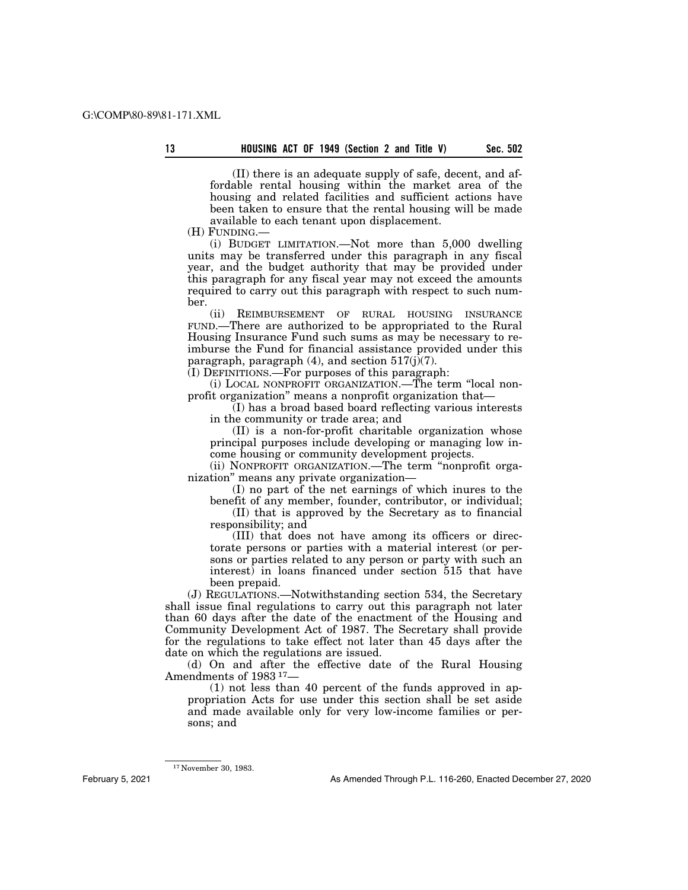(II) there is an adequate supply of safe, decent, and affordable rental housing within the market area of the housing and related facilities and sufficient actions have been taken to ensure that the rental housing will be made available to each tenant upon displacement.

(H) FUNDING.—

(i) BUDGET LIMITATION.—Not more than 5,000 dwelling units may be transferred under this paragraph in any fiscal year, and the budget authority that may be provided under this paragraph for any fiscal year may not exceed the amounts required to carry out this paragraph with respect to such number.

(ii) REIMBURSEMENT OF RURAL HOUSING INSURANCE FUND.—There are authorized to be appropriated to the Rural Housing Insurance Fund such sums as may be necessary to reimburse the Fund for financial assistance provided under this paragraph, paragraph (4), and section 517(j)(7).

(I) DEFINITIONS.—For purposes of this paragraph:

(i) LOCAL NONPROFIT ORGANIZATION.—The term "local nonprofit organization" means a nonprofit organization that—

(I) has a broad based board reflecting various interests in the community or trade area; and

(II) is a non-for-profit charitable organization whose principal purposes include developing or managing low income housing or community development projects.

(ii) NONPROFIT ORGANIZATION.—The term "nonprofit organization" means any private organization—

(I) no part of the net earnings of which inures to the benefit of any member, founder, contributor, or individual;

(II) that is approved by the Secretary as to financial responsibility; and

(III) that does not have among its officers or directorate persons or parties with a material interest (or persons or parties related to any person or party with such an interest) in loans financed under section 515 that have been prepaid.

(J) REGULATIONS.—Notwithstanding section 534, the Secretary shall issue final regulations to carry out this paragraph not later than 60 days after the date of the enactment of the Housing and Community Development Act of 1987. The Secretary shall provide for the regulations to take effect not later than 45 days after the date on which the regulations are issued.

(d) On and after the effective date of the Rural Housing Amendments of 1983 [17]—

(1) not less than 40 percent of the funds approved in appropriation Acts for use under this section shall be set aside and made available only for very low-income families or persons; and

[17] November 30, 1983.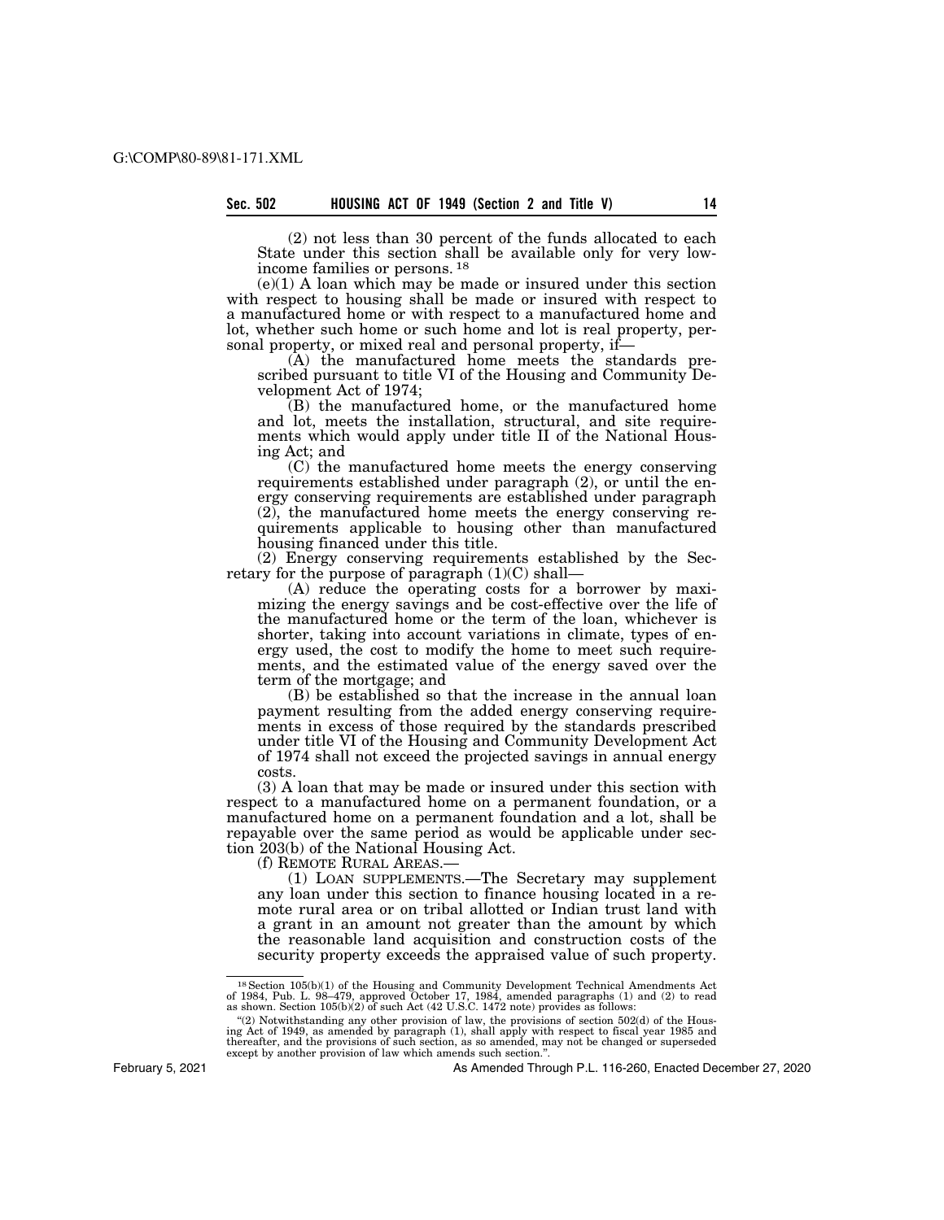(2) not less than 30 percent of the funds allocated to each State under this section shall be available only for very low-income families or persons. [18]

(e)(1) A loan which may be made or insured under this section with respect to housing shall be made or insured with respect to a manufactured home or with respect to a manufactured home and lot, whether such home or such home and lot is real property, personal property, or mixed real and personal property, if—

(A) the manufactured home meets the standards prescribed pursuant to title VI of the Housing and Community Development Act of 1974;

(B) the manufactured home, or the manufactured home and lot, meets the installation, structural, and site requirements which would apply under title II of the National Housing Act; and

(C) the manufactured home meets the energy conserving requirements established under paragraph (2), or until the energy conserving requirements are established under paragraph (2), the manufactured home meets the energy conserving requirements applicable to housing other than manufactured housing financed under this title.

(2) Energy conserving requirements established by the Secretary for the purpose of paragraph (1)(C) shall—

(A) reduce the operating costs for a borrower by maximizing the energy savings and be cost-effective over the life of the manufactured home or the term of the loan, whichever is shorter, taking into account variations in climate, types of energy used, the cost to modify the home to meet such requirements, and the estimated value of the energy saved over the term of the mortgage; and

(B) be established so that the increase in the annual loan payment resulting from the added energy conserving requirements in excess of those required by the standards prescribed under title VI of the Housing and Community Development Act of 1974 shall not exceed the projected savings in annual energy costs.

(3) A loan that may be made or insured under this section with respect to a manufactured home on a permanent foundation, or a manufactured home on a permanent foundation and a lot, shall be repayable over the same period as would be applicable under section 203(b) of the National Housing Act.

(f) REMOTE RURAL AREAS.—

(1) LOAN SUPPLEMENTS.—The Secretary may supplement any loan under this section to finance housing located in a remote rural area or on tribal allotted or Indian trust land with a grant in an amount not greater than the amount by which the reasonable land acquisition and construction costs of the security property exceeds the appraised value of such property.

---

[18] Section 105(b)(1) of the Housing and Community Development Technical Amendments Act of 1984, Pub. L. 98–479, approved October 17, 1984, amended paragraphs (1) and (2) to read as shown. Section 105(b)(2) of such Act (42 U.S.C. 1472 note) provides as follows:

"(2) Notwithstanding any other provision of law, the provisions of section 502(d) of the Housing Act of 1949, as amended by paragraph (1), shall apply with respect to fiscal year 1985 and thereafter, and the provisions of such section, as so amended, may not be changed or superseded except by another provision of law which amends such section.".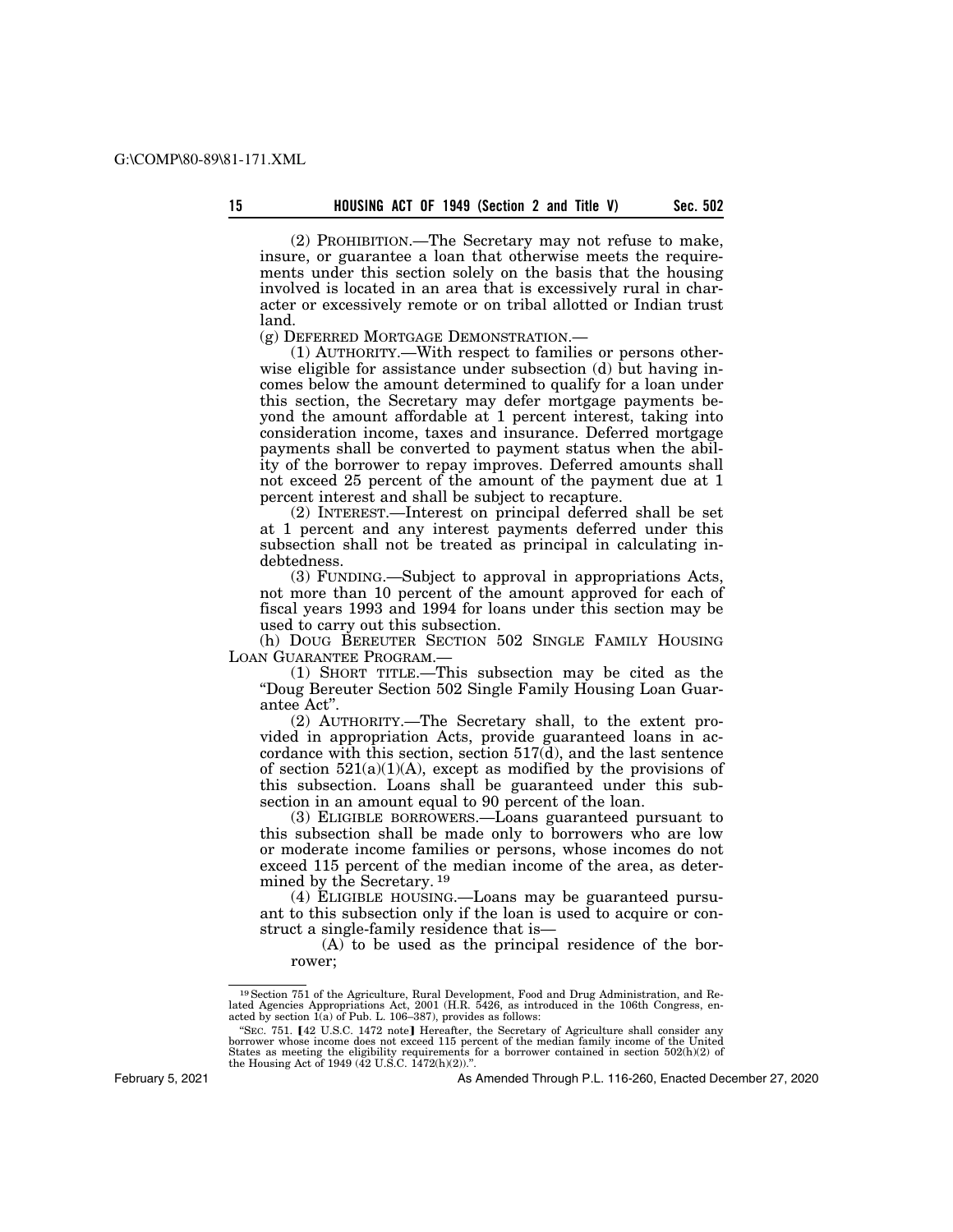(2) PROHIBITION.—The Secretary may not refuse to make, insure, or guarantee a loan that otherwise meets the requirements under this section solely on the basis that the housing involved is located in an area that is excessively rural in character or excessively remote or on tribal allotted or Indian trust land.

(g) DEFERRED MORTGAGE DEMONSTRATION.—

(1) AUTHORITY.—With respect to families or persons otherwise eligible for assistance under subsection (d) but having incomes below the amount determined to qualify for a loan under this section, the Secretary may defer mortgage payments beyond the amount affordable at 1 percent interest, taking into consideration income, taxes and insurance. Deferred mortgage payments shall be converted to payment status when the ability of the borrower to repay improves. Deferred amounts shall not exceed 25 percent of the amount of the payment due at 1 percent interest and shall be subject to recapture.

(2) INTEREST.—Interest on principal deferred shall be set at 1 percent and any interest payments deferred under this subsection shall not be treated as principal in calculating indebtedness.

(3) FUNDING.—Subject to approval in appropriations Acts, not more than 10 percent of the amount approved for each of fiscal years 1993 and 1994 for loans under this section may be used to carry out this subsection.

(h) DOUG BEREUTER SECTION 502 SINGLE FAMILY HOUSING LOAN GUARANTEE PROGRAM.—

(1) SHORT TITLE.—This subsection may be cited as the "Doug Bereuter Section 502 Single Family Housing Loan Guarantee Act".

(2) AUTHORITY.—The Secretary shall, to the extent provided in appropriation Acts, provide guaranteed loans in accordance with this section, section 517(d), and the last sentence of section 521(a)(1)(A), except as modified by the provisions of this subsection. Loans shall be guaranteed under this subsection in an amount equal to 90 percent of the loan.

(3) ELIGIBLE BORROWERS.—Loans guaranteed pursuant to this subsection shall be made only to borrowers who are low or moderate income families or persons, whose incomes do not exceed 115 percent of the median income of the area, as determined by the Secretary. [19]

(4) ELIGIBLE HOUSING.—Loans may be guaranteed pursuant to this subsection only if the loan is used to acquire or construct a single-family residence that is—

(A) to be used as the principal residence of the borrower;

---

[19] Section 751 of the Agriculture, Rural Development, Food and Drug Administration, and Related Agencies Appropriations Act, 2001 (H.R. 5426, as introduced in the 106th Congress, enacted by section 1(a) of Pub. L. 106–387), provides as follows:

"SEC. 751. [42 U.S.C. 1472 note] Hereafter, the Secretary of Agriculture shall consider any borrower whose income does not exceed 115 percent of the median family income of the United States as meeting the eligibility requirements for a borrower contained in section 502(h)(2) of the Housing Act of 1949 (42 U.S.C. 1472(h)(2)).".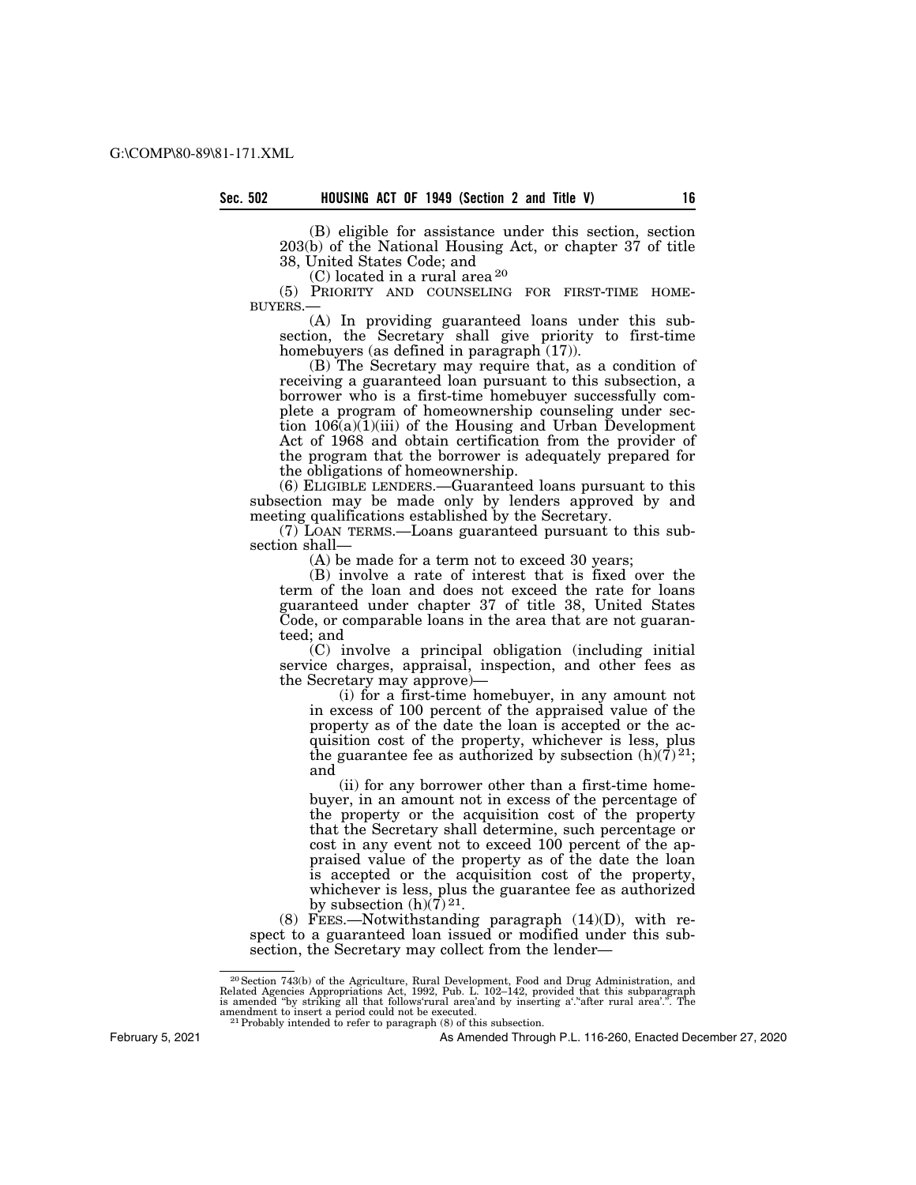(B) eligible for assistance under this section, section 203(b) of the National Housing Act, or chapter 37 of title 38, United States Code; and

(C) located in a rural area [20]

(5) PRIORITY AND COUNSELING FOR FIRST-TIME HOMEBUYERS.—

(A) In providing guaranteed loans under this subsection, the Secretary shall give priority to first-time homebuyers (as defined in paragraph (17)).

(B) The Secretary may require that, as a condition of receiving a guaranteed loan pursuant to this subsection, a borrower who is a first-time homebuyer successfully complete a program of homeownership counseling under section 106(a)(1)(iii) of the Housing and Urban Development Act of 1968 and obtain certification from the provider of the program that the borrower is adequately prepared for the obligations of homeownership.

(6) ELIGIBLE LENDERS.—Guaranteed loans pursuant to this subsection may be made only by lenders approved by and meeting qualifications established by the Secretary.

(7) LOAN TERMS.—Loans guaranteed pursuant to this subsection shall—

(A) be made for a term not to exceed 30 years;

(B) involve a rate of interest that is fixed over the term of the loan and does not exceed the rate for loans guaranteed under chapter 37 of title 38, United States Code, or comparable loans in the area that are not guaranteed; and

(C) involve a principal obligation (including initial service charges, appraisal, inspection, and other fees as the Secretary may approve)—

(i) for a first-time homebuyer, in any amount not in excess of 100 percent of the appraised value of the property as of the date the loan is accepted or the acquisition cost of the property, whichever is less, plus the guarantee fee as authorized by subsection (h)(7) [21]; and

(ii) for any borrower other than a first-time homebuyer, in an amount not in excess of the percentage of the property or the acquisition cost of the property that the Secretary shall determine, such percentage or cost in any event not to exceed 100 percent of the appraised value of the property as of the date the loan is accepted or the acquisition cost of the property, whichever is less, plus the guarantee fee as authorized by subsection (h)(7) [21].

(8) FEES.—Notwithstanding paragraph (14)(D), with respect to a guaranteed loan issued or modified under this subsection, the Secretary may collect from the lender—

---

[20] Section 743(b) of the Agriculture, Rural Development, Food and Drug Administration, and Related Agencies Appropriations Act, 1992, Pub. L. 102–142, provided that this subparagraph is amended "by striking all that follows'rural area'and by inserting a'."after rural area'.". The amendment to insert a period could not be executed.

[21] Probably intended to refer to paragraph (8) of this subsection.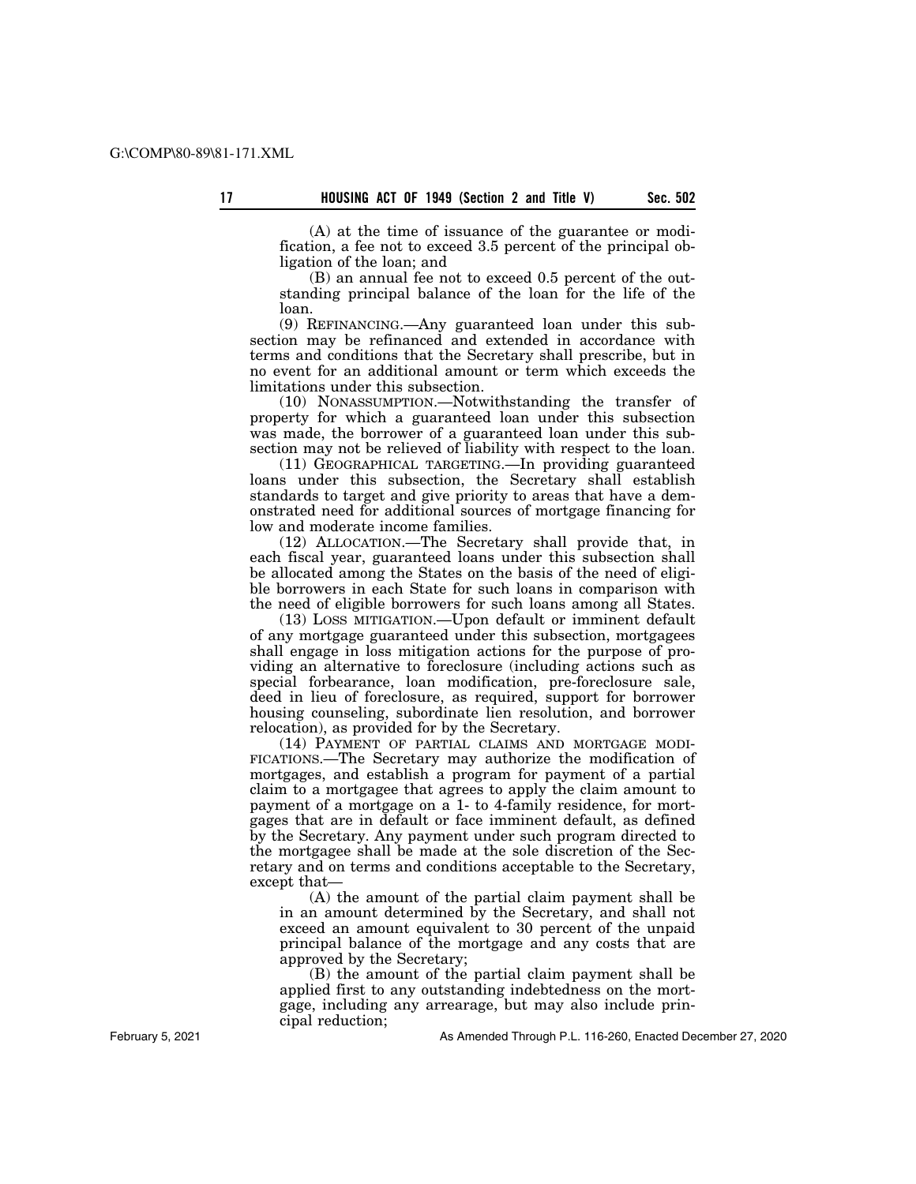(A) at the time of issuance of the guarantee or modification, a fee not to exceed 3.5 percent of the principal obligation of the loan; and

(B) an annual fee not to exceed 0.5 percent of the outstanding principal balance of the loan for the life of the loan.

(9) REFINANCING.—Any guaranteed loan under this subsection may be refinanced and extended in accordance with terms and conditions that the Secretary shall prescribe, but in no event for an additional amount or term which exceeds the limitations under this subsection.

(10) NONASSUMPTION.—Notwithstanding the transfer of property for which a guaranteed loan under this subsection was made, the borrower of a guaranteed loan under this subsection may not be relieved of liability with respect to the loan.

(11) GEOGRAPHICAL TARGETING.—In providing guaranteed loans under this subsection, the Secretary shall establish standards to target and give priority to areas that have a demonstrated need for additional sources of mortgage financing for low and moderate income families.

(12) ALLOCATION.—The Secretary shall provide that, in each fiscal year, guaranteed loans under this subsection shall be allocated among the States on the basis of the need of eligible borrowers in each State for such loans in comparison with the need of eligible borrowers for such loans among all States.

(13) LOSS MITIGATION.—Upon default or imminent default of any mortgage guaranteed under this subsection, mortgagees shall engage in loss mitigation actions for the purpose of providing an alternative to foreclosure (including actions such as special forbearance, loan modification, pre-foreclosure sale, deed in lieu of foreclosure, as required, support for borrower housing counseling, subordinate lien resolution, and borrower relocation), as provided for by the Secretary.

(14) PAYMENT OF PARTIAL CLAIMS AND MORTGAGE MODIFICATIONS.—The Secretary may authorize the modification of mortgages, and establish a program for payment of a partial claim to a mortgagee that agrees to apply the claim amount to payment of a mortgage on a 1- to 4-family residence, for mortgages that are in default or face imminent default, as defined by the Secretary. Any payment under such program directed to the mortgagee shall be made at the sole discretion of the Secretary and on terms and conditions acceptable to the Secretary, except that—

(A) the amount of the partial claim payment shall be in an amount determined by the Secretary, and shall not exceed an amount equivalent to 30 percent of the unpaid principal balance of the mortgage and any costs that are approved by the Secretary;

(B) the amount of the partial claim payment shall be applied first to any outstanding indebtedness on the mortgage, including any arrearage, but may also include principal reduction;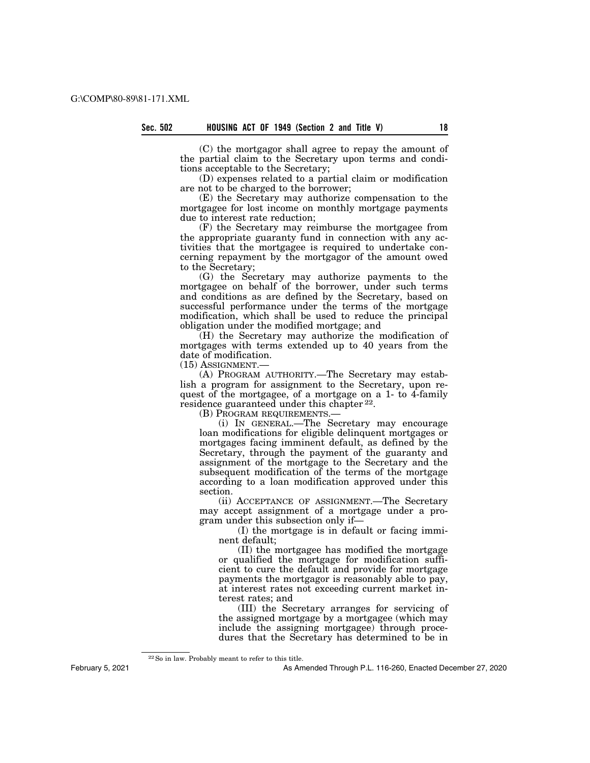(C) the mortgagor shall agree to repay the amount of the partial claim to the Secretary upon terms and conditions acceptable to the Secretary;

(D) expenses related to a partial claim or modification are not to be charged to the borrower;

(E) the Secretary may authorize compensation to the mortgagee for lost income on monthly mortgage payments due to interest rate reduction;

(F) the Secretary may reimburse the mortgagee from the appropriate guaranty fund in connection with any activities that the mortgagee is required to undertake concerning repayment by the mortgagor of the amount owed to the Secretary;

(G) the Secretary may authorize payments to the mortgagee on behalf of the borrower, under such terms and conditions as are defined by the Secretary, based on successful performance under the terms of the mortgage modification, which shall be used to reduce the principal obligation under the modified mortgage; and

(H) the Secretary may authorize the modification of mortgages with terms extended up to 40 years from the date of modification.

(15) ASSIGNMENT.—

(A) PROGRAM AUTHORITY.—The Secretary may establish a program for assignment to the Secretary, upon request of the mortgagee, of a mortgage on a 1- to 4-family residence guaranteed under this chapter [22].

(B) PROGRAM REQUIREMENTS.—

(i) IN GENERAL.—The Secretary may encourage loan modifications for eligible delinquent mortgages or mortgages facing imminent default, as defined by the Secretary, through the payment of the guaranty and assignment of the mortgage to the Secretary and the subsequent modification of the terms of the mortgage according to a loan modification approved under this section.

(ii) ACCEPTANCE OF ASSIGNMENT.—The Secretary may accept assignment of a mortgage under a program under this subsection only if—

(I) the mortgage is in default or facing imminent default;

(II) the mortgagee has modified the mortgage or qualified the mortgage for modification sufficient to cure the default and provide for mortgage payments the mortgagor is reasonably able to pay, at interest rates not exceeding current market interest rates; and

(III) the Secretary arranges for servicing of the assigned mortgage by a mortgagee (which may include the assigning mortgagee) through procedures that the Secretary has determined to be in

[22] So in law. Probably meant to refer to this title.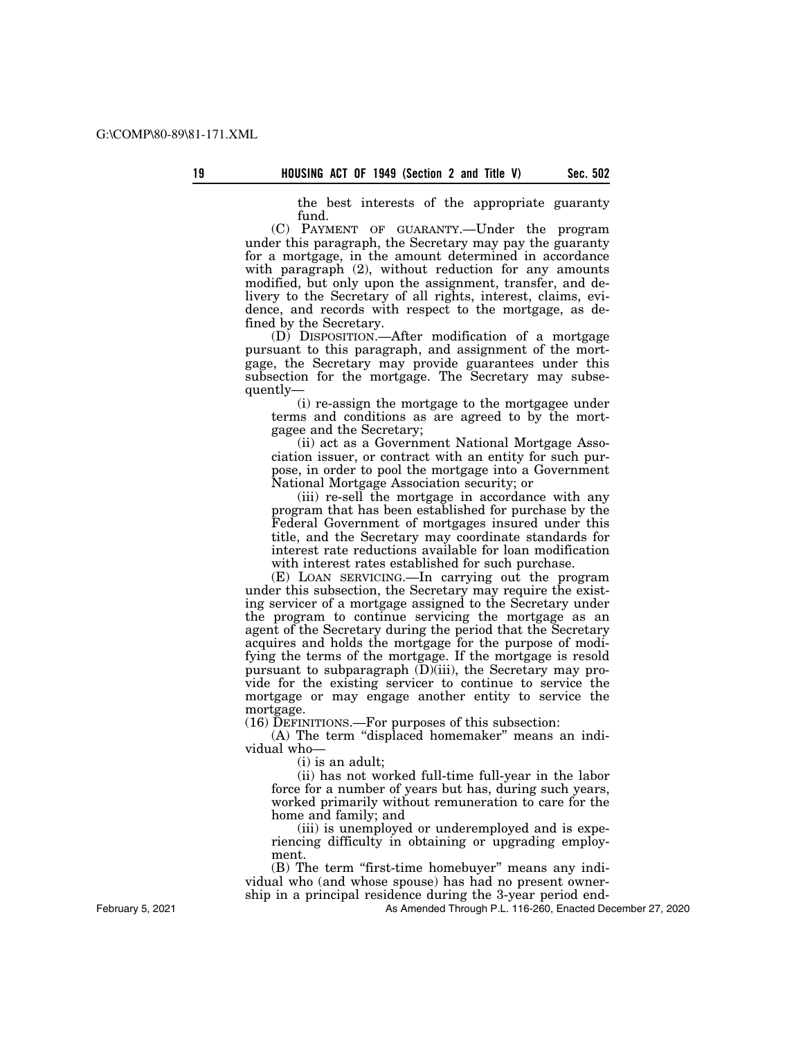the best interests of the appropriate guaranty fund.

(C) PAYMENT OF GUARANTY.—Under the program under this paragraph, the Secretary may pay the guaranty for a mortgage, in the amount determined in accordance with paragraph (2), without reduction for any amounts modified, but only upon the assignment, transfer, and delivery to the Secretary of all rights, interest, claims, evidence, and records with respect to the mortgage, as defined by the Secretary.

(D) DISPOSITION.—After modification of a mortgage pursuant to this paragraph, and assignment of the mortgage, the Secretary may provide guarantees under this subsection for the mortgage. The Secretary may subsequently—

(i) re-assign the mortgage to the mortgagee under terms and conditions as are agreed to by the mortgagee and the Secretary;

(ii) act as a Government National Mortgage Association issuer, or contract with an entity for such purpose, in order to pool the mortgage into a Government National Mortgage Association security; or

(iii) re-sell the mortgage in accordance with any program that has been established for purchase by the Federal Government of mortgages insured under this title, and the Secretary may coordinate standards for interest rate reductions available for loan modification with interest rates established for such purchase.

(E) LOAN SERVICING.—In carrying out the program under this subsection, the Secretary may require the existing servicer of a mortgage assigned to the Secretary under the program to continue servicing the mortgage as an agent of the Secretary during the period that the Secretary acquires and holds the mortgage for the purpose of modifying the terms of the mortgage. If the mortgage is resold pursuant to subparagraph (D)(iii), the Secretary may provide for the existing servicer to continue to service the mortgage or may engage another entity to service the mortgage.

(16) DEFINITIONS.—For purposes of this subsection:

(A) The term "displaced homemaker" means an individual who—

(i) is an adult;

(ii) has not worked full-time full-year in the labor force for a number of years but has, during such years, worked primarily without remuneration to care for the home and family; and

(iii) is unemployed or underemployed and is experiencing difficulty in obtaining or upgrading employment.

(B) The term "first-time homebuyer" means any individual who (and whose spouse) has had no present ownership in a principal residence during the 3-year period end-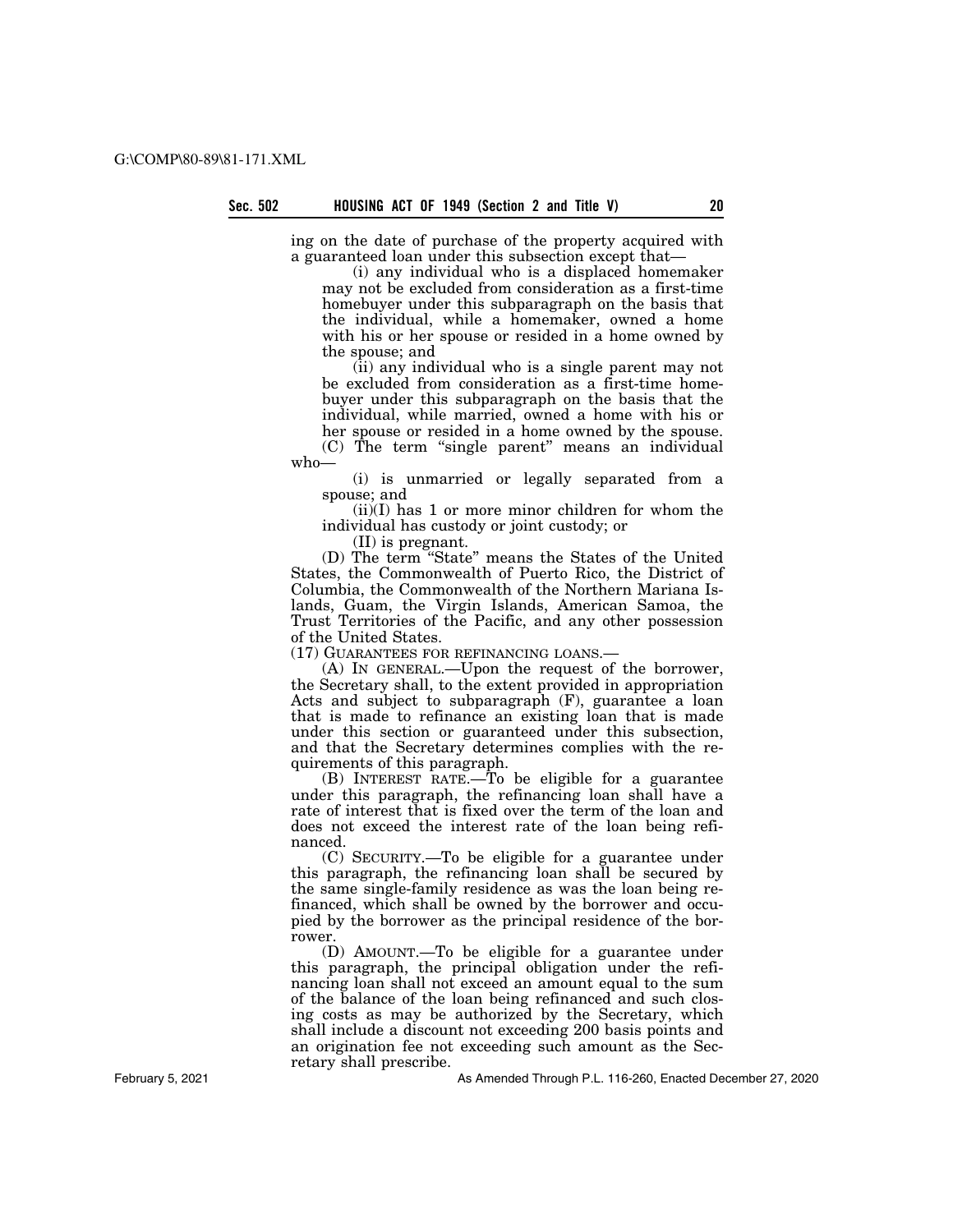ing on the date of purchase of the property acquired with a guaranteed loan under this subsection except that—

(i) any individual who is a displaced homemaker may not be excluded from consideration as a first-time homebuyer under this subparagraph on the basis that the individual, while a homemaker, owned a home with his or her spouse or resided in a home owned by the spouse; and

(ii) any individual who is a single parent may not be excluded from consideration as a first-time homebuyer under this subparagraph on the basis that the individual, while married, owned a home with his or her spouse or resided in a home owned by the spouse.

(C) The term "single parent" means an individual who—

(i) is unmarried or legally separated from a spouse; and

(ii)(I) has 1 or more minor children for whom the individual has custody or joint custody; or

(II) is pregnant.

(D) The term "State" means the States of the United States, the Commonwealth of Puerto Rico, the District of Columbia, the Commonwealth of the Northern Mariana Islands, Guam, the Virgin Islands, American Samoa, the Trust Territories of the Pacific, and any other possession of the United States.

(17) GUARANTEES FOR REFINANCING LOANS.—

(A) IN GENERAL.—Upon the request of the borrower, the Secretary shall, to the extent provided in appropriation Acts and subject to subparagraph (F), guarantee a loan that is made to refinance an existing loan that is made under this section or guaranteed under this subsection, and that the Secretary determines complies with the requirements of this paragraph.

(B) INTEREST RATE.—To be eligible for a guarantee under this paragraph, the refinancing loan shall have a rate of interest that is fixed over the term of the loan and does not exceed the interest rate of the loan being refinanced.

(C) SECURITY.—To be eligible for a guarantee under this paragraph, the refinancing loan shall be secured by the same single-family residence as was the loan being refinanced, which shall be owned by the borrower and occupied by the borrower as the principal residence of the borrower.

(D) AMOUNT.—To be eligible for a guarantee under this paragraph, the principal obligation under the refinancing loan shall not exceed an amount equal to the sum of the balance of the loan being refinanced and such closing costs as may be authorized by the Secretary, which shall include a discount not exceeding 200 basis points and an origination fee not exceeding such amount as the Secretary shall prescribe.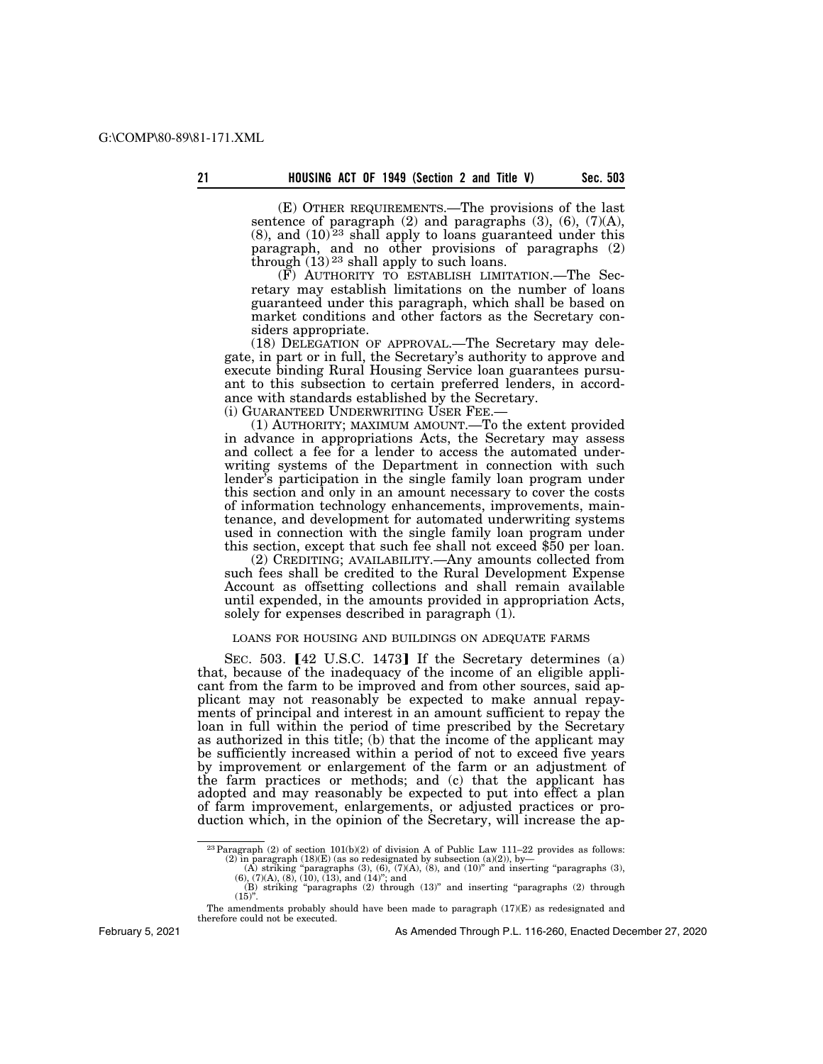(E) OTHER REQUIREMENTS.—The provisions of the last sentence of paragraph (2) and paragraphs (3), (6), (7)(A), (8), and (10)[23] shall apply to loans guaranteed under this paragraph, and no other provisions of paragraphs (2) through (13)[23] shall apply to such loans.

(F) AUTHORITY TO ESTABLISH LIMITATION.—The Secretary may establish limitations on the number of loans guaranteed under this paragraph, which shall be based on market conditions and other factors as the Secretary considers appropriate.

(18) DELEGATION OF APPROVAL.—The Secretary may delegate, in part or in full, the Secretary's authority to approve and execute binding Rural Housing Service loan guarantees pursuant to this subsection to certain preferred lenders, in accordance with standards established by the Secretary.

(i) GUARANTEED UNDERWRITING USER FEE.—

(1) AUTHORITY; MAXIMUM AMOUNT.—To the extent provided in advance in appropriations Acts, the Secretary may assess and collect a fee for a lender to access the automated underwriting systems of the Department in connection with such lender's participation in the single family loan program under this section and only in an amount necessary to cover the costs of information technology enhancements, improvements, maintenance, and development for automated underwriting systems used in connection with the single family loan program under this section, except that such fee shall not exceed $50 per loan.

(2) CREDITING; AVAILABILITY.—Any amounts collected from such fees shall be credited to the Rural Development Expense Account as offsetting collections and shall remain available until expended, in the amounts provided in appropriation Acts, solely for expenses described in paragraph (1).

LOANS FOR HOUSING AND BUILDINGS ON ADEQUATE FARMS

SEC. 503. [42 U.S.C. 1473] If the Secretary determines (a) that, because of the inadequacy of the income of an eligible applicant from the farm to be improved and from other sources, said applicant may not reasonably be expected to make annual repayments of principal and interest in an amount sufficient to repay the loan in full within the period of time prescribed by the Secretary as authorized in this title; (b) that the income of the applicant may be sufficiently increased within a period of not to exceed five years by improvement or enlargement of the farm or an adjustment of the farm practices or methods; and (c) that the applicant has adopted and may reasonably be expected to put into effect a plan of farm improvement, enlargements, or adjusted practices or production which, in the opinion of the Secretary, will increase the ap-

---

[23] Paragraph (2) of section 101(b)(2) of division A of Public Law 111–22 provides as follows:
(2) in paragraph (18)(E) (as so redesignated by subsection (a)(2)), by—
(A) striking "paragraphs (3), (6), (7)(A), (8), and (10)" and inserting "paragraphs (3), (6), (7)(A), (8), (10), (13), and (14)"; and
(B) striking "paragraphs (2) through (13)" and inserting "paragraphs (2) through (15)".

The amendments probably should have been made to paragraph (17)(E) as redesignated and therefore could not be executed.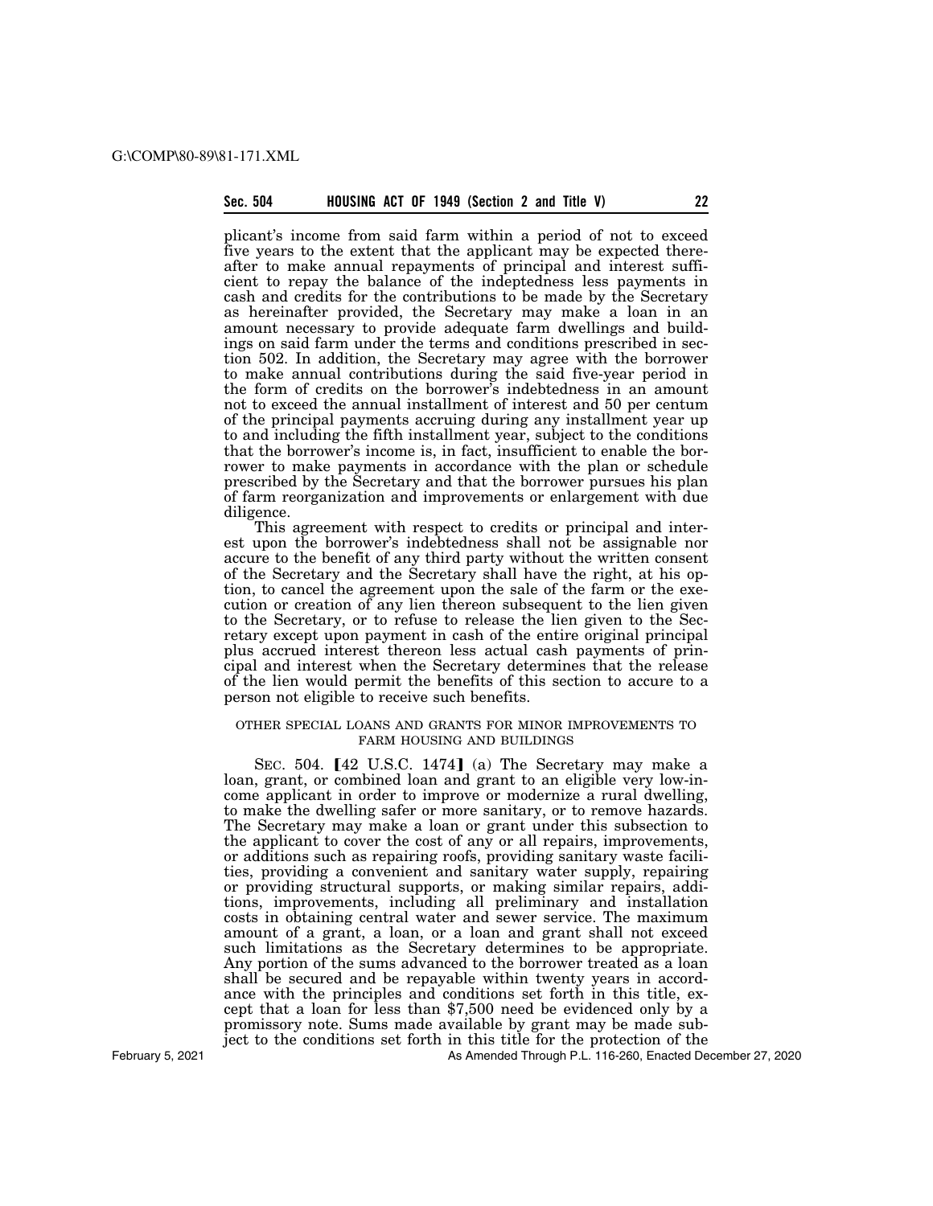plicant's income from said farm within a period of not to exceed five years to the extent that the applicant may be expected thereafter to make annual repayments of principal and interest sufficient to repay the balance of the indeptedness less payments in cash and credits for the contributions to be made by the Secretary as hereinafter provided, the Secretary may make a loan in an amount necessary to provide adequate farm dwellings and buildings on said farm under the terms and conditions prescribed in section 502. In addition, the Secretary may agree with the borrower to make annual contributions during the said five-year period in the form of credits on the borrower's indebtedness in an amount not to exceed the annual installment of interest and 50 per centum of the principal payments accruing during any installment year up to and including the fifth installment year, subject to the conditions that the borrower's income is, in fact, insufficient to enable the borrower to make payments in accordance with the plan or schedule prescribed by the Secretary and that the borrower pursues his plan of farm reorganization and improvements or enlargement with due diligence.

This agreement with respect to credits or principal and interest upon the borrower's indebtedness shall not be assignable nor accure to the benefit of any third party without the written consent of the Secretary and the Secretary shall have the right, at his option, to cancel the agreement upon the sale of the farm or the execution or creation of any lien thereon subsequent to the lien given to the Secretary, or to refuse to release the lien given to the Secretary except upon payment in cash of the entire original principal plus accrued interest thereon less actual cash payments of principal and interest when the Secretary determines that the release of the lien would permit the benefits of this section to accure to a person not eligible to receive such benefits.

OTHER SPECIAL LOANS AND GRANTS FOR MINOR IMPROVEMENTS TO FARM HOUSING AND BUILDINGS

SEC. 504. 【42 U.S.C. 1474】 (a) The Secretary may make a loan, grant, or combined loan and grant to an eligible very low-income applicant in order to improve or modernize a rural dwelling, to make the dwelling safer or more sanitary, or to remove hazards. The Secretary may make a loan or grant under this subsection to the applicant to cover the cost of any or all repairs, improvements, or additions such as repairing roofs, providing sanitary waste facilities, providing a convenient and sanitary water supply, repairing or providing structural supports, or making similar repairs, additions, improvements, including all preliminary and installation costs in obtaining central water and sewer service. The maximum amount of a grant, a loan, or a loan and grant shall not exceed such limitations as the Secretary determines to be appropriate. Any portion of the sums advanced to the borrower treated as a loan shall be secured and be repayable within twenty years in accordance with the principles and conditions set forth in this title, except that a loan for less than $7,500 need be evidenced only by a promissory note. Sums made available by grant may be made subject to the conditions set forth in this title for the protection of the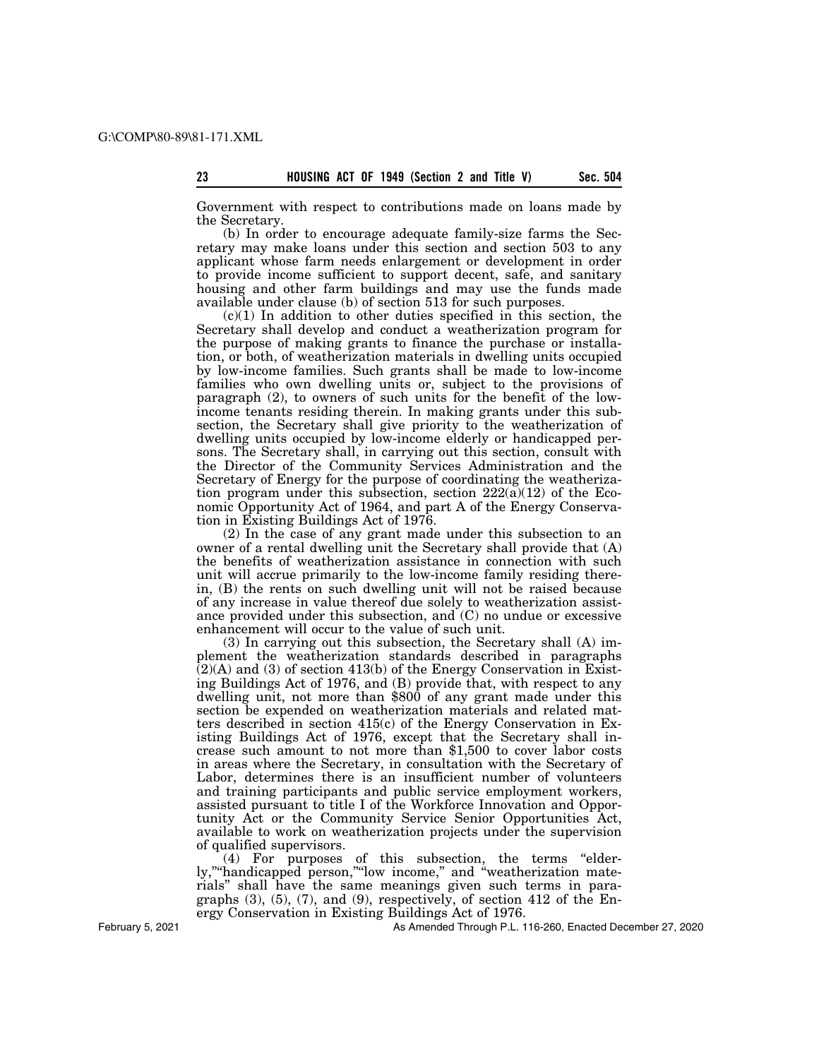Government with respect to contributions made on loans made by the Secretary.

(b) In order to encourage adequate family-size farms the Secretary may make loans under this section and section 503 to any applicant whose farm needs enlargement or development in order to provide income sufficient to support decent, safe, and sanitary housing and other farm buildings and may use the funds made available under clause (b) of section 513 for such purposes.

(c)(1) In addition to other duties specified in this section, the Secretary shall develop and conduct a weatherization program for the purpose of making grants to finance the purchase or installation, or both, of weatherization materials in dwelling units occupied by low-income families. Such grants shall be made to low-income families who own dwelling units or, subject to the provisions of paragraph (2), to owners of such units for the benefit of the low-income tenants residing therein. In making grants under this subsection, the Secretary shall give priority to the weatherization of dwelling units occupied by low-income elderly or handicapped persons. The Secretary shall, in carrying out this section, consult with the Director of the Community Services Administration and the Secretary of Energy for the purpose of coordinating the weatherization program under this subsection, section 222(a)(12) of the Economic Opportunity Act of 1964, and part A of the Energy Conservation in Existing Buildings Act of 1976.

(2) In the case of any grant made under this subsection to an owner of a rental dwelling unit the Secretary shall provide that (A) the benefits of weatherization assistance in connection with such unit will accrue primarily to the low-income family residing therein, (B) the rents on such dwelling unit will not be raised because of any increase in value thereof due solely to weatherization assistance provided under this subsection, and (C) no undue or excessive enhancement will occur to the value of such unit.

(3) In carrying out this subsection, the Secretary shall (A) implement the weatherization standards described in paragraphs (2)(A) and (3) of section 413(b) of the Energy Conservation in Existing Buildings Act of 1976, and (B) provide that, with respect to any dwelling unit, not more than $800 of any grant made under this section be expended on weatherization materials and related matters described in section 415(c) of the Energy Conservation in Existing Buildings Act of 1976, except that the Secretary shall increase such amount to not more than $1,500 to cover labor costs in areas where the Secretary, in consultation with the Secretary of Labor, determines there is an insufficient number of volunteers and training participants and public service employment workers, assisted pursuant to title I of the Workforce Innovation and Opportunity Act or the Community Service Senior Opportunities Act, available to work on weatherization projects under the supervision of qualified supervisors.

(4) For purposes of this subsection, the terms "elderly,""handicapped person,""low income," and "weatherization materials" shall have the same meanings given such terms in paragraphs (3), (5), (7), and (9), respectively, of section 412 of the Energy Conservation in Existing Buildings Act of 1976.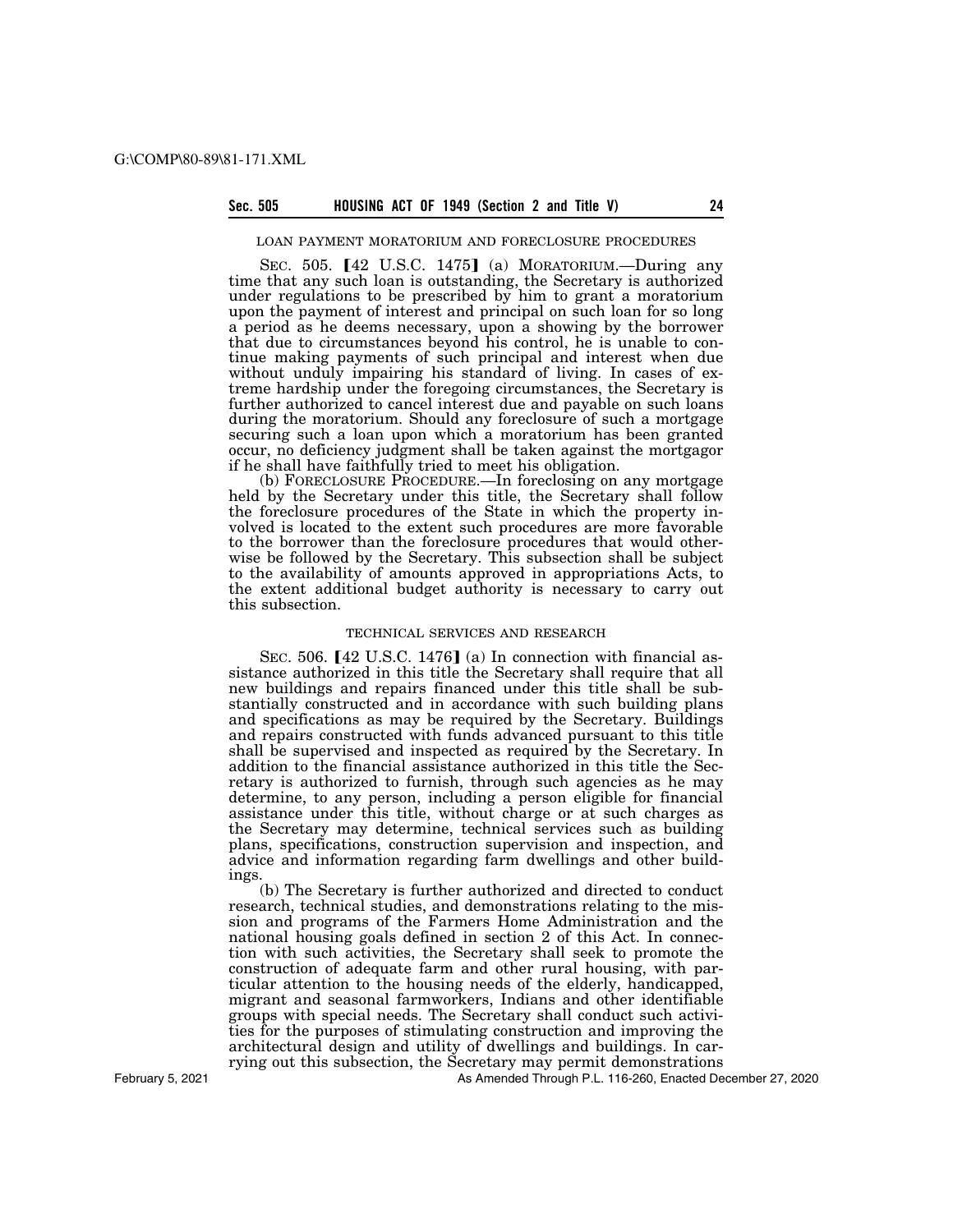LOAN PAYMENT MORATORIUM AND FORECLOSURE PROCEDURES

SEC. 505. [42 U.S.C. 1475] (a) MORATORIUM.—During any time that any such loan is outstanding, the Secretary is authorized under regulations to be prescribed by him to grant a moratorium upon the payment of interest and principal on such loan for so long a period as he deems necessary, upon a showing by the borrower that due to circumstances beyond his control, he is unable to continue making payments of such principal and interest when due without unduly impairing his standard of living. In cases of extreme hardship under the foregoing circumstances, the Secretary is further authorized to cancel interest due and payable on such loans during the moratorium. Should any foreclosure of such a mortgage securing such a loan upon which a moratorium has been granted occur, no deficiency judgment shall be taken against the mortgagor if he shall have faithfully tried to meet his obligation.

(b) FORECLOSURE PROCEDURE.—In foreclosing on any mortgage held by the Secretary under this title, the Secretary shall follow the foreclosure procedures of the State in which the property involved is located to the extent such procedures are more favorable to the borrower than the foreclosure procedures that would otherwise be followed by the Secretary. This subsection shall be subject to the availability of amounts approved in appropriations Acts, to the extent additional budget authority is necessary to carry out this subsection.

TECHNICAL SERVICES AND RESEARCH

SEC. 506. [42 U.S.C. 1476] (a) In connection with financial assistance authorized in this title the Secretary shall require that all new buildings and repairs financed under this title shall be substantially constructed and in accordance with such building plans and specifications as may be required by the Secretary. Buildings and repairs constructed with funds advanced pursuant to this title shall be supervised and inspected as required by the Secretary. In addition to the financial assistance authorized in this title the Secretary is authorized to furnish, through such agencies as he may determine, to any person, including a person eligible for financial assistance under this title, without charge or at such charges as the Secretary may determine, technical services such as building plans, specifications, construction supervision and inspection, and advice and information regarding farm dwellings and other buildings.

(b) The Secretary is further authorized and directed to conduct research, technical studies, and demonstrations relating to the mission and programs of the Farmers Home Administration and the national housing goals defined in section 2 of this Act. In connection with such activities, the Secretary shall seek to promote the construction of adequate farm and other rural housing, with particular attention to the housing needs of the elderly, handicapped, migrant and seasonal farmworkers, Indians and other identifiable groups with special needs. The Secretary shall conduct such activities for the purposes of stimulating construction and improving the architectural design and utility of dwellings and buildings. In carrying out this subsection, the Secretary may permit demonstrations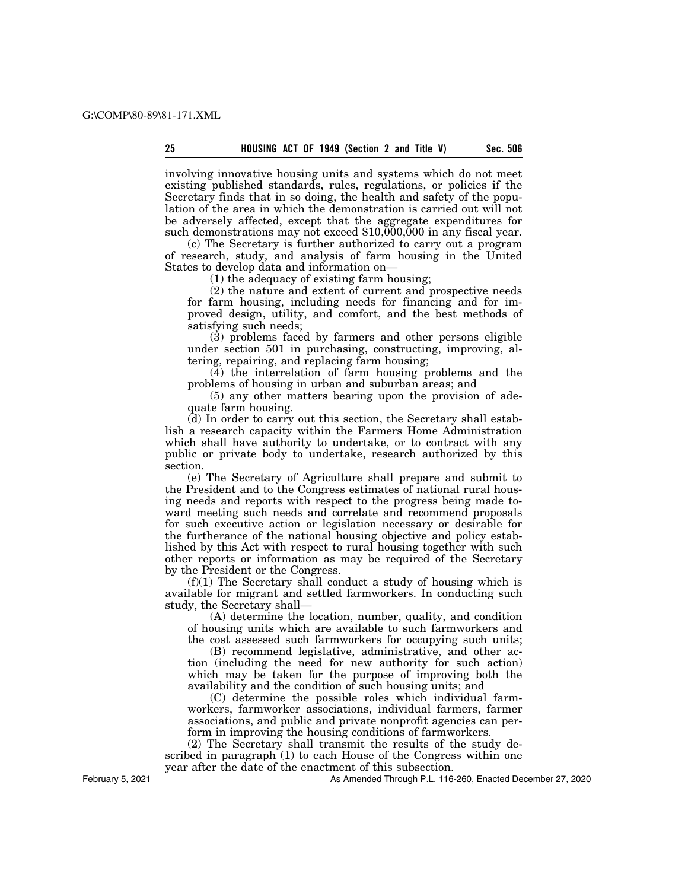involving innovative housing units and systems which do not meet existing published standards, rules, regulations, or policies if the Secretary finds that in so doing, the health and safety of the population of the area in which the demonstration is carried out will not be adversely affected, except that the aggregate expenditures for such demonstrations may not exceed $10,000,000 in any fiscal year.

(c) The Secretary is further authorized to carry out a program of research, study, and analysis of farm housing in the United States to develop data and information on—

(1) the adequacy of existing farm housing;

(2) the nature and extent of current and prospective needs for farm housing, including needs for financing and for improved design, utility, and comfort, and the best methods of satisfying such needs;

(3) problems faced by farmers and other persons eligible under section 501 in purchasing, constructing, improving, altering, repairing, and replacing farm housing;

(4) the interrelation of farm housing problems and the problems of housing in urban and suburban areas; and

(5) any other matters bearing upon the provision of adequate farm housing.

(d) In order to carry out this section, the Secretary shall establish a research capacity within the Farmers Home Administration which shall have authority to undertake, or to contract with any public or private body to undertake, research authorized by this section.

(e) The Secretary of Agriculture shall prepare and submit to the President and to the Congress estimates of national rural housing needs and reports with respect to the progress being made toward meeting such needs and correlate and recommend proposals for such executive action or legislation necessary or desirable for the furtherance of the national housing objective and policy established by this Act with respect to rural housing together with such other reports or information as may be required of the Secretary by the President or the Congress.

(f)(1) The Secretary shall conduct a study of housing which is available for migrant and settled farmworkers. In conducting such study, the Secretary shall—

(A) determine the location, number, quality, and condition of housing units which are available to such farmworkers and the cost assessed such farmworkers for occupying such units;

(B) recommend legislative, administrative, and other action (including the need for new authority for such action) which may be taken for the purpose of improving both the availability and the condition of such housing units; and

(C) determine the possible roles which individual farmworkers, farmworker associations, individual farmers, farmer associations, and public and private nonprofit agencies can perform in improving the housing conditions of farmworkers.

(2) The Secretary shall transmit the results of the study described in paragraph (1) to each House of the Congress within one year after the date of the enactment of this subsection.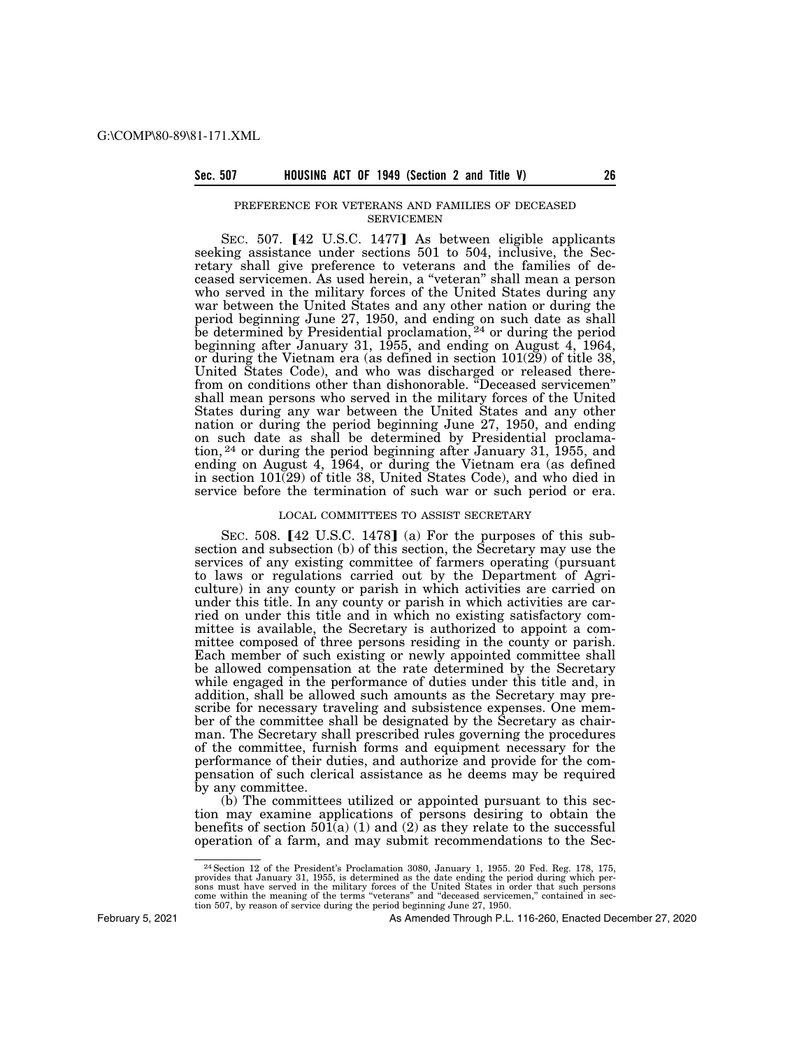PREFERENCE FOR VETERANS AND FAMILIES OF DECEASED SERVICEMEN

SEC. 507. 【42 U.S.C. 1477】 As between eligible applicants seeking assistance under sections 501 to 504, inclusive, the Secretary shall give preference to veterans and the families of deceased servicemen. As used herein, a "veteran" shall mean a person who served in the military forces of the United States during any war between the United States and any other nation or during the period beginning June 27, 1950, and ending on such date as shall be determined by Presidential proclamation,[24] or during the period beginning after January 31, 1955, and ending on August 4, 1964, or during the Vietnam era (as defined in section 101(29) of title 38, United States Code), and who was discharged or released therefrom on conditions other than dishonorable. "Deceased servicemen" shall mean persons who served in the military forces of the United States during any war between the United States and any other nation or during the period beginning June 27, 1950, and ending on such date as shall be determined by Presidential proclamation,[24] or during the period beginning after January 31, 1955, and ending on August 4, 1964, or during the Vietnam era (as defined in section 101(29) of title 38, United States Code), and who died in service before the termination of such war or such period or era.

LOCAL COMMITTEES TO ASSIST SECRETARY

SEC. 508. 【42 U.S.C. 1478】 (a) For the purposes of this subsection and subsection (b) of this section, the Secretary may use the services of any existing committee of farmers operating (pursuant to laws or regulations carried out by the Department of Agriculture) in any county or parish in which activities are carried on under this title. In any county or parish in which activities are carried on under this title and in which no existing satisfactory committee is available, the Secretary is authorized to appoint a committee composed of three persons residing in the county or parish. Each member of such existing or newly appointed committee shall be allowed compensation at the rate determined by the Secretary while engaged in the performance of duties under this title and, in addition, shall be allowed such amounts as the Secretary may prescribe for necessary traveling and subsistence expenses. One member of the committee shall be designated by the Secretary as chairman. The Secretary shall prescribed rules governing the procedures of the committee, furnish forms and equipment necessary for the performance of their duties, and authorize and provide for the compensation of such clerical assistance as he deems may be required by any committee.

(b) The committees utilized or appointed pursuant to this section may examine applications of persons desiring to obtain the benefits of section 501(a) (1) and (2) as they relate to the successful operation of a farm, and may submit recommendations to the Sec-

---

[24] Section 12 of the President's Proclamation 3080, January 1, 1955. 20 Fed. Reg. 178, 175, provides that January 31, 1955, is determined as the date ending the period during which persons must have served in the military forces of the United States in order that such persons come within the meaning of the terms "veterans" and "deceased servicemen," contained in section 507, by reason of service during the period beginning June 27, 1950.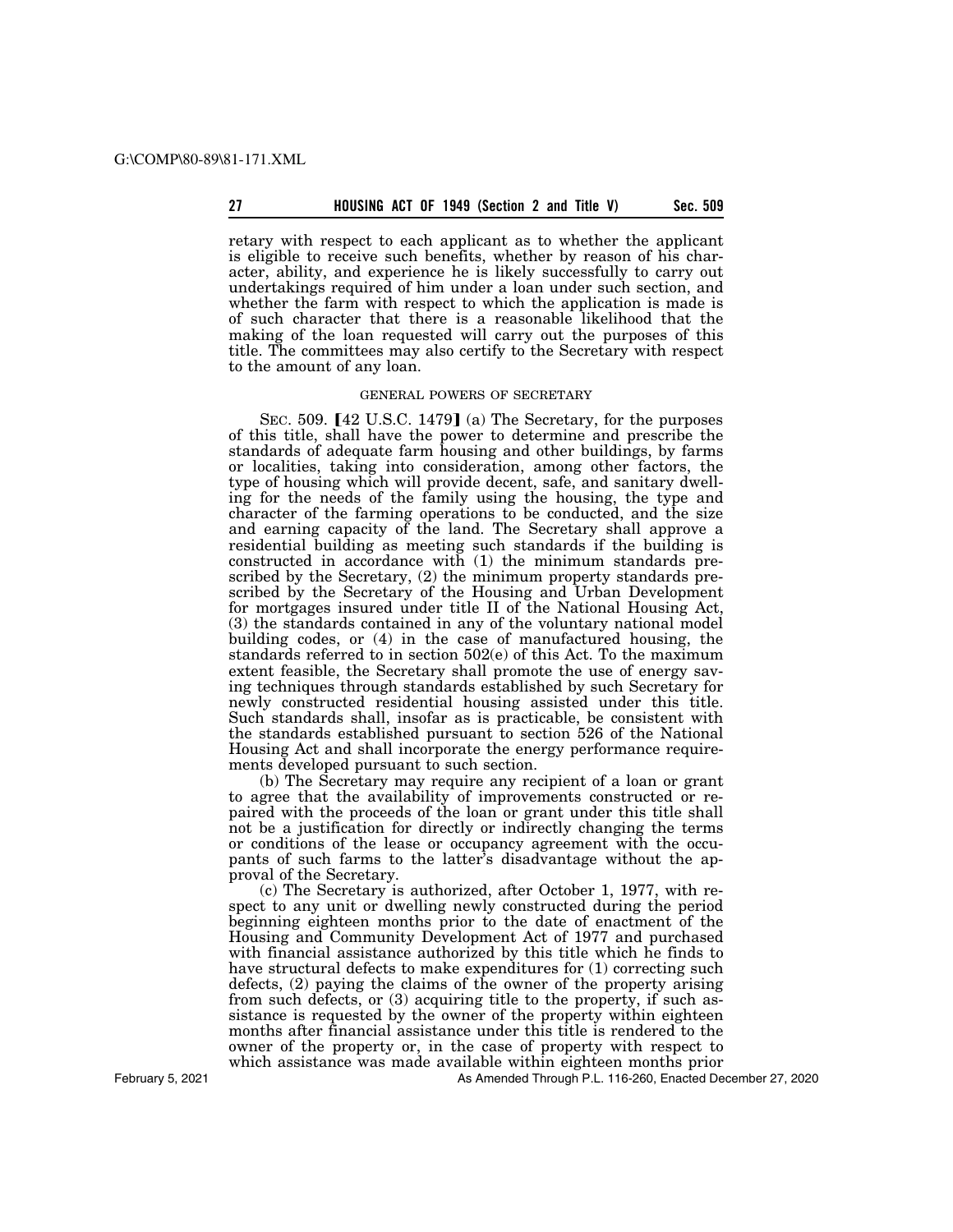retary with respect to each applicant as to whether the applicant is eligible to receive such benefits, whether by reason of his character, ability, and experience he is likely successfully to carry out undertakings required of him under a loan under such section, and whether the farm with respect to which the application is made is of such character that there is a reasonable likelihood that the making of the loan requested will carry out the purposes of this title. The committees may also certify to the Secretary with respect to the amount of any loan.

GENERAL POWERS OF SECRETARY

SEC. 509. [42 U.S.C. 1479] (a) The Secretary, for the purposes of this title, shall have the power to determine and prescribe the standards of adequate farm housing and other buildings, by farms or localities, taking into consideration, among other factors, the type of housing which will provide decent, safe, and sanitary dwelling for the needs of the family using the housing, the type and character of the farming operations to be conducted, and the size and earning capacity of the land. The Secretary shall approve a residential building as meeting such standards if the building is constructed in accordance with (1) the minimum standards prescribed by the Secretary, (2) the minimum property standards prescribed by the Secretary of the Housing and Urban Development for mortgages insured under title II of the National Housing Act, (3) the standards contained in any of the voluntary national model building codes, or (4) in the case of manufactured housing, the standards referred to in section 502(e) of this Act. To the maximum extent feasible, the Secretary shall promote the use of energy saving techniques through standards established by such Secretary for newly constructed residential housing assisted under this title. Such standards shall, insofar as is practicable, be consistent with the standards established pursuant to section 526 of the National Housing Act and shall incorporate the energy performance requirements developed pursuant to such section.

(b) The Secretary may require any recipient of a loan or grant to agree that the availability of improvements constructed or repaired with the proceeds of the loan or grant under this title shall not be a justification for directly or indirectly changing the terms or conditions of the lease or occupancy agreement with the occupants of such farms to the latter's disadvantage without the approval of the Secretary.

(c) The Secretary is authorized, after October 1, 1977, with respect to any unit or dwelling newly constructed during the period beginning eighteen months prior to the date of enactment of the Housing and Community Development Act of 1977 and purchased with financial assistance authorized by this title which he finds to have structural defects to make expenditures for (1) correcting such defects, (2) paying the claims of the owner of the property arising from such defects, or (3) acquiring title to the property, if such assistance is requested by the owner of the property within eighteen months after financial assistance under this title is rendered to the owner of the property or, in the case of property with respect to which assistance was made available within eighteen months prior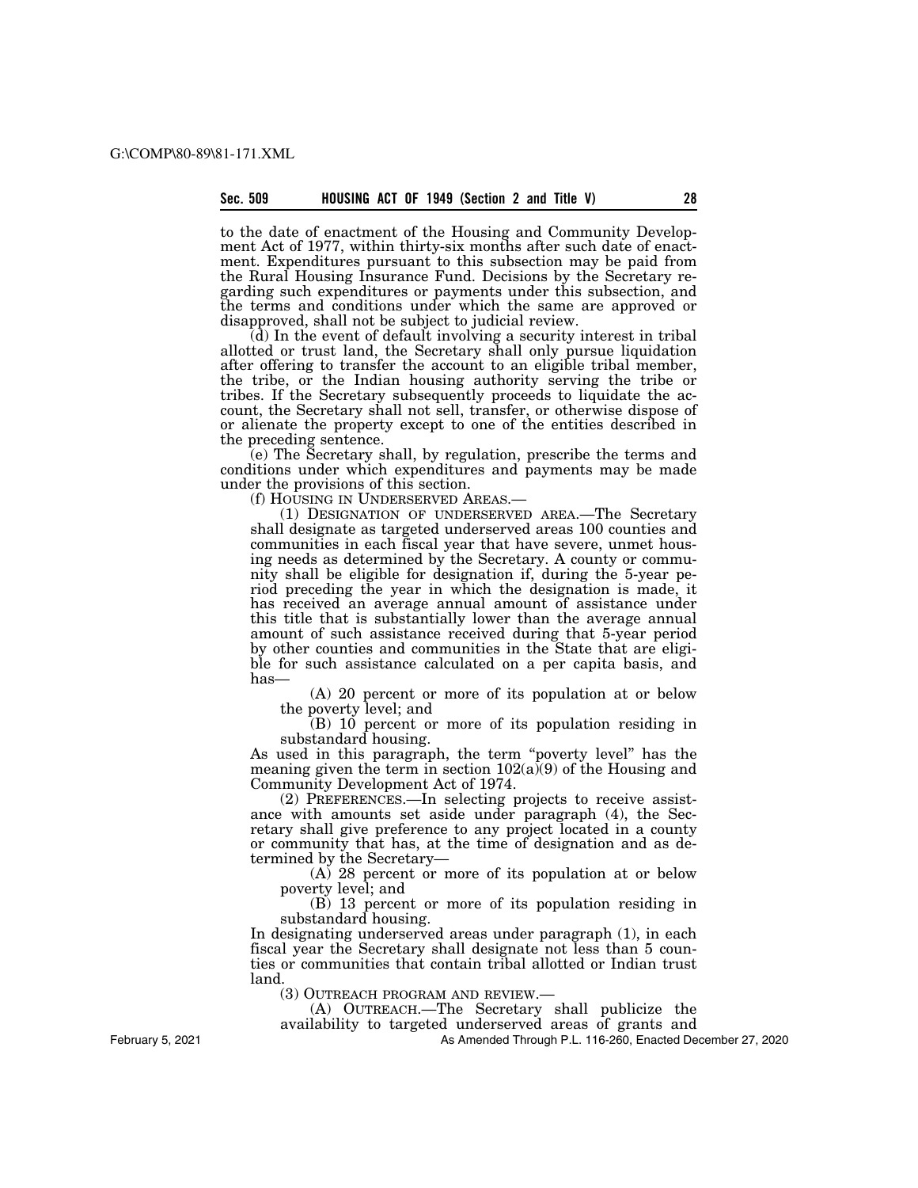to the date of enactment of the Housing and Community Development Act of 1977, within thirty-six months after such date of enactment. Expenditures pursuant to this subsection may be paid from the Rural Housing Insurance Fund. Decisions by the Secretary regarding such expenditures or payments under this subsection, and the terms and conditions under which the same are approved or disapproved, shall not be subject to judicial review.

(d) In the event of default involving a security interest in tribal allotted or trust land, the Secretary shall only pursue liquidation after offering to transfer the account to an eligible tribal member, the tribe, or the Indian housing authority serving the tribe or tribes. If the Secretary subsequently proceeds to liquidate the account, the Secretary shall not sell, transfer, or otherwise dispose of or alienate the property except to one of the entities described in the preceding sentence.

(e) The Secretary shall, by regulation, prescribe the terms and conditions under which expenditures and payments may be made under the provisions of this section.

(f) HOUSING IN UNDERSERVED AREAS.—

(1) DESIGNATION OF UNDERSERVED AREA.—The Secretary shall designate as targeted underserved areas 100 counties and communities in each fiscal year that have severe, unmet housing needs as determined by the Secretary. A county or community shall be eligible for designation if, during the 5-year period preceding the year in which the designation is made, it has received an average annual amount of assistance under this title that is substantially lower than the average annual amount of such assistance received during that 5-year period by other counties and communities in the State that are eligible for such assistance calculated on a per capita basis, and has—

(A) 20 percent or more of its population at or below the poverty level; and

(B) 10 percent or more of its population residing in substandard housing.

As used in this paragraph, the term "poverty level" has the meaning given the term in section 102(a)(9) of the Housing and Community Development Act of 1974.

(2) PREFERENCES.—In selecting projects to receive assistance with amounts set aside under paragraph (4), the Secretary shall give preference to any project located in a county or community that has, at the time of designation and as determined by the Secretary—

(A) 28 percent or more of its population at or below poverty level; and

(B) 13 percent or more of its population residing in substandard housing.

In designating underserved areas under paragraph (1), in each fiscal year the Secretary shall designate not less than 5 counties or communities that contain tribal allotted or Indian trust land.

(3) OUTREACH PROGRAM AND REVIEW.—

(A) OUTREACH.—The Secretary shall publicize the availability to targeted underserved areas of grants and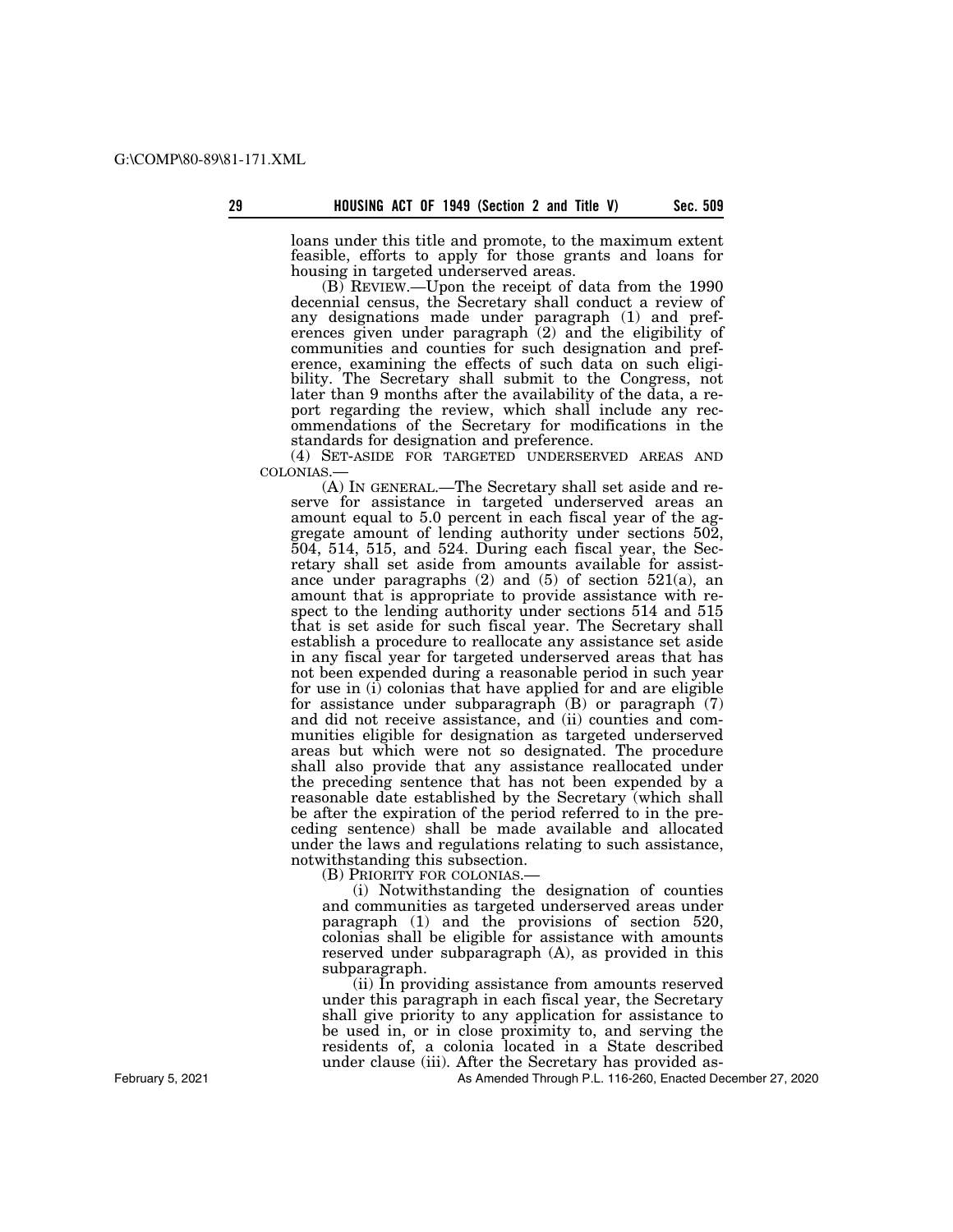loans under this title and promote, to the maximum extent feasible, efforts to apply for those grants and loans for housing in targeted underserved areas.

(B) REVIEW.—Upon the receipt of data from the 1990 decennial census, the Secretary shall conduct a review of any designations made under paragraph (1) and preferences given under paragraph (2) and the eligibility of communities and counties for such designation and preference, examining the effects of such data on such eligibility. The Secretary shall submit to the Congress, not later than 9 months after the availability of the data, a report regarding the review, which shall include any recommendations of the Secretary for modifications in the standards for designation and preference.

(4) SET-ASIDE FOR TARGETED UNDERSERVED AREAS AND COLONIAS.—

(A) IN GENERAL.—The Secretary shall set aside and reserve for assistance in targeted underserved areas an amount equal to 5.0 percent in each fiscal year of the aggregate amount of lending authority under sections 502, 504, 514, 515, and 524. During each fiscal year, the Secretary shall set aside from amounts available for assistance under paragraphs (2) and (5) of section 521(a), an amount that is appropriate to provide assistance with respect to the lending authority under sections 514 and 515 that is set aside for such fiscal year. The Secretary shall establish a procedure to reallocate any assistance set aside in any fiscal year for targeted underserved areas that has not been expended during a reasonable period in such year for use in (i) colonias that have applied for and are eligible for assistance under subparagraph (B) or paragraph (7) and did not receive assistance, and (ii) counties and communities eligible for designation as targeted underserved areas but which were not so designated. The procedure shall also provide that any assistance reallocated under the preceding sentence that has not been expended by a reasonable date established by the Secretary (which shall be after the expiration of the period referred to in the preceding sentence) shall be made available and allocated under the laws and regulations relating to such assistance, notwithstanding this subsection.

(B) PRIORITY FOR COLONIAS.—

(i) Notwithstanding the designation of counties and communities as targeted underserved areas under paragraph (1) and the provisions of section 520, colonias shall be eligible for assistance with amounts reserved under subparagraph (A), as provided in this subparagraph.

(ii) In providing assistance from amounts reserved under this paragraph in each fiscal year, the Secretary shall give priority to any application for assistance to be used in, or in close proximity to, and serving the residents of, a colonia located in a State described under clause (iii). After the Secretary has provided as-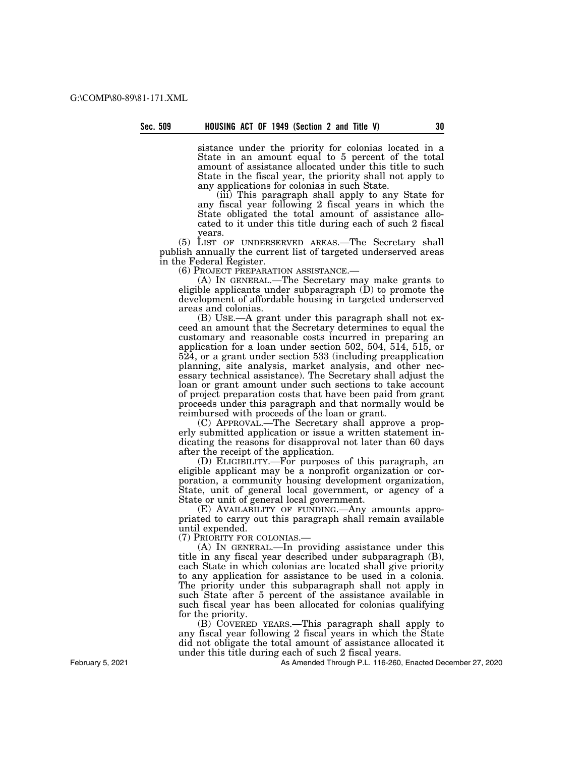sistance under the priority for colonias located in a State in an amount equal to 5 percent of the total amount of assistance allocated under this title to such State in the fiscal year, the priority shall not apply to any applications for colonias in such State.

(iii) This paragraph shall apply to any State for any fiscal year following 2 fiscal years in which the State obligated the total amount of assistance allocated to it under this title during each of such 2 fiscal years.

(5) LIST OF UNDERSERVED AREAS.—The Secretary shall publish annually the current list of targeted underserved areas in the Federal Register.

(6) PROJECT PREPARATION ASSISTANCE.—

(A) IN GENERAL.—The Secretary may make grants to eligible applicants under subparagraph (D) to promote the development of affordable housing in targeted underserved areas and colonias.

(B) USE.—A grant under this paragraph shall not exceed an amount that the Secretary determines to equal the customary and reasonable costs incurred in preparing an application for a loan under section 502, 504, 514, 515, or 524, or a grant under section 533 (including preapplication planning, site analysis, market analysis, and other necessary technical assistance). The Secretary shall adjust the loan or grant amount under such sections to take account of project preparation costs that have been paid from grant proceeds under this paragraph and that normally would be reimbursed with proceeds of the loan or grant.

(C) APPROVAL.—The Secretary shall approve a properly submitted application or issue a written statement indicating the reasons for disapproval not later than 60 days after the receipt of the application.

(D) ELIGIBILITY.—For purposes of this paragraph, an eligible applicant may be a nonprofit organization or corporation, a community housing development organization, State, unit of general local government, or agency of a State or unit of general local government.

(E) AVAILABILITY OF FUNDING.—Any amounts appropriated to carry out this paragraph shall remain available until expended.

(7) PRIORITY FOR COLONIAS.—

(A) IN GENERAL.—In providing assistance under this title in any fiscal year described under subparagraph (B), each State in which colonias are located shall give priority to any application for assistance to be used in a colonia. The priority under this subparagraph shall not apply in such State after 5 percent of the assistance available in such fiscal year has been allocated for colonias qualifying for the priority.

(B) COVERED YEARS.—This paragraph shall apply to any fiscal year following 2 fiscal years in which the State did not obligate the total amount of assistance allocated it under this title during each of such 2 fiscal years.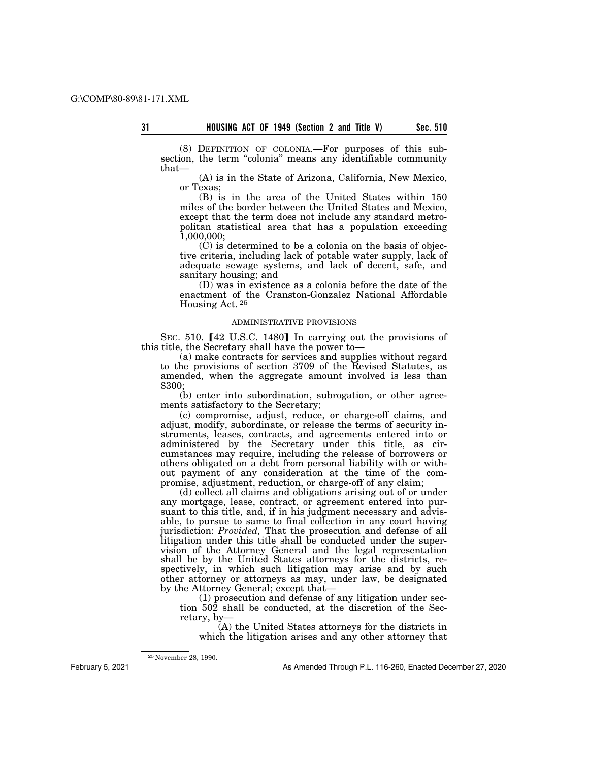(8) DEFINITION OF COLONIA.—For purposes of this subsection, the term "colonia" means any identifiable community that—

(A) is in the State of Arizona, California, New Mexico, or Texas;

(B) is in the area of the United States within 150 miles of the border between the United States and Mexico, except that the term does not include any standard metropolitan statistical area that has a population exceeding 1,000,000;

(C) is determined to be a colonia on the basis of objective criteria, including lack of potable water supply, lack of adequate sewage systems, and lack of decent, safe, and sanitary housing; and

(D) was in existence as a colonia before the date of the enactment of the Cranston-Gonzalez National Affordable Housing Act. [25]

## ADMINISTRATIVE PROVISIONS

SEC. 510. [42 U.S.C. 1480] In carrying out the provisions of this title, the Secretary shall have the power to—

(a) make contracts for services and supplies without regard to the provisions of section 3709 of the Revised Statutes, as amended, when the aggregate amount involved is less than $300;

(b) enter into subordination, subrogation, or other agreements satisfactory to the Secretary;

(c) compromise, adjust, reduce, or charge-off claims, and adjust, modify, subordinate, or release the terms of security instruments, leases, contracts, and agreements entered into or administered by the Secretary under this title, as circumstances may require, including the release of borrowers or others obligated on a debt from personal liability with or without payment of any consideration at the time of the compromise, adjustment, reduction, or charge-off of any claim;

(d) collect all claims and obligations arising out of or under any mortgage, lease, contract, or agreement entered into pursuant to this title, and, if in his judgment necessary and advisable, to pursue to same to final collection in any court having jurisdiction: *Provided,* That the prosecution and defense of all litigation under this title shall be conducted under the supervision of the Attorney General and the legal representation shall be by the United States attorneys for the districts, respectively, in which such litigation may arise and by such other attorney or attorneys as may, under law, be designated by the Attorney General; except that—

(1) prosecution and defense of any litigation under section 502 shall be conducted, at the discretion of the Secretary, by—

(A) the United States attorneys for the districts in which the litigation arises and any other attorney that

[25] November 28, 1990.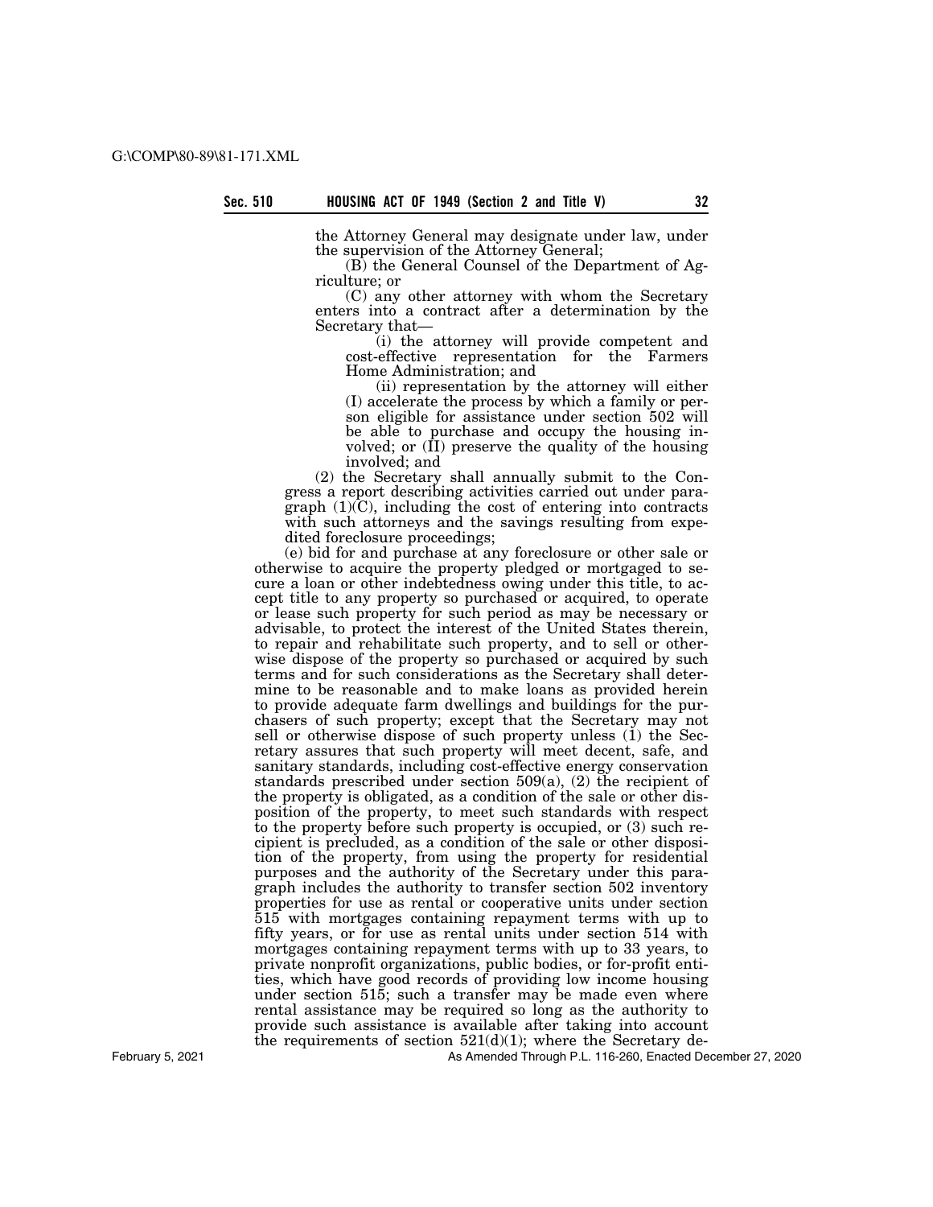the Attorney General may designate under law, under the supervision of the Attorney General;

(B) the General Counsel of the Department of Agriculture; or

(C) any other attorney with whom the Secretary enters into a contract after a determination by the Secretary that—

(i) the attorney will provide competent and cost-effective representation for the Farmers Home Administration; and

(ii) representation by the attorney will either (I) accelerate the process by which a family or person eligible for assistance under section 502 will be able to purchase and occupy the housing involved; or (II) preserve the quality of the housing involved; and

(2) the Secretary shall annually submit to the Congress a report describing activities carried out under paragraph (1)(C), including the cost of entering into contracts with such attorneys and the savings resulting from expedited foreclosure proceedings;

(e) bid for and purchase at any foreclosure or other sale or otherwise to acquire the property pledged or mortgaged to secure a loan or other indebtedness owing under this title, to accept title to any property so purchased or acquired, to operate or lease such property for such period as may be necessary or advisable, to protect the interest of the United States therein, to repair and rehabilitate such property, and to sell or otherwise dispose of the property so purchased or acquired by such terms and for such considerations as the Secretary shall determine to be reasonable and to make loans as provided herein to provide adequate farm dwellings and buildings for the purchasers of such property; except that the Secretary may not sell or otherwise dispose of such property unless (1) the Secretary assures that such property will meet decent, safe, and sanitary standards, including cost-effective energy conservation standards prescribed under section 509(a), (2) the recipient of the property is obligated, as a condition of the sale or other disposition of the property, to meet such standards with respect to the property before such property is occupied, or (3) such recipient is precluded, as a condition of the sale or other disposition of the property, from using the property for residential purposes and the authority of the Secretary under this paragraph includes the authority to transfer section 502 inventory properties for use as rental or cooperative units under section 515 with mortgages containing repayment terms with up to fifty years, or for use as rental units under section 514 with mortgages containing repayment terms with up to 33 years, to private nonprofit organizations, public bodies, or for-profit entities, which have good records of providing low income housing under section 515; such a transfer may be made even where rental assistance may be required so long as the authority to provide such assistance is available after taking into account the requirements of section 521(d)(1); where the Secretary de-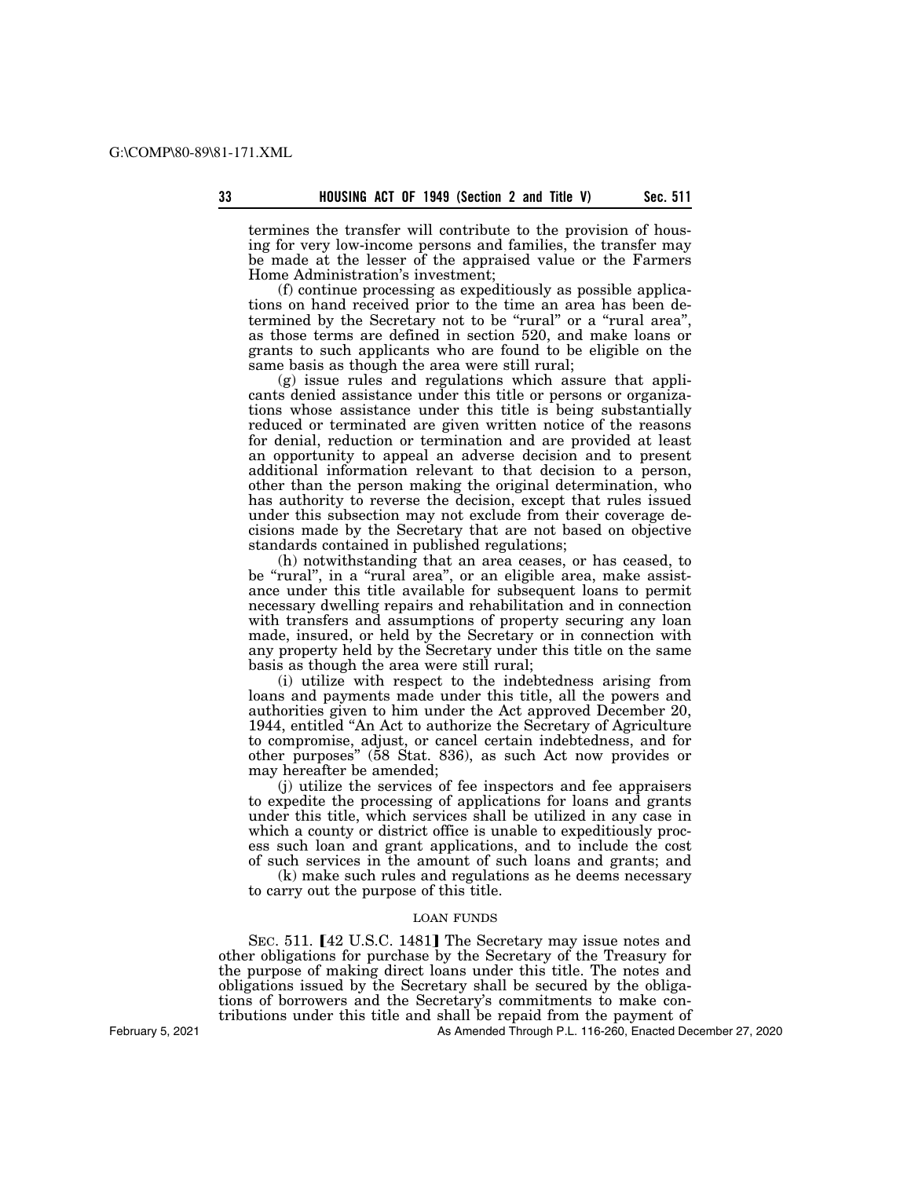termines the transfer will contribute to the provision of housing for very low-income persons and families, the transfer may be made at the lesser of the appraised value or the Farmers Home Administration's investment;

(f) continue processing as expeditiously as possible applications on hand received prior to the time an area has been determined by the Secretary not to be "rural" or a "rural area", as those terms are defined in section 520, and make loans or grants to such applicants who are found to be eligible on the same basis as though the area were still rural;

(g) issue rules and regulations which assure that applicants denied assistance under this title or persons or organizations whose assistance under this title is being substantially reduced or terminated are given written notice of the reasons for denial, reduction or termination and are provided at least an opportunity to appeal an adverse decision and to present additional information relevant to that decision to a person, other than the person making the original determination, who has authority to reverse the decision, except that rules issued under this subsection may not exclude from their coverage decisions made by the Secretary that are not based on objective standards contained in published regulations;

(h) notwithstanding that an area ceases, or has ceased, to be "rural", in a "rural area", or an eligible area, make assistance under this title available for subsequent loans to permit necessary dwelling repairs and rehabilitation and in connection with transfers and assumptions of property securing any loan made, insured, or held by the Secretary or in connection with any property held by the Secretary under this title on the same basis as though the area were still rural;

(i) utilize with respect to the indebtedness arising from loans and payments made under this title, all the powers and authorities given to him under the Act approved December 20, 1944, entitled "An Act to authorize the Secretary of Agriculture to compromise, adjust, or cancel certain indebtedness, and for other purposes" (58 Stat. 836), as such Act now provides or may hereafter be amended;

(j) utilize the services of fee inspectors and fee appraisers to expedite the processing of applications for loans and grants under this title, which services shall be utilized in any case in which a county or district office is unable to expeditiously process such loan and grant applications, and to include the cost of such services in the amount of such loans and grants; and

(k) make such rules and regulations as he deems necessary to carry out the purpose of this title.

LOAN FUNDS

SEC. 511. [42 U.S.C. 1481] The Secretary may issue notes and other obligations for purchase by the Secretary of the Treasury for the purpose of making direct loans under this title. The notes and obligations issued by the Secretary shall be secured by the obligations of borrowers and the Secretary's commitments to make contributions under this title and shall be repaid from the payment of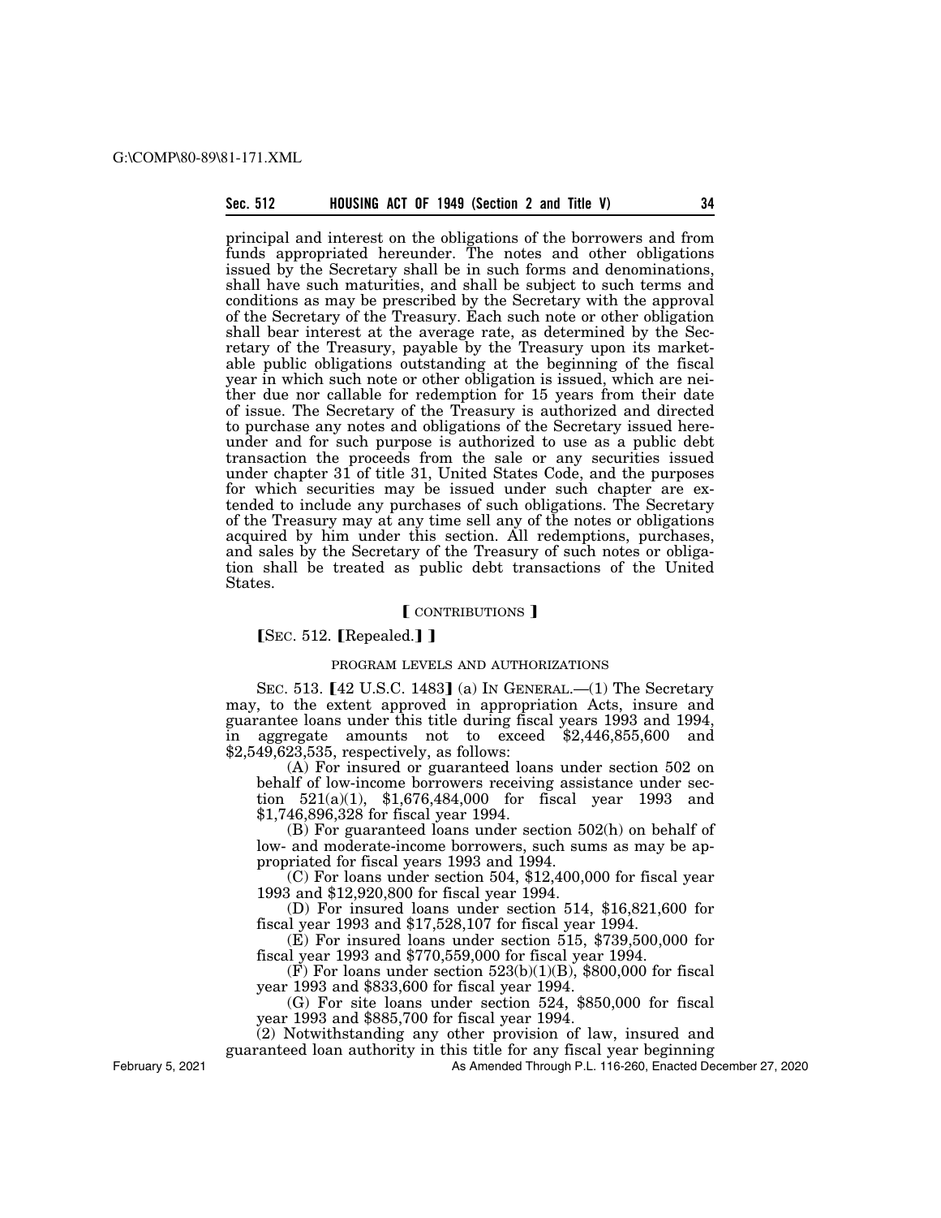principal and interest on the obligations of the borrowers and from funds appropriated hereunder. The notes and other obligations issued by the Secretary shall be in such forms and denominations, shall have such maturities, and shall be subject to such terms and conditions as may be prescribed by the Secretary with the approval of the Secretary of the Treasury. Each such note or other obligation shall bear interest at the average rate, as determined by the Secretary of the Treasury, payable by the Treasury upon its marketable public obligations outstanding at the beginning of the fiscal year in which such note or other obligation is issued, which are neither due nor callable for redemption for 15 years from their date of issue. The Secretary of the Treasury is authorized and directed to purchase any notes and obligations of the Secretary issued hereunder and for such purpose is authorized to use as a public debt transaction the proceeds from the sale or any securities issued under chapter 31 of title 31, United States Code, and the purposes for which securities may be issued under such chapter are extended to include any purchases of such obligations. The Secretary of the Treasury may at any time sell any of the notes or obligations acquired by him under this section. All redemptions, purchases, and sales by the Secretary of the Treasury of such notes or obligation shall be treated as public debt transactions of the United States.

⟦ CONTRIBUTIONS ⟧

⟦SEC. 512. ⟦Repealed.⟧ ⟧

PROGRAM LEVELS AND AUTHORIZATIONS

SEC. 513. ⟦42 U.S.C. 1483⟧ (a) IN GENERAL.—(1) The Secretary may, to the extent approved in appropriation Acts, insure and guarantee loans under this title during fiscal years 1993 and 1994, in aggregate amounts not to exceed $2,446,855,600 and $2,549,623,535, respectively, as follows:

(A) For insured or guaranteed loans under section 502 on behalf of low-income borrowers receiving assistance under section 521(a)(1), $1,676,484,000 for fiscal year 1993 and $1,746,896,328 for fiscal year 1994.

(B) For guaranteed loans under section 502(h) on behalf of low- and moderate-income borrowers, such sums as may be appropriated for fiscal years 1993 and 1994.

(C) For loans under section 504, $12,400,000 for fiscal year 1993 and $12,920,800 for fiscal year 1994.

(D) For insured loans under section 514, $16,821,600 for fiscal year 1993 and $17,528,107 for fiscal year 1994.

(E) For insured loans under section 515, $739,500,000 for fiscal year 1993 and $770,559,000 for fiscal year 1994.

(F) For loans under section 523(b)(1)(B), $800,000 for fiscal year 1993 and $833,600 for fiscal year 1994.

(G) For site loans under section 524, $850,000 for fiscal year 1993 and $885,700 for fiscal year 1994.

(2) Notwithstanding any other provision of law, insured and guaranteed loan authority in this title for any fiscal year beginning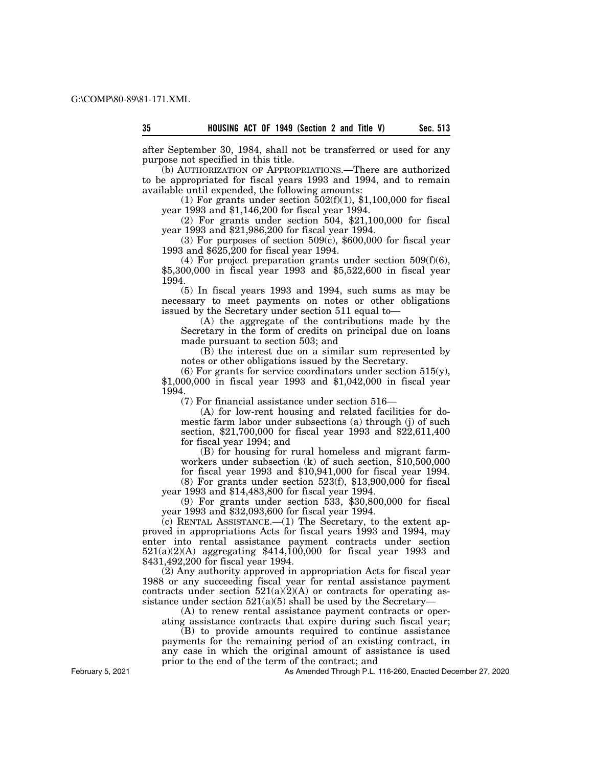after September 30, 1984, shall not be transferred or used for any purpose not specified in this title.

(b) AUTHORIZATION OF APPROPRIATIONS.—There are authorized to be appropriated for fiscal years 1993 and 1994, and to remain available until expended, the following amounts:

(1) For grants under section 502(f)(1), $1,100,000 for fiscal year 1993 and $1,146,200 for fiscal year 1994.

(2) For grants under section 504, $21,100,000 for fiscal year 1993 and $21,986,200 for fiscal year 1994.

(3) For purposes of section 509(c), $600,000 for fiscal year 1993 and $625,200 for fiscal year 1994.

(4) For project preparation grants under section 509(f)(6), $5,300,000 in fiscal year 1993 and $5,522,600 in fiscal year 1994.

(5) In fiscal years 1993 and 1994, such sums as may be necessary to meet payments on notes or other obligations issued by the Secretary under section 511 equal to—

(A) the aggregate of the contributions made by the Secretary in the form of credits on principal due on loans made pursuant to section 503; and

(B) the interest due on a similar sum represented by notes or other obligations issued by the Secretary.

(6) For grants for service coordinators under section 515(y), $1,000,000 in fiscal year 1993 and $1,042,000 in fiscal year 1994.

(7) For financial assistance under section 516—

(A) for low-rent housing and related facilities for domestic farm labor under subsections (a) through (j) of such section, $21,700,000 for fiscal year 1993 and $22,611,400 for fiscal year 1994; and

(B) for housing for rural homeless and migrant farmworkers under subsection (k) of such section, $10,500,000 for fiscal year 1993 and $10,941,000 for fiscal year 1994.

(8) For grants under section 523(f), $13,900,000 for fiscal year 1993 and $14,483,800 for fiscal year 1994.

(9) For grants under section 533, $30,800,000 for fiscal year 1993 and $32,093,600 for fiscal year 1994.

(c) RENTAL ASSISTANCE.—(1) The Secretary, to the extent approved in appropriations Acts for fiscal years 1993 and 1994, may enter into rental assistance payment contracts under section 521(a)(2)(A) aggregating $414,100,000 for fiscal year 1993 and $431,492,200 for fiscal year 1994.

(2) Any authority approved in appropriation Acts for fiscal year 1988 or any succeeding fiscal year for rental assistance payment contracts under section 521(a)(2)(A) or contracts for operating assistance under section 521(a)(5) shall be used by the Secretary—

(A) to renew rental assistance payment contracts or operating assistance contracts that expire during such fiscal year;

(B) to provide amounts required to continue assistance payments for the remaining period of an existing contract, in any case in which the original amount of assistance is used prior to the end of the term of the contract; and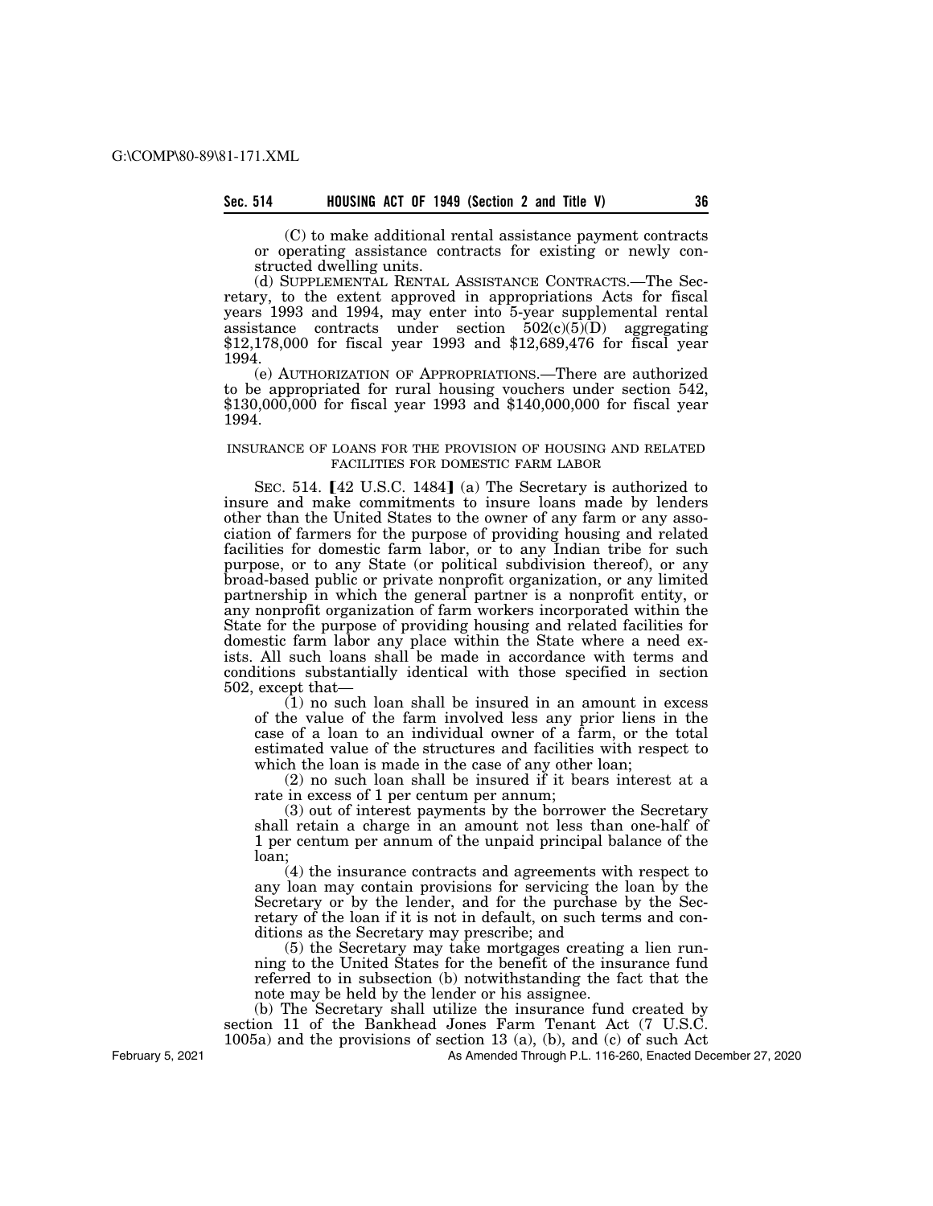(C) to make additional rental assistance payment contracts or operating assistance contracts for existing or newly constructed dwelling units.

(d) SUPPLEMENTAL RENTAL ASSISTANCE CONTRACTS.—The Secretary, to the extent approved in appropriations Acts for fiscal years 1993 and 1994, may enter into 5-year supplemental rental assistance contracts under section 502(c)(5)(D) aggregating $12,178,000 for fiscal year 1993 and $12,689,476 for fiscal year 1994.

(e) AUTHORIZATION OF APPROPRIATIONS.—There are authorized to be appropriated for rural housing vouchers under section 542, $130,000,000 for fiscal year 1993 and $140,000,000 for fiscal year 1994.

INSURANCE OF LOANS FOR THE PROVISION OF HOUSING AND RELATED FACILITIES FOR DOMESTIC FARM LABOR

SEC. 514. [42 U.S.C. 1484] (a) The Secretary is authorized to insure and make commitments to insure loans made by lenders other than the United States to the owner of any farm or any association of farmers for the purpose of providing housing and related facilities for domestic farm labor, or to any Indian tribe for such purpose, or to any State (or political subdivision thereof), or any broad-based public or private nonprofit organization, or any limited partnership in which the general partner is a nonprofit entity, or any nonprofit organization of farm workers incorporated within the State for the purpose of providing housing and related facilities for domestic farm labor any place within the State where a need exists. All such loans shall be made in accordance with terms and conditions substantially identical with those specified in section 502, except that—

(1) no such loan shall be insured in an amount in excess of the value of the farm involved less any prior liens in the case of a loan to an individual owner of a farm, or the total estimated value of the structures and facilities with respect to which the loan is made in the case of any other loan;

(2) no such loan shall be insured if it bears interest at a rate in excess of 1 per centum per annum;

(3) out of interest payments by the borrower the Secretary shall retain a charge in an amount not less than one-half of 1 per centum per annum of the unpaid principal balance of the loan;

(4) the insurance contracts and agreements with respect to any loan may contain provisions for servicing the loan by the Secretary or by the lender, and for the purchase by the Secretary of the loan if it is not in default, on such terms and conditions as the Secretary may prescribe; and

(5) the Secretary may take mortgages creating a lien running to the United States for the benefit of the insurance fund referred to in subsection (b) notwithstanding the fact that the note may be held by the lender or his assignee.

(b) The Secretary shall utilize the insurance fund created by section 11 of the Bankhead Jones Farm Tenant Act (7 U.S.C. 1005a) and the provisions of section 13 (a), (b), and (c) of such Act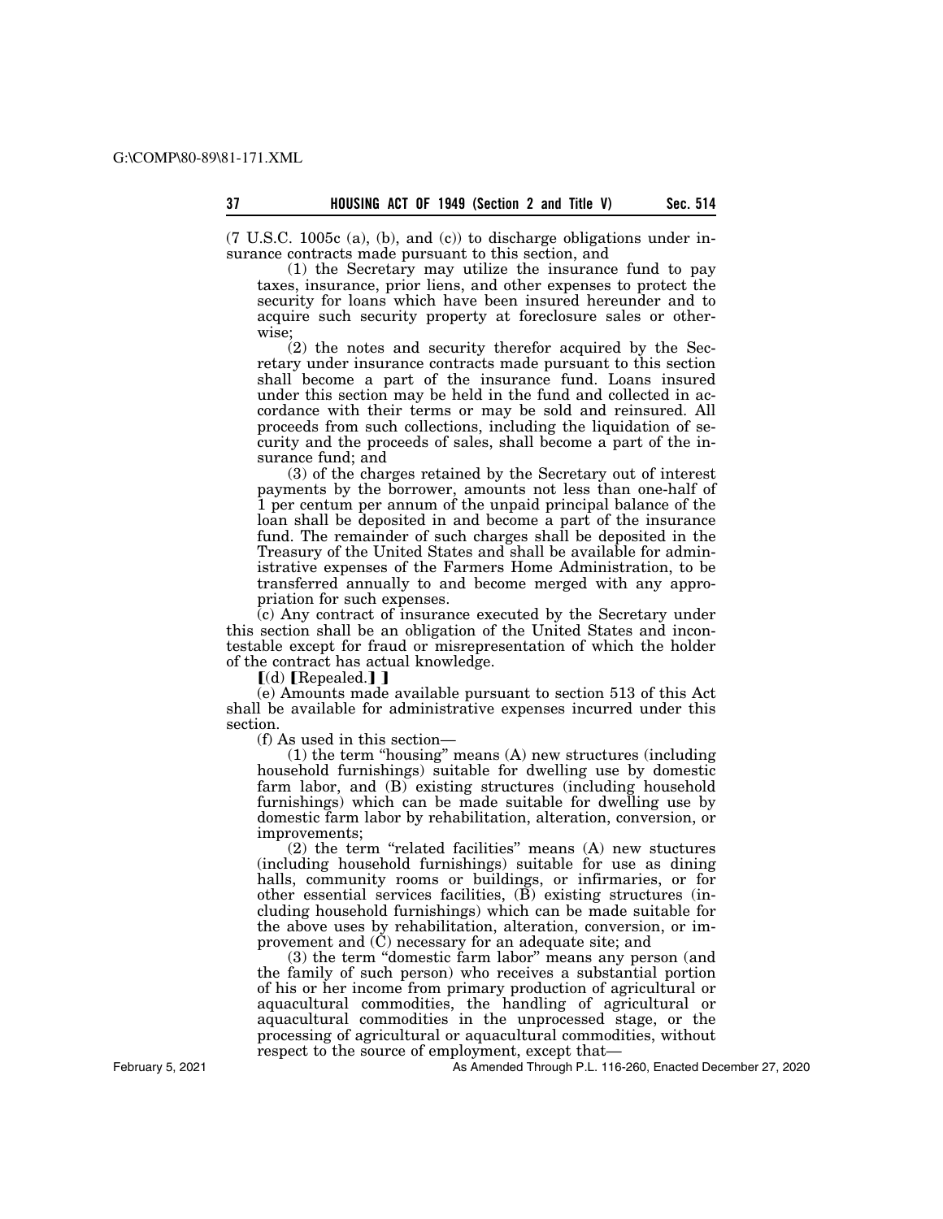(7 U.S.C. 1005c (a), (b), and (c)) to discharge obligations under insurance contracts made pursuant to this section, and

(1) the Secretary may utilize the insurance fund to pay taxes, insurance, prior liens, and other expenses to protect the security for loans which have been insured hereunder and to acquire such security property at foreclosure sales or otherwise;

(2) the notes and security therefor acquired by the Secretary under insurance contracts made pursuant to this section shall become a part of the insurance fund. Loans insured under this section may be held in the fund and collected in accordance with their terms or may be sold and reinsured. All proceeds from such collections, including the liquidation of security and the proceeds of sales, shall become a part of the insurance fund; and

(3) of the charges retained by the Secretary out of interest payments by the borrower, amounts not less than one-half of 1 per centum per annum of the unpaid principal balance of the loan shall be deposited in and become a part of the insurance fund. The remainder of such charges shall be deposited in the Treasury of the United States and shall be available for administrative expenses of the Farmers Home Administration, to be transferred annually to and become merged with any appropriation for such expenses.

(c) Any contract of insurance executed by the Secretary under this section shall be an obligation of the United States and incontestable except for fraud or misrepresentation of which the holder of the contract has actual knowledge.

【(d) 【Repealed.】】

(e) Amounts made available pursuant to section 513 of this Act shall be available for administrative expenses incurred under this section.

(f) As used in this section—

(1) the term "housing" means (A) new structures (including household furnishings) suitable for dwelling use by domestic farm labor, and (B) existing structures (including household furnishings) which can be made suitable for dwelling use by domestic farm labor by rehabilitation, alteration, conversion, or improvements;

(2) the term "related facilities" means (A) new stuctures (including household furnishings) suitable for use as dining halls, community rooms or buildings, or infirmaries, or for other essential services facilities, (B) existing structures (including household furnishings) which can be made suitable for the above uses by rehabilitation, alteration, conversion, or improvement and (C) necessary for an adequate site; and

(3) the term "domestic farm labor" means any person (and the family of such person) who receives a substantial portion of his or her income from primary production of agricultural or aquacultural commodities, the handling of agricultural or aquacultural commodities in the unprocessed stage, or the processing of agricultural or aquacultural commodities, without respect to the source of employment, except that—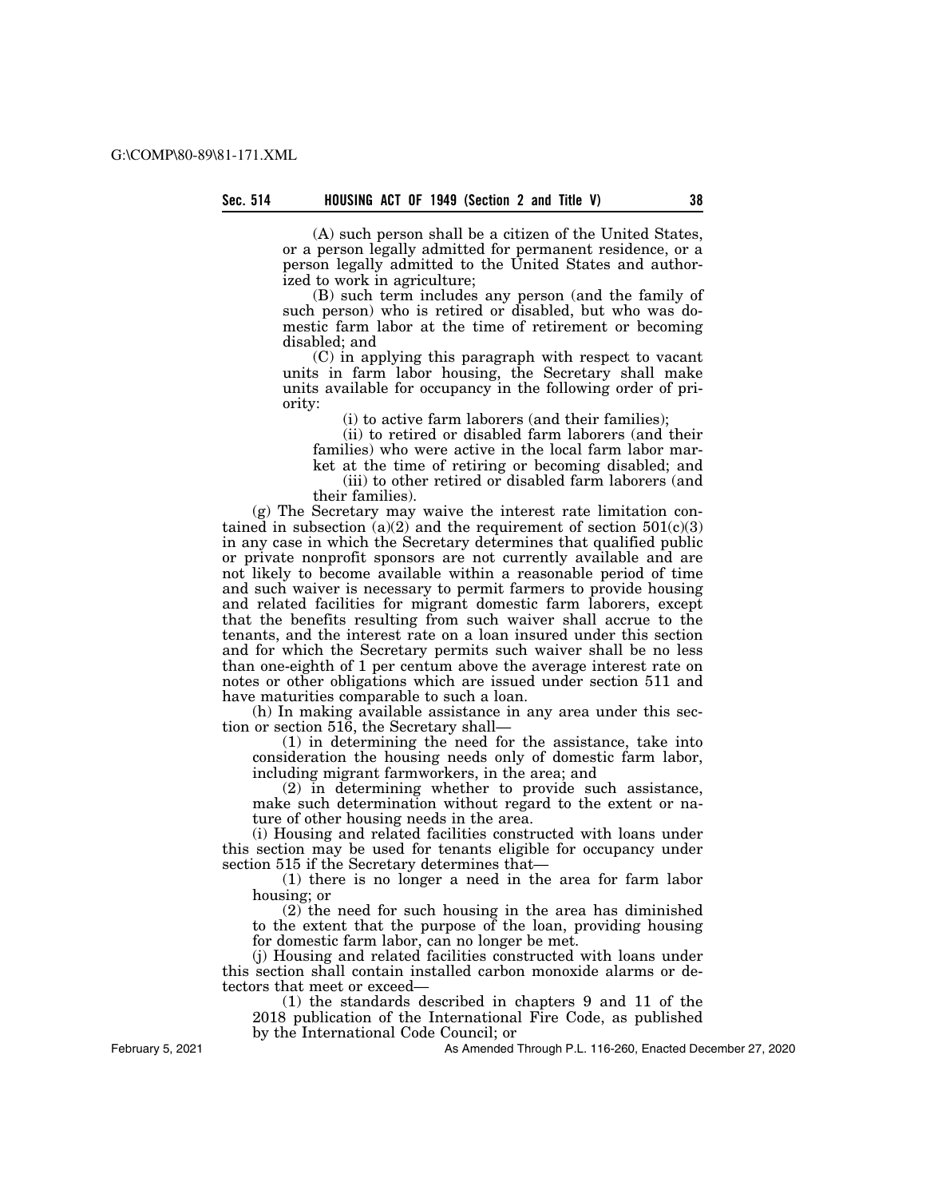(A) such person shall be a citizen of the United States, or a person legally admitted for permanent residence, or a person legally admitted to the United States and authorized to work in agriculture;

(B) such term includes any person (and the family of such person) who is retired or disabled, but who was domestic farm labor at the time of retirement or becoming disabled; and

(C) in applying this paragraph with respect to vacant units in farm labor housing, the Secretary shall make units available for occupancy in the following order of priority:

(i) to active farm laborers (and their families);

(ii) to retired or disabled farm laborers (and their families) who were active in the local farm labor market at the time of retiring or becoming disabled; and

(iii) to other retired or disabled farm laborers (and their families).

(g) The Secretary may waive the interest rate limitation contained in subsection (a)(2) and the requirement of section 501(c)(3) in any case in which the Secretary determines that qualified public or private nonprofit sponsors are not currently available and are not likely to become available within a reasonable period of time and such waiver is necessary to permit farmers to provide housing and related facilities for migrant domestic farm laborers, except that the benefits resulting from such waiver shall accrue to the tenants, and the interest rate on a loan insured under this section and for which the Secretary permits such waiver shall be no less than one-eighth of 1 per centum above the average interest rate on notes or other obligations which are issued under section 511 and have maturities comparable to such a loan.

(h) In making available assistance in any area under this section or section 516, the Secretary shall—

(1) in determining the need for the assistance, take into consideration the housing needs only of domestic farm labor, including migrant farmworkers, in the area; and

(2) in determining whether to provide such assistance, make such determination without regard to the extent or nature of other housing needs in the area.

(i) Housing and related facilities constructed with loans under this section may be used for tenants eligible for occupancy under section 515 if the Secretary determines that—

(1) there is no longer a need in the area for farm labor housing; or

(2) the need for such housing in the area has diminished to the extent that the purpose of the loan, providing housing for domestic farm labor, can no longer be met.

(j) Housing and related facilities constructed with loans under this section shall contain installed carbon monoxide alarms or detectors that meet or exceed—

(1) the standards described in chapters 9 and 11 of the 2018 publication of the International Fire Code, as published by the International Code Council; or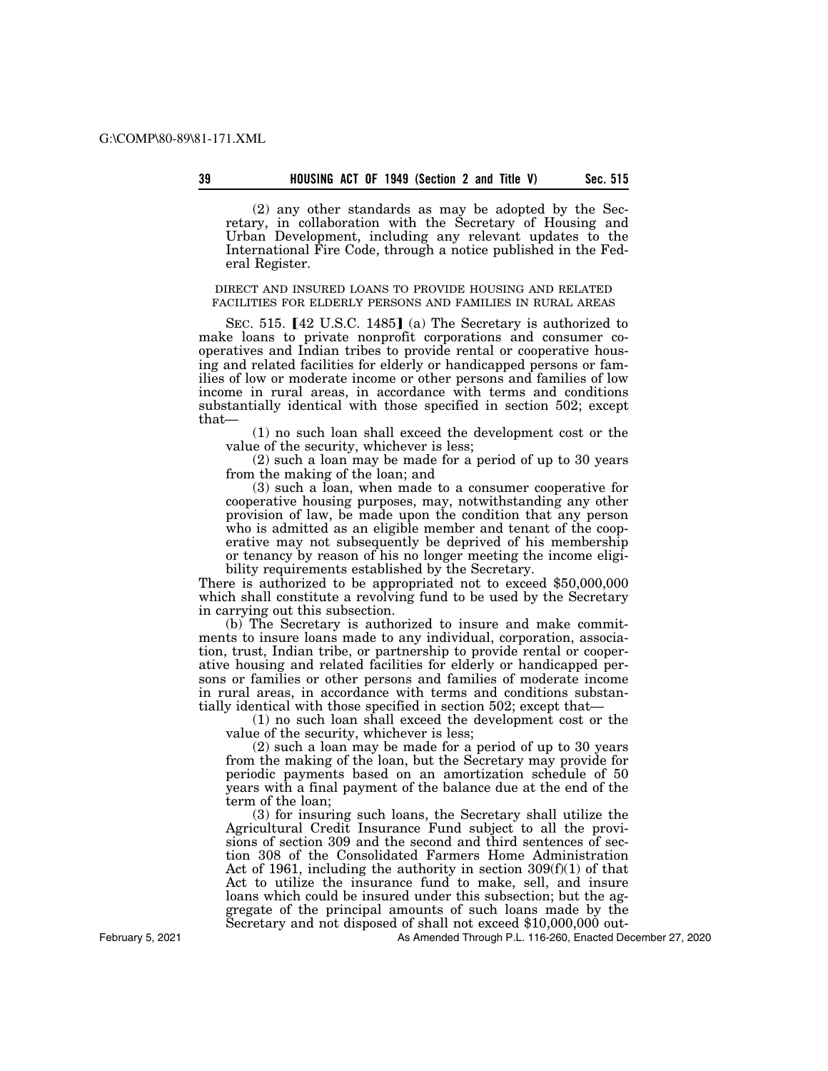(2) any other standards as may be adopted by the Secretary, in collaboration with the Secretary of Housing and Urban Development, including any relevant updates to the International Fire Code, through a notice published in the Federal Register.

DIRECT AND INSURED LOANS TO PROVIDE HOUSING AND RELATED FACILITIES FOR ELDERLY PERSONS AND FAMILIES IN RURAL AREAS

SEC. 515. [42 U.S.C. 1485] (a) The Secretary is authorized to make loans to private nonprofit corporations and consumer cooperatives and Indian tribes to provide rental or cooperative housing and related facilities for elderly or handicapped persons or families of low or moderate income or other persons and families of low income in rural areas, in accordance with terms and conditions substantially identical with those specified in section 502; except that—

(1) no such loan shall exceed the development cost or the value of the security, whichever is less;

(2) such a loan may be made for a period of up to 30 years from the making of the loan; and

(3) such a loan, when made to a consumer cooperative for cooperative housing purposes, may, notwithstanding any other provision of law, be made upon the condition that any person who is admitted as an eligible member and tenant of the cooperative may not subsequently be deprived of his membership or tenancy by reason of his no longer meeting the income eligibility requirements established by the Secretary.

There is authorized to be appropriated not to exceed $50,000,000 which shall constitute a revolving fund to be used by the Secretary in carrying out this subsection.

(b) The Secretary is authorized to insure and make commitments to insure loans made to any individual, corporation, association, trust, Indian tribe, or partnership to provide rental or cooperative housing and related facilities for elderly or handicapped persons or families or other persons and families of moderate income in rural areas, in accordance with terms and conditions substantially identical with those specified in section 502; except that—

(1) no such loan shall exceed the development cost or the value of the security, whichever is less;

(2) such a loan may be made for a period of up to 30 years from the making of the loan, but the Secretary may provide for periodic payments based on an amortization schedule of 50 years with a final payment of the balance due at the end of the term of the loan;

(3) for insuring such loans, the Secretary shall utilize the Agricultural Credit Insurance Fund subject to all the provisions of section 309 and the second and third sentences of section 308 of the Consolidated Farmers Home Administration Act of 1961, including the authority in section 309(f)(1) of that Act to utilize the insurance fund to make, sell, and insure loans which could be insured under this subsection; but the aggregate of the principal amounts of such loans made by the Secretary and not disposed of shall not exceed $10,000,000 out-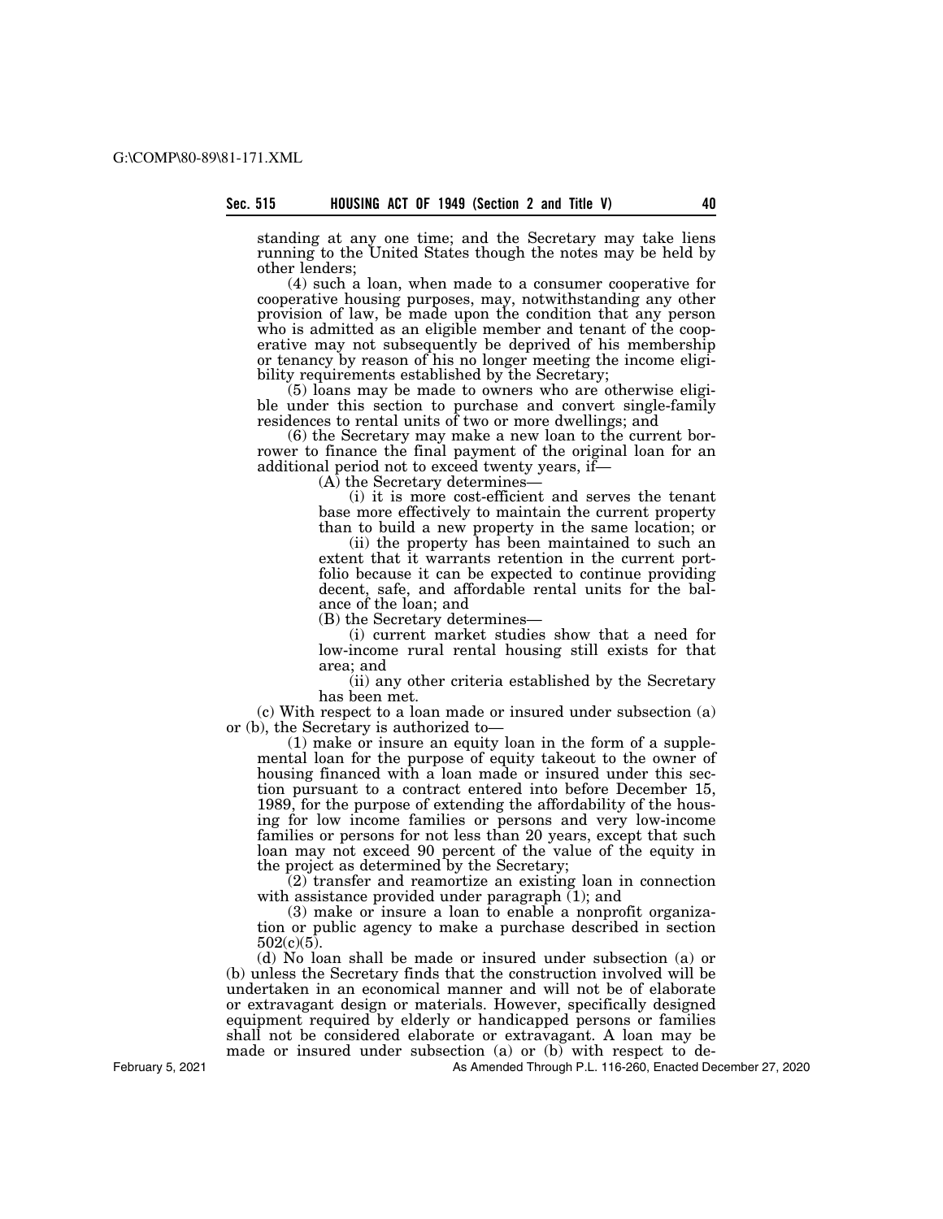standing at any one time; and the Secretary may take liens running to the United States though the notes may be held by other lenders;

(4) such a loan, when made to a consumer cooperative for cooperative housing purposes, may, notwithstanding any other provision of law, be made upon the condition that any person who is admitted as an eligible member and tenant of the cooperative may not subsequently be deprived of his membership or tenancy by reason of his no longer meeting the income eligibility requirements established by the Secretary;

(5) loans may be made to owners who are otherwise eligible under this section to purchase and convert single-family residences to rental units of two or more dwellings; and

(6) the Secretary may make a new loan to the current borrower to finance the final payment of the original loan for an additional period not to exceed twenty years, if—

(A) the Secretary determines—

(i) it is more cost-efficient and serves the tenant base more effectively to maintain the current property than to build a new property in the same location; or

(ii) the property has been maintained to such an extent that it warrants retention in the current portfolio because it can be expected to continue providing decent, safe, and affordable rental units for the balance of the loan; and

(B) the Secretary determines—

(i) current market studies show that a need for low-income rural rental housing still exists for that area; and

(ii) any other criteria established by the Secretary has been met.

(c) With respect to a loan made or insured under subsection (a) or (b), the Secretary is authorized to—

(1) make or insure an equity loan in the form of a supplemental loan for the purpose of equity takeout to the owner of housing financed with a loan made or insured under this section pursuant to a contract entered into before December 15, 1989, for the purpose of extending the affordability of the housing for low income families or persons and very low-income families or persons for not less than 20 years, except that such loan may not exceed 90 percent of the value of the equity in the project as determined by the Secretary;

(2) transfer and reamortize an existing loan in connection with assistance provided under paragraph (1); and

(3) make or insure a loan to enable a nonprofit organization or public agency to make a purchase described in section 502(c)(5).

(d) No loan shall be made or insured under subsection (a) or (b) unless the Secretary finds that the construction involved will be undertaken in an economical manner and will not be of elaborate or extravagant design or materials. However, specifically designed equipment required by elderly or handicapped persons or families shall not be considered elaborate or extravagant. A loan may be made or insured under subsection (a) or (b) with respect to de-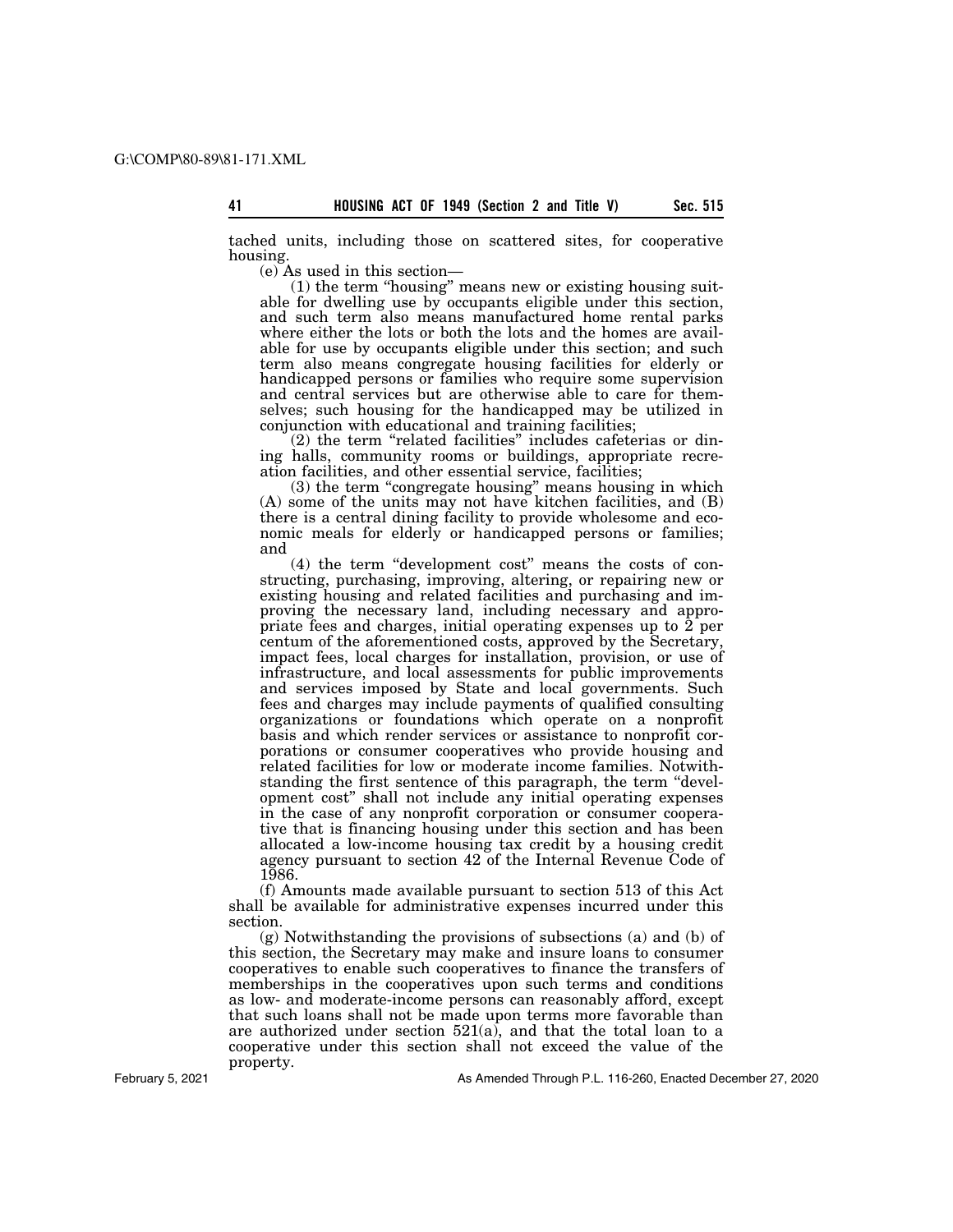tached units, including those on scattered sites, for cooperative housing.

(e) As used in this section—

(1) the term "housing" means new or existing housing suitable for dwelling use by occupants eligible under this section, and such term also means manufactured home rental parks where either the lots or both the lots and the homes are available for use by occupants eligible under this section; and such term also means congregate housing facilities for elderly or handicapped persons or families who require some supervision and central services but are otherwise able to care for themselves; such housing for the handicapped may be utilized in conjunction with educational and training facilities;

(2) the term "related facilities" includes cafeterias or dining halls, community rooms or buildings, appropriate recreation facilities, and other essential service, facilities;

(3) the term "congregate housing" means housing in which (A) some of the units may not have kitchen facilities, and (B) there is a central dining facility to provide wholesome and economic meals for elderly or handicapped persons or families; and

(4) the term "development cost" means the costs of constructing, purchasing, improving, altering, or repairing new or existing housing and related facilities and purchasing and improving the necessary land, including necessary and appropriate fees and charges, initial operating expenses up to 2 per centum of the aforementioned costs, approved by the Secretary, impact fees, local charges for installation, provision, or use of infrastructure, and local assessments for public improvements and services imposed by State and local governments. Such fees and charges may include payments of qualified consulting organizations or foundations which operate on a nonprofit basis and which render services or assistance to nonprofit corporations or consumer cooperatives who provide housing and related facilities for low or moderate income families. Notwithstanding the first sentence of this paragraph, the term "development cost" shall not include any initial operating expenses in the case of any nonprofit corporation or consumer cooperative that is financing housing under this section and has been allocated a low-income housing tax credit by a housing credit agency pursuant to section 42 of the Internal Revenue Code of 1986.

(f) Amounts made available pursuant to section 513 of this Act shall be available for administrative expenses incurred under this section.

(g) Notwithstanding the provisions of subsections (a) and (b) of this section, the Secretary may make and insure loans to consumer cooperatives to enable such cooperatives to finance the transfers of memberships in the cooperatives upon such terms and conditions as low- and moderate-income persons can reasonably afford, except that such loans shall not be made upon terms more favorable than are authorized under section 521(a), and that the total loan to a cooperative under this section shall not exceed the value of the property.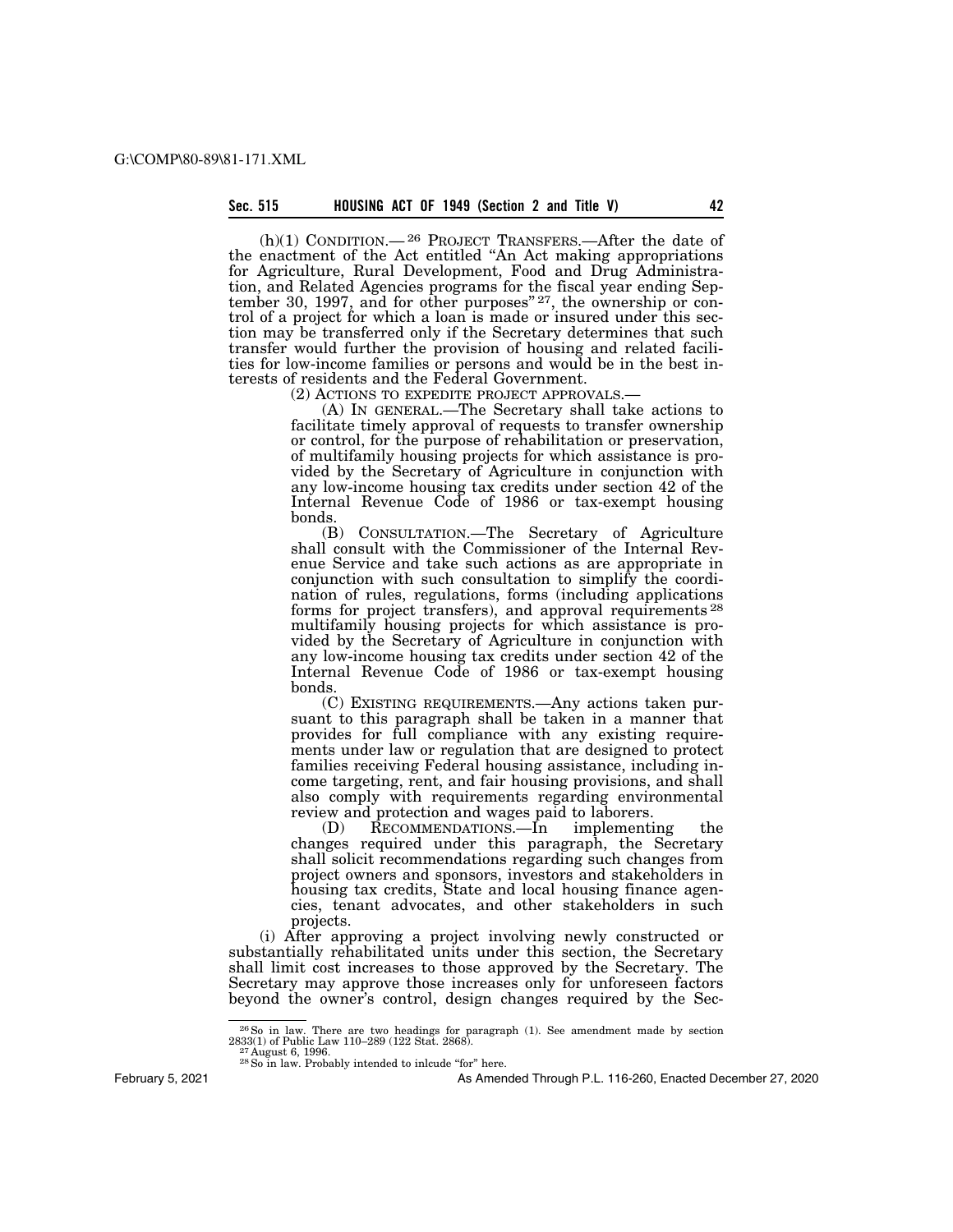(h)(1) CONDITION.— [26] PROJECT TRANSFERS.—After the date of the enactment of the Act entitled "An Act making appropriations for Agriculture, Rural Development, Food and Drug Administration, and Related Agencies programs for the fiscal year ending September 30, 1997, and for other purposes" [27], the ownership or control of a project for which a loan is made or insured under this section may be transferred only if the Secretary determines that such transfer would further the provision of housing and related facilities for low-income families or persons and would be in the best interests of residents and the Federal Government.

(2) ACTIONS TO EXPEDITE PROJECT APPROVALS.—

(A) IN GENERAL.—The Secretary shall take actions to facilitate timely approval of requests to transfer ownership or control, for the purpose of rehabilitation or preservation, of multifamily housing projects for which assistance is provided by the Secretary of Agriculture in conjunction with any low-income housing tax credits under section 42 of the Internal Revenue Code of 1986 or tax-exempt housing bonds.

(B) CONSULTATION.—The Secretary of Agriculture shall consult with the Commissioner of the Internal Revenue Service and take such actions as are appropriate in conjunction with such consultation to simplify the coordination of rules, regulations, forms (including applications forms for project transfers), and approval requirements [28] multifamily housing projects for which assistance is provided by the Secretary of Agriculture in conjunction with any low-income housing tax credits under section 42 of the Internal Revenue Code of 1986 or tax-exempt housing bonds.

(C) EXISTING REQUIREMENTS.—Any actions taken pursuant to this paragraph shall be taken in a manner that provides for full compliance with any existing requirements under law or regulation that are designed to protect families receiving Federal housing assistance, including income targeting, rent, and fair housing provisions, and shall also comply with requirements regarding environmental review and protection and wages paid to laborers.

(D) RECOMMENDATIONS.—In implementing the changes required under this paragraph, the Secretary shall solicit recommendations regarding such changes from project owners and sponsors, investors and stakeholders in housing tax credits, State and local housing finance agencies, tenant advocates, and other stakeholders in such projects.

(i) After approving a project involving newly constructed or substantially rehabilitated units under this section, the Secretary shall limit cost increases to those approved by the Secretary. The Secretary may approve those increases only for unforeseen factors beyond the owner's control, design changes required by the Sec-

---

[26] So in law. There are two headings for paragraph (1). See amendment made by section 2833(1) of Public Law 110–289 (122 Stat. 2868).

[27] August 6, 1996.

[28] So in law. Probably intended to inlcude "for" here.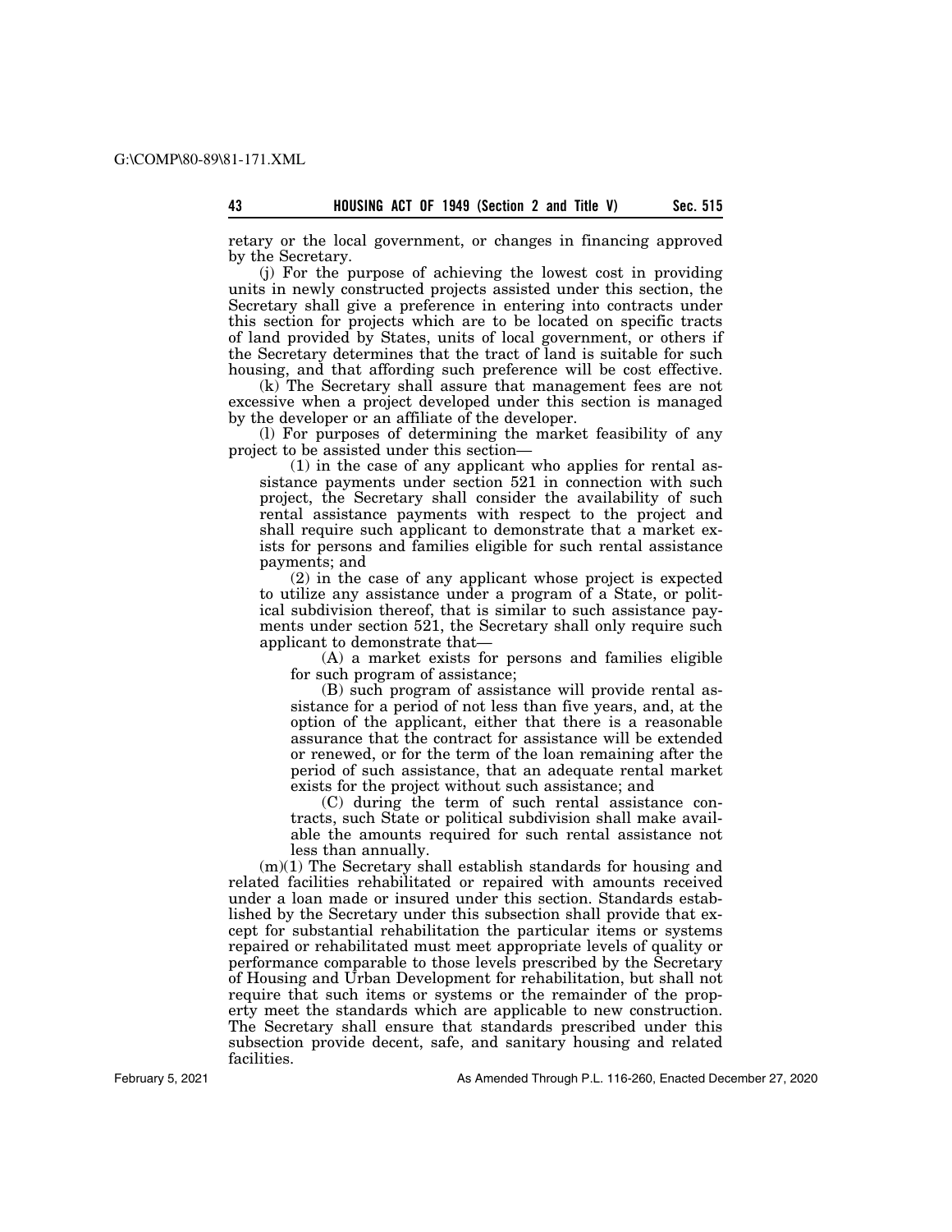retary or the local government, or changes in financing approved by the Secretary.

(j) For the purpose of achieving the lowest cost in providing units in newly constructed projects assisted under this section, the Secretary shall give a preference in entering into contracts under this section for projects which are to be located on specific tracts of land provided by States, units of local government, or others if the Secretary determines that the tract of land is suitable for such housing, and that affording such preference will be cost effective.

(k) The Secretary shall assure that management fees are not excessive when a project developed under this section is managed by the developer or an affiliate of the developer.

(l) For purposes of determining the market feasibility of any project to be assisted under this section—

(1) in the case of any applicant who applies for rental assistance payments under section 521 in connection with such project, the Secretary shall consider the availability of such rental assistance payments with respect to the project and shall require such applicant to demonstrate that a market exists for persons and families eligible for such rental assistance payments; and

(2) in the case of any applicant whose project is expected to utilize any assistance under a program of a State, or political subdivision thereof, that is similar to such assistance payments under section 521, the Secretary shall only require such applicant to demonstrate that—

(A) a market exists for persons and families eligible for such program of assistance;

(B) such program of assistance will provide rental assistance for a period of not less than five years, and, at the option of the applicant, either that there is a reasonable assurance that the contract for assistance will be extended or renewed, or for the term of the loan remaining after the period of such assistance, that an adequate rental market exists for the project without such assistance; and

(C) during the term of such rental assistance contracts, such State or political subdivision shall make available the amounts required for such rental assistance not less than annually.

(m)(1) The Secretary shall establish standards for housing and related facilities rehabilitated or repaired with amounts received under a loan made or insured under this section. Standards established by the Secretary under this subsection shall provide that except for substantial rehabilitation the particular items or systems repaired or rehabilitated must meet appropriate levels of quality or performance comparable to those levels prescribed by the Secretary of Housing and Urban Development for rehabilitation, but shall not require that such items or systems or the remainder of the property meet the standards which are applicable to new construction. The Secretary shall ensure that standards prescribed under this subsection provide decent, safe, and sanitary housing and related facilities.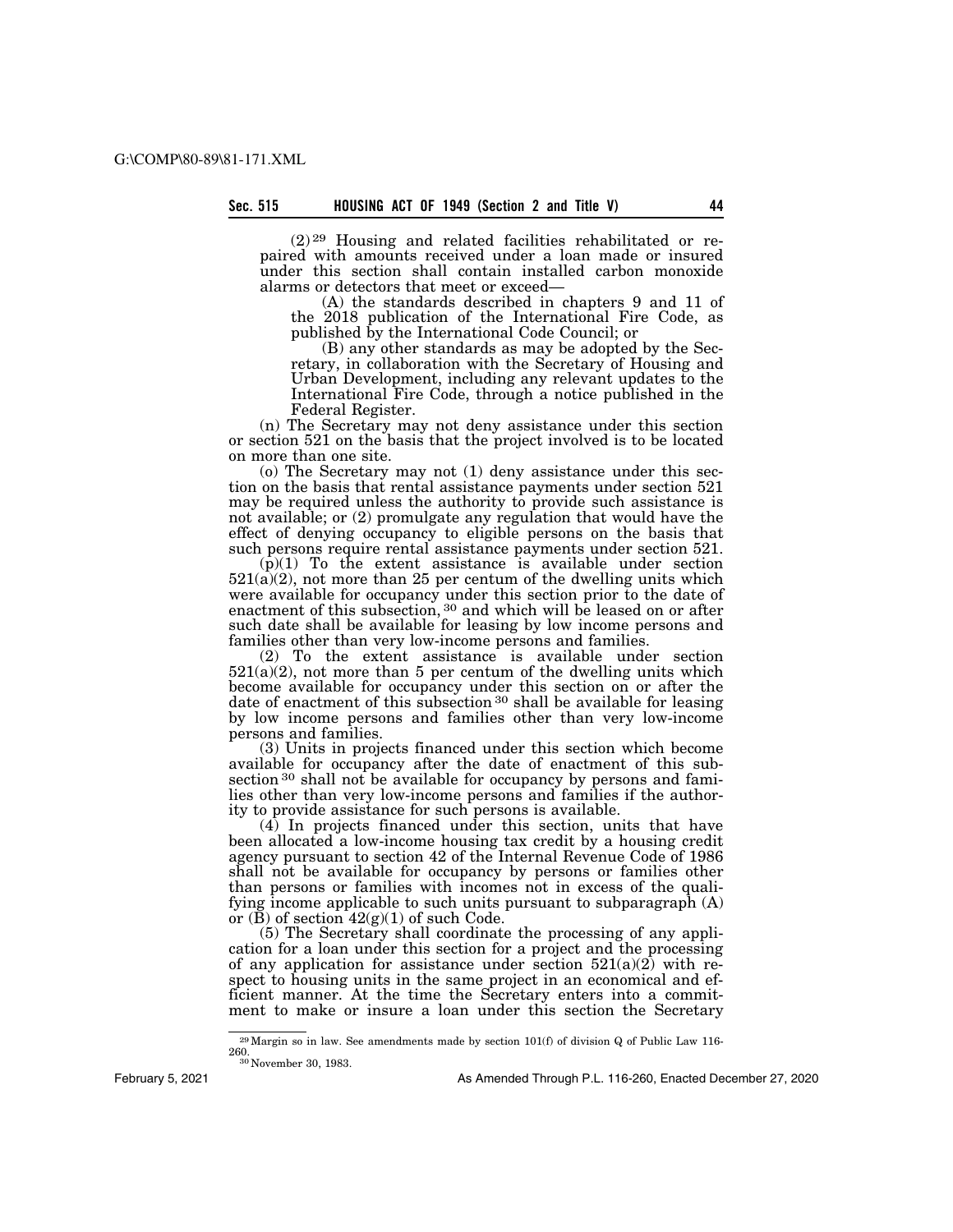(2)[29] Housing and related facilities rehabilitated or repaired with amounts received under a loan made or insured under this section shall contain installed carbon monoxide alarms or detectors that meet or exceed—

(A) the standards described in chapters 9 and 11 of the 2018 publication of the International Fire Code, as published by the International Code Council; or

(B) any other standards as may be adopted by the Secretary, in collaboration with the Secretary of Housing and Urban Development, including any relevant updates to the International Fire Code, through a notice published in the Federal Register.

(n) The Secretary may not deny assistance under this section or section 521 on the basis that the project involved is to be located on more than one site.

(o) The Secretary may not (1) deny assistance under this section on the basis that rental assistance payments under section 521 may be required unless the authority to provide such assistance is not available; or (2) promulgate any regulation that would have the effect of denying occupancy to eligible persons on the basis that such persons require rental assistance payments under section 521.

(p)(1) To the extent assistance is available under section 521(a)(2), not more than 25 per centum of the dwelling units which were available for occupancy under this section prior to the date of enactment of this subsection,[30] and which will be leased on or after such date shall be available for leasing by low income persons and families other than very low-income persons and families.

(2) To the extent assistance is available under section 521(a)(2), not more than 5 per centum of the dwelling units which become available for occupancy under this section on or after the date of enactment of this subsection[30] shall be available for leasing by low income persons and families other than very low-income persons and families.

(3) Units in projects financed under this section which become available for occupancy after the date of enactment of this subsection[30] shall not be available for occupancy by persons and families other than very low-income persons and families if the authority to provide assistance for such persons is available.

(4) In projects financed under this section, units that have been allocated a low-income housing tax credit by a housing credit agency pursuant to section 42 of the Internal Revenue Code of 1986 shall not be available for occupancy by persons or families other than persons or families with incomes not in excess of the qualifying income applicable to such units pursuant to subparagraph (A) or (B) of section 42(g)(1) of such Code.

(5) The Secretary shall coordinate the processing of any application for a loan under this section for a project and the processing of any application for assistance under section 521(a)(2) with respect to housing units in the same project in an economical and efficient manner. At the time the Secretary enters into a commitment to make or insure a loan under this section the Secretary

---

[29] Margin so in law. See amendments made by section 101(f) of division Q of Public Law 116-260.

[30] November 30, 1983.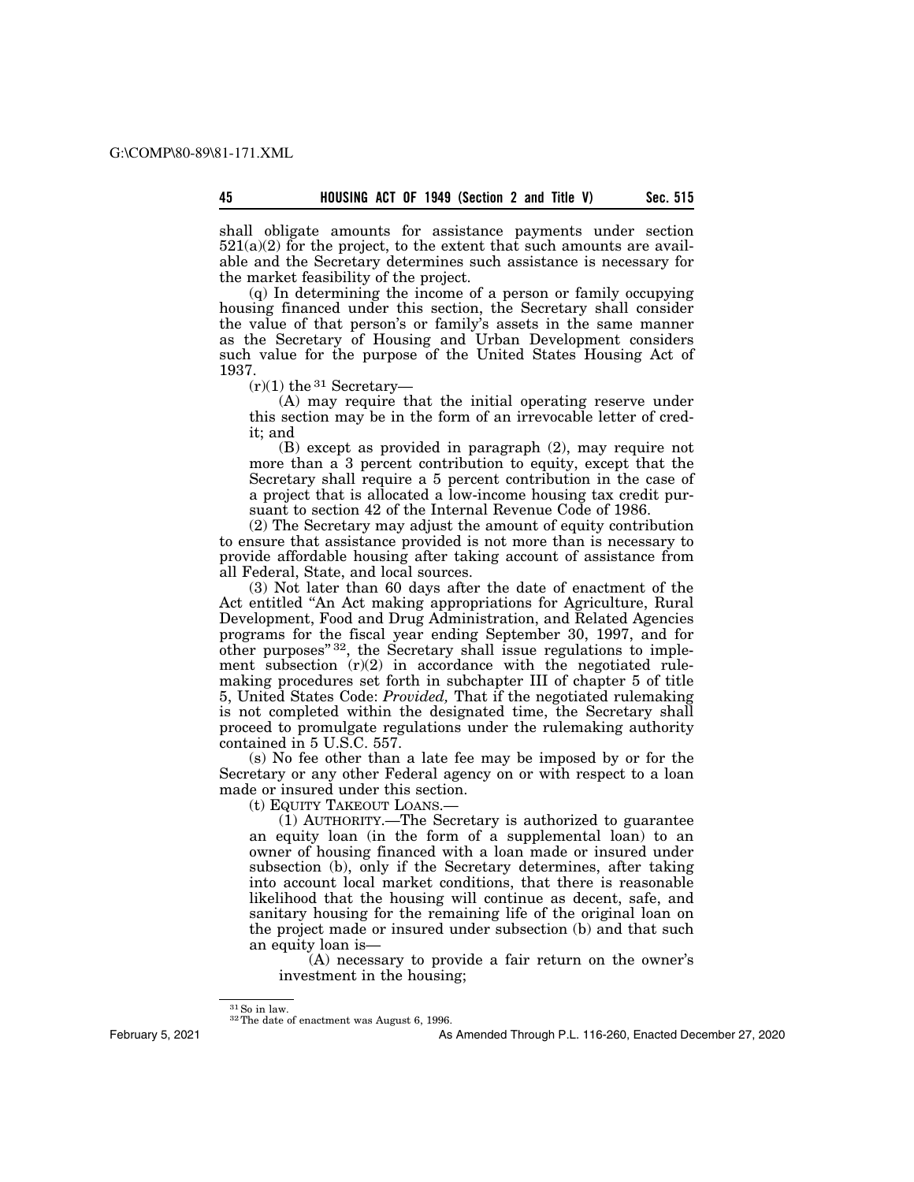shall obligate amounts for assistance payments under section 521(a)(2) for the project, to the extent that such amounts are available and the Secretary determines such assistance is necessary for the market feasibility of the project.

(q) In determining the income of a person or family occupying housing financed under this section, the Secretary shall consider the value of that person's or family's assets in the same manner as the Secretary of Housing and Urban Development considers such value for the purpose of the United States Housing Act of 1937.

(r)(1) the [31] Secretary—

(A) may require that the initial operating reserve under this section may be in the form of an irrevocable letter of credit; and

(B) except as provided in paragraph (2), may require not more than a 3 percent contribution to equity, except that the Secretary shall require a 5 percent contribution in the case of a project that is allocated a low-income housing tax credit pursuant to section 42 of the Internal Revenue Code of 1986.

(2) The Secretary may adjust the amount of equity contribution to ensure that assistance provided is not more than is necessary to provide affordable housing after taking account of assistance from all Federal, State, and local sources.

(3) Not later than 60 days after the date of enactment of the Act entitled "An Act making appropriations for Agriculture, Rural Development, Food and Drug Administration, and Related Agencies programs for the fiscal year ending September 30, 1997, and for other purposes" [32], the Secretary shall issue regulations to implement subsection (r)(2) in accordance with the negotiated rulemaking procedures set forth in subchapter III of chapter 5 of title 5, United States Code: *Provided,* That if the negotiated rulemaking is not completed within the designated time, the Secretary shall proceed to promulgate regulations under the rulemaking authority contained in 5 U.S.C. 557.

(s) No fee other than a late fee may be imposed by or for the Secretary or any other Federal agency on or with respect to a loan made or insured under this section.

(t) EQUITY TAKEOUT LOANS.—

(1) AUTHORITY.—The Secretary is authorized to guarantee an equity loan (in the form of a supplemental loan) to an owner of housing financed with a loan made or insured under subsection (b), only if the Secretary determines, after taking into account local market conditions, that there is reasonable likelihood that the housing will continue as decent, safe, and sanitary housing for the remaining life of the original loan on the project made or insured under subsection (b) and that such an equity loan is—

(A) necessary to provide a fair return on the owner's investment in the housing;

[31] So in law.

[32] The date of enactment was August 6, 1996.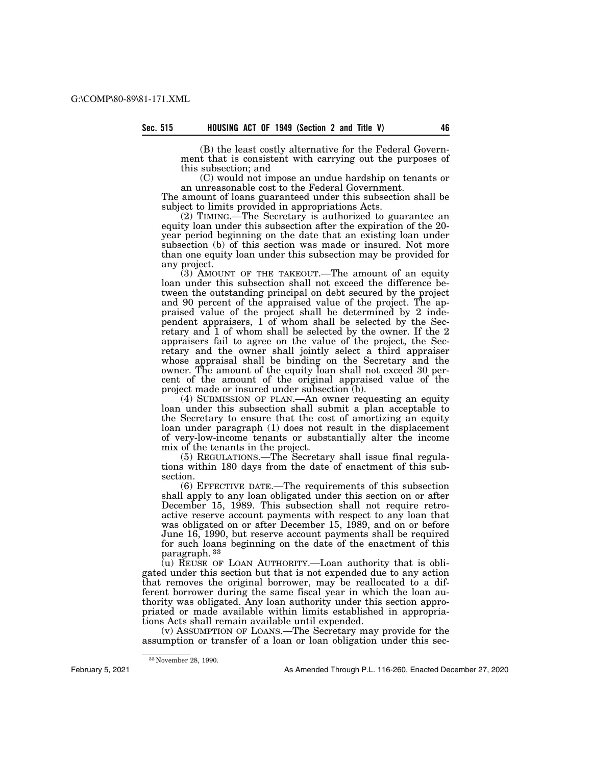(B) the least costly alternative for the Federal Government that is consistent with carrying out the purposes of this subsection; and

(C) would not impose an undue hardship on tenants or an unreasonable cost to the Federal Government.

The amount of loans guaranteed under this subsection shall be subject to limits provided in appropriations Acts.

(2) TIMING.—The Secretary is authorized to guarantee an equity loan under this subsection after the expiration of the 20-year period beginning on the date that an existing loan under subsection (b) of this section was made or insured. Not more than one equity loan under this subsection may be provided for any project.

(3) AMOUNT OF THE TAKEOUT.—The amount of an equity loan under this subsection shall not exceed the difference between the outstanding principal on debt secured by the project and 90 percent of the appraised value of the project. The appraised value of the project shall be determined by 2 independent appraisers, 1 of whom shall be selected by the Secretary and 1 of whom shall be selected by the owner. If the 2 appraisers fail to agree on the value of the project, the Secretary and the owner shall jointly select a third appraiser whose appraisal shall be binding on the Secretary and the owner. The amount of the equity loan shall not exceed 30 percent of the amount of the original appraised value of the project made or insured under subsection (b).

(4) SUBMISSION OF PLAN.—An owner requesting an equity loan under this subsection shall submit a plan acceptable to the Secretary to ensure that the cost of amortizing an equity loan under paragraph (1) does not result in the displacement of very-low-income tenants or substantially alter the income mix of the tenants in the project.

(5) REGULATIONS.—The Secretary shall issue final regulations within 180 days from the date of enactment of this subsection.

(6) EFFECTIVE DATE.—The requirements of this subsection shall apply to any loan obligated under this section on or after December 15, 1989. This subsection shall not require retroactive reserve account payments with respect to any loan that was obligated on or after December 15, 1989, and on or before June 16, 1990, but reserve account payments shall be required for such loans beginning on the date of the enactment of this paragraph.[33]

(u) REUSE OF LOAN AUTHORITY.—Loan authority that is obligated under this section but that is not expended due to any action that removes the original borrower, may be reallocated to a different borrower during the same fiscal year in which the loan authority was obligated. Any loan authority under this section appropriated or made available within limits established in appropriations Acts shall remain available until expended.

(v) ASSUMPTION OF LOANS.—The Secretary may provide for the assumption or transfer of a loan or loan obligation under this sec-

---

[33] November 28, 1990.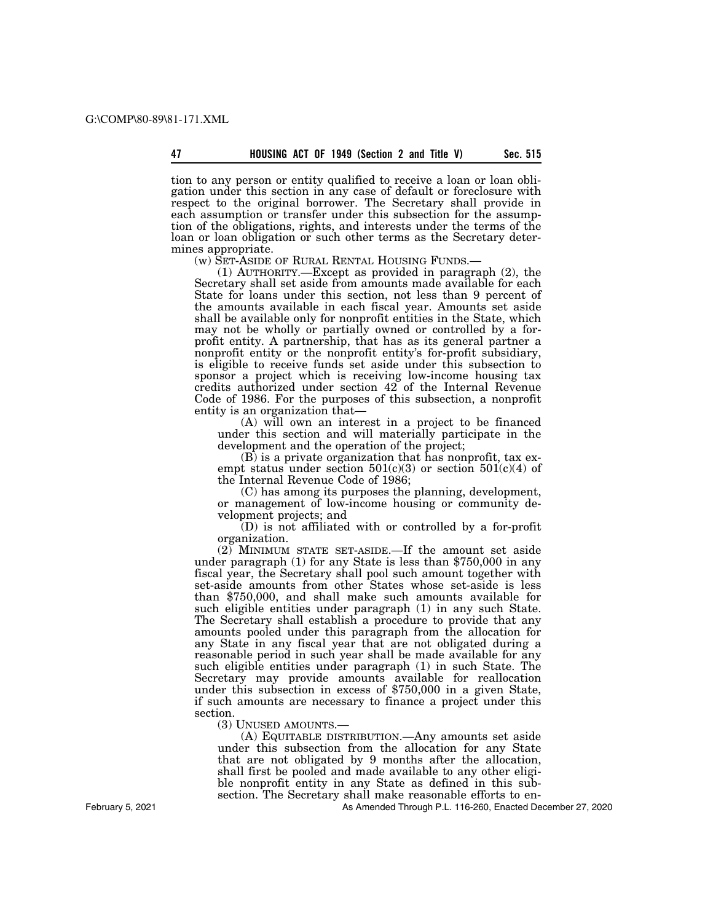tion to any person or entity qualified to receive a loan or loan obligation under this section in any case of default or foreclosure with respect to the original borrower. The Secretary shall provide in each assumption or transfer under this subsection for the assumption of the obligations, rights, and interests under the terms of the loan or loan obligation or such other terms as the Secretary determines appropriate.

(w) SET-ASIDE OF RURAL RENTAL HOUSING FUNDS.—

(1) AUTHORITY.—Except as provided in paragraph (2), the Secretary shall set aside from amounts made available for each State for loans under this section, not less than 9 percent of the amounts available in each fiscal year. Amounts set aside shall be available only for nonprofit entities in the State, which may not be wholly or partially owned or controlled by a for-profit entity. A partnership, that has as its general partner a nonprofit entity or the nonprofit entity's for-profit subsidiary, is eligible to receive funds set aside under this subsection to sponsor a project which is receiving low-income housing tax credits authorized under section 42 of the Internal Revenue Code of 1986. For the purposes of this subsection, a nonprofit entity is an organization that—

(A) will own an interest in a project to be financed under this section and will materially participate in the development and the operation of the project;

(B) is a private organization that has nonprofit, tax exempt status under section 501(c)(3) or section 501(c)(4) of the Internal Revenue Code of 1986;

(C) has among its purposes the planning, development, or management of low-income housing or community development projects; and

(D) is not affiliated with or controlled by a for-profit organization.

(2) MINIMUM STATE SET-ASIDE.—If the amount set aside under paragraph (1) for any State is less than $750,000 in any fiscal year, the Secretary shall pool such amount together with set-aside amounts from other States whose set-aside is less than $750,000, and shall make such amounts available for such eligible entities under paragraph (1) in any such State. The Secretary shall establish a procedure to provide that any amounts pooled under this paragraph from the allocation for any State in any fiscal year that are not obligated during a reasonable period in such year shall be made available for any such eligible entities under paragraph (1) in such State. The Secretary may provide amounts available for reallocation under this subsection in excess of $750,000 in a given State, if such amounts are necessary to finance a project under this section.

(3) UNUSED AMOUNTS.—

(A) EQUITABLE DISTRIBUTION.—Any amounts set aside under this subsection from the allocation for any State that are not obligated by 9 months after the allocation, shall first be pooled and made available to any other eligible nonprofit entity in any State as defined in this subsection. The Secretary shall make reasonable efforts to en-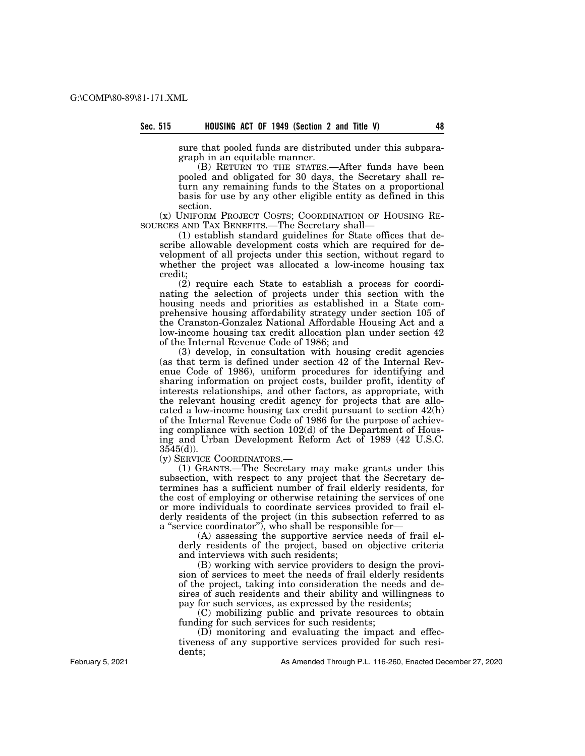sure that pooled funds are distributed under this subparagraph in an equitable manner.

(B) RETURN TO THE STATES.—After funds have been pooled and obligated for 30 days, the Secretary shall return any remaining funds to the States on a proportional basis for use by any other eligible entity as defined in this section.

(x) UNIFORM PROJECT COSTS; COORDINATION OF HOUSING RESOURCES AND TAX BENEFITS.—The Secretary shall—

(1) establish standard guidelines for State offices that describe allowable development costs which are required for development of all projects under this section, without regard to whether the project was allocated a low-income housing tax credit;

(2) require each State to establish a process for coordinating the selection of projects under this section with the housing needs and priorities as established in a State comprehensive housing affordability strategy under section 105 of the Cranston-Gonzalez National Affordable Housing Act and a low-income housing tax credit allocation plan under section 42 of the Internal Revenue Code of 1986; and

(3) develop, in consultation with housing credit agencies (as that term is defined under section 42 of the Internal Revenue Code of 1986), uniform procedures for identifying and sharing information on project costs, builder profit, identity of interests relationships, and other factors, as appropriate, with the relevant housing credit agency for projects that are allocated a low-income housing tax credit pursuant to section 42(h) of the Internal Revenue Code of 1986 for the purpose of achieving compliance with section 102(d) of the Department of Housing and Urban Development Reform Act of 1989 (42 U.S.C. 3545(d)).

(y) SERVICE COORDINATORS.—

(1) GRANTS.—The Secretary may make grants under this subsection, with respect to any project that the Secretary determines has a sufficient number of frail elderly residents, for the cost of employing or otherwise retaining the services of one or more individuals to coordinate services provided to frail elderly residents of the project (in this subsection referred to as a "service coordinator"), who shall be responsible for—

(A) assessing the supportive service needs of frail elderly residents of the project, based on objective criteria and interviews with such residents;

(B) working with service providers to design the provision of services to meet the needs of frail elderly residents of the project, taking into consideration the needs and desires of such residents and their ability and willingness to pay for such services, as expressed by the residents;

(C) mobilizing public and private resources to obtain funding for such services for such residents;

(D) monitoring and evaluating the impact and effectiveness of any supportive services provided for such residents;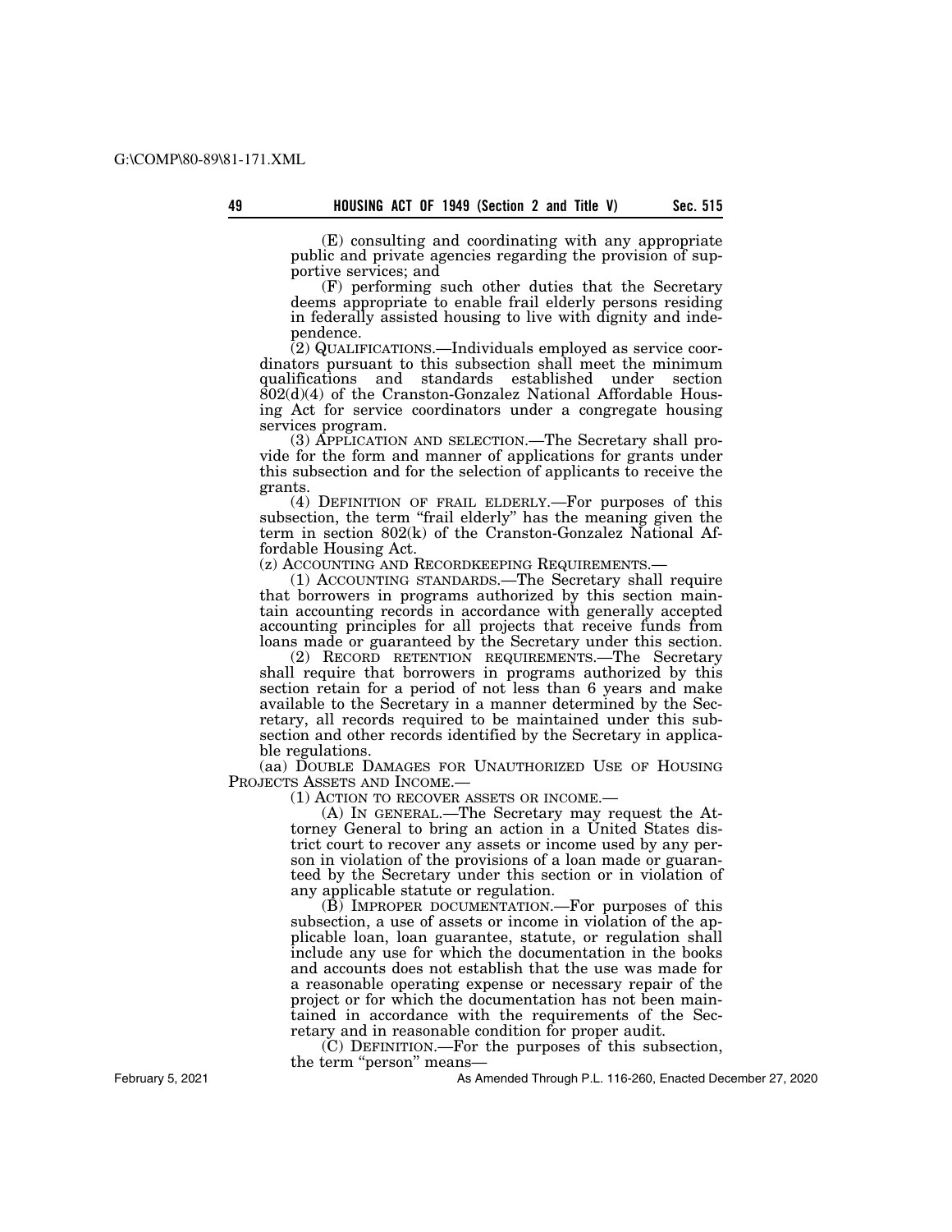(E) consulting and coordinating with any appropriate public and private agencies regarding the provision of supportive services; and

(F) performing such other duties that the Secretary deems appropriate to enable frail elderly persons residing in federally assisted housing to live with dignity and independence.

(2) QUALIFICATIONS.—Individuals employed as service coordinators pursuant to this subsection shall meet the minimum qualifications and standards established under section 802(d)(4) of the Cranston-Gonzalez National Affordable Housing Act for service coordinators under a congregate housing services program.

(3) APPLICATION AND SELECTION.—The Secretary shall provide for the form and manner of applications for grants under this subsection and for the selection of applicants to receive the grants.

(4) DEFINITION OF FRAIL ELDERLY.—For purposes of this subsection, the term "frail elderly" has the meaning given the term in section 802(k) of the Cranston-Gonzalez National Affordable Housing Act.

(z) ACCOUNTING AND RECORDKEEPING REQUIREMENTS.—

(1) ACCOUNTING STANDARDS.—The Secretary shall require that borrowers in programs authorized by this section maintain accounting records in accordance with generally accepted accounting principles for all projects that receive funds from loans made or guaranteed by the Secretary under this section.

(2) RECORD RETENTION REQUIREMENTS.—The Secretary shall require that borrowers in programs authorized by this section retain for a period of not less than 6 years and make available to the Secretary in a manner determined by the Secretary, all records required to be maintained under this subsection and other records identified by the Secretary in applicable regulations.

(aa) DOUBLE DAMAGES FOR UNAUTHORIZED USE OF HOUSING PROJECTS ASSETS AND INCOME.—

(1) ACTION TO RECOVER ASSETS OR INCOME.—

(A) IN GENERAL.—The Secretary may request the Attorney General to bring an action in a United States district court to recover any assets or income used by any person in violation of the provisions of a loan made or guaranteed by the Secretary under this section or in violation of any applicable statute or regulation.

(B) IMPROPER DOCUMENTATION.—For purposes of this subsection, a use of assets or income in violation of the applicable loan, loan guarantee, statute, or regulation shall include any use for which the documentation in the books and accounts does not establish that the use was made for a reasonable operating expense or necessary repair of the project or for which the documentation has not been maintained in accordance with the requirements of the Secretary and in reasonable condition for proper audit.

(C) DEFINITION.—For the purposes of this subsection, the term "person" means—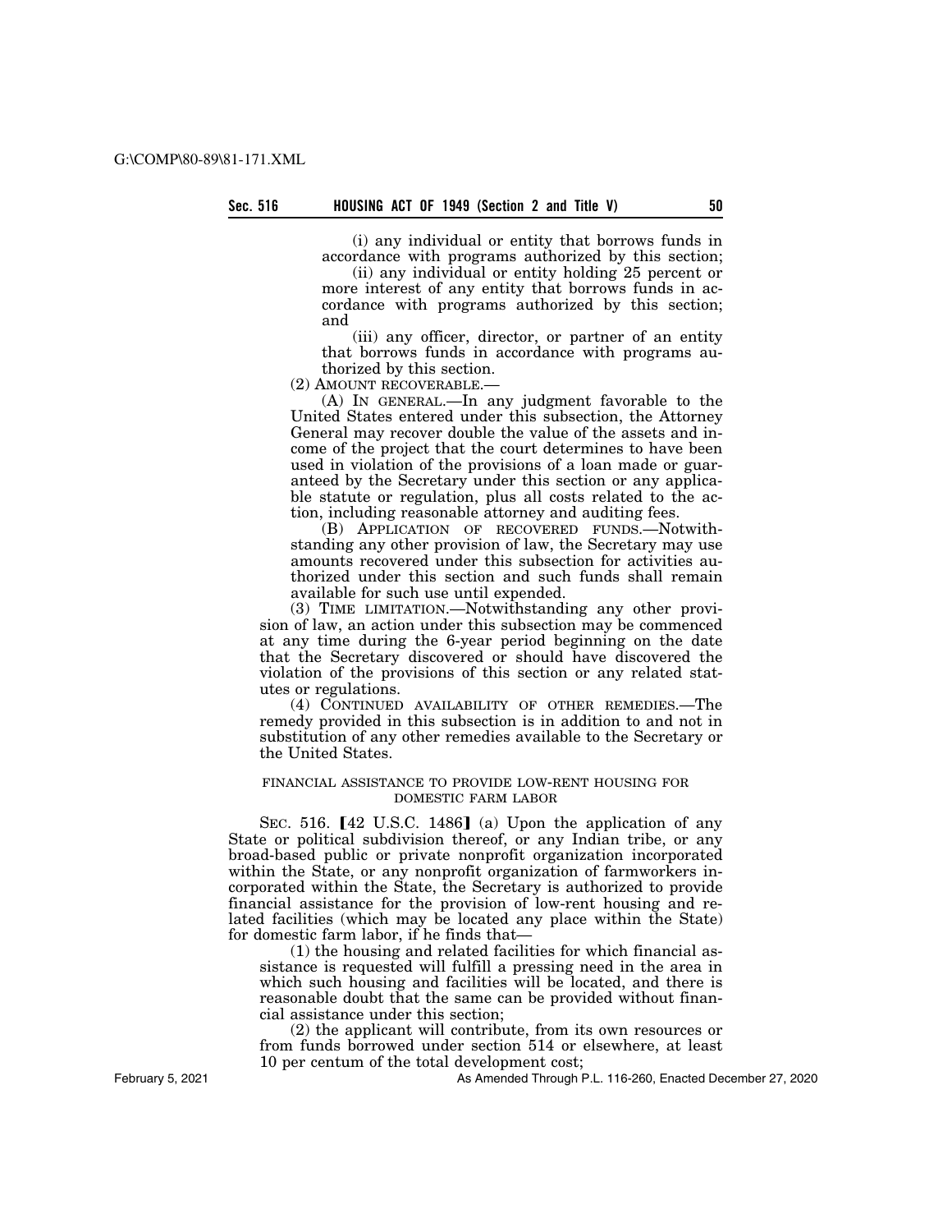(i) any individual or entity that borrows funds in accordance with programs authorized by this section;

(ii) any individual or entity holding 25 percent or more interest of any entity that borrows funds in accordance with programs authorized by this section; and

(iii) any officer, director, or partner of an entity that borrows funds in accordance with programs authorized by this section.

(2) AMOUNT RECOVERABLE.—

(A) IN GENERAL.—In any judgment favorable to the United States entered under this subsection, the Attorney General may recover double the value of the assets and income of the project that the court determines to have been used in violation of the provisions of a loan made or guaranteed by the Secretary under this section or any applicable statute or regulation, plus all costs related to the action, including reasonable attorney and auditing fees.

(B) APPLICATION OF RECOVERED FUNDS.—Notwithstanding any other provision of law, the Secretary may use amounts recovered under this subsection for activities authorized under this section and such funds shall remain available for such use until expended.

(3) TIME LIMITATION.—Notwithstanding any other provision of law, an action under this subsection may be commenced at any time during the 6-year period beginning on the date that the Secretary discovered or should have discovered the violation of the provisions of this section or any related statutes or regulations.

(4) CONTINUED AVAILABILITY OF OTHER REMEDIES.—The remedy provided in this subsection is in addition to and not in substitution of any other remedies available to the Secretary or the United States.

## FINANCIAL ASSISTANCE TO PROVIDE LOW-RENT HOUSING FOR DOMESTIC FARM LABOR

SEC. 516. [42 U.S.C. 1486] (a) Upon the application of any State or political subdivision thereof, or any Indian tribe, or any broad-based public or private nonprofit organization incorporated within the State, or any nonprofit organization of farmworkers incorporated within the State, the Secretary is authorized to provide financial assistance for the provision of low-rent housing and related facilities (which may be located any place within the State) for domestic farm labor, if he finds that—

(1) the housing and related facilities for which financial assistance is requested will fulfill a pressing need in the area in which such housing and facilities will be located, and there is reasonable doubt that the same can be provided without financial assistance under this section;

(2) the applicant will contribute, from its own resources or from funds borrowed under section 514 or elsewhere, at least 10 per centum of the total development cost;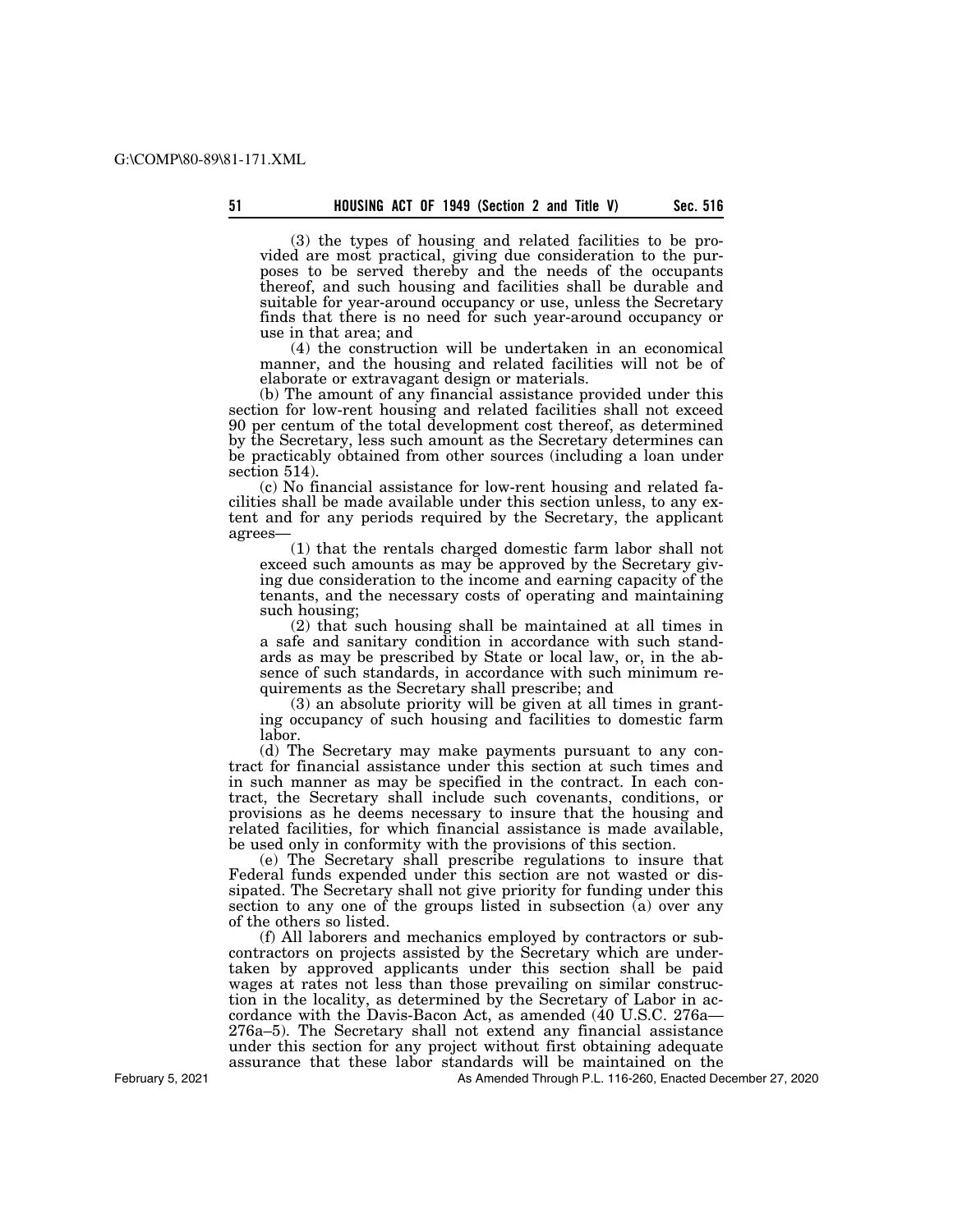(3) the types of housing and related facilities to be provided are most practical, giving due consideration to the purposes to be served thereby and the needs of the occupants thereof, and such housing and facilities shall be durable and suitable for year-around occupancy or use, unless the Secretary finds that there is no need for such year-around occupancy or use in that area; and

(4) the construction will be undertaken in an economical manner, and the housing and related facilities will not be of elaborate or extravagant design or materials.

(b) The amount of any financial assistance provided under this section for low-rent housing and related facilities shall not exceed 90 per centum of the total development cost thereof, as determined by the Secretary, less such amount as the Secretary determines can be practicably obtained from other sources (including a loan under section 514).

(c) No financial assistance for low-rent housing and related facilities shall be made available under this section unless, to any extent and for any periods required by the Secretary, the applicant agrees—

(1) that the rentals charged domestic farm labor shall not exceed such amounts as may be approved by the Secretary giving due consideration to the income and earning capacity of the tenants, and the necessary costs of operating and maintaining such housing;

(2) that such housing shall be maintained at all times in a safe and sanitary condition in accordance with such standards as may be prescribed by State or local law, or, in the absence of such standards, in accordance with such minimum requirements as the Secretary shall prescribe; and

(3) an absolute priority will be given at all times in granting occupancy of such housing and facilities to domestic farm labor.

(d) The Secretary may make payments pursuant to any contract for financial assistance under this section at such times and in such manner as may be specified in the contract. In each contract, the Secretary shall include such covenants, conditions, or provisions as he deems necessary to insure that the housing and related facilities, for which financial assistance is made available, be used only in conformity with the provisions of this section.

(e) The Secretary shall prescribe regulations to insure that Federal funds expended under this section are not wasted or dissipated. The Secretary shall not give priority for funding under this section to any one of the groups listed in subsection (a) over any of the others so listed.

(f) All laborers and mechanics employed by contractors or subcontractors on projects assisted by the Secretary which are undertaken by approved applicants under this section shall be paid wages at rates not less than those prevailing on similar construction in the locality, as determined by the Secretary of Labor in accordance with the Davis-Bacon Act, as amended (40 U.S.C. 276a—276a–5). The Secretary shall not extend any financial assistance under this section for any project without first obtaining adequate assurance that these labor standards will be maintained on the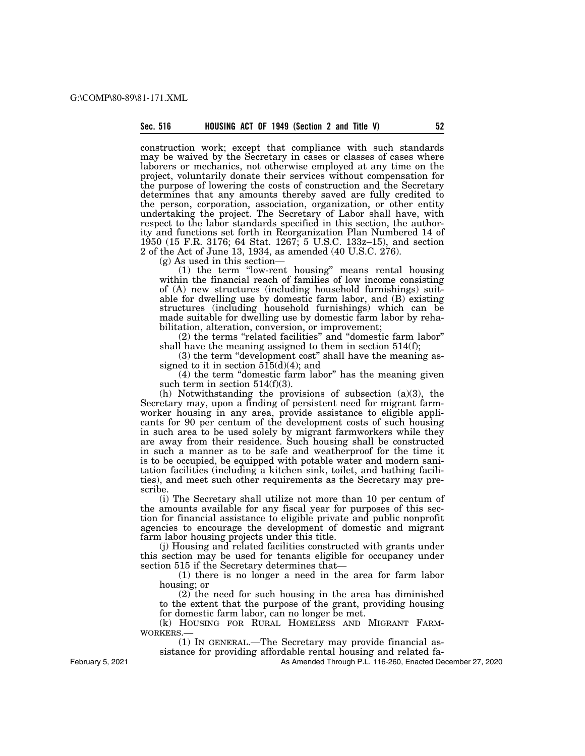construction work; except that compliance with such standards may be waived by the Secretary in cases or classes of cases where laborers or mechanics, not otherwise employed at any time on the project, voluntarily donate their services without compensation for the purpose of lowering the costs of construction and the Secretary determines that any amounts thereby saved are fully credited to the person, corporation, association, organization, or other entity undertaking the project. The Secretary of Labor shall have, with respect to the labor standards specified in this section, the authority and functions set forth in Reorganization Plan Numbered 14 of 1950 (15 F.R. 3176; 64 Stat. 1267; 5 U.S.C. 133z–15), and section 2 of the Act of June 13, 1934, as amended (40 U.S.C. 276).

(g) As used in this section—

(1) the term "low-rent housing" means rental housing within the financial reach of families of low income consisting of (A) new structures (including household furnishings) suitable for dwelling use by domestic farm labor, and (B) existing structures (including household furnishings) which can be made suitable for dwelling use by domestic farm labor by rehabilitation, alteration, conversion, or improvement;

(2) the terms "related facilities" and "domestic farm labor" shall have the meaning assigned to them in section 514(f);

(3) the term "development cost" shall have the meaning assigned to it in section 515(d)(4); and

(4) the term "domestic farm labor" has the meaning given such term in section 514(f)(3).

(h) Notwithstanding the provisions of subsection (a)(3), the Secretary may, upon a finding of persistent need for migrant farmworker housing in any area, provide assistance to eligible applicants for 90 per centum of the development costs of such housing in such area to be used solely by migrant farmworkers while they are away from their residence. Such housing shall be constructed in such a manner as to be safe and weatherproof for the time it is to be occupied, be equipped with potable water and modern sanitation facilities (including a kitchen sink, toilet, and bathing facilities), and meet such other requirements as the Secretary may prescribe.

(i) The Secretary shall utilize not more than 10 per centum of the amounts available for any fiscal year for purposes of this section for financial assistance to eligible private and public nonprofit agencies to encourage the development of domestic and migrant farm labor housing projects under this title.

(j) Housing and related facilities constructed with grants under this section may be used for tenants eligible for occupancy under section 515 if the Secretary determines that—

(1) there is no longer a need in the area for farm labor housing; or

(2) the need for such housing in the area has diminished to the extent that the purpose of the grant, providing housing for domestic farm labor, can no longer be met.

(k) HOUSING FOR RURAL HOMELESS AND MIGRANT FARMWORKERS.—

(1) IN GENERAL.—The Secretary may provide financial assistance for providing affordable rental housing and related fa-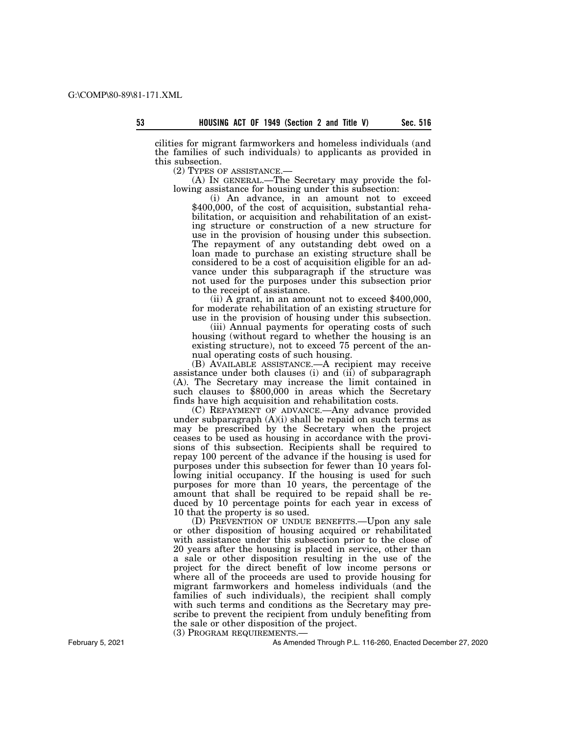cilities for migrant farmworkers and homeless individuals (and the families of such individuals) to applicants as provided in this subsection.

(2) TYPES OF ASSISTANCE.—

(A) IN GENERAL.—The Secretary may provide the following assistance for housing under this subsection:

(i) An advance, in an amount not to exceed $400,000, of the cost of acquisition, substantial rehabilitation, or acquisition and rehabilitation of an existing structure or construction of a new structure for use in the provision of housing under this subsection. The repayment of any outstanding debt owed on a loan made to purchase an existing structure shall be considered to be a cost of acquisition eligible for an advance under this subparagraph if the structure was not used for the purposes under this subsection prior to the receipt of assistance.

(ii) A grant, in an amount not to exceed $400,000, for moderate rehabilitation of an existing structure for use in the provision of housing under this subsection.

(iii) Annual payments for operating costs of such housing (without regard to whether the housing is an existing structure), not to exceed 75 percent of the annual operating costs of such housing.

(B) AVAILABLE ASSISTANCE.—A recipient may receive assistance under both clauses (i) and (ii) of subparagraph (A). The Secretary may increase the limit contained in such clauses to $800,000 in areas which the Secretary finds have high acquisition and rehabilitation costs.

(C) REPAYMENT OF ADVANCE.—Any advance provided under subparagraph (A)(i) shall be repaid on such terms as may be prescribed by the Secretary when the project ceases to be used as housing in accordance with the provisions of this subsection. Recipients shall be required to repay 100 percent of the advance if the housing is used for purposes under this subsection for fewer than 10 years following initial occupancy. If the housing is used for such purposes for more than 10 years, the percentage of the amount that shall be required to be repaid shall be reduced by 10 percentage points for each year in excess of 10 that the property is so used.

(D) PREVENTION OF UNDUE BENEFITS.—Upon any sale or other disposition of housing acquired or rehabilitated with assistance under this subsection prior to the close of 20 years after the housing is placed in service, other than a sale or other disposition resulting in the use of the project for the direct benefit of low income persons or where all of the proceeds are used to provide housing for migrant farmworkers and homeless individuals (and the families of such individuals), the recipient shall comply with such terms and conditions as the Secretary may prescribe to prevent the recipient from unduly benefiting from the sale or other disposition of the project.

(3) PROGRAM REQUIREMENTS.—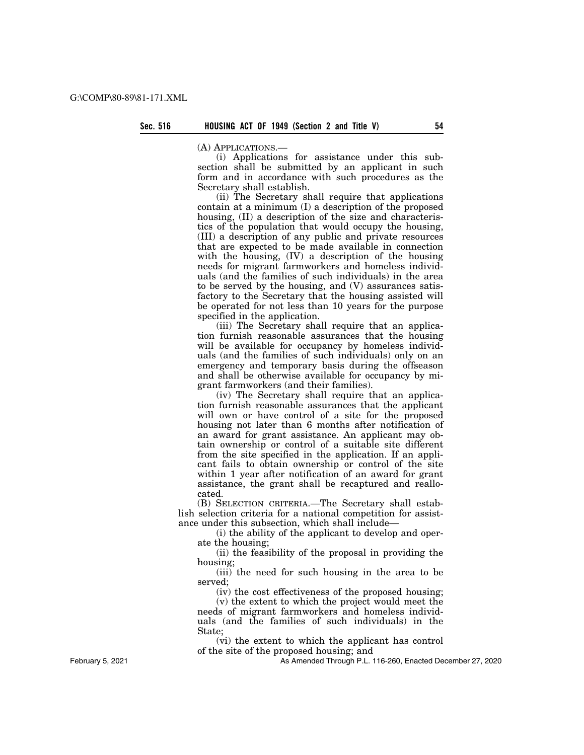(A) APPLICATIONS.—

(i) Applications for assistance under this subsection shall be submitted by an applicant in such form and in accordance with such procedures as the Secretary shall establish.

(ii) The Secretary shall require that applications contain at a minimum (I) a description of the proposed housing, (II) a description of the size and characteristics of the population that would occupy the housing, (III) a description of any public and private resources that are expected to be made available in connection with the housing, (IV) a description of the housing needs for migrant farmworkers and homeless individuals (and the families of such individuals) in the area to be served by the housing, and (V) assurances satisfactory to the Secretary that the housing assisted will be operated for not less than 10 years for the purpose specified in the application.

(iii) The Secretary shall require that an application furnish reasonable assurances that the housing will be available for occupancy by homeless individuals (and the families of such individuals) only on an emergency and temporary basis during the offseason and shall be otherwise available for occupancy by migrant farmworkers (and their families).

(iv) The Secretary shall require that an application furnish reasonable assurances that the applicant will own or have control of a site for the proposed housing not later than 6 months after notification of an award for grant assistance. An applicant may obtain ownership or control of a suitable site different from the site specified in the application. If an applicant fails to obtain ownership or control of the site within 1 year after notification of an award for grant assistance, the grant shall be recaptured and reallocated.

(B) SELECTION CRITERIA.—The Secretary shall establish selection criteria for a national competition for assistance under this subsection, which shall include—

(i) the ability of the applicant to develop and operate the housing;

(ii) the feasibility of the proposal in providing the housing;

(iii) the need for such housing in the area to be served;

(iv) the cost effectiveness of the proposed housing;

(v) the extent to which the project would meet the needs of migrant farmworkers and homeless individuals (and the families of such individuals) in the State;

(vi) the extent to which the applicant has control of the site of the proposed housing; and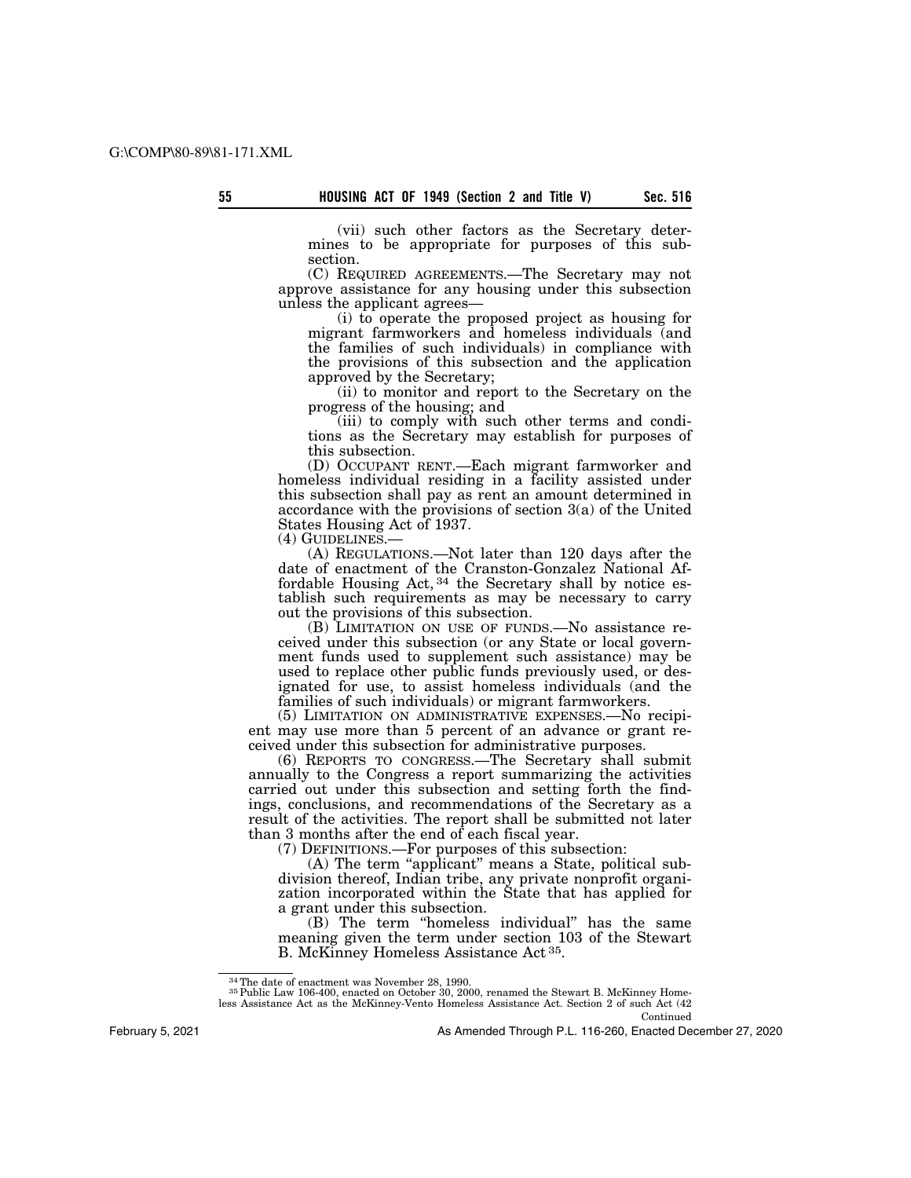(vii) such other factors as the Secretary determines to be appropriate for purposes of this subsection.

(C) REQUIRED AGREEMENTS.—The Secretary may not approve assistance for any housing under this subsection unless the applicant agrees—

(i) to operate the proposed project as housing for migrant farmworkers and homeless individuals (and the families of such individuals) in compliance with the provisions of this subsection and the application approved by the Secretary;

(ii) to monitor and report to the Secretary on the progress of the housing; and

(iii) to comply with such other terms and conditions as the Secretary may establish for purposes of this subsection.

(D) OCCUPANT RENT.—Each migrant farmworker and homeless individual residing in a facility assisted under this subsection shall pay as rent an amount determined in accordance with the provisions of section 3(a) of the United States Housing Act of 1937.

(4) GUIDELINES.—

(A) REGULATIONS.—Not later than 120 days after the date of enactment of the Cranston-Gonzalez National Affordable Housing Act,[34] the Secretary shall by notice establish such requirements as may be necessary to carry out the provisions of this subsection.

(B) LIMITATION ON USE OF FUNDS.—No assistance received under this subsection (or any State or local government funds used to supplement such assistance) may be used to replace other public funds previously used, or designated for use, to assist homeless individuals (and the families of such individuals) or migrant farmworkers.

(5) LIMITATION ON ADMINISTRATIVE EXPENSES.—No recipient may use more than 5 percent of an advance or grant received under this subsection for administrative purposes.

(6) REPORTS TO CONGRESS.—The Secretary shall submit annually to the Congress a report summarizing the activities carried out under this subsection and setting forth the findings, conclusions, and recommendations of the Secretary as a result of the activities. The report shall be submitted not later than 3 months after the end of each fiscal year.

(7) DEFINITIONS.—For purposes of this subsection:

(A) The term "applicant" means a State, political subdivision thereof, Indian tribe, any private nonprofit organization incorporated within the State that has applied for a grant under this subsection.

(B) The term "homeless individual" has the same meaning given the term under section 103 of the Stewart B. McKinney Homeless Assistance Act[35].

---

[34] The date of enactment was November 28, 1990.

[35] Public Law 106-400, enacted on October 30, 2000, renamed the Stewart B. McKinney Homeless Assistance Act as the McKinney-Vento Homeless Assistance Act. Section 2 of such Act (42

Continued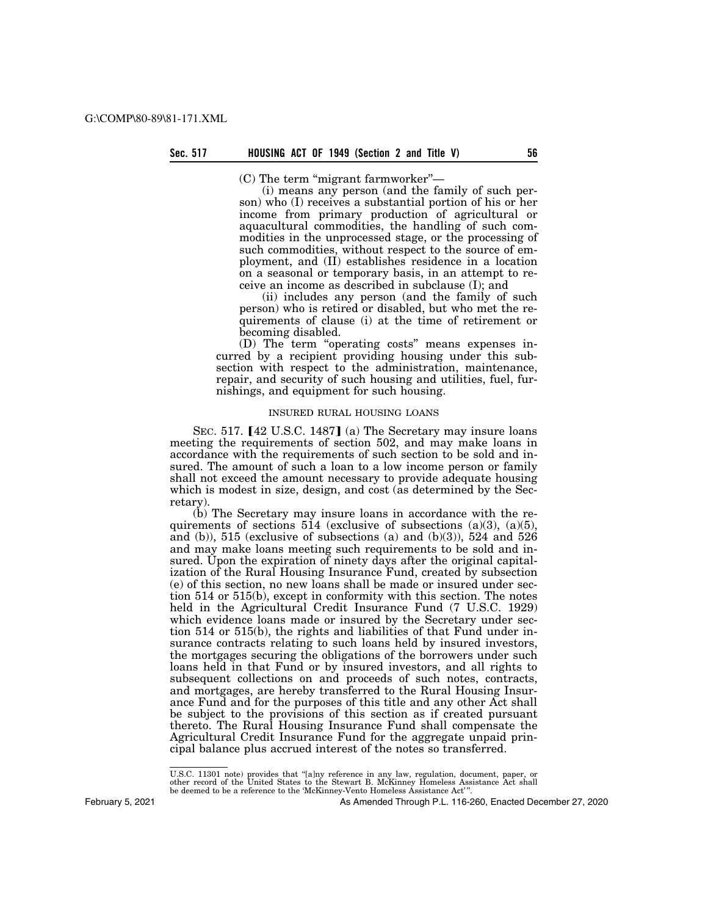(C) The term "migrant farmworker"—

(i) means any person (and the family of such person) who (I) receives a substantial portion of his or her income from primary production of agricultural or aquacultural commodities, the handling of such commodities in the unprocessed stage, or the processing of such commodities, without respect to the source of employment, and (II) establishes residence in a location on a seasonal or temporary basis, in an attempt to receive an income as described in subclause (I); and

(ii) includes any person (and the family of such person) who is retired or disabled, but who met the requirements of clause (i) at the time of retirement or becoming disabled.

(D) The term "operating costs" means expenses incurred by a recipient providing housing under this subsection with respect to the administration, maintenance, repair, and security of such housing and utilities, fuel, furnishings, and equipment for such housing.

INSURED RURAL HOUSING LOANS

SEC. 517. 【42 U.S.C. 1487】 (a) The Secretary may insure loans meeting the requirements of section 502, and may make loans in accordance with the requirements of such section to be sold and insured. The amount of such a loan to a low income person or family shall not exceed the amount necessary to provide adequate housing which is modest in size, design, and cost (as determined by the Secretary).

(b) The Secretary may insure loans in accordance with the requirements of sections 514 (exclusive of subsections (a)(3), (a)(5), and (b)), 515 (exclusive of subsections (a) and (b)(3)), 524 and 526 and may make loans meeting such requirements to be sold and insured. Upon the expiration of ninety days after the original capitalization of the Rural Housing Insurance Fund, created by subsection (e) of this section, no new loans shall be made or insured under section 514 or 515(b), except in conformity with this section. The notes held in the Agricultural Credit Insurance Fund (7 U.S.C. 1929) which evidence loans made or insured by the Secretary under section 514 or 515(b), the rights and liabilities of that Fund under insurance contracts relating to such loans held by insured investors, the mortgages securing the obligations of the borrowers under such loans held in that Fund or by insured investors, and all rights to subsequent collections on and proceeds of such notes, contracts, and mortgages, are hereby transferred to the Rural Housing Insurance Fund and for the purposes of this title and any other Act shall be subject to the provisions of this section as if created pursuant thereto. The Rural Housing Insurance Fund shall compensate the Agricultural Credit Insurance Fund for the aggregate unpaid principal balance plus accrued interest of the notes so transferred.

---

U.S.C. 11301 note) provides that "[a]ny reference in any law, regulation, document, paper, or other record of the United States to the Stewart B. McKinney Homeless Assistance Act shall be deemed to be a reference to the 'McKinney-Vento Homeless Assistance Act'".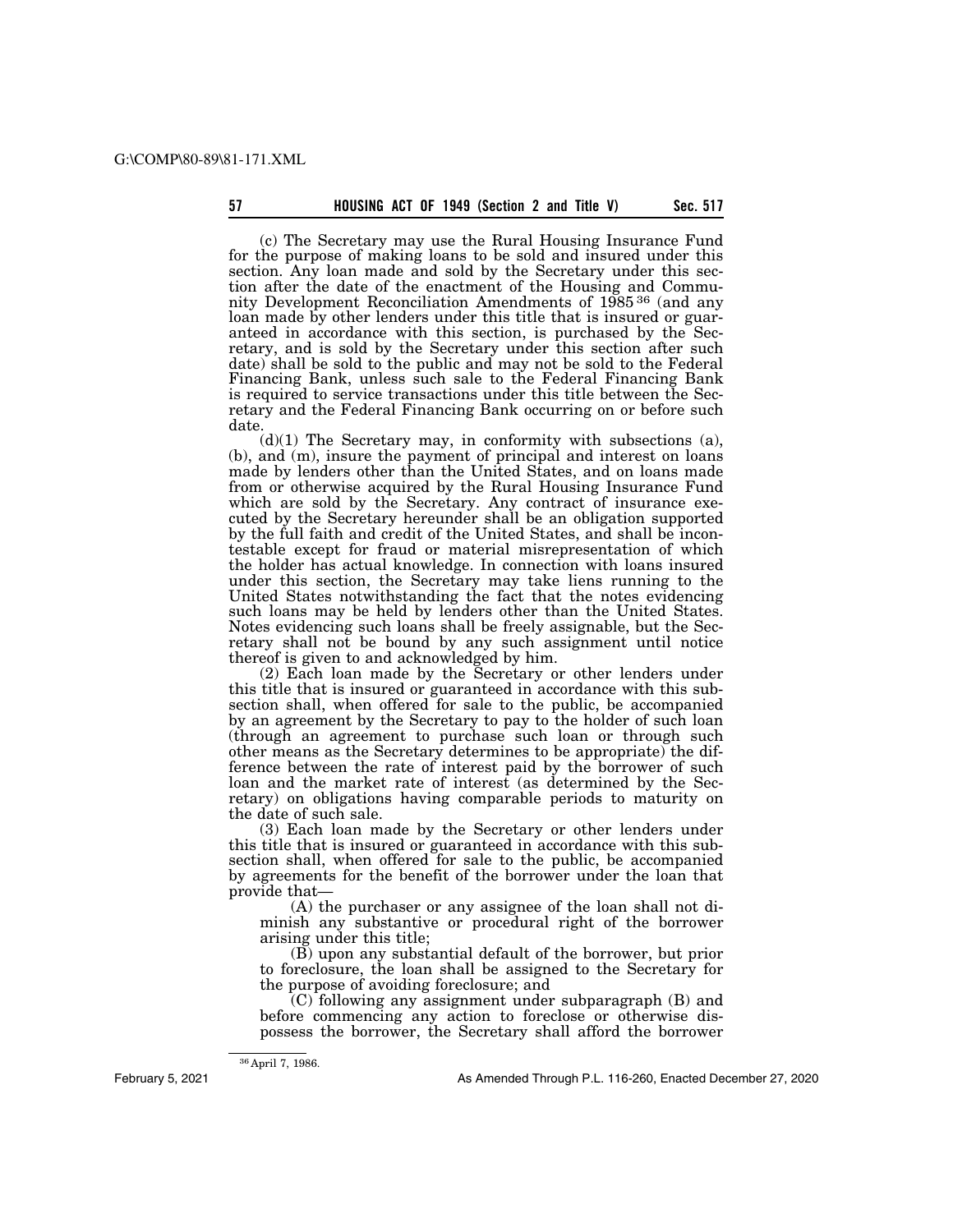(c) The Secretary may use the Rural Housing Insurance Fund for the purpose of making loans to be sold and insured under this section. Any loan made and sold by the Secretary under this section after the date of the enactment of the Housing and Community Development Reconciliation Amendments of 1985[36] (and any loan made by other lenders under this title that is insured or guaranteed in accordance with this section, is purchased by the Secretary, and is sold by the Secretary under this section after such date) shall be sold to the public and may not be sold to the Federal Financing Bank, unless such sale to the Federal Financing Bank is required to service transactions under this title between the Secretary and the Federal Financing Bank occurring on or before such date.

(d)(1) The Secretary may, in conformity with subsections (a), (b), and (m), insure the payment of principal and interest on loans made by lenders other than the United States, and on loans made from or otherwise acquired by the Rural Housing Insurance Fund which are sold by the Secretary. Any contract of insurance executed by the Secretary hereunder shall be an obligation supported by the full faith and credit of the United States, and shall be incontestable except for fraud or material misrepresentation of which the holder has actual knowledge. In connection with loans insured under this section, the Secretary may take liens running to the United States notwithstanding the fact that the notes evidencing such loans may be held by lenders other than the United States. Notes evidencing such loans shall be freely assignable, but the Secretary shall not be bound by any such assignment until notice thereof is given to and acknowledged by him.

(2) Each loan made by the Secretary or other lenders under this title that is insured or guaranteed in accordance with this subsection shall, when offered for sale to the public, be accompanied by an agreement by the Secretary to pay to the holder of such loan (through an agreement to purchase such loan or through such other means as the Secretary determines to be appropriate) the difference between the rate of interest paid by the borrower of such loan and the market rate of interest (as determined by the Secretary) on obligations having comparable periods to maturity on the date of such sale.

(3) Each loan made by the Secretary or other lenders under this title that is insured or guaranteed in accordance with this subsection shall, when offered for sale to the public, be accompanied by agreements for the benefit of the borrower under the loan that provide that—

(A) the purchaser or any assignee of the loan shall not diminish any substantive or procedural right of the borrower arising under this title;

(B) upon any substantial default of the borrower, but prior to foreclosure, the loan shall be assigned to the Secretary for the purpose of avoiding foreclosure; and

(C) following any assignment under subparagraph (B) and before commencing any action to foreclose or otherwise dispossess the borrower, the Secretary shall afford the borrower

[36] April 7, 1986.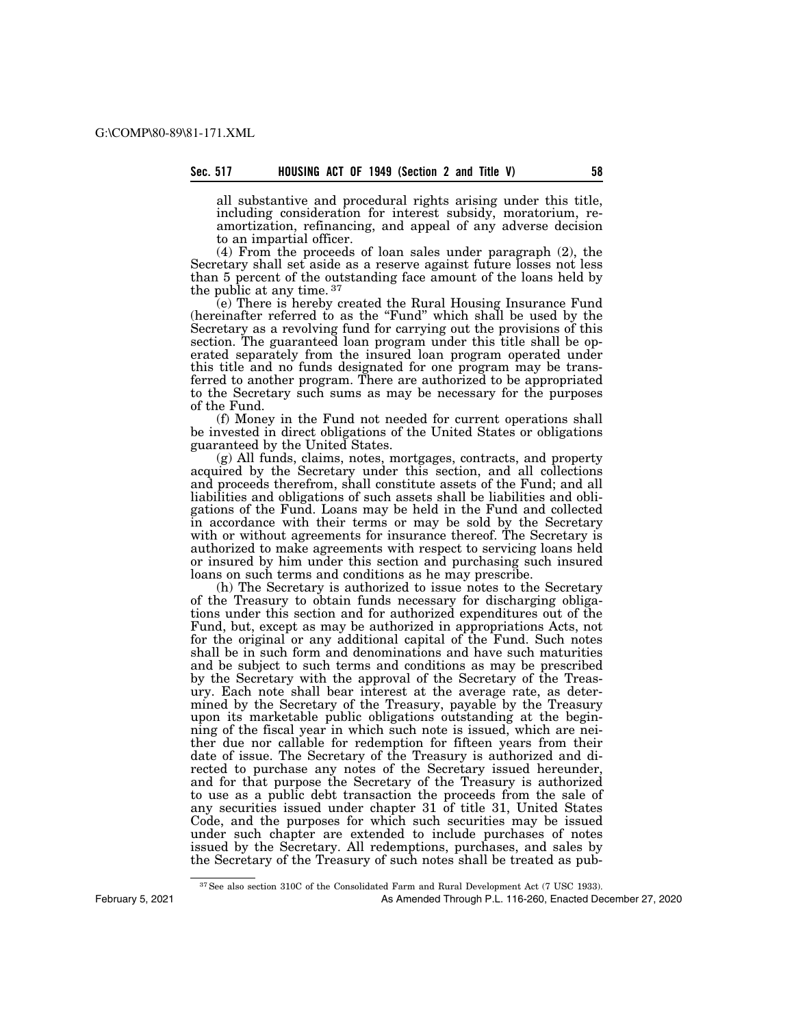all substantive and procedural rights arising under this title, including consideration for interest subsidy, moratorium, reamortization, refinancing, and appeal of any adverse decision to an impartial officer.

(4) From the proceeds of loan sales under paragraph (2), the Secretary shall set aside as a reserve against future losses not less than 5 percent of the outstanding face amount of the loans held by the public at any time. [37]

(e) There is hereby created the Rural Housing Insurance Fund (hereinafter referred to as the "Fund" which shall be used by the Secretary as a revolving fund for carrying out the provisions of this section. The guaranteed loan program under this title shall be operated separately from the insured loan program operated under this title and no funds designated for one program may be transferred to another program. There are authorized to be appropriated to the Secretary such sums as may be necessary for the purposes of the Fund.

(f) Money in the Fund not needed for current operations shall be invested in direct obligations of the United States or obligations guaranteed by the United States.

(g) All funds, claims, notes, mortgages, contracts, and property acquired by the Secretary under this section, and all collections and proceeds therefrom, shall constitute assets of the Fund; and all liabilities and obligations of such assets shall be liabilities and obligations of the Fund. Loans may be held in the Fund and collected in accordance with their terms or may be sold by the Secretary with or without agreements for insurance thereof. The Secretary is authorized to make agreements with respect to servicing loans held or insured by him under this section and purchasing such insured loans on such terms and conditions as he may prescribe.

(h) The Secretary is authorized to issue notes to the Secretary of the Treasury to obtain funds necessary for discharging obligations under this section and for authorized expenditures out of the Fund, but, except as may be authorized in appropriations Acts, not for the original or any additional capital of the Fund. Such notes shall be in such form and denominations and have such maturities and be subject to such terms and conditions as may be prescribed by the Secretary with the approval of the Secretary of the Treasury. Each note shall bear interest at the average rate, as determined by the Secretary of the Treasury, payable by the Treasury upon its marketable public obligations outstanding at the beginning of the fiscal year in which such note is issued, which are neither due nor callable for redemption for fifteen years from their date of issue. The Secretary of the Treasury is authorized and directed to purchase any notes of the Secretary issued hereunder, and for that purpose the Secretary of the Treasury is authorized to use as a public debt transaction the proceeds from the sale of any securities issued under chapter 31 of title 31, United States Code, and the purposes for which such securities may be issued under such chapter are extended to include purchases of notes issued by the Secretary. All redemptions, purchases, and sales by the Secretary of the Treasury of such notes shall be treated as pub-

[37] See also section 310C of the Consolidated Farm and Rural Development Act (7 USC 1933).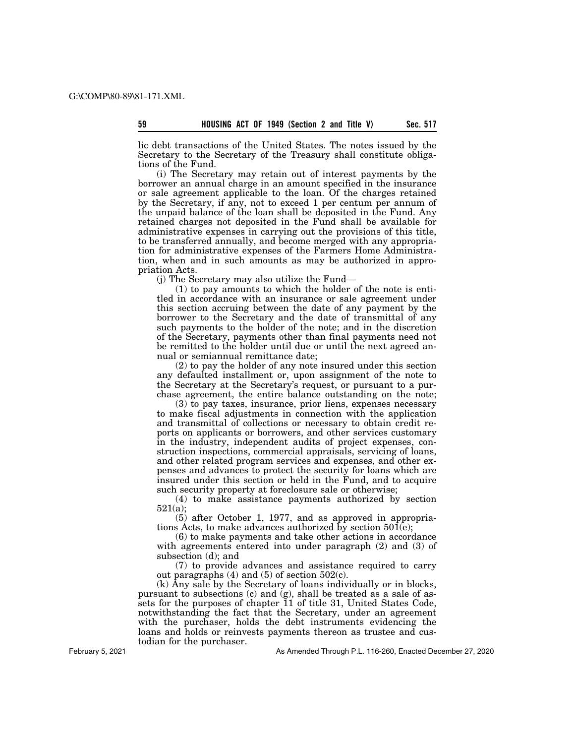lic debt transactions of the United States. The notes issued by the Secretary to the Secretary of the Treasury shall constitute obligations of the Fund.

(i) The Secretary may retain out of interest payments by the borrower an annual charge in an amount specified in the insurance or sale agreement applicable to the loan. Of the charges retained by the Secretary, if any, not to exceed 1 per centum per annum of the unpaid balance of the loan shall be deposited in the Fund. Any retained charges not deposited in the Fund shall be available for administrative expenses in carrying out the provisions of this title, to be transferred annually, and become merged with any appropriation for administrative expenses of the Farmers Home Administration, when and in such amounts as may be authorized in appropriation Acts.

(j) The Secretary may also utilize the Fund—

(1) to pay amounts to which the holder of the note is entitled in accordance with an insurance or sale agreement under this section accruing between the date of any payment by the borrower to the Secretary and the date of transmittal of any such payments to the holder of the note; and in the discretion of the Secretary, payments other than final payments need not be remitted to the holder until due or until the next agreed annual or semiannual remittance date;

(2) to pay the holder of any note insured under this section any defaulted installment or, upon assignment of the note to the Secretary at the Secretary's request, or pursuant to a purchase agreement, the entire balance outstanding on the note;

(3) to pay taxes, insurance, prior liens, expenses necessary to make fiscal adjustments in connection with the application and transmittal of collections or necessary to obtain credit reports on applicants or borrowers, and other services customary in the industry, independent audits of project expenses, construction inspections, commercial appraisals, servicing of loans, and other related program services and expenses, and other expenses and advances to protect the security for loans which are insured under this section or held in the Fund, and to acquire such security property at foreclosure sale or otherwise;

(4) to make assistance payments authorized by section 521(a);

(5) after October 1, 1977, and as approved in appropriations Acts, to make advances authorized by section 501(e);

(6) to make payments and take other actions in accordance with agreements entered into under paragraph (2) and (3) of subsection (d); and

(7) to provide advances and assistance required to carry out paragraphs (4) and (5) of section 502(c).

(k) Any sale by the Secretary of loans individually or in blocks, pursuant to subsections (c) and (g), shall be treated as a sale of assets for the purposes of chapter 11 of title 31, United States Code, notwithstanding the fact that the Secretary, under an agreement with the purchaser, holds the debt instruments evidencing the loans and holds or reinvests payments thereon as trustee and custodian for the purchaser.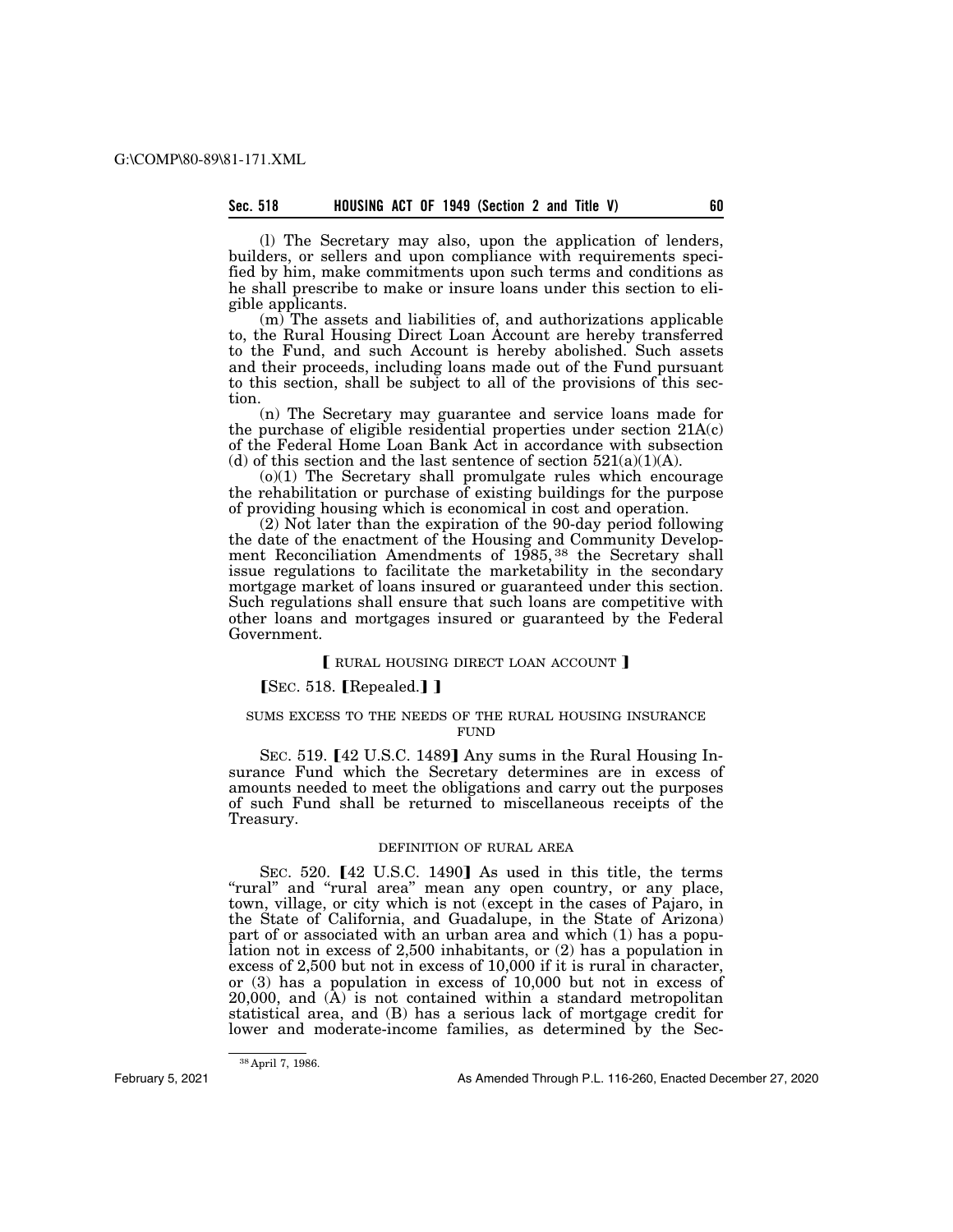(l) The Secretary may also, upon the application of lenders, builders, or sellers and upon compliance with requirements specified by him, make commitments upon such terms and conditions as he shall prescribe to make or insure loans under this section to eligible applicants.

(m) The assets and liabilities of, and authorizations applicable to, the Rural Housing Direct Loan Account are hereby transferred to the Fund, and such Account is hereby abolished. Such assets and their proceeds, including loans made out of the Fund pursuant to this section, shall be subject to all of the provisions of this section.

(n) The Secretary may guarantee and service loans made for the purchase of eligible residential properties under section 21A(c) of the Federal Home Loan Bank Act in accordance with subsection (d) of this section and the last sentence of section 521(a)(1)(A).

(o)(1) The Secretary shall promulgate rules which encourage the rehabilitation or purchase of existing buildings for the purpose of providing housing which is economical in cost and operation.

(2) Not later than the expiration of the 90-day period following the date of the enactment of the Housing and Community Development Reconciliation Amendments of 1985,[38] the Secretary shall issue regulations to facilitate the marketability in the secondary mortgage market of loans insured or guaranteed under this section. Such regulations shall ensure that such loans are competitive with other loans and mortgages insured or guaranteed by the Federal Government.

⟦ RURAL HOUSING DIRECT LOAN ACCOUNT ⟧

⟦SEC. 518. ⟦Repealed.⟧ ⟧

SUMS EXCESS TO THE NEEDS OF THE RURAL HOUSING INSURANCE FUND

SEC. 519. ⟦42 U.S.C. 1489⟧ Any sums in the Rural Housing Insurance Fund which the Secretary determines are in excess of amounts needed to meet the obligations and carry out the purposes of such Fund shall be returned to miscellaneous receipts of the Treasury.

DEFINITION OF RURAL AREA

SEC. 520. ⟦42 U.S.C. 1490⟧ As used in this title, the terms "rural" and "rural area" mean any open country, or any place, town, village, or city which is not (except in the cases of Pajaro, in the State of California, and Guadalupe, in the State of Arizona) part of or associated with an urban area and which (1) has a population not in excess of 2,500 inhabitants, or (2) has a population in excess of 2,500 but not in excess of 10,000 if it is rural in character, or (3) has a population in excess of 10,000 but not in excess of 20,000, and (A) is not contained within a standard metropolitan statistical area, and (B) has a serious lack of mortgage credit for lower and moderate-income families, as determined by the Sec-

[38] April 7, 1986.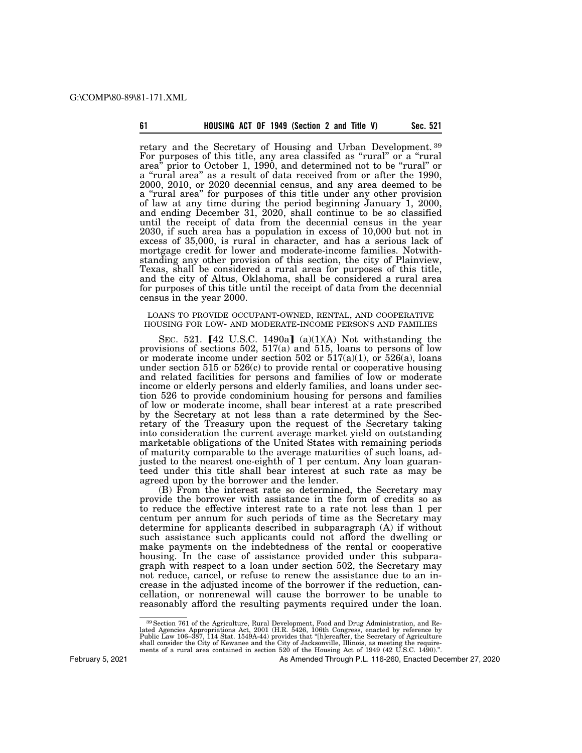retary and the Secretary of Housing and Urban Development.[39] For purposes of this title, any area classifed as "rural" or a "rural area" prior to October 1, 1990, and determined not to be "rural" or a "rural area" as a result of data received from or after the 1990, 2000, 2010, or 2020 decennial census, and any area deemed to be a "rural area" for purposes of this title under any other provision of law at any time during the period beginning January 1, 2000, and ending December 31, 2020, shall continue to be so classified until the receipt of data from the decennial census in the year 2030, if such area has a population in excess of 10,000 but not in excess of 35,000, is rural in character, and has a serious lack of mortgage credit for lower and moderate-income families. Notwithstanding any other provision of this section, the city of Plainview, Texas, shall be considered a rural area for purposes of this title, and the city of Altus, Oklahoma, shall be considered a rural area for purposes of this title until the receipt of data from the decennial census in the year 2000.

LOANS TO PROVIDE OCCUPANT-OWNED, RENTAL, AND COOPERATIVE HOUSING FOR LOW- AND MODERATE-INCOME PERSONS AND FAMILIES

SEC. 521. [42 U.S.C. 1490a] (a)(1)(A) Not withstanding the provisions of sections 502, 517(a) and 515, loans to persons of low or moderate income under section 502 or 517(a)(1), or 526(a), loans under section 515 or 526(c) to provide rental or cooperative housing and related facilities for persons and families of low or moderate income or elderly persons and elderly families, and loans under section 526 to provide condominium housing for persons and families of low or moderate income, shall bear interest at a rate prescribed by the Secretary at not less than a rate determined by the Secretary of the Treasury upon the request of the Secretary taking into consideration the current average market yield on outstanding marketable obligations of the United States with remaining periods of maturity comparable to the average maturities of such loans, adjusted to the nearest one-eighth of 1 per centum. Any loan guaranteed under this title shall bear interest at such rate as may be agreed upon by the borrower and the lender.

(B) From the interest rate so determined, the Secretary may provide the borrower with assistance in the form of credits so as to reduce the effective interest rate to a rate not less than 1 per centum per annum for such periods of time as the Secretary may determine for applicants described in subparagraph (A) if without such assistance such applicants could not afford the dwelling or make payments on the indebtedness of the rental or cooperative housing. In the case of assistance provided under this subparagraph with respect to a loan under section 502, the Secretary may not reduce, cancel, or refuse to renew the assistance due to an increase in the adjusted income of the borrower if the reduction, cancellation, or nonrenewal will cause the borrower to be unable to reasonably afford the resulting payments required under the loan.

[39] Section 761 of the Agriculture, Rural Development, Food and Drug Administration, and Related Agencies Appropriations Act, 2001 (H.R. 5426, 106th Congress, enacted by reference by Public Law 106–387, 114 Stat. 1549A-44) provides that "[h]ereafter, the Secretary of Agriculture shall consider the City of Kewanee and the City of Jacksonville, Illinois, as meeting the requirements of a rural area contained in section 520 of the Housing Act of 1949 (42 U.S.C. 1490).".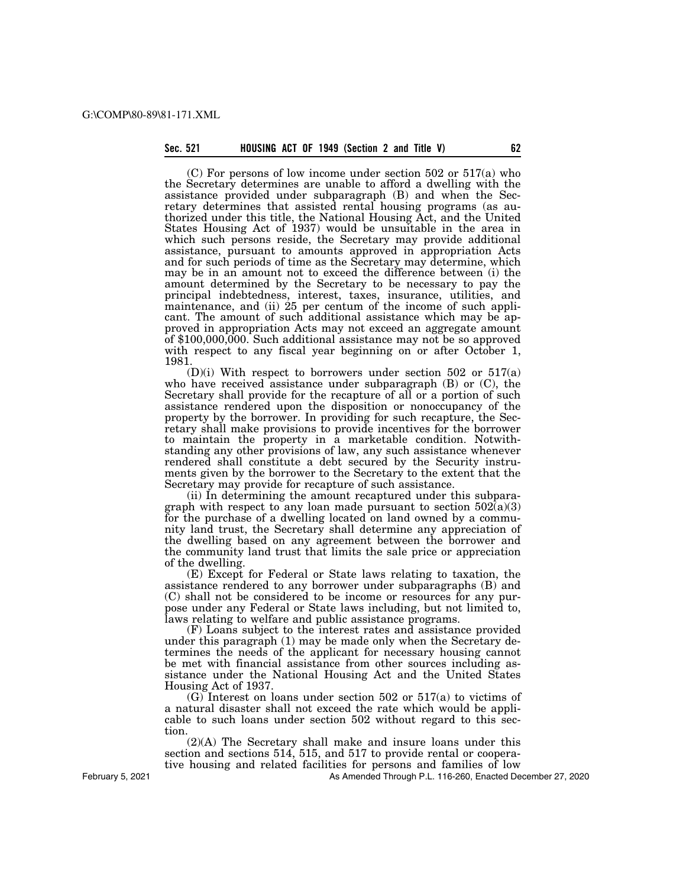(C) For persons of low income under section 502 or 517(a) who the Secretary determines are unable to afford a dwelling with the assistance provided under subparagraph (B) and when the Secretary determines that assisted rental housing programs (as authorized under this title, the National Housing Act, and the United States Housing Act of 1937) would be unsuitable in the area in which such persons reside, the Secretary may provide additional assistance, pursuant to amounts approved in appropriation Acts and for such periods of time as the Secretary may determine, which may be in an amount not to exceed the difference between (i) the amount determined by the Secretary to be necessary to pay the principal indebtedness, interest, taxes, insurance, utilities, and maintenance, and (ii) 25 per centum of the income of such applicant. The amount of such additional assistance which may be approved in appropriation Acts may not exceed an aggregate amount of $100,000,000. Such additional assistance may not be so approved with respect to any fiscal year beginning on or after October 1, 1981.

(D)(i) With respect to borrowers under section 502 or 517(a) who have received assistance under subparagraph (B) or (C), the Secretary shall provide for the recapture of all or a portion of such assistance rendered upon the disposition or nonoccupancy of the property by the borrower. In providing for such recapture, the Secretary shall make provisions to provide incentives for the borrower to maintain the property in a marketable condition. Notwithstanding any other provisions of law, any such assistance whenever rendered shall constitute a debt secured by the Security instruments given by the borrower to the Secretary to the extent that the Secretary may provide for recapture of such assistance.

(ii) In determining the amount recaptured under this subparagraph with respect to any loan made pursuant to section 502(a)(3) for the purchase of a dwelling located on land owned by a community land trust, the Secretary shall determine any appreciation of the dwelling based on any agreement between the borrower and the community land trust that limits the sale price or appreciation of the dwelling.

(E) Except for Federal or State laws relating to taxation, the assistance rendered to any borrower under subparagraphs (B) and (C) shall not be considered to be income or resources for any purpose under any Federal or State laws including, but not limited to, laws relating to welfare and public assistance programs.

(F) Loans subject to the interest rates and assistance provided under this paragraph (1) may be made only when the Secretary determines the needs of the applicant for necessary housing cannot be met with financial assistance from other sources including assistance under the National Housing Act and the United States Housing Act of 1937.

(G) Interest on loans under section 502 or 517(a) to victims of a natural disaster shall not exceed the rate which would be applicable to such loans under section 502 without regard to this section.

(2)(A) The Secretary shall make and insure loans under this section and sections 514, 515, and 517 to provide rental or cooperative housing and related facilities for persons and families of low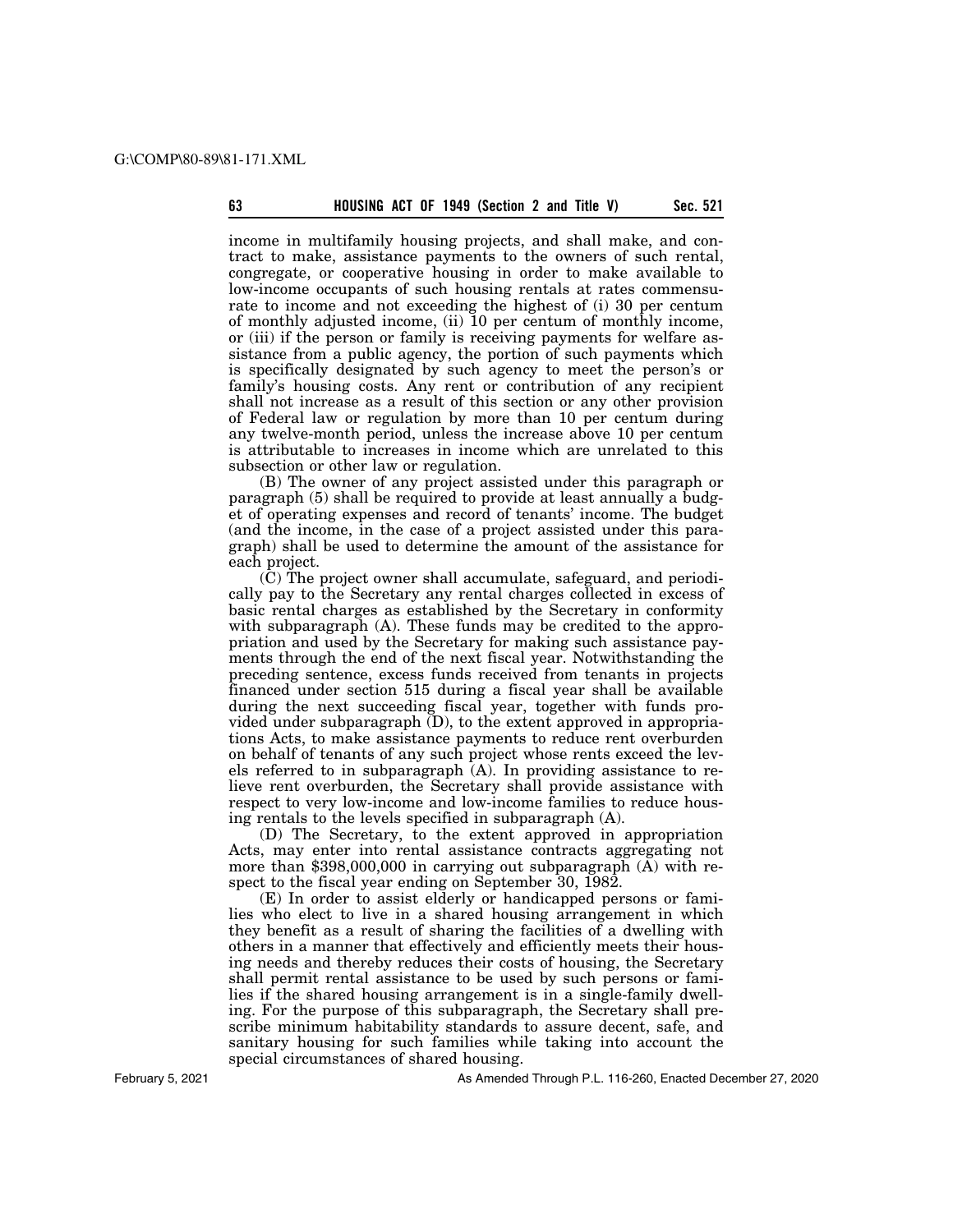income in multifamily housing projects, and shall make, and contract to make, assistance payments to the owners of such rental, congregate, or cooperative housing in order to make available to low-income occupants of such housing rentals at rates commensurate to income and not exceeding the highest of (i) 30 per centum of monthly adjusted income, (ii) 10 per centum of monthly income, or (iii) if the person or family is receiving payments for welfare assistance from a public agency, the portion of such payments which is specifically designated by such agency to meet the person's or family's housing costs. Any rent or contribution of any recipient shall not increase as a result of this section or any other provision of Federal law or regulation by more than 10 per centum during any twelve-month period, unless the increase above 10 per centum is attributable to increases in income which are unrelated to this subsection or other law or regulation.

(B) The owner of any project assisted under this paragraph or paragraph (5) shall be required to provide at least annually a budget of operating expenses and record of tenants' income. The budget (and the income, in the case of a project assisted under this paragraph) shall be used to determine the amount of the assistance for each project.

(C) The project owner shall accumulate, safeguard, and periodically pay to the Secretary any rental charges collected in excess of basic rental charges as established by the Secretary in conformity with subparagraph (A). These funds may be credited to the appropriation and used by the Secretary for making such assistance payments through the end of the next fiscal year. Notwithstanding the preceding sentence, excess funds received from tenants in projects financed under section 515 during a fiscal year shall be available during the next succeeding fiscal year, together with funds provided under subparagraph (D), to the extent approved in appropriations Acts, to make assistance payments to reduce rent overburden on behalf of tenants of any such project whose rents exceed the levels referred to in subparagraph (A). In providing assistance to relieve rent overburden, the Secretary shall provide assistance with respect to very low-income and low-income families to reduce housing rentals to the levels specified in subparagraph (A).

(D) The Secretary, to the extent approved in appropriation Acts, may enter into rental assistance contracts aggregating not more than $398,000,000 in carrying out subparagraph (A) with respect to the fiscal year ending on September 30, 1982.

(E) In order to assist elderly or handicapped persons or families who elect to live in a shared housing arrangement in which they benefit as a result of sharing the facilities of a dwelling with others in a manner that effectively and efficiently meets their housing needs and thereby reduces their costs of housing, the Secretary shall permit rental assistance to be used by such persons or families if the shared housing arrangement is in a single-family dwelling. For the purpose of this subparagraph, the Secretary shall prescribe minimum habitability standards to assure decent, safe, and sanitary housing for such families while taking into account the special circumstances of shared housing.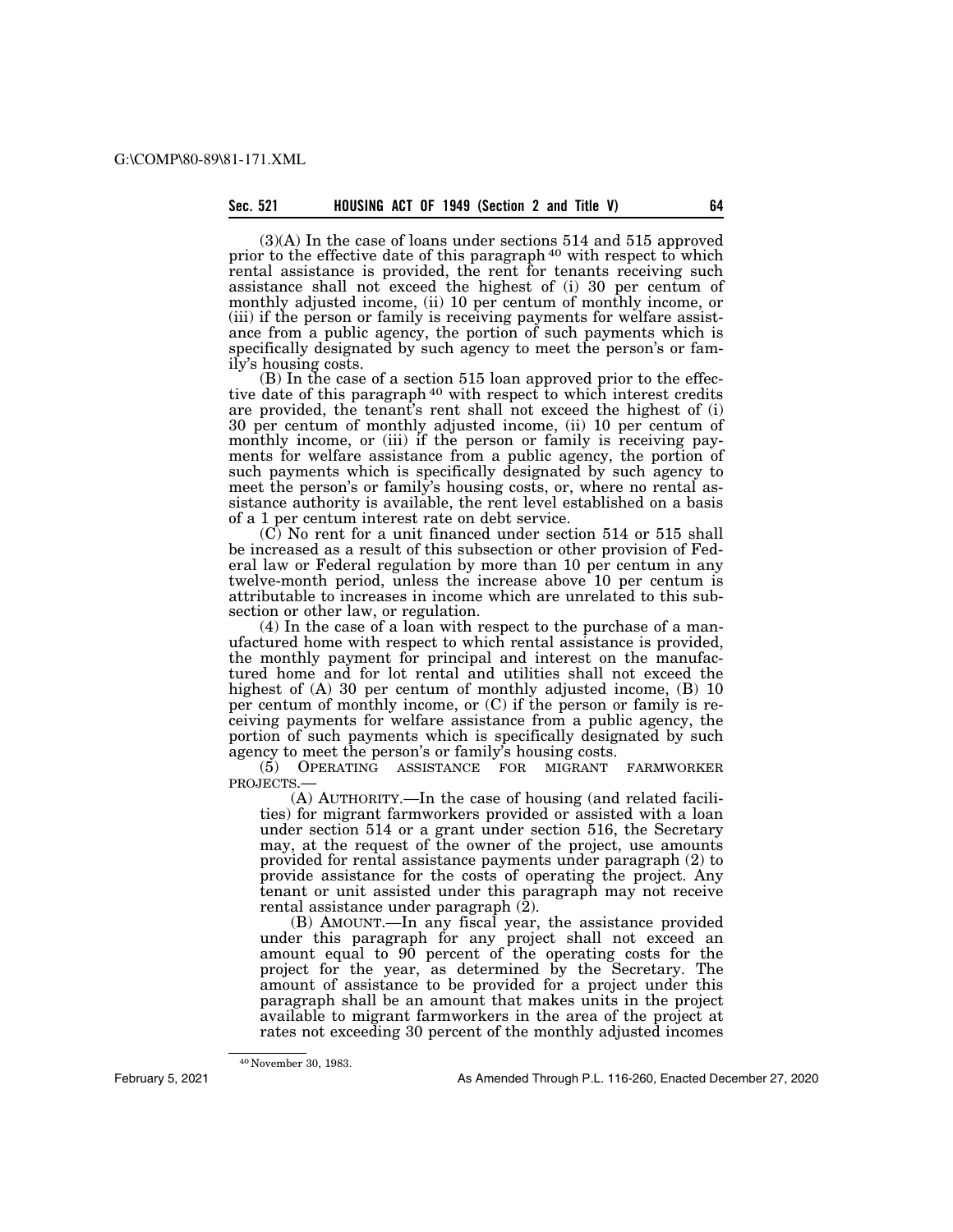(3)(A) In the case of loans under sections 514 and 515 approved prior to the effective date of this paragraph [40] with respect to which rental assistance is provided, the rent for tenants receiving such assistance shall not exceed the highest of (i) 30 per centum of monthly adjusted income, (ii) 10 per centum of monthly income, or (iii) if the person or family is receiving payments for welfare assistance from a public agency, the portion of such payments which is specifically designated by such agency to meet the person's or family's housing costs.

(B) In the case of a section 515 loan approved prior to the effective date of this paragraph [40] with respect to which interest credits are provided, the tenant's rent shall not exceed the highest of (i) 30 per centum of monthly adjusted income, (ii) 10 per centum of monthly income, or (iii) if the person or family is receiving payments for welfare assistance from a public agency, the portion of such payments which is specifically designated by such agency to meet the person's or family's housing costs, or, where no rental assistance authority is available, the rent level established on a basis of a 1 per centum interest rate on debt service.

(C) No rent for a unit financed under section 514 or 515 shall be increased as a result of this subsection or other provision of Federal law or Federal regulation by more than 10 per centum in any twelve-month period, unless the increase above 10 per centum is attributable to increases in income which are unrelated to this subsection or other law, or regulation.

(4) In the case of a loan with respect to the purchase of a manufactured home with respect to which rental assistance is provided, the monthly payment for principal and interest on the manufactured home and for lot rental and utilities shall not exceed the highest of (A) 30 per centum of monthly adjusted income, (B) 10 per centum of monthly income, or (C) if the person or family is receiving payments for welfare assistance from a public agency, the portion of such payments which is specifically designated by such agency to meet the person's or family's housing costs.

(5) OPERATING ASSISTANCE FOR MIGRANT FARMWORKER PROJECTS.—

(A) AUTHORITY.—In the case of housing (and related facilities) for migrant farmworkers provided or assisted with a loan under section 514 or a grant under section 516, the Secretary may, at the request of the owner of the project, use amounts provided for rental assistance payments under paragraph (2) to provide assistance for the costs of operating the project. Any tenant or unit assisted under this paragraph may not receive rental assistance under paragraph (2).

(B) AMOUNT.—In any fiscal year, the assistance provided under this paragraph for any project shall not exceed an amount equal to 90 percent of the operating costs for the project for the year, as determined by the Secretary. The amount of assistance to be provided for a project under this paragraph shall be an amount that makes units in the project available to migrant farmworkers in the area of the project at rates not exceeding 30 percent of the monthly adjusted incomes

[40] November 30, 1983.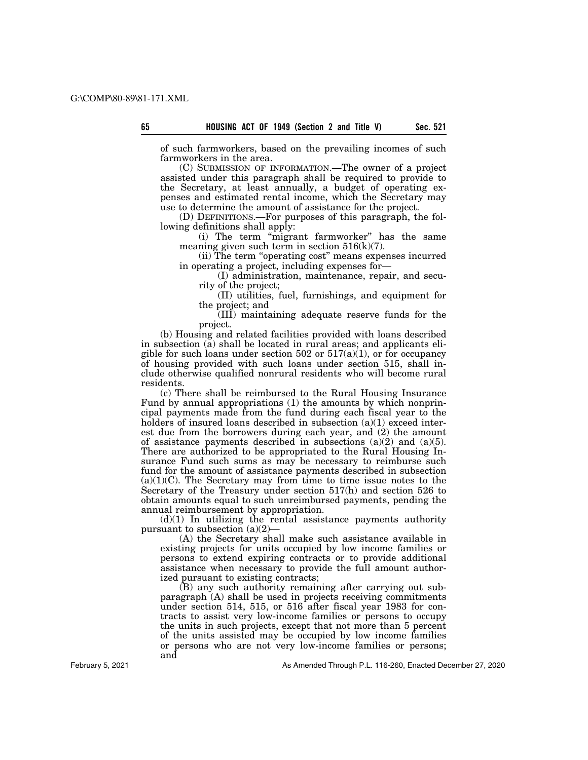of such farmworkers, based on the prevailing incomes of such farmworkers in the area.

(C) SUBMISSION OF INFORMATION.—The owner of a project assisted under this paragraph shall be required to provide to the Secretary, at least annually, a budget of operating expenses and estimated rental income, which the Secretary may use to determine the amount of assistance for the project.

(D) DEFINITIONS.—For purposes of this paragraph, the following definitions shall apply:

(i) The term "migrant farmworker" has the same meaning given such term in section 516(k)(7).

(ii) The term "operating cost" means expenses incurred in operating a project, including expenses for—

(I) administration, maintenance, repair, and security of the project;

(II) utilities, fuel, furnishings, and equipment for the project; and

(III) maintaining adequate reserve funds for the project.

(b) Housing and related facilities provided with loans described in subsection (a) shall be located in rural areas; and applicants eligible for such loans under section 502 or 517(a)(1), or for occupancy of housing provided with such loans under section 515, shall include otherwise qualified nonrural residents who will become rural residents.

(c) There shall be reimbursed to the Rural Housing Insurance Fund by annual appropriations (1) the amounts by which nonprincipal payments made from the fund during each fiscal year to the holders of insured loans described in subsection (a)(1) exceed interest due from the borrowers during each year, and (2) the amount of assistance payments described in subsections (a)(2) and (a)(5). There are authorized to be appropriated to the Rural Housing Insurance Fund such sums as may be necessary to reimburse such fund for the amount of assistance payments described in subsection (a)(1)(C). The Secretary may from time to time issue notes to the Secretary of the Treasury under section 517(h) and section 526 to obtain amounts equal to such unreimbursed payments, pending the annual reimbursement by appropriation.

(d)(1) In utilizing the rental assistance payments authority pursuant to subsection (a)(2)—

(A) the Secretary shall make such assistance available in existing projects for units occupied by low income families or persons to extend expiring contracts or to provide additional assistance when necessary to provide the full amount authorized pursuant to existing contracts;

(B) any such authority remaining after carrying out subparagraph (A) shall be used in projects receiving commitments under section 514, 515, or 516 after fiscal year 1983 for contracts to assist very low-income families or persons to occupy the units in such projects, except that not more than 5 percent of the units assisted may be occupied by low income families or persons who are not very low-income families or persons; and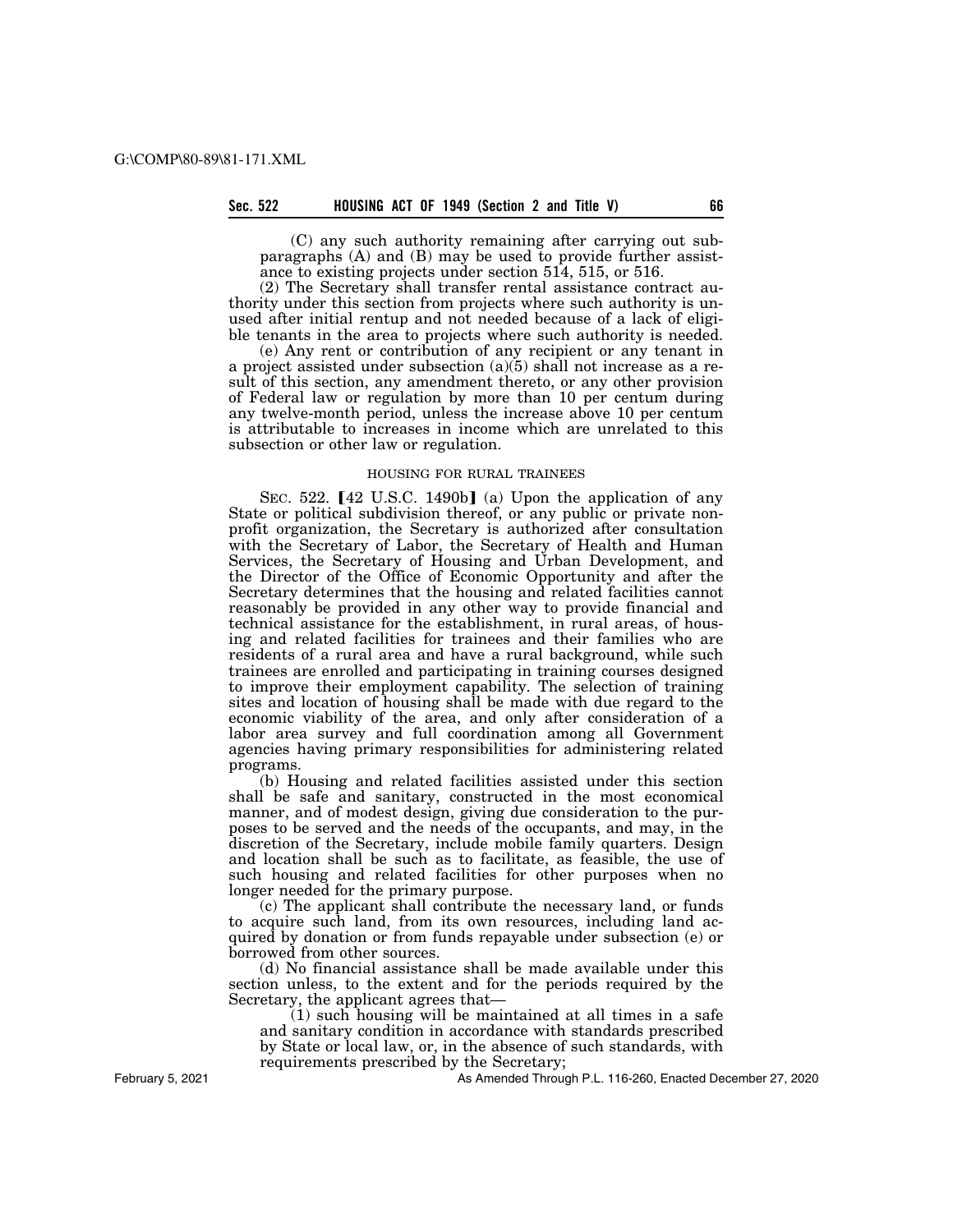(C) any such authority remaining after carrying out subparagraphs (A) and (B) may be used to provide further assistance to existing projects under section 514, 515, or 516.

(2) The Secretary shall transfer rental assistance contract authority under this section from projects where such authority is unused after initial rentup and not needed because of a lack of eligible tenants in the area to projects where such authority is needed.

(e) Any rent or contribution of any recipient or any tenant in a project assisted under subsection (a)(5) shall not increase as a result of this section, any amendment thereto, or any other provision of Federal law or regulation by more than 10 per centum during any twelve-month period, unless the increase above 10 per centum is attributable to increases in income which are unrelated to this subsection or other law or regulation.

HOUSING FOR RURAL TRAINEES

SEC. 522. 【42 U.S.C. 1490b】 (a) Upon the application of any State or political subdivision thereof, or any public or private nonprofit organization, the Secretary is authorized after consultation with the Secretary of Labor, the Secretary of Health and Human Services, the Secretary of Housing and Urban Development, and the Director of the Office of Economic Opportunity and after the Secretary determines that the housing and related facilities cannot reasonably be provided in any other way to provide financial and technical assistance for the establishment, in rural areas, of housing and related facilities for trainees and their families who are residents of a rural area and have a rural background, while such trainees are enrolled and participating in training courses designed to improve their employment capability. The selection of training sites and location of housing shall be made with due regard to the economic viability of the area, and only after consideration of a labor area survey and full coordination among all Government agencies having primary responsibilities for administering related programs.

(b) Housing and related facilities assisted under this section shall be safe and sanitary, constructed in the most economical manner, and of modest design, giving due consideration to the purposes to be served and the needs of the occupants, and may, in the discretion of the Secretary, include mobile family quarters. Design and location shall be such as to facilitate, as feasible, the use of such housing and related facilities for other purposes when no longer needed for the primary purpose.

(c) The applicant shall contribute the necessary land, or funds to acquire such land, from its own resources, including land acquired by donation or from funds repayable under subsection (e) or borrowed from other sources.

(d) No financial assistance shall be made available under this section unless, to the extent and for the periods required by the Secretary, the applicant agrees that—

(1) such housing will be maintained at all times in a safe and sanitary condition in accordance with standards prescribed by State or local law, or, in the absence of such standards, with requirements prescribed by the Secretary;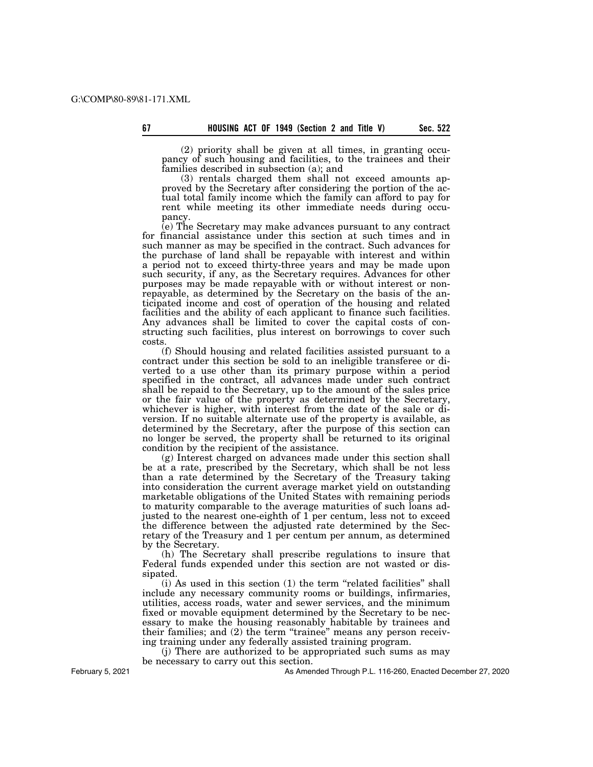(2) priority shall be given at all times, in granting occupancy of such housing and facilities, to the trainees and their families described in subsection (a); and

(3) rentals charged them shall not exceed amounts approved by the Secretary after considering the portion of the actual total family income which the family can afford to pay for rent while meeting its other immediate needs during occupancy.

(e) The Secretary may make advances pursuant to any contract for financial assistance under this section at such times and in such manner as may be specified in the contract. Such advances for the purchase of land shall be repayable with interest and within a period not to exceed thirty-three years and may be made upon such security, if any, as the Secretary requires. Advances for other purposes may be made repayable with or without interest or nonrepayable, as determined by the Secretary on the basis of the anticipated income and cost of operation of the housing and related facilities and the ability of each applicant to finance such facilities. Any advances shall be limited to cover the capital costs of constructing such facilities, plus interest on borrowings to cover such costs.

(f) Should housing and related facilities assisted pursuant to a contract under this section be sold to an ineligible transferee or diverted to a use other than its primary purpose within a period specified in the contract, all advances made under such contract shall be repaid to the Secretary, up to the amount of the sales price or the fair value of the property as determined by the Secretary, whichever is higher, with interest from the date of the sale or diversion. If no suitable alternate use of the property is available, as determined by the Secretary, after the purpose of this section can no longer be served, the property shall be returned to its original condition by the recipient of the assistance.

(g) Interest charged on advances made under this section shall be at a rate, prescribed by the Secretary, which shall be not less than a rate determined by the Secretary of the Treasury taking into consideration the current average market yield on outstanding marketable obligations of the United States with remaining periods to maturity comparable to the average maturities of such loans adjusted to the nearest one-eighth of 1 per centum, less not to exceed the difference between the adjusted rate determined by the Secretary of the Treasury and 1 per centum per annum, as determined by the Secretary.

(h) The Secretary shall prescribe regulations to insure that Federal funds expended under this section are not wasted or dissipated.

(i) As used in this section (1) the term "related facilities" shall include any necessary community rooms or buildings, infirmaries, utilities, access roads, water and sewer services, and the minimum fixed or movable equipment determined by the Secretary to be necessary to make the housing reasonably habitable by trainees and their families; and (2) the term "trainee" means any person receiving training under any federally assisted training program.

(j) There are authorized to be appropriated such sums as may be necessary to carry out this section.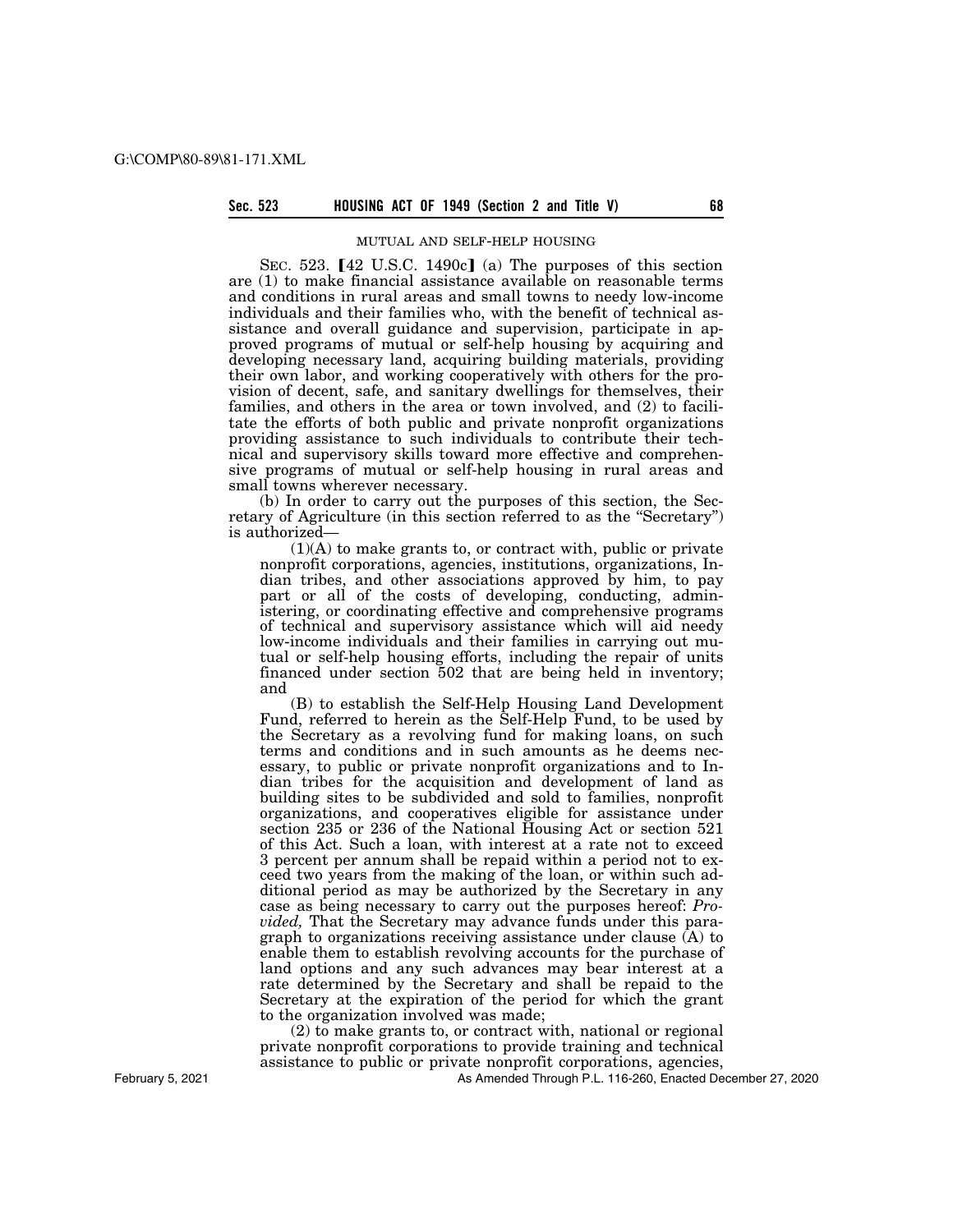MUTUAL AND SELF-HELP HOUSING

SEC. 523. [42 U.S.C. 1490c] (a) The purposes of this section are (1) to make financial assistance available on reasonable terms and conditions in rural areas and small towns to needy low-income individuals and their families who, with the benefit of technical assistance and overall guidance and supervision, participate in approved programs of mutual or self-help housing by acquiring and developing necessary land, acquiring building materials, providing their own labor, and working cooperatively with others for the provision of decent, safe, and sanitary dwellings for themselves, their families, and others in the area or town involved, and (2) to facilitate the efforts of both public and private nonprofit organizations providing assistance to such individuals to contribute their technical and supervisory skills toward more effective and comprehensive programs of mutual or self-help housing in rural areas and small towns wherever necessary.

(b) In order to carry out the purposes of this section, the Secretary of Agriculture (in this section referred to as the "Secretary") is authorized—

(1)(A) to make grants to, or contract with, public or private nonprofit corporations, agencies, institutions, organizations, Indian tribes, and other associations approved by him, to pay part or all of the costs of developing, conducting, administering, or coordinating effective and comprehensive programs of technical and supervisory assistance which will aid needy low-income individuals and their families in carrying out mutual or self-help housing efforts, including the repair of units financed under section 502 that are being held in inventory; and

(B) to establish the Self-Help Housing Land Development Fund, referred to herein as the Self-Help Fund, to be used by the Secretary as a revolving fund for making loans, on such terms and conditions and in such amounts as he deems necessary, to public or private nonprofit organizations and to Indian tribes for the acquisition and development of land as building sites to be subdivided and sold to families, nonprofit organizations, and cooperatives eligible for assistance under section 235 or 236 of the National Housing Act or section 521 of this Act. Such a loan, with interest at a rate not to exceed 3 percent per annum shall be repaid within a period not to exceed two years from the making of the loan, or within such additional period as may be authorized by the Secretary in any case as being necessary to carry out the purposes hereof: *Provided,* That the Secretary may advance funds under this paragraph to organizations receiving assistance under clause (A) to enable them to establish revolving accounts for the purchase of land options and any such advances may bear interest at a rate determined by the Secretary and shall be repaid to the Secretary at the expiration of the period for which the grant to the organization involved was made;

(2) to make grants to, or contract with, national or regional private nonprofit corporations to provide training and technical assistance to public or private nonprofit corporations, agencies,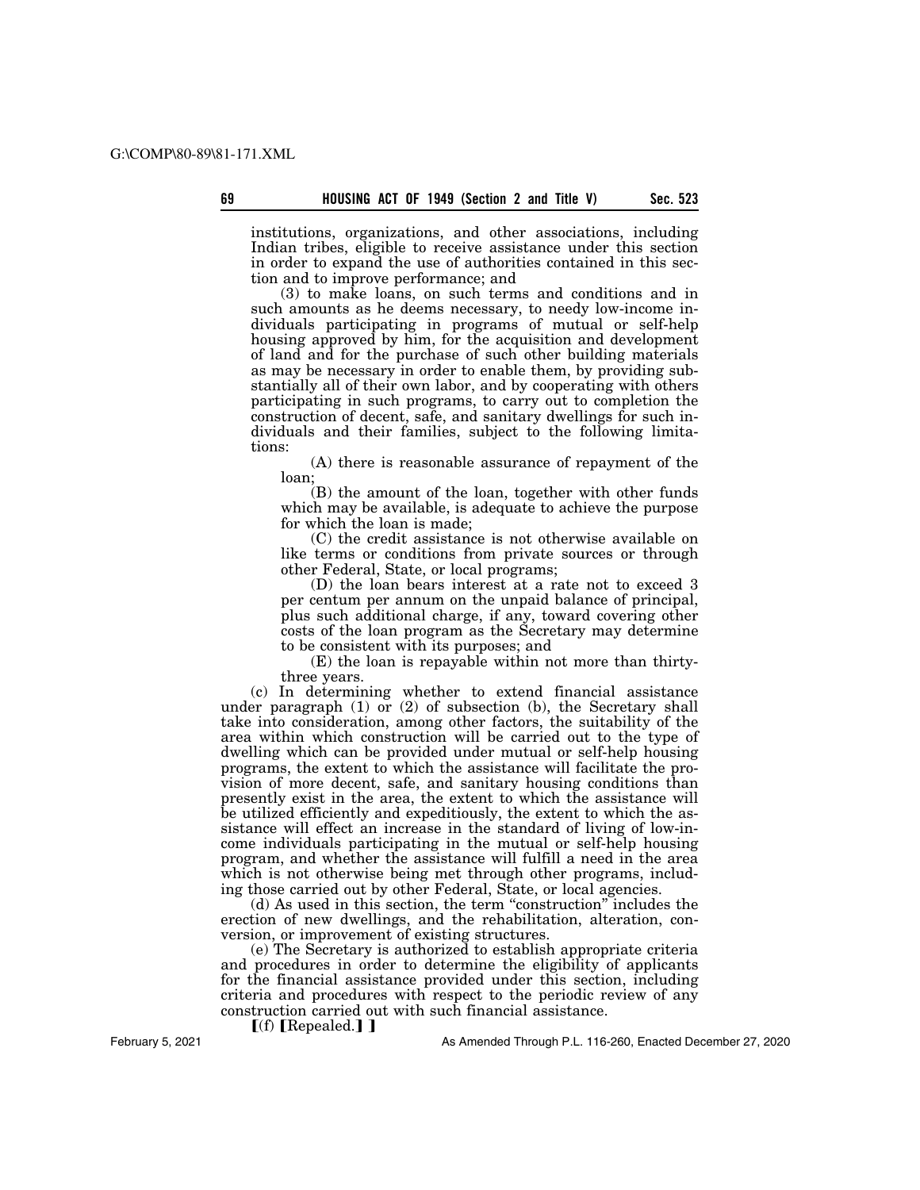institutions, organizations, and other associations, including Indian tribes, eligible to receive assistance under this section in order to expand the use of authorities contained in this section and to improve performance; and

(3) to make loans, on such terms and conditions and in such amounts as he deems necessary, to needy low-income individuals participating in programs of mutual or self-help housing approved by him, for the acquisition and development of land and for the purchase of such other building materials as may be necessary in order to enable them, by providing substantially all of their own labor, and by cooperating with others participating in such programs, to carry out to completion the construction of decent, safe, and sanitary dwellings for such individuals and their families, subject to the following limitations:

(A) there is reasonable assurance of repayment of the loan;

(B) the amount of the loan, together with other funds which may be available, is adequate to achieve the purpose for which the loan is made;

(C) the credit assistance is not otherwise available on like terms or conditions from private sources or through other Federal, State, or local programs;

(D) the loan bears interest at a rate not to exceed 3 per centum per annum on the unpaid balance of principal, plus such additional charge, if any, toward covering other costs of the loan program as the Secretary may determine to be consistent with its purposes; and

(E) the loan is repayable within not more than thirty-three years.

(c) In determining whether to extend financial assistance under paragraph (1) or (2) of subsection (b), the Secretary shall take into consideration, among other factors, the suitability of the area within which construction will be carried out to the type of dwelling which can be provided under mutual or self-help housing programs, the extent to which the assistance will facilitate the provision of more decent, safe, and sanitary housing conditions than presently exist in the area, the extent to which the assistance will be utilized efficiently and expeditiously, the extent to which the assistance will effect an increase in the standard of living of low-income individuals participating in the mutual or self-help housing program, and whether the assistance will fulfill a need in the area which is not otherwise being met through other programs, including those carried out by other Federal, State, or local agencies.

(d) As used in this section, the term "construction" includes the erection of new dwellings, and the rehabilitation, alteration, conversion, or improvement of existing structures.

(e) The Secretary is authorized to establish appropriate criteria and procedures in order to determine the eligibility of applicants for the financial assistance provided under this section, including criteria and procedures with respect to the periodic review of any construction carried out with such financial assistance.

⟦(f) ⟦Repealed.⟧ ⟧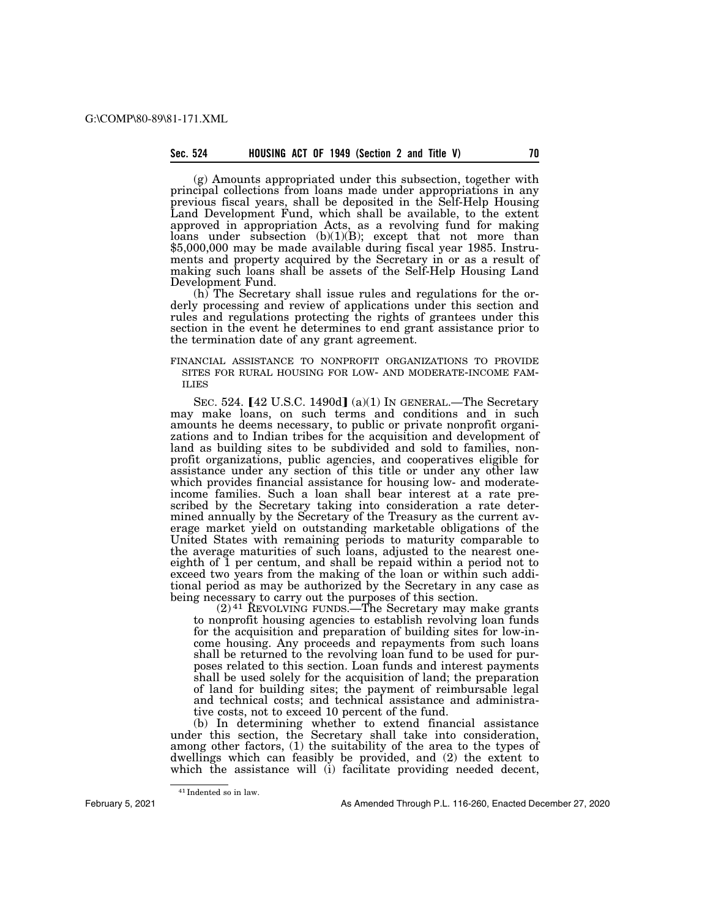(g) Amounts appropriated under this subsection, together with principal collections from loans made under appropriations in any previous fiscal years, shall be deposited in the Self-Help Housing Land Development Fund, which shall be available, to the extent approved in appropriation Acts, as a revolving fund for making loans under subsection (b)(1)(B); except that not more than $5,000,000 may be made available during fiscal year 1985. Instruments and property acquired by the Secretary in or as a result of making such loans shall be assets of the Self-Help Housing Land Development Fund.

(h) The Secretary shall issue rules and regulations for the orderly processing and review of applications under this section and rules and regulations protecting the rights of grantees under this section in the event he determines to end grant assistance prior to the termination date of any grant agreement.

FINANCIAL ASSISTANCE TO NONPROFIT ORGANIZATIONS TO PROVIDE SITES FOR RURAL HOUSING FOR LOW- AND MODERATE-INCOME FAMILIES

SEC. 524. [42 U.S.C. 1490d] (a)(1) IN GENERAL.—The Secretary may make loans, on such terms and conditions and in such amounts he deems necessary, to public or private nonprofit organizations and to Indian tribes for the acquisition and development of land as building sites to be subdivided and sold to families, nonprofit organizations, public agencies, and cooperatives eligible for assistance under any section of this title or under any other law which provides financial assistance for housing low- and moderate-income families. Such a loan shall bear interest at a rate prescribed by the Secretary taking into consideration a rate determined annually by the Secretary of the Treasury as the current average market yield on outstanding marketable obligations of the United States with remaining periods to maturity comparable to the average maturities of such loans, adjusted to the nearest one-eighth of 1 per centum, and shall be repaid within a period not to exceed two years from the making of the loan or within such additional period as may be authorized by the Secretary in any case as being necessary to carry out the purposes of this section.

(2)[41] REVOLVING FUNDS.—The Secretary may make grants to nonprofit housing agencies to establish revolving loan funds for the acquisition and preparation of building sites for low-income housing. Any proceeds and repayments from such loans shall be returned to the revolving loan fund to be used for purposes related to this section. Loan funds and interest payments shall be used solely for the acquisition of land; the preparation of land for building sites; the payment of reimbursable legal and technical costs; and technical assistance and administrative costs, not to exceed 10 percent of the fund.

(b) In determining whether to extend financial assistance under this section, the Secretary shall take into consideration, among other factors, (1) the suitability of the area to the types of dwellings which can feasibly be provided, and (2) the extent to which the assistance will (i) facilitate providing needed decent,

[41] Indented so in law.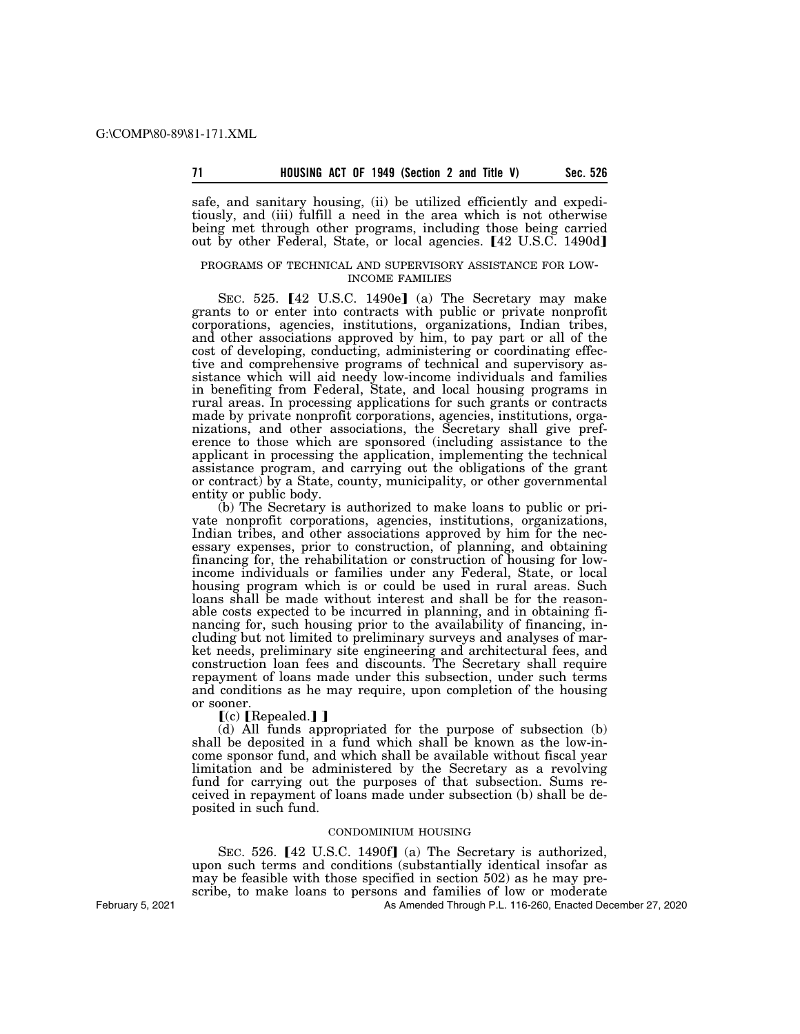safe, and sanitary housing, (ii) be utilized efficiently and expeditiously, and (iii) fulfill a need in the area which is not otherwise being met through other programs, including those being carried out by other Federal, State, or local agencies. [42 U.S.C. 1490d]

PROGRAMS OF TECHNICAL AND SUPERVISORY ASSISTANCE FOR LOW-INCOME FAMILIES

SEC. 525. [42 U.S.C. 1490e] (a) The Secretary may make grants to or enter into contracts with public or private nonprofit corporations, agencies, institutions, organizations, Indian tribes, and other associations approved by him, to pay part or all of the cost of developing, conducting, administering or coordinating effective and comprehensive programs of technical and supervisory assistance which will aid needy low-income individuals and families in benefiting from Federal, State, and local housing programs in rural areas. In processing applications for such grants or contracts made by private nonprofit corporations, agencies, institutions, organizations, and other associations, the Secretary shall give preference to those which are sponsored (including assistance to the applicant in processing the application, implementing the technical assistance program, and carrying out the obligations of the grant or contract) by a State, county, municipality, or other governmental entity or public body.

(b) The Secretary is authorized to make loans to public or private nonprofit corporations, agencies, institutions, organizations, Indian tribes, and other associations approved by him for the necessary expenses, prior to construction, of planning, and obtaining financing for, the rehabilitation or construction of housing for low-income individuals or families under any Federal, State, or local housing program which is or could be used in rural areas. Such loans shall be made without interest and shall be for the reasonable costs expected to be incurred in planning, and in obtaining financing for, such housing prior to the availability of financing, including but not limited to preliminary surveys and analyses of market needs, preliminary site engineering and architectural fees, and construction loan fees and discounts. The Secretary shall require repayment of loans made under this subsection, under such terms and conditions as he may require, upon completion of the housing or sooner.

[(c) [Repealed.] ]

(d) All funds appropriated for the purpose of subsection (b) shall be deposited in a fund which shall be known as the low-income sponsor fund, and which shall be available without fiscal year limitation and be administered by the Secretary as a revolving fund for carrying out the purposes of that subsection. Sums received in repayment of loans made under subsection (b) shall be deposited in such fund.

CONDOMINIUM HOUSING

SEC. 526. [42 U.S.C. 1490f] (a) The Secretary is authorized, upon such terms and conditions (substantially identical insofar as may be feasible with those specified in section 502) as he may prescribe, to make loans to persons and families of low or moderate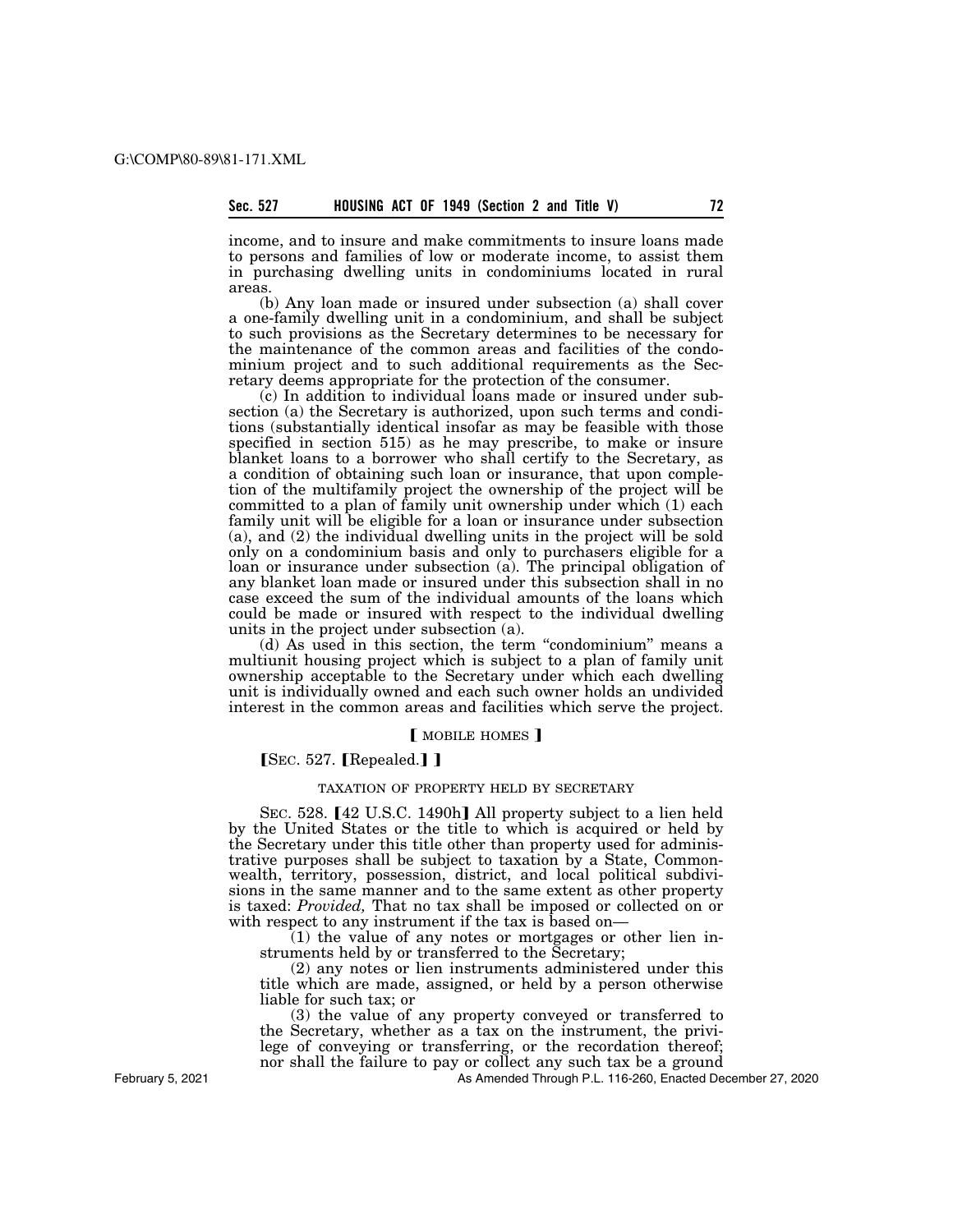income, and to insure and make commitments to insure loans made to persons and families of low or moderate income, to assist them in purchasing dwelling units in condominiums located in rural areas.

(b) Any loan made or insured under subsection (a) shall cover a one-family dwelling unit in a condominium, and shall be subject to such provisions as the Secretary determines to be necessary for the maintenance of the common areas and facilities of the condominium project and to such additional requirements as the Secretary deems appropriate for the protection of the consumer.

(c) In addition to individual loans made or insured under subsection (a) the Secretary is authorized, upon such terms and conditions (substantially identical insofar as may be feasible with those specified in section 515) as he may prescribe, to make or insure blanket loans to a borrower who shall certify to the Secretary, as a condition of obtaining such loan or insurance, that upon completion of the multifamily project the ownership of the project will be committed to a plan of family unit ownership under which (1) each family unit will be eligible for a loan or insurance under subsection (a), and (2) the individual dwelling units in the project will be sold only on a condominium basis and only to purchasers eligible for a loan or insurance under subsection (a). The principal obligation of any blanket loan made or insured under this subsection shall in no case exceed the sum of the individual amounts of the loans which could be made or insured with respect to the individual dwelling units in the project under subsection (a).

(d) As used in this section, the term "condominium" means a multiunit housing project which is subject to a plan of family unit ownership acceptable to the Secretary under which each dwelling unit is individually owned and each such owner holds an undivided interest in the common areas and facilities which serve the project.

### ⟦ MOBILE HOMES ⟧

⟦SEC. 527. ⟦Repealed.⟧ ⟧

### TAXATION OF PROPERTY HELD BY SECRETARY

SEC. 528. ⟦42 U.S.C. 1490h⟧ All property subject to a lien held by the United States or the title to which is acquired or held by the Secretary under this title other than property used for administrative purposes shall be subject to taxation by a State, Commonwealth, territory, possession, district, and local political subdivisions in the same manner and to the same extent as other property is taxed: *Provided,* That no tax shall be imposed or collected on or with respect to any instrument if the tax is based on—

(1) the value of any notes or mortgages or other lien instruments held by or transferred to the Secretary;

(2) any notes or lien instruments administered under this title which are made, assigned, or held by a person otherwise liable for such tax; or

(3) the value of any property conveyed or transferred to the Secretary, whether as a tax on the instrument, the privilege of conveying or transferring, or the recordation thereof; nor shall the failure to pay or collect any such tax be a ground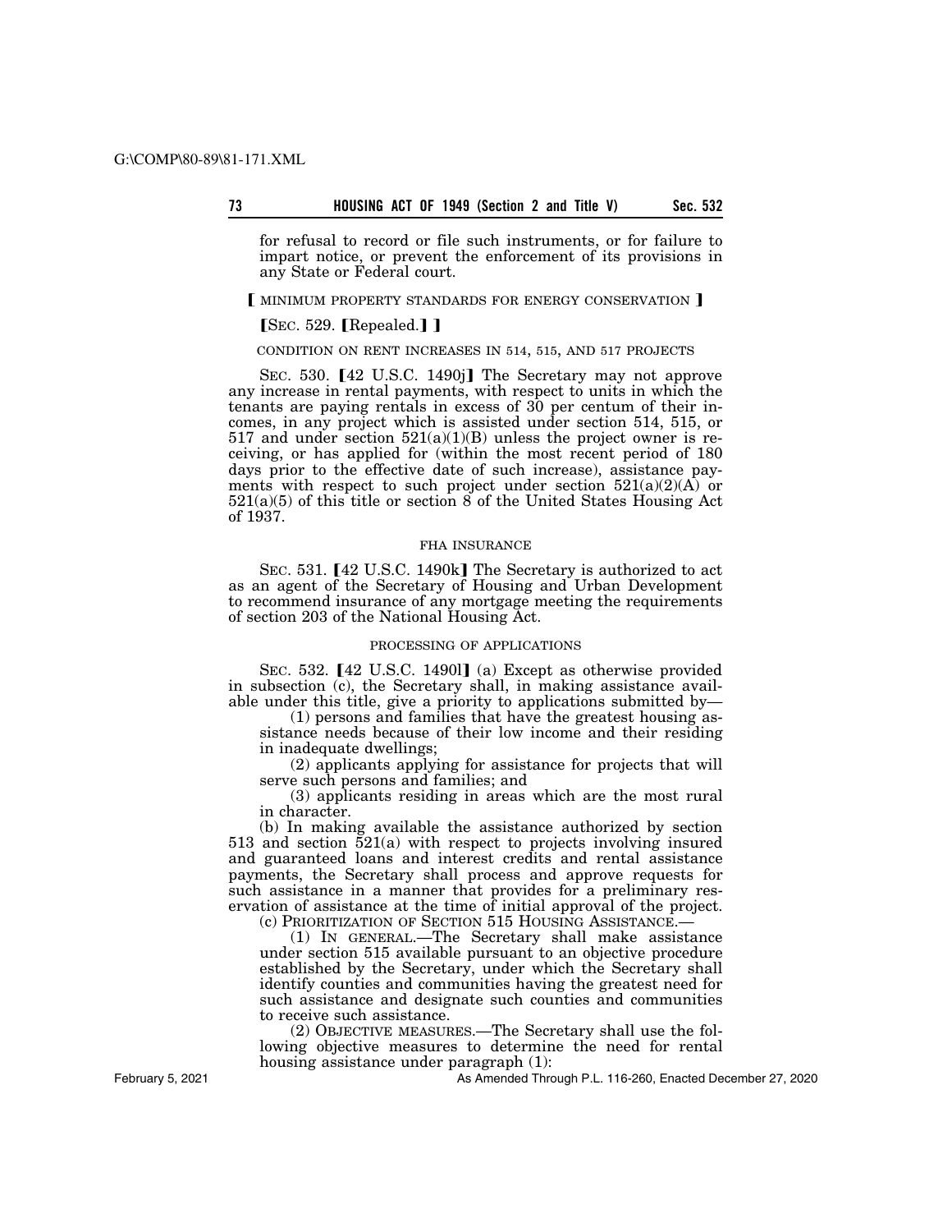for refusal to record or file such instruments, or for failure to impart notice, or prevent the enforcement of its provisions in any State or Federal court.

【 MINIMUM PROPERTY STANDARDS FOR ENERGY CONSERVATION 】

【SEC. 529. 【Repealed.】 】

CONDITION ON RENT INCREASES IN 514, 515, AND 517 PROJECTS

SEC. 530. 【42 U.S.C. 1490j】 The Secretary may not approve any increase in rental payments, with respect to units in which the tenants are paying rentals in excess of 30 per centum of their incomes, in any project which is assisted under section 514, 515, or 517 and under section 521(a)(1)(B) unless the project owner is receiving, or has applied for (within the most recent period of 180 days prior to the effective date of such increase), assistance payments with respect to such project under section 521(a)(2)(A) or 521(a)(5) of this title or section 8 of the United States Housing Act of 1937.

FHA INSURANCE

SEC. 531. 【42 U.S.C. 1490k】 The Secretary is authorized to act as an agent of the Secretary of Housing and Urban Development to recommend insurance of any mortgage meeting the requirements of section 203 of the National Housing Act.

PROCESSING OF APPLICATIONS

SEC. 532. 【42 U.S.C. 1490l】 (a) Except as otherwise provided in subsection (c), the Secretary shall, in making assistance available under this title, give a priority to applications submitted by—

(1) persons and families that have the greatest housing assistance needs because of their low income and their residing in inadequate dwellings;

(2) applicants applying for assistance for projects that will serve such persons and families; and

(3) applicants residing in areas which are the most rural in character.

(b) In making available the assistance authorized by section 513 and section 521(a) with respect to projects involving insured and guaranteed loans and interest credits and rental assistance payments, the Secretary shall process and approve requests for such assistance in a manner that provides for a preliminary reservation of assistance at the time of initial approval of the project.

(c) PRIORITIZATION OF SECTION 515 HOUSING ASSISTANCE.—

(1) IN GENERAL.—The Secretary shall make assistance under section 515 available pursuant to an objective procedure established by the Secretary, under which the Secretary shall identify counties and communities having the greatest need for such assistance and designate such counties and communities to receive such assistance.

(2) OBJECTIVE MEASURES.—The Secretary shall use the following objective measures to determine the need for rental housing assistance under paragraph (1):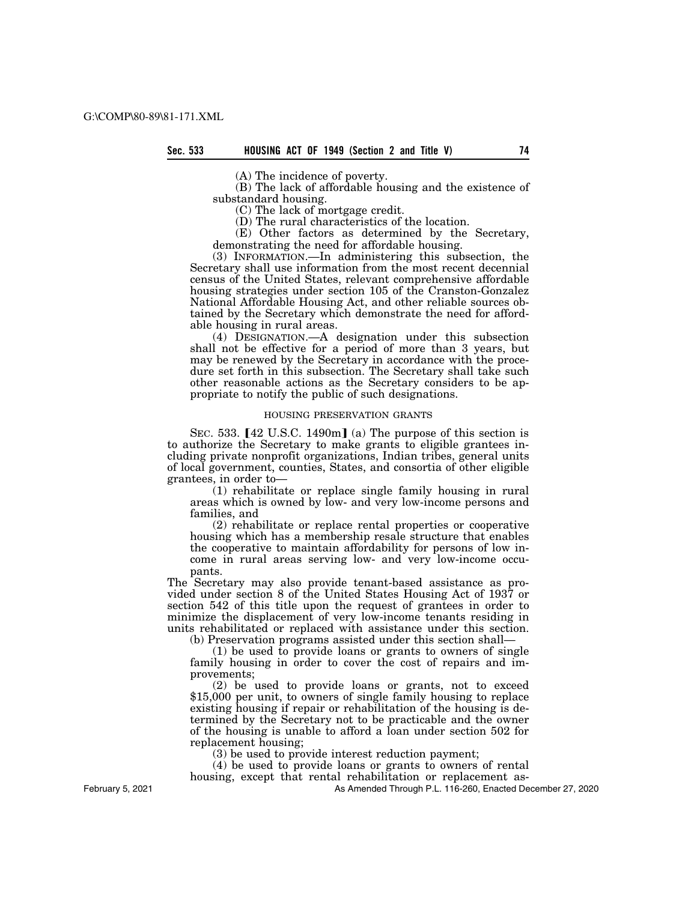(A) The incidence of poverty.

(B) The lack of affordable housing and the existence of substandard housing.

(C) The lack of mortgage credit.

(D) The rural characteristics of the location.

(E) Other factors as determined by the Secretary, demonstrating the need for affordable housing.

(3) INFORMATION.—In administering this subsection, the Secretary shall use information from the most recent decennial census of the United States, relevant comprehensive affordable housing strategies under section 105 of the Cranston-Gonzalez National Affordable Housing Act, and other reliable sources obtained by the Secretary which demonstrate the need for affordable housing in rural areas.

(4) DESIGNATION.—A designation under this subsection shall not be effective for a period of more than 3 years, but may be renewed by the Secretary in accordance with the procedure set forth in this subsection. The Secretary shall take such other reasonable actions as the Secretary considers to be appropriate to notify the public of such designations.

HOUSING PRESERVATION GRANTS

SEC. 533. 【42 U.S.C. 1490m】 (a) The purpose of this section is to authorize the Secretary to make grants to eligible grantees including private nonprofit organizations, Indian tribes, general units of local government, counties, States, and consortia of other eligible grantees, in order to—

(1) rehabilitate or replace single family housing in rural areas which is owned by low- and very low-income persons and families, and

(2) rehabilitate or replace rental properties or cooperative housing which has a membership resale structure that enables the cooperative to maintain affordability for persons of low income in rural areas serving low- and very low-income occupants.

The Secretary may also provide tenant-based assistance as provided under section 8 of the United States Housing Act of 1937 or section 542 of this title upon the request of grantees in order to minimize the displacement of very low-income tenants residing in units rehabilitated or replaced with assistance under this section.

(b) Preservation programs assisted under this section shall—

(1) be used to provide loans or grants to owners of single family housing in order to cover the cost of repairs and improvements;

(2) be used to provide loans or grants, not to exceed $15,000 per unit, to owners of single family housing to replace existing housing if repair or rehabilitation of the housing is determined by the Secretary not to be practicable and the owner of the housing is unable to afford a loan under section 502 for replacement housing;

(3) be used to provide interest reduction payment;

(4) be used to provide loans or grants to owners of rental housing, except that rental rehabilitation or replacement as-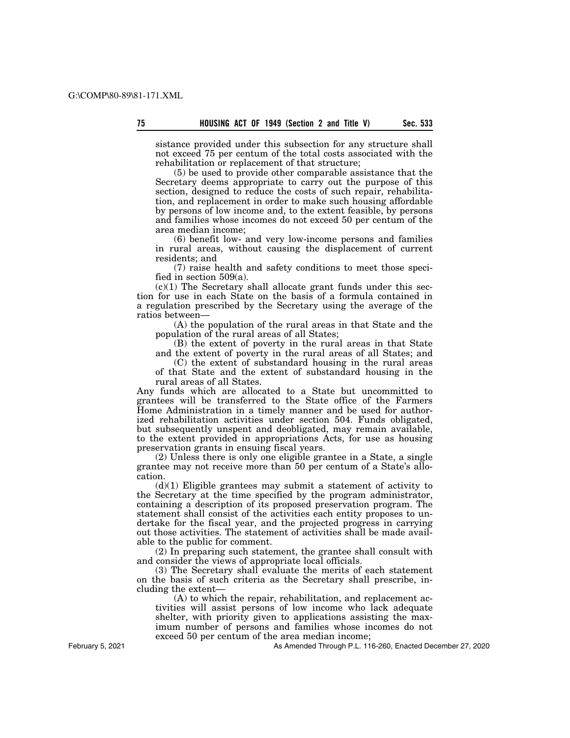sistance provided under this subsection for any structure shall not exceed 75 per centum of the total costs associated with the rehabilitation or replacement of that structure;

(5) be used to provide other comparable assistance that the Secretary deems appropriate to carry out the purpose of this section, designed to reduce the costs of such repair, rehabilitation, and replacement in order to make such housing affordable by persons of low income and, to the extent feasible, by persons and families whose incomes do not exceed 50 per centum of the area median income;

(6) benefit low- and very low-income persons and families in rural areas, without causing the displacement of current residents; and

(7) raise health and safety conditions to meet those specified in section 509(a).

(c)(1) The Secretary shall allocate grant funds under this section for use in each State on the basis of a formula contained in a regulation prescribed by the Secretary using the average of the ratios between—

(A) the population of the rural areas in that State and the population of the rural areas of all States;

(B) the extent of poverty in the rural areas in that State and the extent of poverty in the rural areas of all States; and

(C) the extent of substandard housing in the rural areas of that State and the extent of substandard housing in the rural areas of all States.

Any funds which are allocated to a State but uncommitted to grantees will be transferred to the State office of the Farmers Home Administration in a timely manner and be used for authorized rehabilitation activities under section 504. Funds obligated, but subsequently unspent and deobligated, may remain available, to the extent provided in appropriations Acts, for use as housing preservation grants in ensuing fiscal years.

(2) Unless there is only one eligible grantee in a State, a single grantee may not receive more than 50 per centum of a State's allocation.

(d)(1) Eligible grantees may submit a statement of activity to the Secretary at the time specified by the program administrator, containing a description of its proposed preservation program. The statement shall consist of the activities each entity proposes to undertake for the fiscal year, and the projected progress in carrying out those activities. The statement of activities shall be made available to the public for comment.

(2) In preparing such statement, the grantee shall consult with and consider the views of appropriate local officials.

(3) The Secretary shall evaluate the merits of each statement on the basis of such criteria as the Secretary shall prescribe, including the extent—

(A) to which the repair, rehabilitation, and replacement activities will assist persons of low income who lack adequate shelter, with priority given to applications assisting the maximum number of persons and families whose incomes do not exceed 50 per centum of the area median income;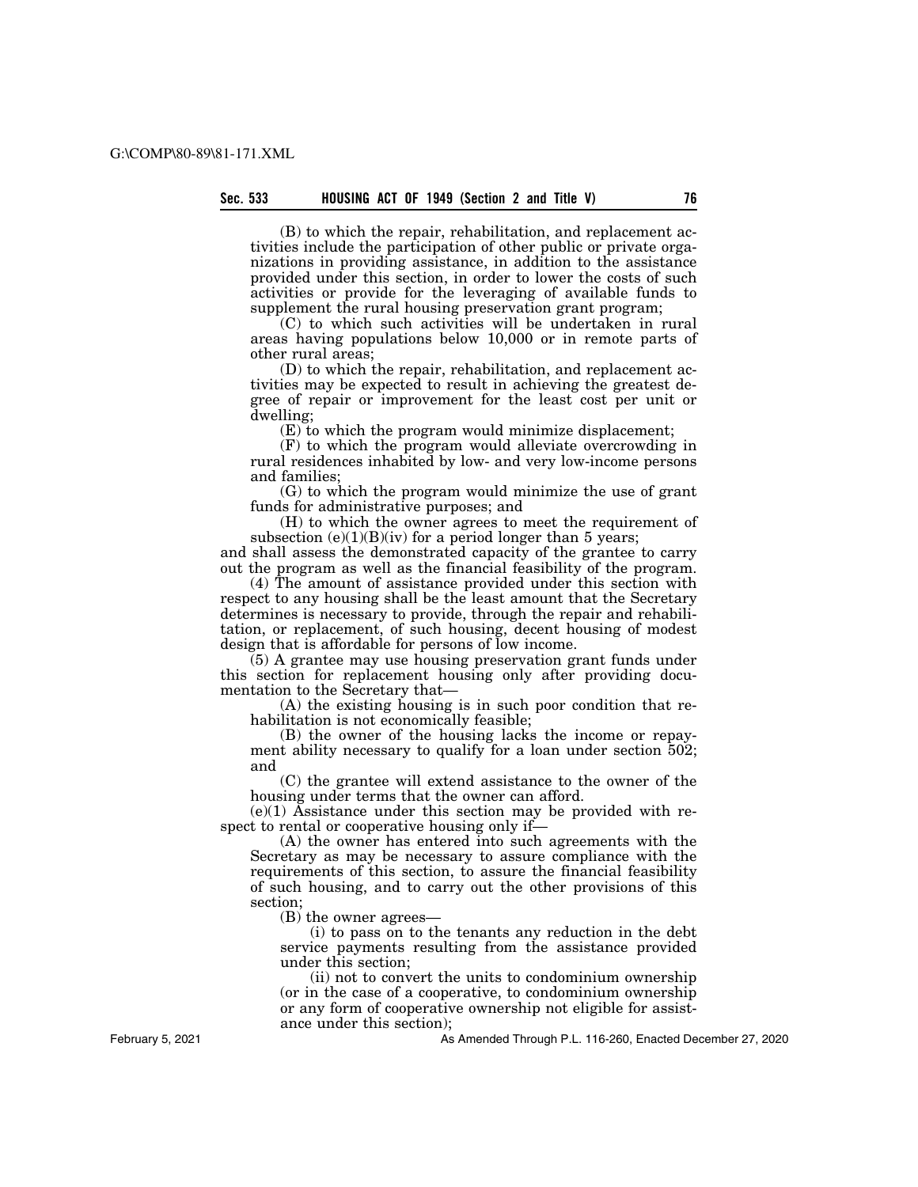(B) to which the repair, rehabilitation, and replacement activities include the participation of other public or private organizations in providing assistance, in addition to the assistance provided under this section, in order to lower the costs of such activities or provide for the leveraging of available funds to supplement the rural housing preservation grant program;

(C) to which such activities will be undertaken in rural areas having populations below 10,000 or in remote parts of other rural areas;

(D) to which the repair, rehabilitation, and replacement activities may be expected to result in achieving the greatest degree of repair or improvement for the least cost per unit or dwelling;

(E) to which the program would minimize displacement;

(F) to which the program would alleviate overcrowding in rural residences inhabited by low- and very low-income persons and families;

(G) to which the program would minimize the use of grant funds for administrative purposes; and

(H) to which the owner agrees to meet the requirement of subsection (e)(1)(B)(iv) for a period longer than 5 years;

and shall assess the demonstrated capacity of the grantee to carry out the program as well as the financial feasibility of the program.

(4) The amount of assistance provided under this section with respect to any housing shall be the least amount that the Secretary determines is necessary to provide, through the repair and rehabilitation, or replacement, of such housing, decent housing of modest design that is affordable for persons of low income.

(5) A grantee may use housing preservation grant funds under this section for replacement housing only after providing documentation to the Secretary that—

(A) the existing housing is in such poor condition that rehabilitation is not economically feasible;

(B) the owner of the housing lacks the income or repayment ability necessary to qualify for a loan under section 502; and

(C) the grantee will extend assistance to the owner of the housing under terms that the owner can afford.

(e)(1) Assistance under this section may be provided with respect to rental or cooperative housing only if—

(A) the owner has entered into such agreements with the Secretary as may be necessary to assure compliance with the requirements of this section, to assure the financial feasibility of such housing, and to carry out the other provisions of this section;

(B) the owner agrees—

(i) to pass on to the tenants any reduction in the debt service payments resulting from the assistance provided under this section;

(ii) not to convert the units to condominium ownership (or in the case of a cooperative, to condominium ownership or any form of cooperative ownership not eligible for assistance under this section);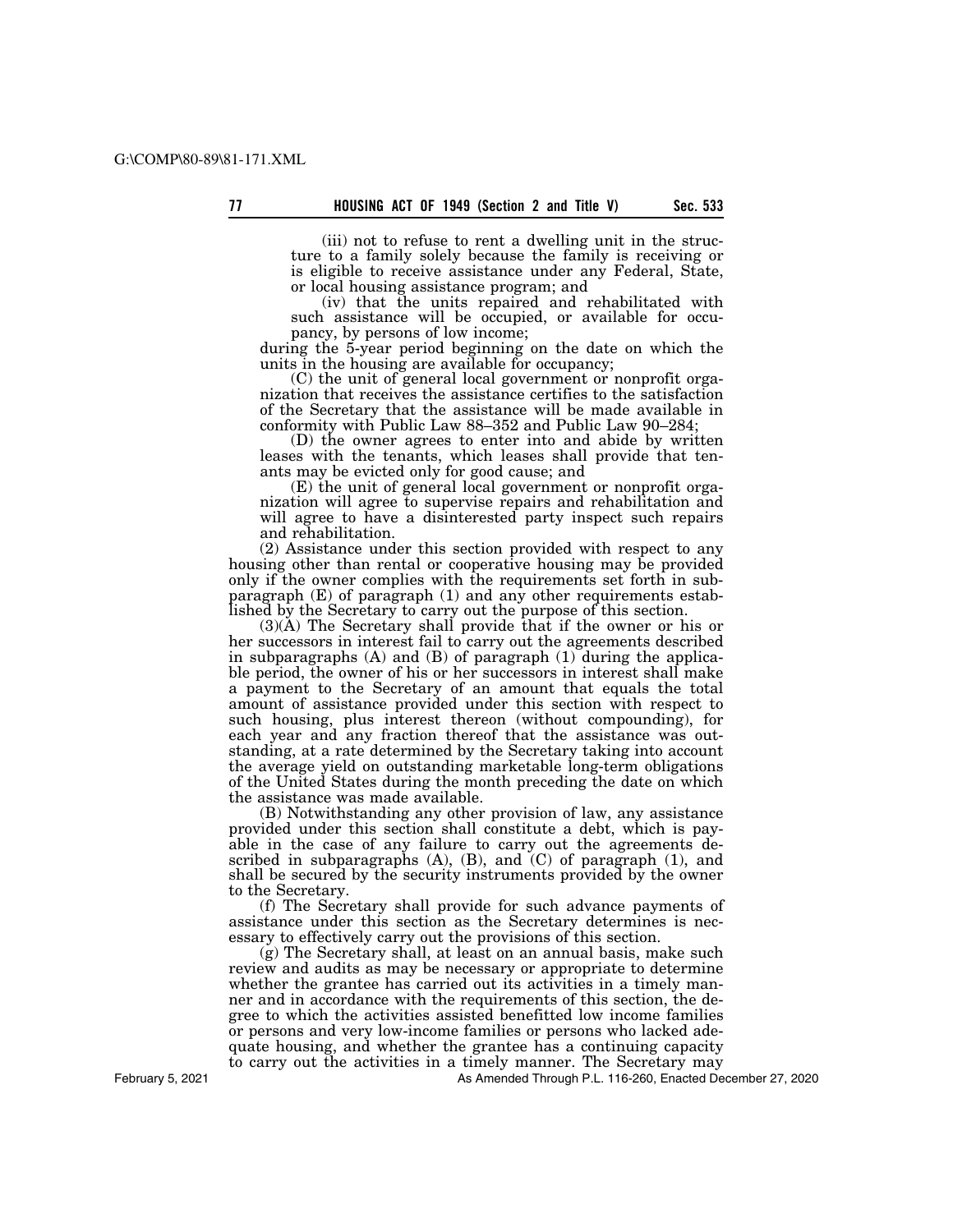(iii) not to refuse to rent a dwelling unit in the structure to a family solely because the family is receiving or is eligible to receive assistance under any Federal, State, or local housing assistance program; and

(iv) that the units repaired and rehabilitated with such assistance will be occupied, or available for occupancy, by persons of low income;

during the 5-year period beginning on the date on which the units in the housing are available for occupancy;

(C) the unit of general local government or nonprofit organization that receives the assistance certifies to the satisfaction of the Secretary that the assistance will be made available in conformity with Public Law 88–352 and Public Law 90–284;

(D) the owner agrees to enter into and abide by written leases with the tenants, which leases shall provide that tenants may be evicted only for good cause; and

(E) the unit of general local government or nonprofit organization will agree to supervise repairs and rehabilitation and will agree to have a disinterested party inspect such repairs and rehabilitation.

(2) Assistance under this section provided with respect to any housing other than rental or cooperative housing may be provided only if the owner complies with the requirements set forth in subparagraph (E) of paragraph (1) and any other requirements established by the Secretary to carry out the purpose of this section.

(3)(A) The Secretary shall provide that if the owner or his or her successors in interest fail to carry out the agreements described in subparagraphs (A) and (B) of paragraph (1) during the applicable period, the owner of his or her successors in interest shall make a payment to the Secretary of an amount that equals the total amount of assistance provided under this section with respect to such housing, plus interest thereon (without compounding), for each year and any fraction thereof that the assistance was outstanding, at a rate determined by the Secretary taking into account the average yield on outstanding marketable long-term obligations of the United States during the month preceding the date on which the assistance was made available.

(B) Notwithstanding any other provision of law, any assistance provided under this section shall constitute a debt, which is payable in the case of any failure to carry out the agreements described in subparagraphs (A), (B), and (C) of paragraph (1), and shall be secured by the security instruments provided by the owner to the Secretary.

(f) The Secretary shall provide for such advance payments of assistance under this section as the Secretary determines is necessary to effectively carry out the provisions of this section.

(g) The Secretary shall, at least on an annual basis, make such review and audits as may be necessary or appropriate to determine whether the grantee has carried out its activities in a timely manner and in accordance with the requirements of this section, the degree to which the activities assisted benefitted low income families or persons and very low-income families or persons who lacked adequate housing, and whether the grantee has a continuing capacity to carry out the activities in a timely manner. The Secretary may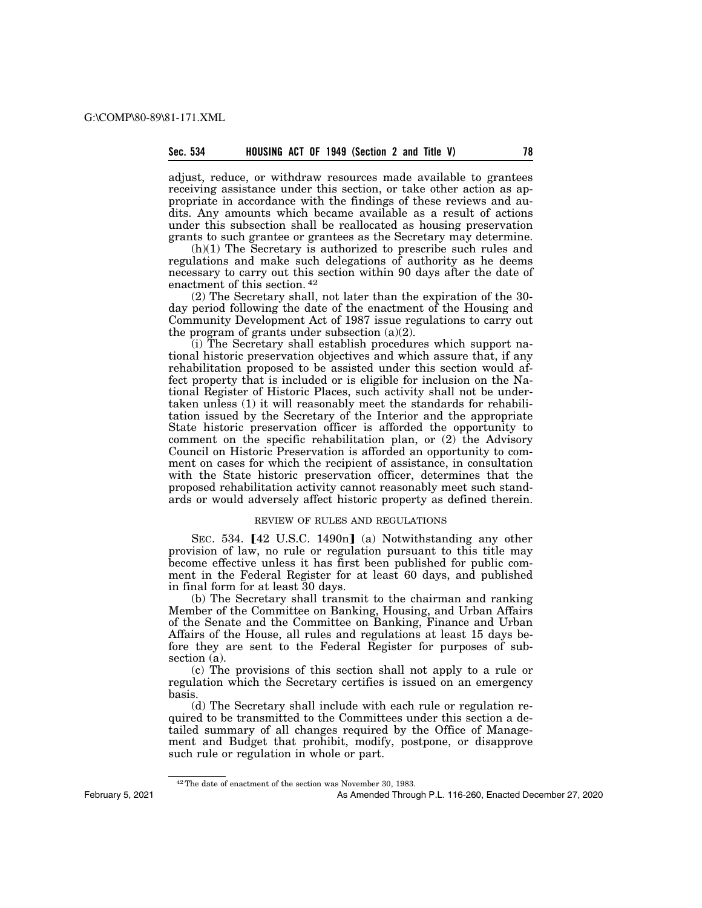adjust, reduce, or withdraw resources made available to grantees receiving assistance under this section, or take other action as appropriate in accordance with the findings of these reviews and audits. Any amounts which became available as a result of actions under this subsection shall be reallocated as housing preservation grants to such grantee or grantees as the Secretary may determine.

(h)(1) The Secretary is authorized to prescribe such rules and regulations and make such delegations of authority as he deems necessary to carry out this section within 90 days after the date of enactment of this section. [42]

(2) The Secretary shall, not later than the expiration of the 30-day period following the date of the enactment of the Housing and Community Development Act of 1987 issue regulations to carry out the program of grants under subsection (a)(2).

(i) The Secretary shall establish procedures which support national historic preservation objectives and which assure that, if any rehabilitation proposed to be assisted under this section would affect property that is included or is eligible for inclusion on the National Register of Historic Places, such activity shall not be undertaken unless (1) it will reasonably meet the standards for rehabilitation issued by the Secretary of the Interior and the appropriate State historic preservation officer is afforded the opportunity to comment on the specific rehabilitation plan, or (2) the Advisory Council on Historic Preservation is afforded an opportunity to comment on cases for which the recipient of assistance, in consultation with the State historic preservation officer, determines that the proposed rehabilitation activity cannot reasonably meet such standards or would adversely affect historic property as defined therein.

REVIEW OF RULES AND REGULATIONS

SEC. 534. 【42 U.S.C. 1490n】 (a) Notwithstanding any other provision of law, no rule or regulation pursuant to this title may become effective unless it has first been published for public comment in the Federal Register for at least 60 days, and published in final form for at least 30 days.

(b) The Secretary shall transmit to the chairman and ranking Member of the Committee on Banking, Housing, and Urban Affairs of the Senate and the Committee on Banking, Finance and Urban Affairs of the House, all rules and regulations at least 15 days before they are sent to the Federal Register for purposes of subsection (a).

(c) The provisions of this section shall not apply to a rule or regulation which the Secretary certifies is issued on an emergency basis.

(d) The Secretary shall include with each rule or regulation required to be transmitted to the Committees under this section a detailed summary of all changes required by the Office of Management and Budget that prohibit, modify, postpone, or disapprove such rule or regulation in whole or part.

[42] The date of enactment of the section was November 30, 1983.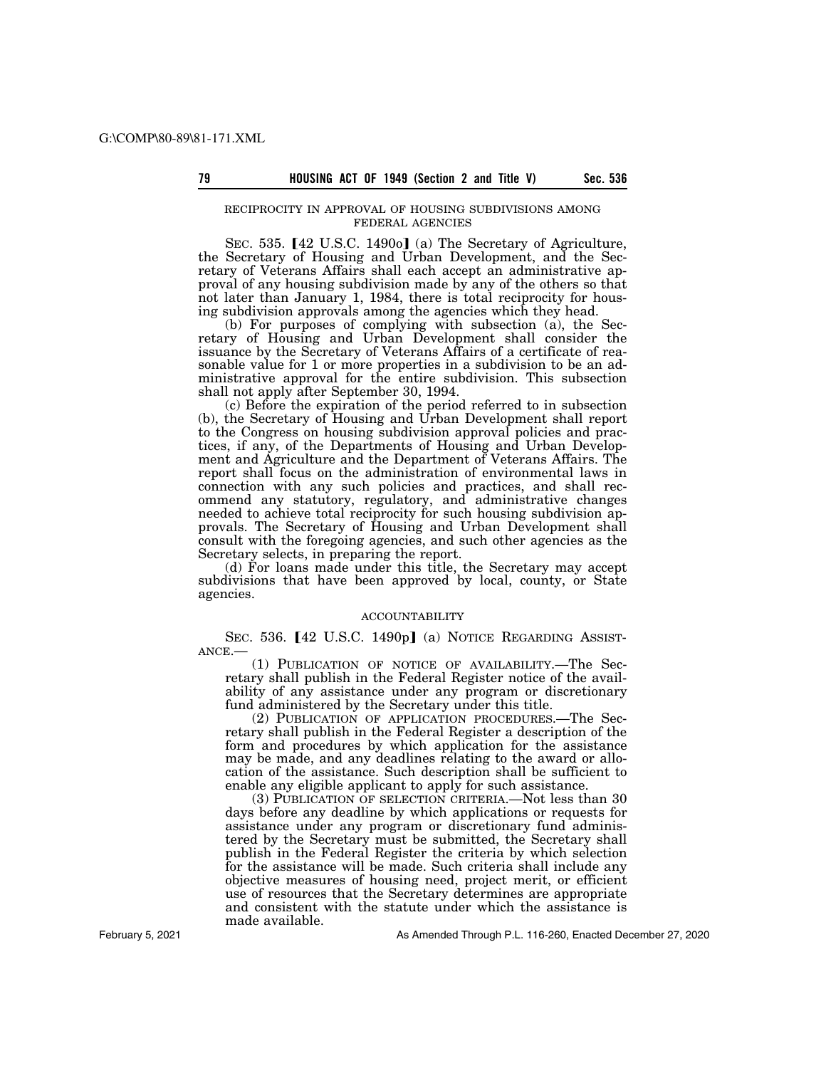RECIPROCITY IN APPROVAL OF HOUSING SUBDIVISIONS AMONG FEDERAL AGENCIES

SEC. 535. [42 U.S.C. 1490o] (a) The Secretary of Agriculture, the Secretary of Housing and Urban Development, and the Secretary of Veterans Affairs shall each accept an administrative approval of any housing subdivision made by any of the others so that not later than January 1, 1984, there is total reciprocity for housing subdivision approvals among the agencies which they head.

(b) For purposes of complying with subsection (a), the Secretary of Housing and Urban Development shall consider the issuance by the Secretary of Veterans Affairs of a certificate of reasonable value for 1 or more properties in a subdivision to be an administrative approval for the entire subdivision. This subsection shall not apply after September 30, 1994.

(c) Before the expiration of the period referred to in subsection (b), the Secretary of Housing and Urban Development shall report to the Congress on housing subdivision approval policies and practices, if any, of the Departments of Housing and Urban Development and Agriculture and the Department of Veterans Affairs. The report shall focus on the administration of environmental laws in connection with any such policies and practices, and shall recommend any statutory, regulatory, and administrative changes needed to achieve total reciprocity for such housing subdivision approvals. The Secretary of Housing and Urban Development shall consult with the foregoing agencies, and such other agencies as the Secretary selects, in preparing the report.

(d) For loans made under this title, the Secretary may accept subdivisions that have been approved by local, county, or State agencies.

ACCOUNTABILITY

SEC. 536. [42 U.S.C. 1490p] (a) NOTICE REGARDING ASSISTANCE.—

(1) PUBLICATION OF NOTICE OF AVAILABILITY.—The Secretary shall publish in the Federal Register notice of the availability of any assistance under any program or discretionary fund administered by the Secretary under this title.

(2) PUBLICATION OF APPLICATION PROCEDURES.—The Secretary shall publish in the Federal Register a description of the form and procedures by which application for the assistance may be made, and any deadlines relating to the award or allocation of the assistance. Such description shall be sufficient to enable any eligible applicant to apply for such assistance.

(3) PUBLICATION OF SELECTION CRITERIA.—Not less than 30 days before any deadline by which applications or requests for assistance under any program or discretionary fund administered by the Secretary must be submitted, the Secretary shall publish in the Federal Register the criteria by which selection for the assistance will be made. Such criteria shall include any objective measures of housing need, project merit, or efficient use of resources that the Secretary determines are appropriate and consistent with the statute under which the assistance is made available.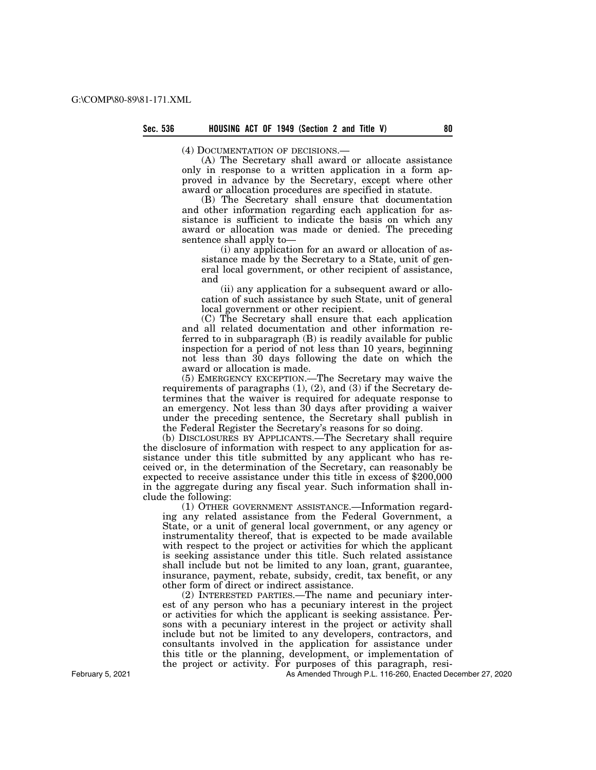(4) DOCUMENTATION OF DECISIONS.—

(A) The Secretary shall award or allocate assistance only in response to a written application in a form approved in advance by the Secretary, except where other award or allocation procedures are specified in statute.

(B) The Secretary shall ensure that documentation and other information regarding each application for assistance is sufficient to indicate the basis on which any award or allocation was made or denied. The preceding sentence shall apply to—

(i) any application for an award or allocation of assistance made by the Secretary to a State, unit of general local government, or other recipient of assistance, and

(ii) any application for a subsequent award or allocation of such assistance by such State, unit of general local government or other recipient.

(C) The Secretary shall ensure that each application and all related documentation and other information referred to in subparagraph (B) is readily available for public inspection for a period of not less than 10 years, beginning not less than 30 days following the date on which the award or allocation is made.

(5) EMERGENCY EXCEPTION.—The Secretary may waive the requirements of paragraphs (1), (2), and (3) if the Secretary determines that the waiver is required for adequate response to an emergency. Not less than 30 days after providing a waiver under the preceding sentence, the Secretary shall publish in the Federal Register the Secretary's reasons for so doing.

(b) DISCLOSURES BY APPLICANTS.—The Secretary shall require the disclosure of information with respect to any application for assistance under this title submitted by any applicant who has received or, in the determination of the Secretary, can reasonably be expected to receive assistance under this title in excess of $200,000 in the aggregate during any fiscal year. Such information shall include the following:

(1) OTHER GOVERNMENT ASSISTANCE.—Information regarding any related assistance from the Federal Government, a State, or a unit of general local government, or any agency or instrumentality thereof, that is expected to be made available with respect to the project or activities for which the applicant is seeking assistance under this title. Such related assistance shall include but not be limited to any loan, grant, guarantee, insurance, payment, rebate, subsidy, credit, tax benefit, or any other form of direct or indirect assistance.

(2) INTERESTED PARTIES.—The name and pecuniary interest of any person who has a pecuniary interest in the project or activities for which the applicant is seeking assistance. Persons with a pecuniary interest in the project or activity shall include but not be limited to any developers, contractors, and consultants involved in the application for assistance under this title or the planning, development, or implementation of the project or activity. For purposes of this paragraph, resi-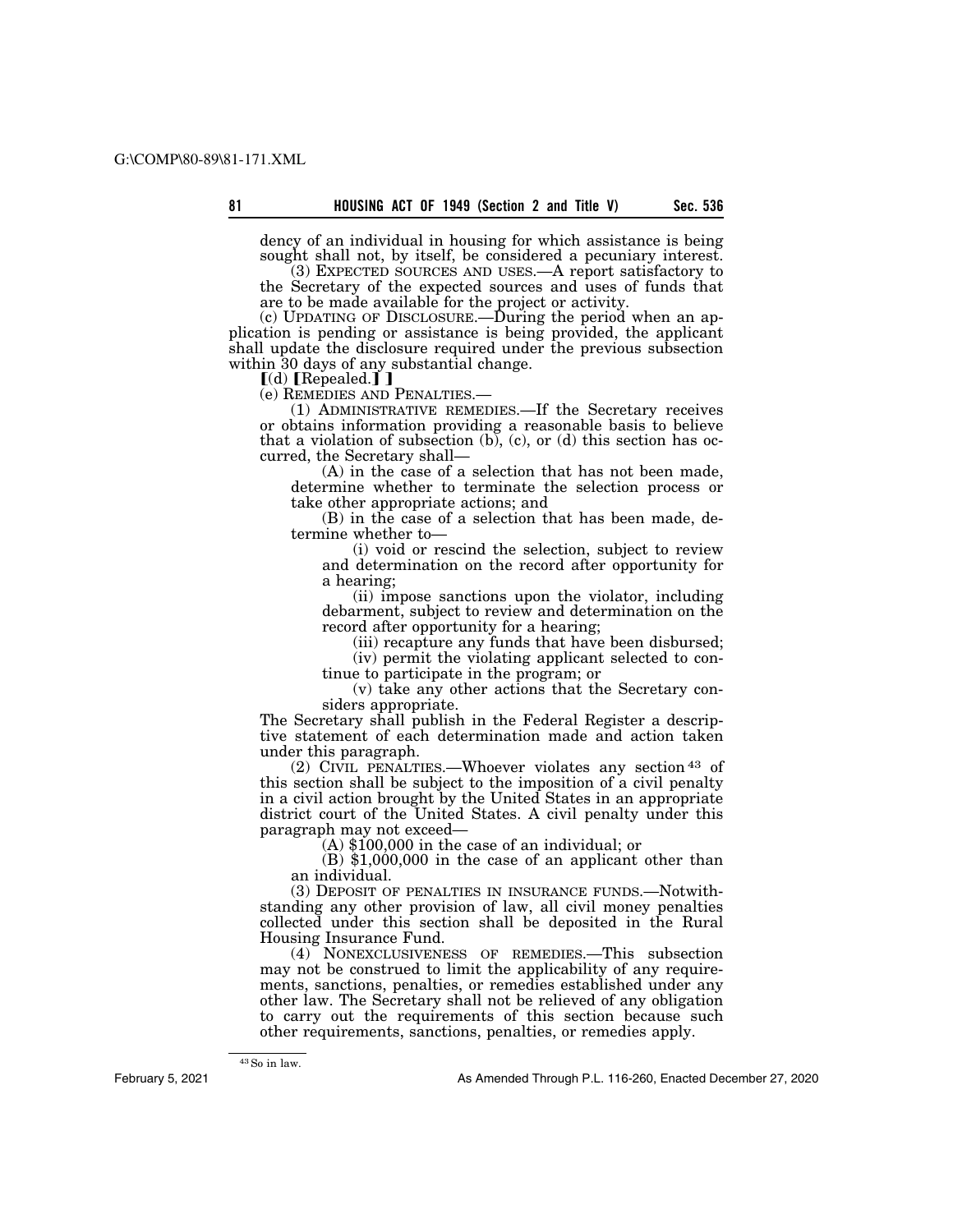dency of an individual in housing for which assistance is being sought shall not, by itself, be considered a pecuniary interest.

(3) EXPECTED SOURCES AND USES.—A report satisfactory to the Secretary of the expected sources and uses of funds that are to be made available for the project or activity.

(c) UPDATING OF DISCLOSURE.—During the period when an application is pending or assistance is being provided, the applicant shall update the disclosure required under the previous subsection within 30 days of any substantial change.

⟦(d) ⟦Repealed.⟧⟧

(e) REMEDIES AND PENALTIES.—

(1) ADMINISTRATIVE REMEDIES.—If the Secretary receives or obtains information providing a reasonable basis to believe that a violation of subsection (b), (c), or (d) this section has occurred, the Secretary shall—

(A) in the case of a selection that has not been made, determine whether to terminate the selection process or take other appropriate actions; and

(B) in the case of a selection that has been made, determine whether to—

(i) void or rescind the selection, subject to review and determination on the record after opportunity for a hearing;

(ii) impose sanctions upon the violator, including debarment, subject to review and determination on the record after opportunity for a hearing;

(iii) recapture any funds that have been disbursed;

(iv) permit the violating applicant selected to continue to participate in the program; or

(v) take any other actions that the Secretary considers appropriate.

The Secretary shall publish in the Federal Register a descriptive statement of each determination made and action taken under this paragraph.

(2) CIVIL PENALTIES.—Whoever violates any section [43] of this section shall be subject to the imposition of a civil penalty in a civil action brought by the United States in an appropriate district court of the United States. A civil penalty under this paragraph may not exceed—

(A) $100,000 in the case of an individual; or

(B) $1,000,000 in the case of an applicant other than an individual.

(3) DEPOSIT OF PENALTIES IN INSURANCE FUNDS.—Notwithstanding any other provision of law, all civil money penalties collected under this section shall be deposited in the Rural Housing Insurance Fund.

(4) NONEXCLUSIVENESS OF REMEDIES.—This subsection may not be construed to limit the applicability of any requirements, sanctions, penalties, or remedies established under any other law. The Secretary shall not be relieved of any obligation to carry out the requirements of this section because such other requirements, sanctions, penalties, or remedies apply.

[43] So in law.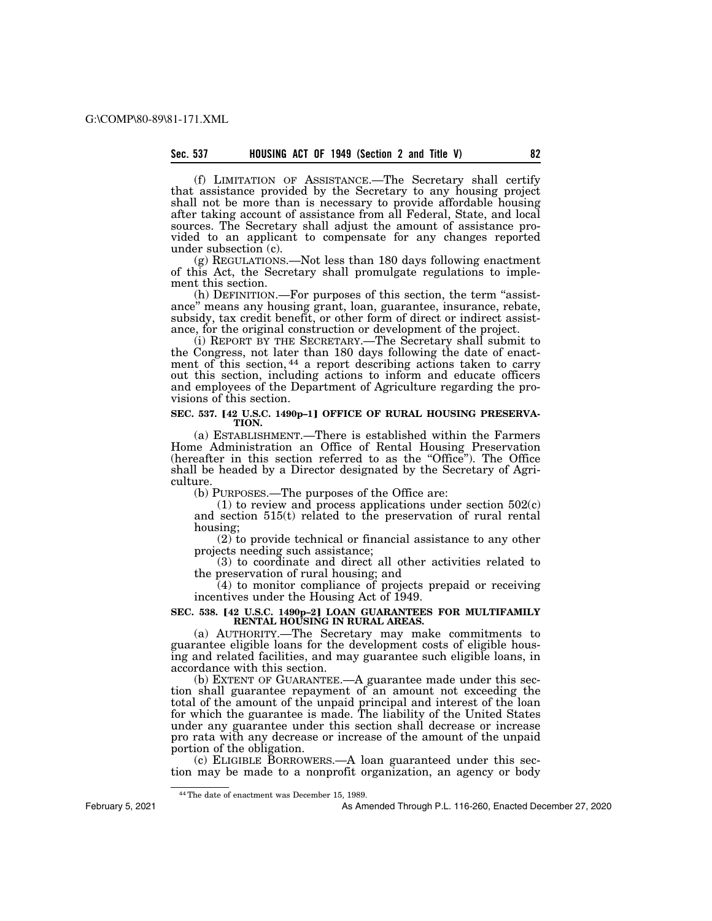(f) LIMITATION OF ASSISTANCE.—The Secretary shall certify that assistance provided by the Secretary to any housing project shall not be more than is necessary to provide affordable housing after taking account of assistance from all Federal, State, and local sources. The Secretary shall adjust the amount of assistance provided to an applicant to compensate for any changes reported under subsection (c).

(g) REGULATIONS.—Not less than 180 days following enactment of this Act, the Secretary shall promulgate regulations to implement this section.

(h) DEFINITION.—For purposes of this section, the term "assistance" means any housing grant, loan, guarantee, insurance, rebate, subsidy, tax credit benefit, or other form of direct or indirect assistance, for the original construction or development of the project.

(i) REPORT BY THE SECRETARY.—The Secretary shall submit to the Congress, not later than 180 days following the date of enactment of this section,[44] a report describing actions taken to carry out this section, including actions to inform and educate officers and employees of the Department of Agriculture regarding the provisions of this section.

#### SEC. 537. [42 U.S.C. 1490p–1] OFFICE OF RURAL HOUSING PRESERVATION.

(a) ESTABLISHMENT.—There is established within the Farmers Home Administration an Office of Rental Housing Preservation (hereafter in this section referred to as the "Office"). The Office shall be headed by a Director designated by the Secretary of Agriculture.

(b) PURPOSES.—The purposes of the Office are:

(1) to review and process applications under section 502(c) and section 515(t) related to the preservation of rural rental housing;

(2) to provide technical or financial assistance to any other projects needing such assistance;

(3) to coordinate and direct all other activities related to the preservation of rural housing; and

(4) to monitor compliance of projects prepaid or receiving incentives under the Housing Act of 1949.

#### SEC. 538. [42 U.S.C. 1490p–2] LOAN GUARANTEES FOR MULTIFAMILY RENTAL HOUSING IN RURAL AREAS.

(a) AUTHORITY.—The Secretary may make commitments to guarantee eligible loans for the development costs of eligible housing and related facilities, and may guarantee such eligible loans, in accordance with this section.

(b) EXTENT OF GUARANTEE.—A guarantee made under this section shall guarantee repayment of an amount not exceeding the total of the amount of the unpaid principal and interest of the loan for which the guarantee is made. The liability of the United States under any guarantee under this section shall decrease or increase pro rata with any decrease or increase of the amount of the unpaid portion of the obligation.

(c) ELIGIBLE BORROWERS.—A loan guaranteed under this section may be made to a nonprofit organization, an agency or body

[44] The date of enactment was December 15, 1989.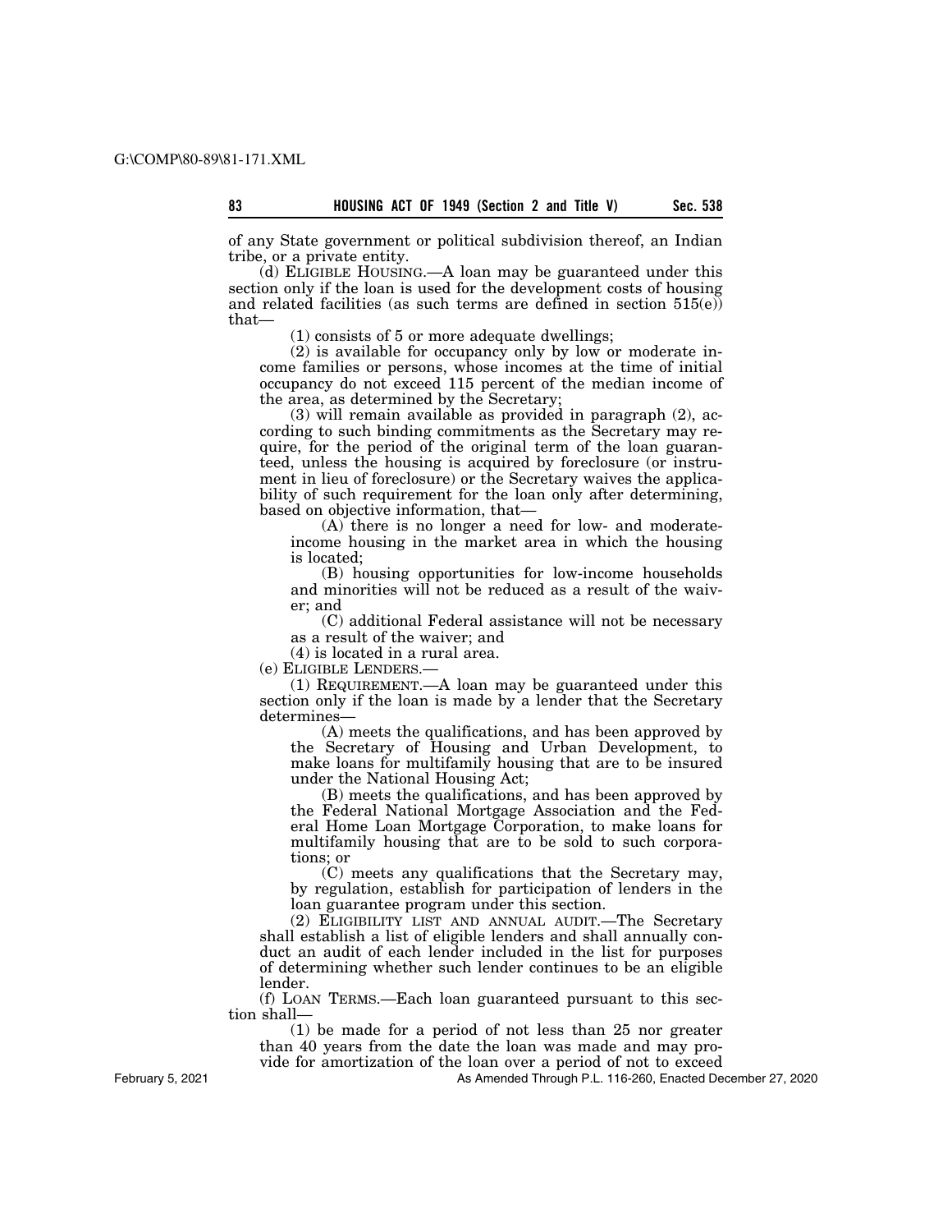of any State government or political subdivision thereof, an Indian tribe, or a private entity.

(d) ELIGIBLE HOUSING.—A loan may be guaranteed under this section only if the loan is used for the development costs of housing and related facilities (as such terms are defined in section 515(e)) that—

(1) consists of 5 or more adequate dwellings;

(2) is available for occupancy only by low or moderate income families or persons, whose incomes at the time of initial occupancy do not exceed 115 percent of the median income of the area, as determined by the Secretary;

(3) will remain available as provided in paragraph (2), according to such binding commitments as the Secretary may require, for the period of the original term of the loan guaranteed, unless the housing is acquired by foreclosure (or instrument in lieu of foreclosure) or the Secretary waives the applicability of such requirement for the loan only after determining, based on objective information, that—

(A) there is no longer a need for low- and moderate-income housing in the market area in which the housing is located;

(B) housing opportunities for low-income households and minorities will not be reduced as a result of the waiver; and

(C) additional Federal assistance will not be necessary as a result of the waiver; and

(4) is located in a rural area.

(e) ELIGIBLE LENDERS.—

(1) REQUIREMENT.—A loan may be guaranteed under this section only if the loan is made by a lender that the Secretary determines—

(A) meets the qualifications, and has been approved by the Secretary of Housing and Urban Development, to make loans for multifamily housing that are to be insured under the National Housing Act;

(B) meets the qualifications, and has been approved by the Federal National Mortgage Association and the Federal Home Loan Mortgage Corporation, to make loans for multifamily housing that are to be sold to such corporations; or

(C) meets any qualifications that the Secretary may, by regulation, establish for participation of lenders in the loan guarantee program under this section.

(2) ELIGIBILITY LIST AND ANNUAL AUDIT.—The Secretary shall establish a list of eligible lenders and shall annually conduct an audit of each lender included in the list for purposes of determining whether such lender continues to be an eligible lender.

(f) LOAN TERMS.—Each loan guaranteed pursuant to this section shall—

(1) be made for a period of not less than 25 nor greater than 40 years from the date the loan was made and may provide for amortization of the loan over a period of not to exceed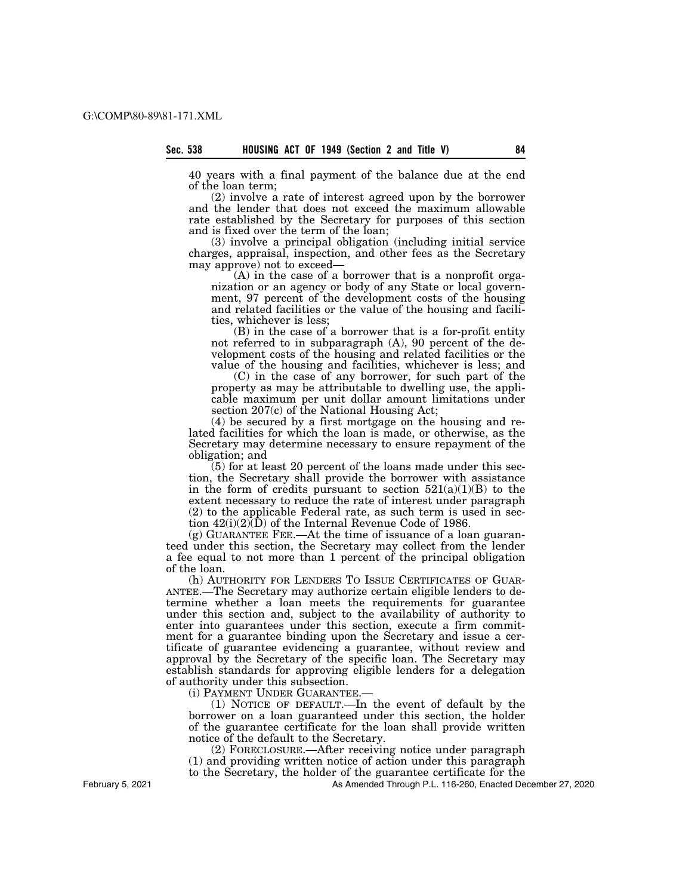40 years with a final payment of the balance due at the end of the loan term;

(2) involve a rate of interest agreed upon by the borrower and the lender that does not exceed the maximum allowable rate established by the Secretary for purposes of this section and is fixed over the term of the loan;

(3) involve a principal obligation (including initial service charges, appraisal, inspection, and other fees as the Secretary may approve) not to exceed—

(A) in the case of a borrower that is a nonprofit organization or an agency or body of any State or local government, 97 percent of the development costs of the housing and related facilities or the value of the housing and facilities, whichever is less;

(B) in the case of a borrower that is a for-profit entity not referred to in subparagraph (A), 90 percent of the development costs of the housing and related facilities or the value of the housing and facilities, whichever is less; and

(C) in the case of any borrower, for such part of the property as may be attributable to dwelling use, the applicable maximum per unit dollar amount limitations under section 207(c) of the National Housing Act;

(4) be secured by a first mortgage on the housing and related facilities for which the loan is made, or otherwise, as the Secretary may determine necessary to ensure repayment of the obligation; and

(5) for at least 20 percent of the loans made under this section, the Secretary shall provide the borrower with assistance in the form of credits pursuant to section 521(a)(1)(B) to the extent necessary to reduce the rate of interest under paragraph (2) to the applicable Federal rate, as such term is used in section 42(i)(2)(D) of the Internal Revenue Code of 1986.

(g) GUARANTEE FEE.—At the time of issuance of a loan guaranteed under this section, the Secretary may collect from the lender a fee equal to not more than 1 percent of the principal obligation of the loan.

(h) AUTHORITY FOR LENDERS TO ISSUE CERTIFICATES OF GUARANTEE.—The Secretary may authorize certain eligible lenders to determine whether a loan meets the requirements for guarantee under this section and, subject to the availability of authority to enter into guarantees under this section, execute a firm commitment for a guarantee binding upon the Secretary and issue a certificate of guarantee evidencing a guarantee, without review and approval by the Secretary of the specific loan. The Secretary may establish standards for approving eligible lenders for a delegation of authority under this subsection.

(i) PAYMENT UNDER GUARANTEE.—

(1) NOTICE OF DEFAULT.—In the event of default by the borrower on a loan guaranteed under this section, the holder of the guarantee certificate for the loan shall provide written notice of the default to the Secretary.

(2) FORECLOSURE.—After receiving notice under paragraph (1) and providing written notice of action under this paragraph to the Secretary, the holder of the guarantee certificate for the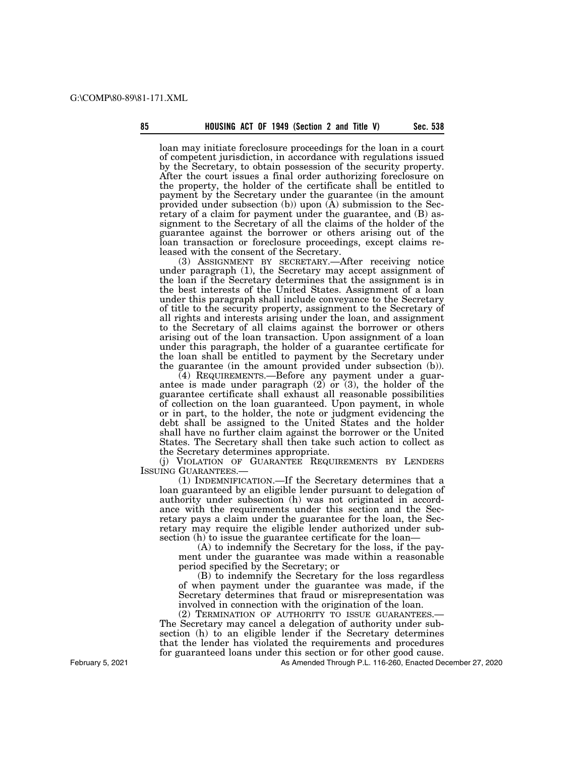loan may initiate foreclosure proceedings for the loan in a court of competent jurisdiction, in accordance with regulations issued by the Secretary, to obtain possession of the security property. After the court issues a final order authorizing foreclosure on the property, the holder of the certificate shall be entitled to payment by the Secretary under the guarantee (in the amount provided under subsection (b)) upon (A) submission to the Secretary of a claim for payment under the guarantee, and (B) assignment to the Secretary of all the claims of the holder of the guarantee against the borrower or others arising out of the loan transaction or foreclosure proceedings, except claims released with the consent of the Secretary.

(3) ASSIGNMENT BY SECRETARY.—After receiving notice under paragraph (1), the Secretary may accept assignment of the loan if the Secretary determines that the assignment is in the best interests of the United States. Assignment of a loan under this paragraph shall include conveyance to the Secretary of title to the security property, assignment to the Secretary of all rights and interests arising under the loan, and assignment to the Secretary of all claims against the borrower or others arising out of the loan transaction. Upon assignment of a loan under this paragraph, the holder of a guarantee certificate for the loan shall be entitled to payment by the Secretary under the guarantee (in the amount provided under subsection (b)).

(4) REQUIREMENTS.—Before any payment under a guarantee is made under paragraph (2) or (3), the holder of the guarantee certificate shall exhaust all reasonable possibilities of collection on the loan guaranteed. Upon payment, in whole or in part, to the holder, the note or judgment evidencing the debt shall be assigned to the United States and the holder shall have no further claim against the borrower or the United States. The Secretary shall then take such action to collect as the Secretary determines appropriate.

(j) VIOLATION OF GUARANTEE REQUIREMENTS BY LENDERS ISSUING GUARANTEES.—

(1) INDEMNIFICATION.—If the Secretary determines that a loan guaranteed by an eligible lender pursuant to delegation of authority under subsection (h) was not originated in accordance with the requirements under this section and the Secretary pays a claim under the guarantee for the loan, the Secretary may require the eligible lender authorized under subsection (h) to issue the guarantee certificate for the loan—

(A) to indemnify the Secretary for the loss, if the payment under the guarantee was made within a reasonable period specified by the Secretary; or

(B) to indemnify the Secretary for the loss regardless of when payment under the guarantee was made, if the Secretary determines that fraud or misrepresentation was involved in connection with the origination of the loan.

(2) TERMINATION OF AUTHORITY TO ISSUE GUARANTEES.—The Secretary may cancel a delegation of authority under subsection (h) to an eligible lender if the Secretary determines that the lender has violated the requirements and procedures for guaranteed loans under this section or for other good cause.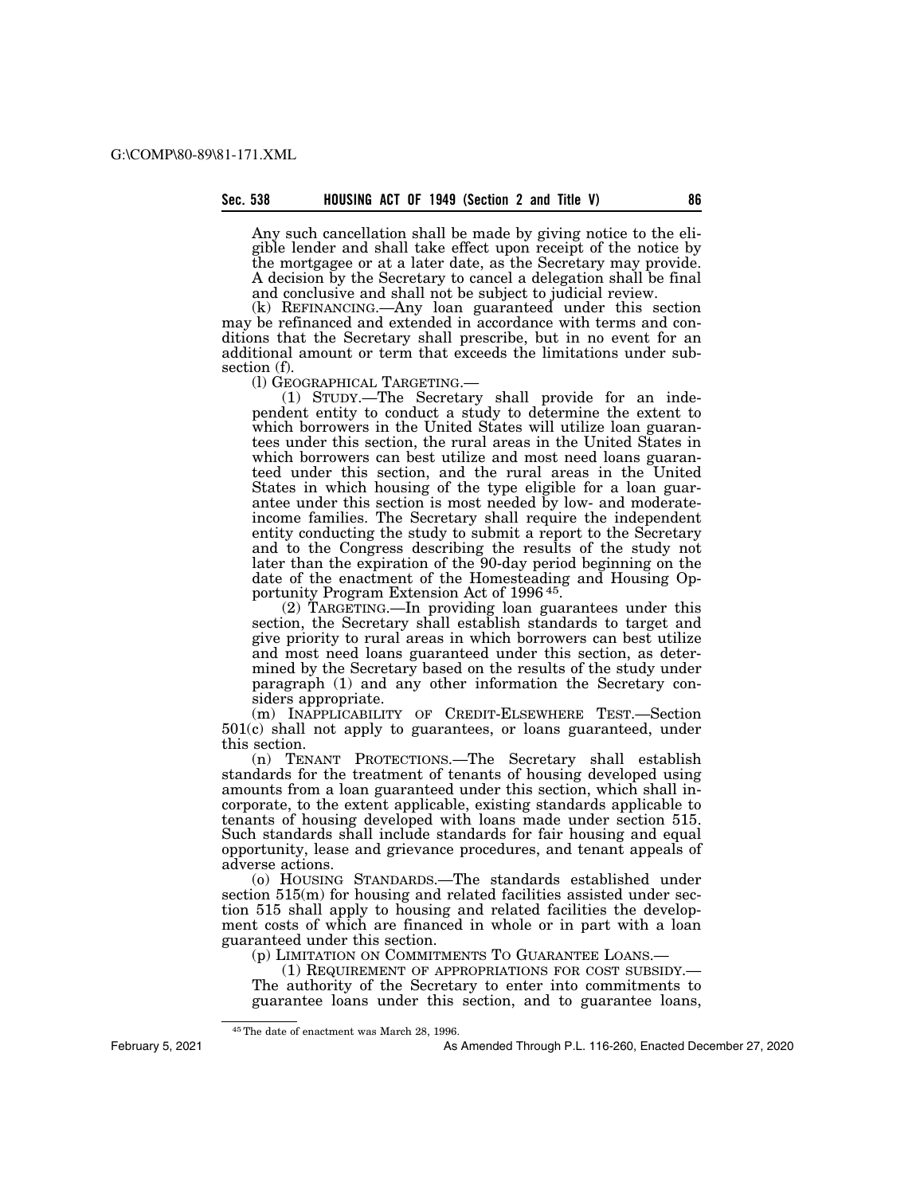Any such cancellation shall be made by giving notice to the eligible lender and shall take effect upon receipt of the notice by the mortgagee or at a later date, as the Secretary may provide. A decision by the Secretary to cancel a delegation shall be final and conclusive and shall not be subject to judicial review.

(k) REFINANCING.—Any loan guaranteed under this section may be refinanced and extended in accordance with terms and conditions that the Secretary shall prescribe, but in no event for an additional amount or term that exceeds the limitations under subsection (f).

(l) GEOGRAPHICAL TARGETING.—

(1) STUDY.—The Secretary shall provide for an independent entity to conduct a study to determine the extent to which borrowers in the United States will utilize loan guarantees under this section, the rural areas in the United States in which borrowers can best utilize and most need loans guaranteed under this section, and the rural areas in the United States in which housing of the type eligible for a loan guarantee under this section is most needed by low- and moderate-income families. The Secretary shall require the independent entity conducting the study to submit a report to the Secretary and to the Congress describing the results of the study not later than the expiration of the 90-day period beginning on the date of the enactment of the Homesteading and Housing Opportunity Program Extension Act of 1996 [45].

(2) TARGETING.—In providing loan guarantees under this section, the Secretary shall establish standards to target and give priority to rural areas in which borrowers can best utilize and most need loans guaranteed under this section, as determined by the Secretary based on the results of the study under paragraph (1) and any other information the Secretary considers appropriate.

(m) INAPPLICABILITY OF CREDIT-ELSEWHERE TEST.—Section 501(c) shall not apply to guarantees, or loans guaranteed, under this section.

(n) TENANT PROTECTIONS.—The Secretary shall establish standards for the treatment of tenants of housing developed using amounts from a loan guaranteed under this section, which shall incorporate, to the extent applicable, existing standards applicable to tenants of housing developed with loans made under section 515. Such standards shall include standards for fair housing and equal opportunity, lease and grievance procedures, and tenant appeals of adverse actions.

(o) HOUSING STANDARDS.—The standards established under section 515(m) for housing and related facilities assisted under section 515 shall apply to housing and related facilities the development costs of which are financed in whole or in part with a loan guaranteed under this section.

(p) LIMITATION ON COMMITMENTS TO GUARANTEE LOANS.—

(1) REQUIREMENT OF APPROPRIATIONS FOR COST SUBSIDY.—The authority of the Secretary to enter into commitments to guarantee loans under this section, and to guarantee loans,

[45] The date of enactment was March 28, 1996.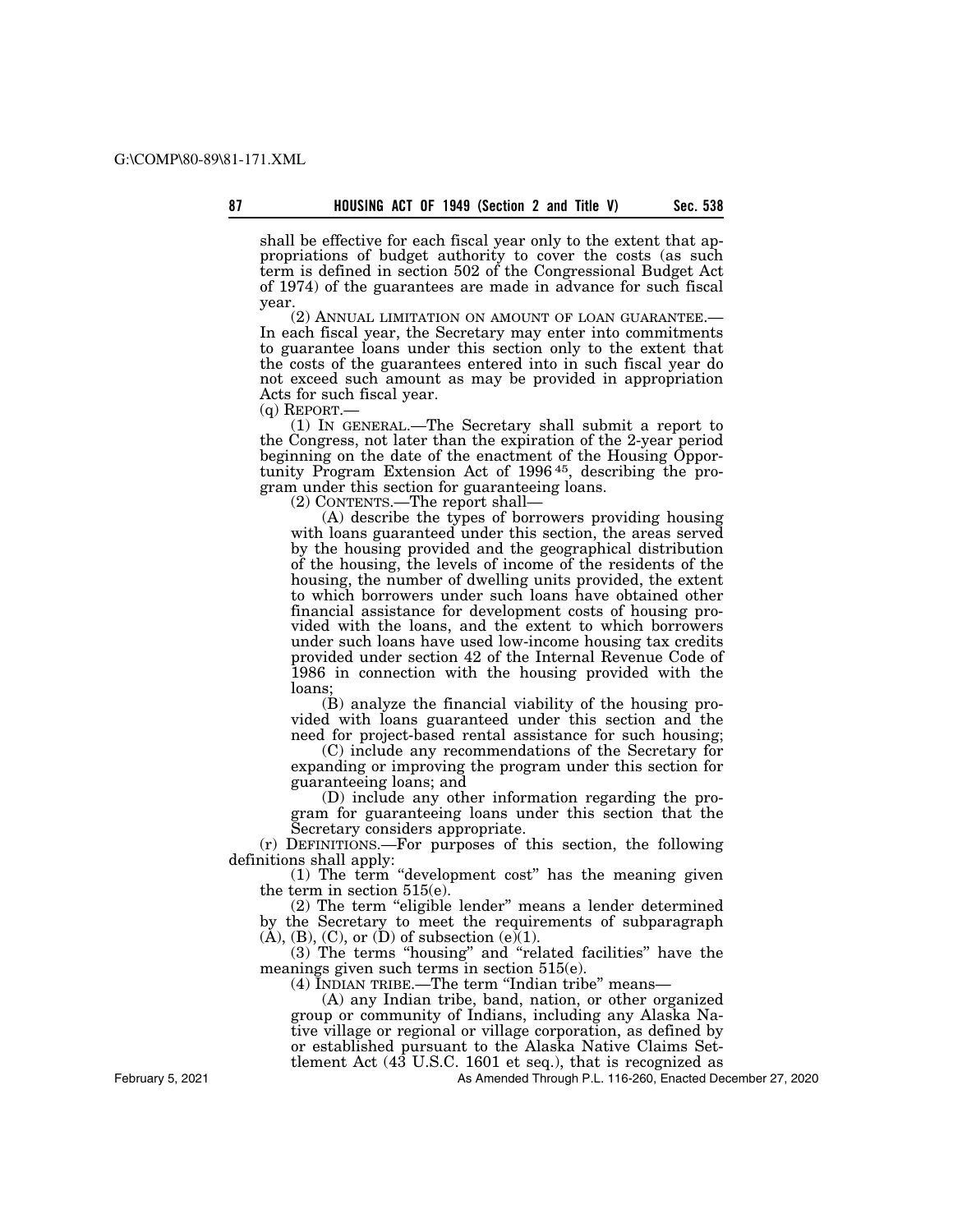shall be effective for each fiscal year only to the extent that appropriations of budget authority to cover the costs (as such term is defined in section 502 of the Congressional Budget Act of 1974) of the guarantees are made in advance for such fiscal year.

(2) ANNUAL LIMITATION ON AMOUNT OF LOAN GUARANTEE.—In each fiscal year, the Secretary may enter into commitments to guarantee loans under this section only to the extent that the costs of the guarantees entered into in such fiscal year do not exceed such amount as may be provided in appropriation Acts for such fiscal year.

(q) REPORT.—

(1) IN GENERAL.—The Secretary shall submit a report to the Congress, not later than the expiration of the 2-year period beginning on the date of the enactment of the Housing Opportunity Program Extension Act of 1996 [45], describing the program under this section for guaranteeing loans.

(2) CONTENTS.—The report shall—

(A) describe the types of borrowers providing housing with loans guaranteed under this section, the areas served by the housing provided and the geographical distribution of the housing, the levels of income of the residents of the housing, the number of dwelling units provided, the extent to which borrowers under such loans have obtained other financial assistance for development costs of housing provided with the loans, and the extent to which borrowers under such loans have used low-income housing tax credits provided under section 42 of the Internal Revenue Code of 1986 in connection with the housing provided with the loans;

(B) analyze the financial viability of the housing provided with loans guaranteed under this section and the need for project-based rental assistance for such housing;

(C) include any recommendations of the Secretary for expanding or improving the program under this section for guaranteeing loans; and

(D) include any other information regarding the program for guaranteeing loans under this section that the Secretary considers appropriate.

(r) DEFINITIONS.—For purposes of this section, the following definitions shall apply:

(1) The term "development cost" has the meaning given the term in section 515(e).

(2) The term "eligible lender" means a lender determined by the Secretary to meet the requirements of subparagraph (A), (B), (C), or (D) of subsection (e)(1).

(3) The terms "housing" and "related facilities" have the meanings given such terms in section 515(e).

(4) INDIAN TRIBE.—The term "Indian tribe" means—

(A) any Indian tribe, band, nation, or other organized group or community of Indians, including any Alaska Native village or regional or village corporation, as defined by or established pursuant to the Alaska Native Claims Settlement Act (43 U.S.C. 1601 et seq.), that is recognized as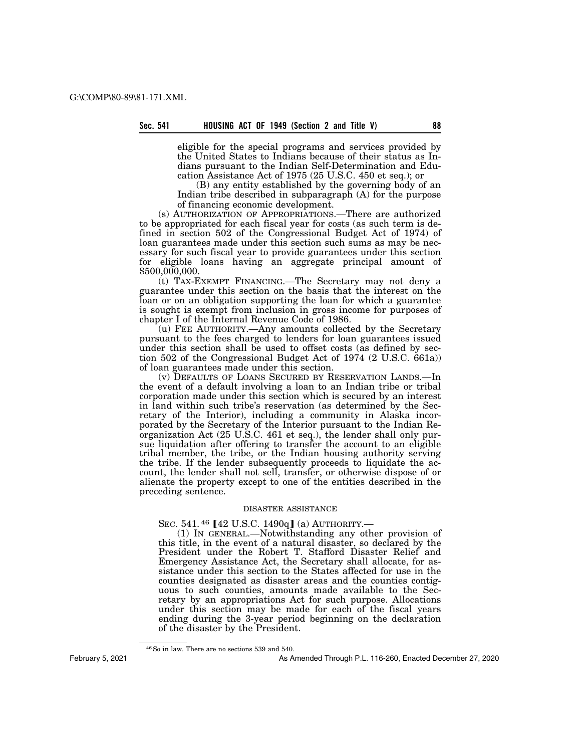eligible for the special programs and services provided by the United States to Indians because of their status as Indians pursuant to the Indian Self-Determination and Education Assistance Act of 1975 (25 U.S.C. 450 et seq.); or

(B) any entity established by the governing body of an Indian tribe described in subparagraph (A) for the purpose of financing economic development.

(s) AUTHORIZATION OF APPROPRIATIONS.—There are authorized to be appropriated for each fiscal year for costs (as such term is defined in section 502 of the Congressional Budget Act of 1974) of loan guarantees made under this section such sums as may be necessary for such fiscal year to provide guarantees under this section for eligible loans having an aggregate principal amount of $500,000,000.

(t) TAX-EXEMPT FINANCING.—The Secretary may not deny a guarantee under this section on the basis that the interest on the loan or on an obligation supporting the loan for which a guarantee is sought is exempt from inclusion in gross income for purposes of chapter I of the Internal Revenue Code of 1986.

(u) FEE AUTHORITY.—Any amounts collected by the Secretary pursuant to the fees charged to lenders for loan guarantees issued under this section shall be used to offset costs (as defined by section 502 of the Congressional Budget Act of 1974 (2 U.S.C. 661a)) of loan guarantees made under this section.

(v) DEFAULTS OF LOANS SECURED BY RESERVATION LANDS.—In the event of a default involving a loan to an Indian tribe or tribal corporation made under this section which is secured by an interest in land within such tribe's reservation (as determined by the Secretary of the Interior), including a community in Alaska incorporated by the Secretary of the Interior pursuant to the Indian Reorganization Act (25 U.S.C. 461 et seq.), the lender shall only pursue liquidation after offering to transfer the account to an eligible tribal member, the tribe, or the Indian housing authority serving the tribe. If the lender subsequently proceeds to liquidate the account, the lender shall not sell, transfer, or otherwise dispose of or alienate the property except to one of the entities described in the preceding sentence.

DISASTER ASSISTANCE

SEC. 541.[46] [42 U.S.C. 1490q] (a) AUTHORITY.—

(1) IN GENERAL.—Notwithstanding any other provision of this title, in the event of a natural disaster, so declared by the President under the Robert T. Stafford Disaster Relief and Emergency Assistance Act, the Secretary shall allocate, for assistance under this section to the States affected for use in the counties designated as disaster areas and the counties contiguous to such counties, amounts made available to the Secretary by an appropriations Act for such purpose. Allocations under this section may be made for each of the fiscal years ending during the 3-year period beginning on the declaration of the disaster by the President.

[46] So in law. There are no sections 539 and 540.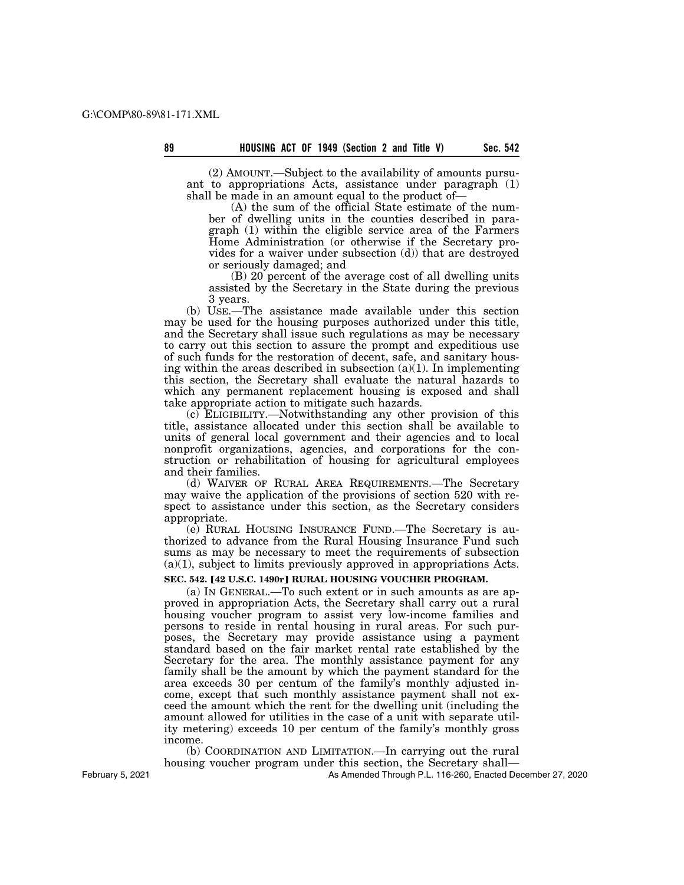(2) AMOUNT.—Subject to the availability of amounts pursuant to appropriations Acts, assistance under paragraph (1) shall be made in an amount equal to the product of—

(A) the sum of the official State estimate of the number of dwelling units in the counties described in paragraph (1) within the eligible service area of the Farmers Home Administration (or otherwise if the Secretary provides for a waiver under subsection (d)) that are destroyed or seriously damaged; and

(B) 20 percent of the average cost of all dwelling units assisted by the Secretary in the State during the previous 3 years.

(b) USE.—The assistance made available under this section may be used for the housing purposes authorized under this title, and the Secretary shall issue such regulations as may be necessary to carry out this section to assure the prompt and expeditious use of such funds for the restoration of decent, safe, and sanitary housing within the areas described in subsection (a)(1). In implementing this section, the Secretary shall evaluate the natural hazards to which any permanent replacement housing is exposed and shall take appropriate action to mitigate such hazards.

(c) ELIGIBILITY.—Notwithstanding any other provision of this title, assistance allocated under this section shall be available to units of general local government and their agencies and to local nonprofit organizations, agencies, and corporations for the construction or rehabilitation of housing for agricultural employees and their families.

(d) WAIVER OF RURAL AREA REQUIREMENTS.—The Secretary may waive the application of the provisions of section 520 with respect to assistance under this section, as the Secretary considers appropriate.

(e) RURAL HOUSING INSURANCE FUND.—The Secretary is authorized to advance from the Rural Housing Insurance Fund such sums as may be necessary to meet the requirements of subsection (a)(1), subject to limits previously approved in appropriations Acts.

**SEC. 542. [42 U.S.C. 1490r] RURAL HOUSING VOUCHER PROGRAM.**

(a) IN GENERAL.—To such extent or in such amounts as are approved in appropriation Acts, the Secretary shall carry out a rural housing voucher program to assist very low-income families and persons to reside in rental housing in rural areas. For such purposes, the Secretary may provide assistance using a payment standard based on the fair market rental rate established by the Secretary for the area. The monthly assistance payment for any family shall be the amount by which the payment standard for the area exceeds 30 per centum of the family's monthly adjusted income, except that such monthly assistance payment shall not exceed the amount which the rent for the dwelling unit (including the amount allowed for utilities in the case of a unit with separate utility metering) exceeds 10 per centum of the family's monthly gross income.

(b) COORDINATION AND LIMITATION.—In carrying out the rural housing voucher program under this section, the Secretary shall—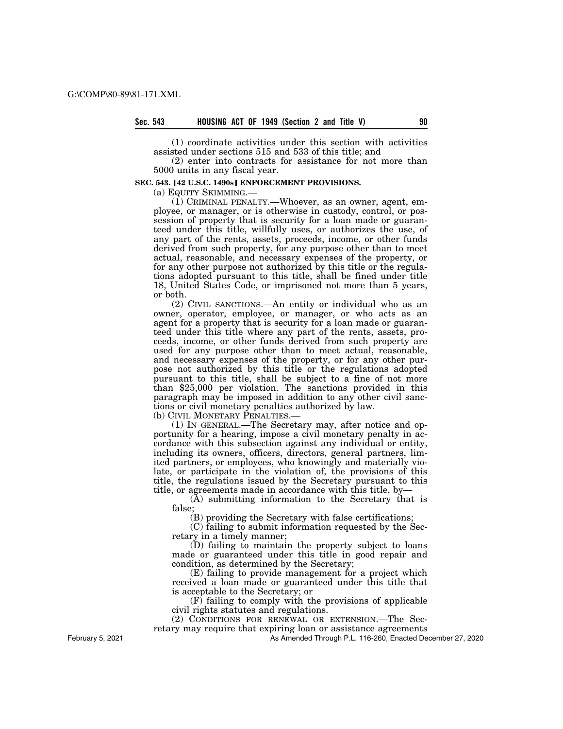(1) coordinate activities under this section with activities assisted under sections 515 and 533 of this title; and

(2) enter into contracts for assistance for not more than 5000 units in any fiscal year.

**SEC. 543. [42 U.S.C. 1490s] ENFORCEMENT PROVISIONS.**

(a) EQUITY SKIMMING.—

(1) CRIMINAL PENALTY.—Whoever, as an owner, agent, employee, or manager, or is otherwise in custody, control, or possession of property that is security for a loan made or guaranteed under this title, willfully uses, or authorizes the use, of any part of the rents, assets, proceeds, income, or other funds derived from such property, for any purpose other than to meet actual, reasonable, and necessary expenses of the property, or for any other purpose not authorized by this title or the regulations adopted pursuant to this title, shall be fined under title 18, United States Code, or imprisoned not more than 5 years, or both.

(2) CIVIL SANCTIONS.—An entity or individual who as an owner, operator, employee, or manager, or who acts as an agent for a property that is security for a loan made or guaranteed under this title where any part of the rents, assets, proceeds, income, or other funds derived from such property are used for any purpose other than to meet actual, reasonable, and necessary expenses of the property, or for any other purpose not authorized by this title or the regulations adopted pursuant to this title, shall be subject to a fine of not more than $25,000 per violation. The sanctions provided in this paragraph may be imposed in addition to any other civil sanctions or civil monetary penalties authorized by law.

(b) CIVIL MONETARY PENALTIES.—

(1) IN GENERAL.—The Secretary may, after notice and opportunity for a hearing, impose a civil monetary penalty in accordance with this subsection against any individual or entity, including its owners, officers, directors, general partners, limited partners, or employees, who knowingly and materially violate, or participate in the violation of, the provisions of this title, the regulations issued by the Secretary pursuant to this title, or agreements made in accordance with this title, by—

(A) submitting information to the Secretary that is false;

(B) providing the Secretary with false certifications;

(C) failing to submit information requested by the Secretary in a timely manner;

(D) failing to maintain the property subject to loans made or guaranteed under this title in good repair and condition, as determined by the Secretary;

(E) failing to provide management for a project which received a loan made or guaranteed under this title that is acceptable to the Secretary; or

(F) failing to comply with the provisions of applicable civil rights statutes and regulations.

(2) CONDITIONS FOR RENEWAL OR EXTENSION.—The Secretary may require that expiring loan or assistance agreements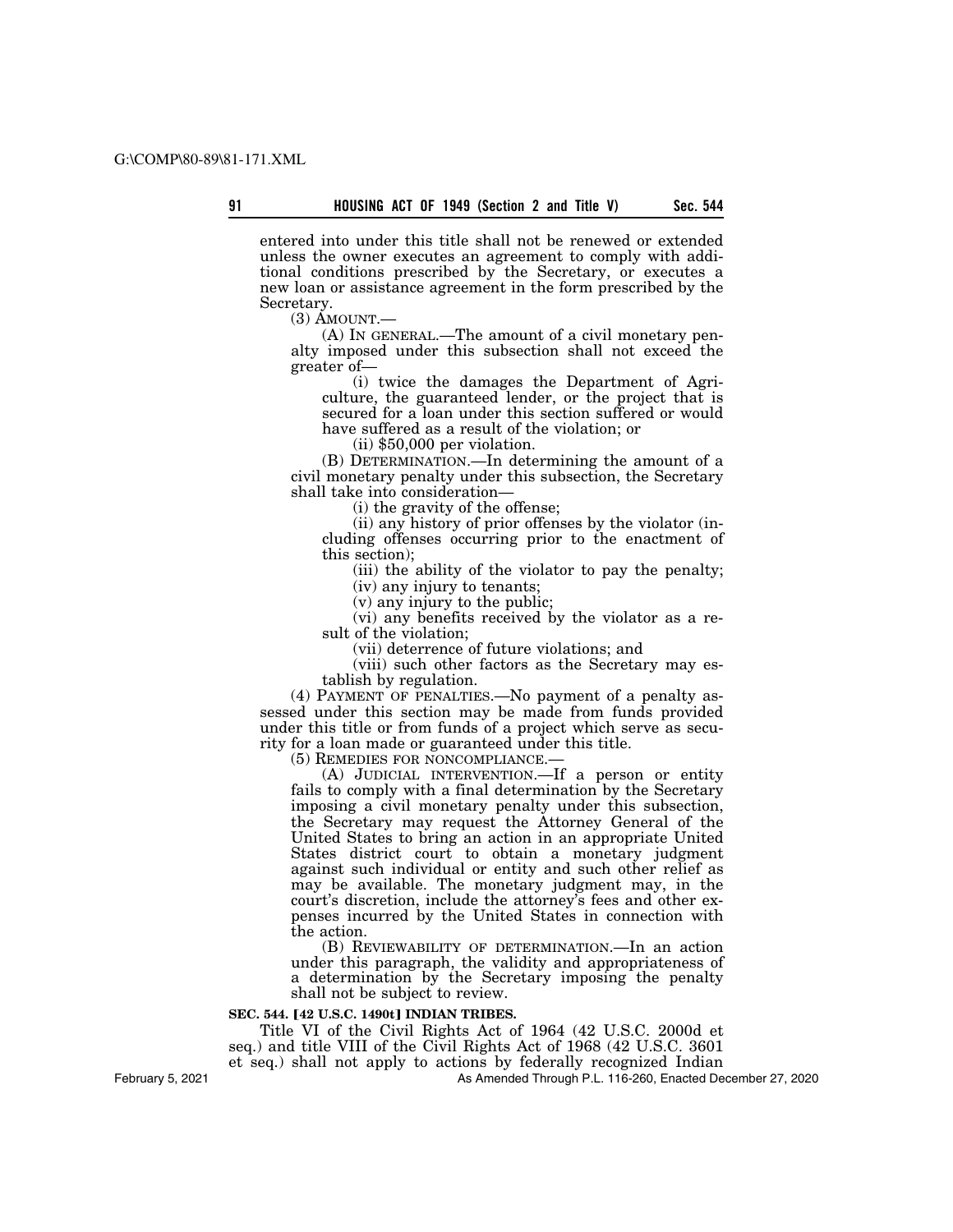entered into under this title shall not be renewed or extended unless the owner executes an agreement to comply with additional conditions prescribed by the Secretary, or executes a new loan or assistance agreement in the form prescribed by the Secretary.

(3) AMOUNT.—

(A) IN GENERAL.—The amount of a civil monetary penalty imposed under this subsection shall not exceed the greater of—

(i) twice the damages the Department of Agriculture, the guaranteed lender, or the project that is secured for a loan under this section suffered or would have suffered as a result of the violation; or

(ii) $50,000 per violation.

(B) DETERMINATION.—In determining the amount of a civil monetary penalty under this subsection, the Secretary shall take into consideration—

(i) the gravity of the offense;

(ii) any history of prior offenses by the violator (including offenses occurring prior to the enactment of this section);

(iii) the ability of the violator to pay the penalty;

(iv) any injury to tenants;

(v) any injury to the public;

(vi) any benefits received by the violator as a result of the violation;

(vii) deterrence of future violations; and

(viii) such other factors as the Secretary may establish by regulation.

(4) PAYMENT OF PENALTIES.—No payment of a penalty assessed under this section may be made from funds provided under this title or from funds of a project which serve as security for a loan made or guaranteed under this title.

(5) REMEDIES FOR NONCOMPLIANCE.—

(A) JUDICIAL INTERVENTION.—If a person or entity fails to comply with a final determination by the Secretary imposing a civil monetary penalty under this subsection, the Secretary may request the Attorney General of the United States to bring an action in an appropriate United States district court to obtain a monetary judgment against such individual or entity and such other relief as may be available. The monetary judgment may, in the court's discretion, include the attorney's fees and other expenses incurred by the United States in connection with the action.

(B) REVIEWABILITY OF DETERMINATION.—In an action under this paragraph, the validity and appropriateness of a determination by the Secretary imposing the penalty shall not be subject to review.

**SEC. 544. [42 U.S.C. 1490t] INDIAN TRIBES.**

Title VI of the Civil Rights Act of 1964 (42 U.S.C. 2000d et seq.) and title VIII of the Civil Rights Act of 1968 (42 U.S.C. 3601 et seq.) shall not apply to actions by federally recognized Indian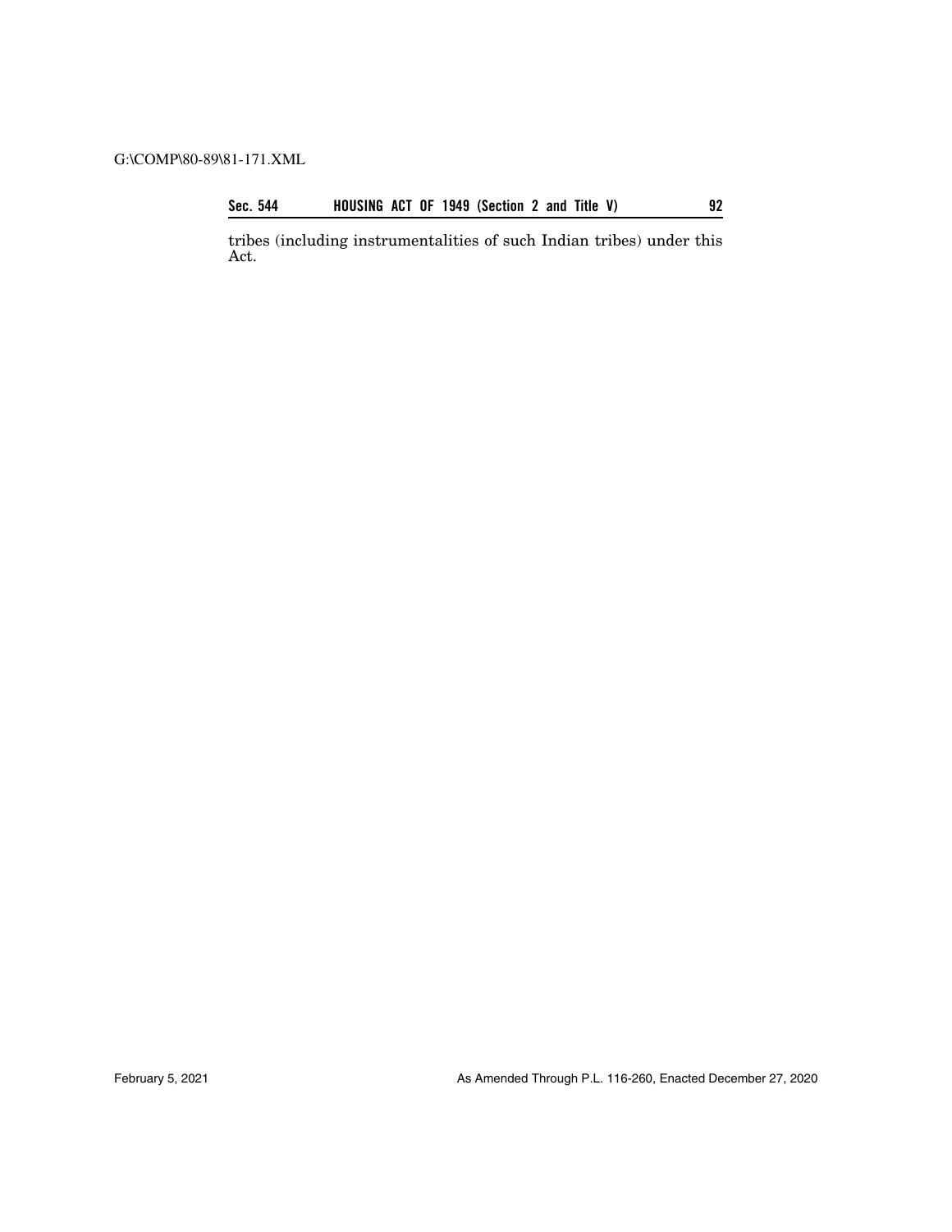tribes (including instrumentalities of such Indian tribes) under this Act.